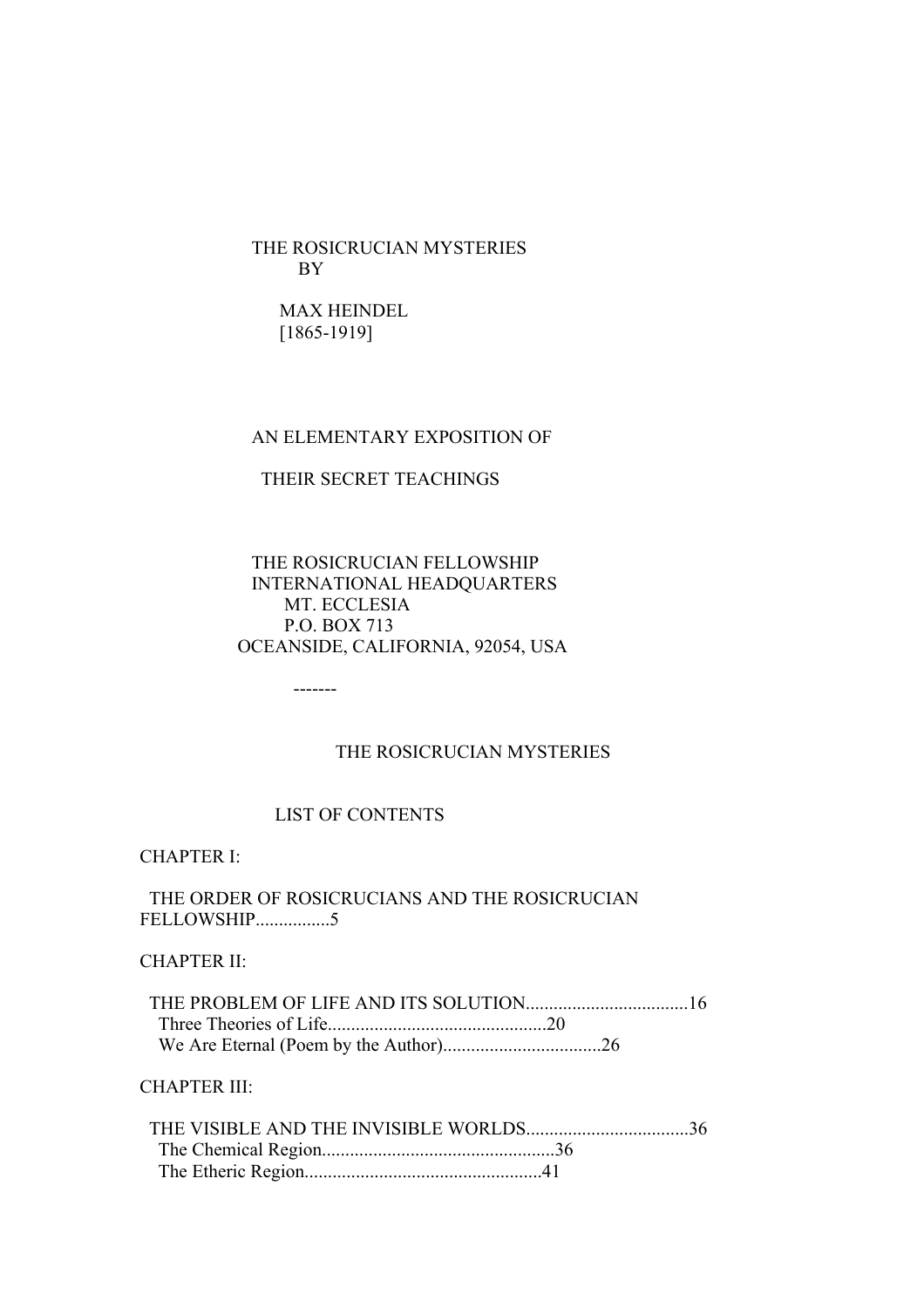# THE ROSICRUCIAN MYSTERIES

BY

MAX HEINDEL

[1865-1919]

AN ELEMENTARY EXPOSITION OF

THEIR SECRET TEACHINGS

THE ROSICRUCIAN FELLOWSHIP
INTERNATIONAL HEADQUARTERS
MT. ECCLESIA
P.O. BOX 713
OCEANSIDE, CALIFORNIA, 92054, USA

-------

## THE ROSICRUCIAN MYSTERIES

### LIST OF CONTENTS

CHAPTER I:

THE ORDER OF ROSICRUCIANS AND THE ROSICRUCIAN FELLOWSHIP................5

CHAPTER II:

THE PROBLEM OF LIFE AND ITS SOLUTION...................................16
  Three Theories of Life...............................................20
  We Are Eternal (Poem by the Author)..................................26

CHAPTER III:

THE VISIBLE AND THE INVISIBLE WORLDS...................................36
  The Chemical Region..................................................36
  The Etheric Region...................................................41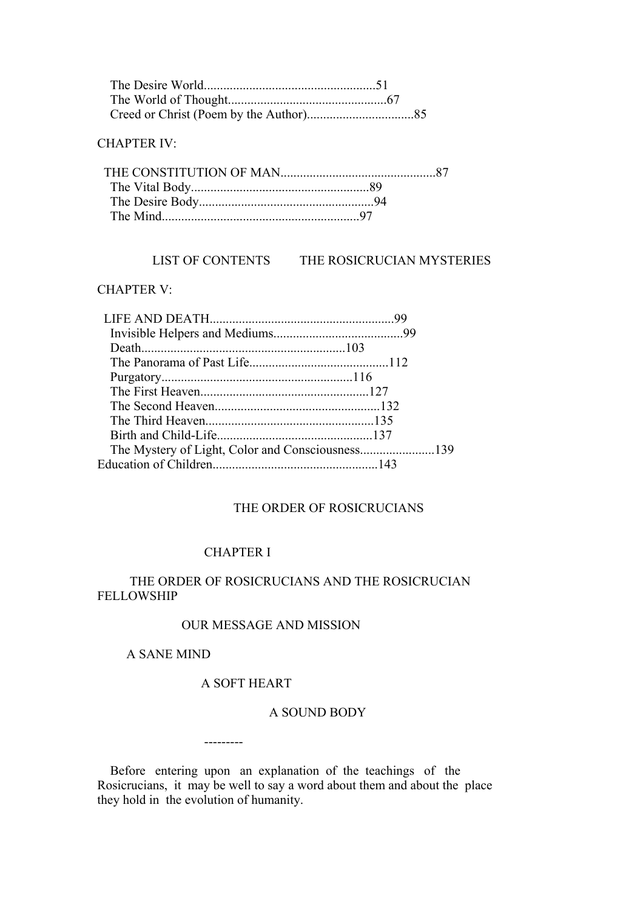The Desire World.....................................................51
The World of Thought.................................................67
Creed or Christ (Poem by the Author).................................85

CHAPTER IV:

THE CONSTITUTION OF MAN................................................87
The Vital Body.......................................................89
The Desire Body......................................................94
The Mind.............................................................97

LIST OF CONTENTS THE ROSICRUCIAN MYSTERIES

CHAPTER V:

LIFE AND DEATH.........................................................99
Invisible Helpers and Mediums........................................99
Death................................................................103
The Panorama of Past Life............................................112
Purgatory............................................................116
The First Heaven.....................................................127
The Second Heaven....................................................132
The Third Heaven.....................................................135
Birth and Child-Life.................................................137
The Mystery of Light, Color and Consciousness........................139
Education of Children..................................................143

# THE ORDER OF ROSICRUCIANS

## CHAPTER I

## THE ORDER OF ROSICRUCIANS AND THE ROSICRUCIAN FELLOWSHIP

### OUR MESSAGE AND MISSION

A SANE MIND

A SOFT HEART

A SOUND BODY

---------

Before entering upon an explanation of the teachings of the Rosicrucians, it may be well to say a word about them and about the place they hold in the evolution of humanity.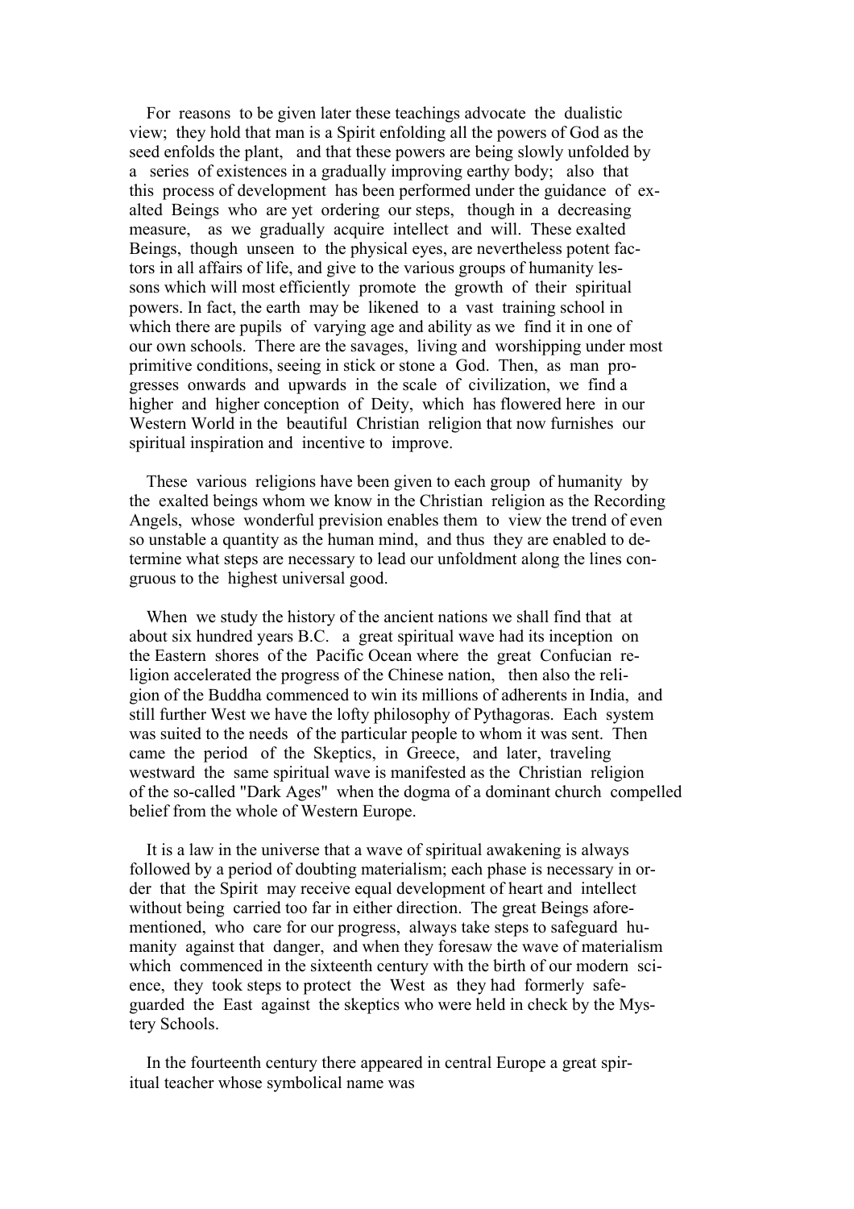For reasons to be given later these teachings advocate the dualistic view; they hold that man is a Spirit enfolding all the powers of God as the seed enfolds the plant, and that these powers are being slowly unfolded by a series of existences in a gradually improving earthy body; also that this process of development has been performed under the guidance of exalted Beings who are yet ordering our steps, though in a decreasing measure, as we gradually acquire intellect and will. These exalted Beings, though unseen to the physical eyes, are nevertheless potent factors in all affairs of life, and give to the various groups of humanity lessons which will most efficiently promote the growth of their spiritual powers. In fact, the earth may be likened to a vast training school in which there are pupils of varying age and ability as we find it in one of our own schools. There are the savages, living and worshipping under most primitive conditions, seeing in stick or stone a God. Then, as man progresses onwards and upwards in the scale of civilization, we find a higher and higher conception of Deity, which has flowered here in our Western World in the beautiful Christian religion that now furnishes our spiritual inspiration and incentive to improve.

These various religions have been given to each group of humanity by the exalted beings whom we know in the Christian religion as the Recording Angels, whose wonderful prevision enables them to view the trend of even so unstable a quantity as the human mind, and thus they are enabled to determine what steps are necessary to lead our unfoldment along the lines congruous to the highest universal good.

When we study the history of the ancient nations we shall find that at about six hundred years B.C. a great spiritual wave had its inception on the Eastern shores of the Pacific Ocean where the great Confucian religion accelerated the progress of the Chinese nation, then also the religion of the Buddha commenced to win its millions of adherents in India, and still further West we have the lofty philosophy of Pythagoras. Each system was suited to the needs of the particular people to whom it was sent. Then came the period of the Skeptics, in Greece, and later, traveling westward the same spiritual wave is manifested as the Christian religion of the so-called "Dark Ages" when the dogma of a dominant church compelled belief from the whole of Western Europe.

It is a law in the universe that a wave of spiritual awakening is always followed by a period of doubting materialism; each phase is necessary in order that the Spirit may receive equal development of heart and intellect without being carried too far in either direction. The great Beings aforementioned, who care for our progress, always take steps to safeguard humanity against that danger, and when they foresaw the wave of materialism which commenced in the sixteenth century with the birth of our modern science, they took steps to protect the West as they had formerly safeguarded the East against the skeptics who were held in check by the Mystery Schools.

In the fourteenth century there appeared in central Europe a great spiritual teacher whose symbolical name was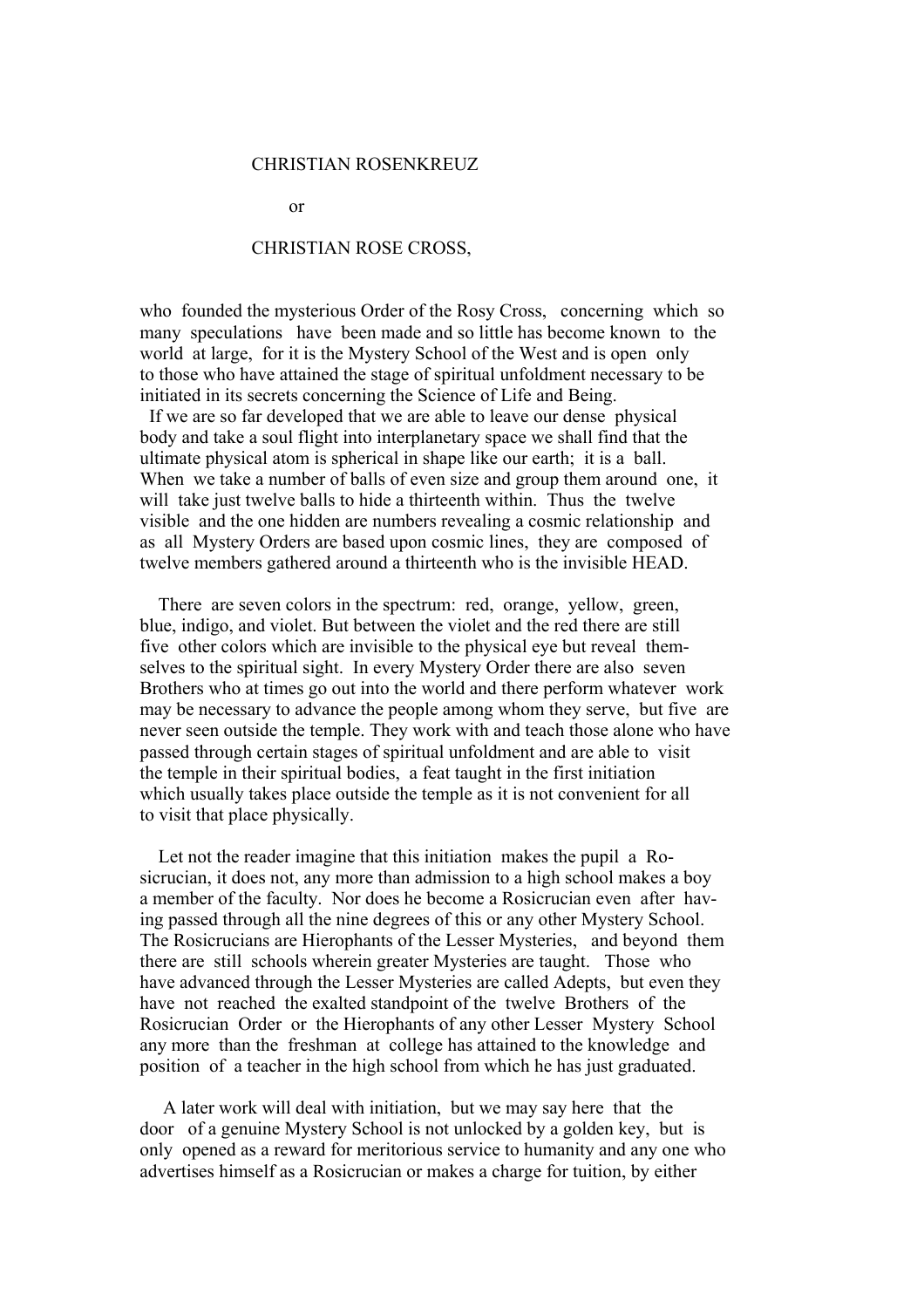CHRISTIAN ROSENKREUZ

or

CHRISTIAN ROSE CROSS,

who founded the mysterious Order of the Rosy Cross, concerning which so many speculations have been made and so little has become known to the world at large, for it is the Mystery School of the West and is open only to those who have attained the stage of spiritual unfoldment necessary to be initiated in its secrets concerning the Science of Life and Being.

If we are so far developed that we are able to leave our dense physical body and take a soul flight into interplanetary space we shall find that the ultimate physical atom is spherical in shape like our earth; it is a ball. When we take a number of balls of even size and group them around one, it will take just twelve balls to hide a thirteenth within. Thus the twelve visible and the one hidden are numbers revealing a cosmic relationship and as all Mystery Orders are based upon cosmic lines, they are composed of twelve members gathered around a thirteenth who is the invisible HEAD.

There are seven colors in the spectrum: red, orange, yellow, green, blue, indigo, and violet. But between the violet and the red there are still five other colors which are invisible to the physical eye but reveal themselves to the spiritual sight. In every Mystery Order there are also seven Brothers who at times go out into the world and there perform whatever work may be necessary to advance the people among whom they serve, but five are never seen outside the temple. They work with and teach those alone who have passed through certain stages of spiritual unfoldment and are able to visit the temple in their spiritual bodies, a feat taught in the first initiation which usually takes place outside the temple as it is not convenient for all to visit that place physically.

Let not the reader imagine that this initiation makes the pupil a Rosicrucian, it does not, any more than admission to a high school makes a boy a member of the faculty. Nor does he become a Rosicrucian even after having passed through all the nine degrees of this or any other Mystery School. The Rosicrucians are Hierophants of the Lesser Mysteries, and beyond them there are still schools wherein greater Mysteries are taught. Those who have advanced through the Lesser Mysteries are called Adepts, but even they have not reached the exalted standpoint of the twelve Brothers of the Rosicrucian Order or the Hierophants of any other Lesser Mystery School any more than the freshman at college has attained to the knowledge and position of a teacher in the high school from which he has just graduated.

A later work will deal with initiation, but we may say here that the door of a genuine Mystery School is not unlocked by a golden key, but is only opened as a reward for meritorious service to humanity and any one who advertises himself as a Rosicrucian or makes a charge for tuition, by either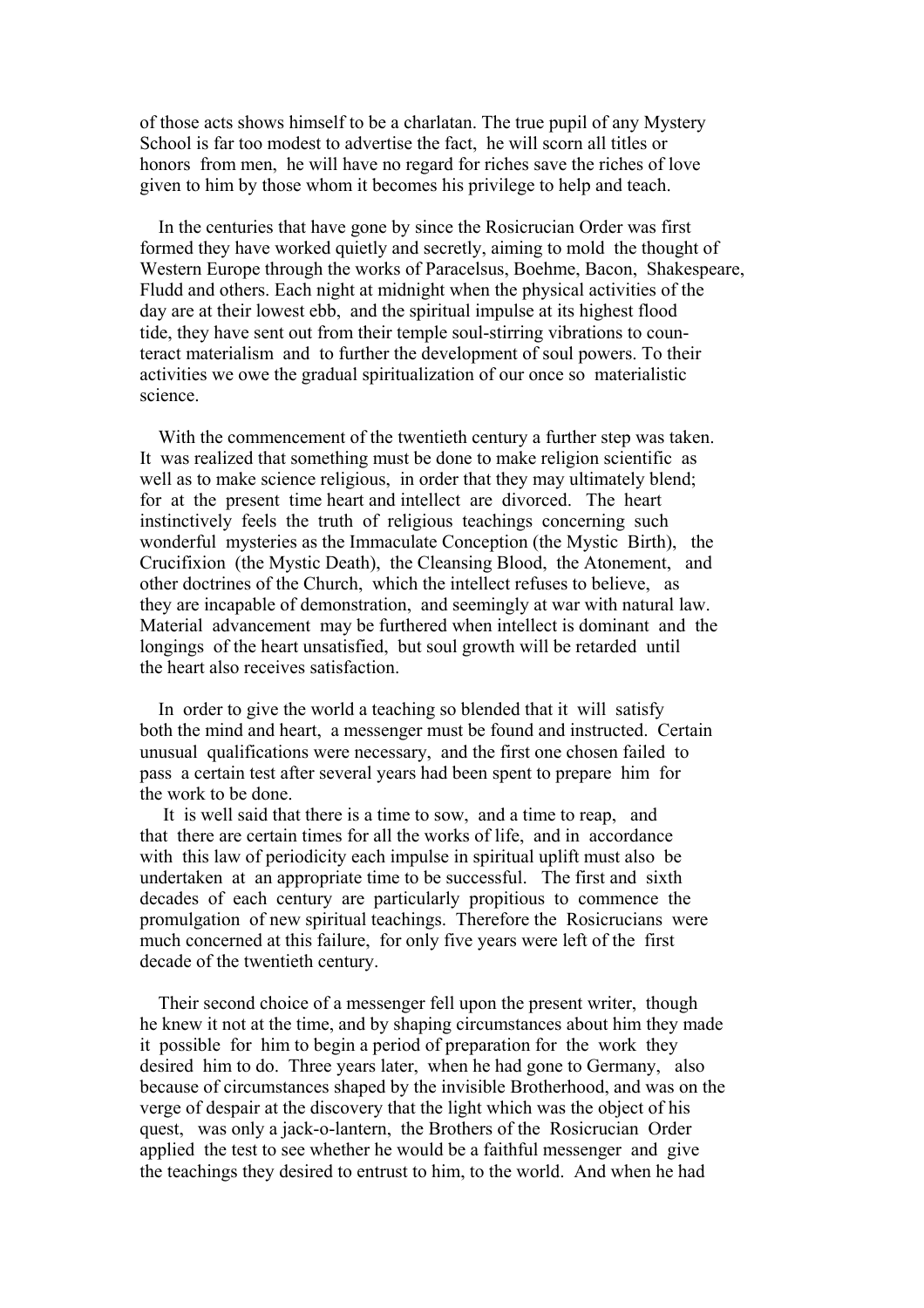of those acts shows himself to be a charlatan. The true pupil of any Mystery School is far too modest to advertise the fact, he will scorn all titles or honors from men, he will have no regard for riches save the riches of love given to him by those whom it becomes his privilege to help and teach.

In the centuries that have gone by since the Rosicrucian Order was first formed they have worked quietly and secretly, aiming to mold the thought of Western Europe through the works of Paracelsus, Boehme, Bacon, Shakespeare, Fludd and others. Each night at midnight when the physical activities of the day are at their lowest ebb, and the spiritual impulse at its highest flood tide, they have sent out from their temple soul-stirring vibrations to counteract materialism and to further the development of soul powers. To their activities we owe the gradual spiritualization of our once so materialistic science.

With the commencement of the twentieth century a further step was taken. It was realized that something must be done to make religion scientific as well as to make science religious, in order that they may ultimately blend; for at the present time heart and intellect are divorced. The heart instinctively feels the truth of religious teachings concerning such wonderful mysteries as the Immaculate Conception (the Mystic Birth), the Crucifixion (the Mystic Death), the Cleansing Blood, the Atonement, and other doctrines of the Church, which the intellect refuses to believe, as they are incapable of demonstration, and seemingly at war with natural law. Material advancement may be furthered when intellect is dominant and the longings of the heart unsatisfied, but soul growth will be retarded until the heart also receives satisfaction.

In order to give the world a teaching so blended that it will satisfy both the mind and heart, a messenger must be found and instructed. Certain unusual qualifications were necessary, and the first one chosen failed to pass a certain test after several years had been spent to prepare him for the work to be done.

It is well said that there is a time to sow, and a time to reap, and that there are certain times for all the works of life, and in accordance with this law of periodicity each impulse in spiritual uplift must also be undertaken at an appropriate time to be successful. The first and sixth decades of each century are particularly propitious to commence the promulgation of new spiritual teachings. Therefore the Rosicrucians were much concerned at this failure, for only five years were left of the first decade of the twentieth century.

Their second choice of a messenger fell upon the present writer, though he knew it not at the time, and by shaping circumstances about him they made it possible for him to begin a period of preparation for the work they desired him to do. Three years later, when he had gone to Germany, also because of circumstances shaped by the invisible Brotherhood, and was on the verge of despair at the discovery that the light which was the object of his quest, was only a jack-o-lantern, the Brothers of the Rosicrucian Order applied the test to see whether he would be a faithful messenger and give the teachings they desired to entrust to him, to the world. And when he had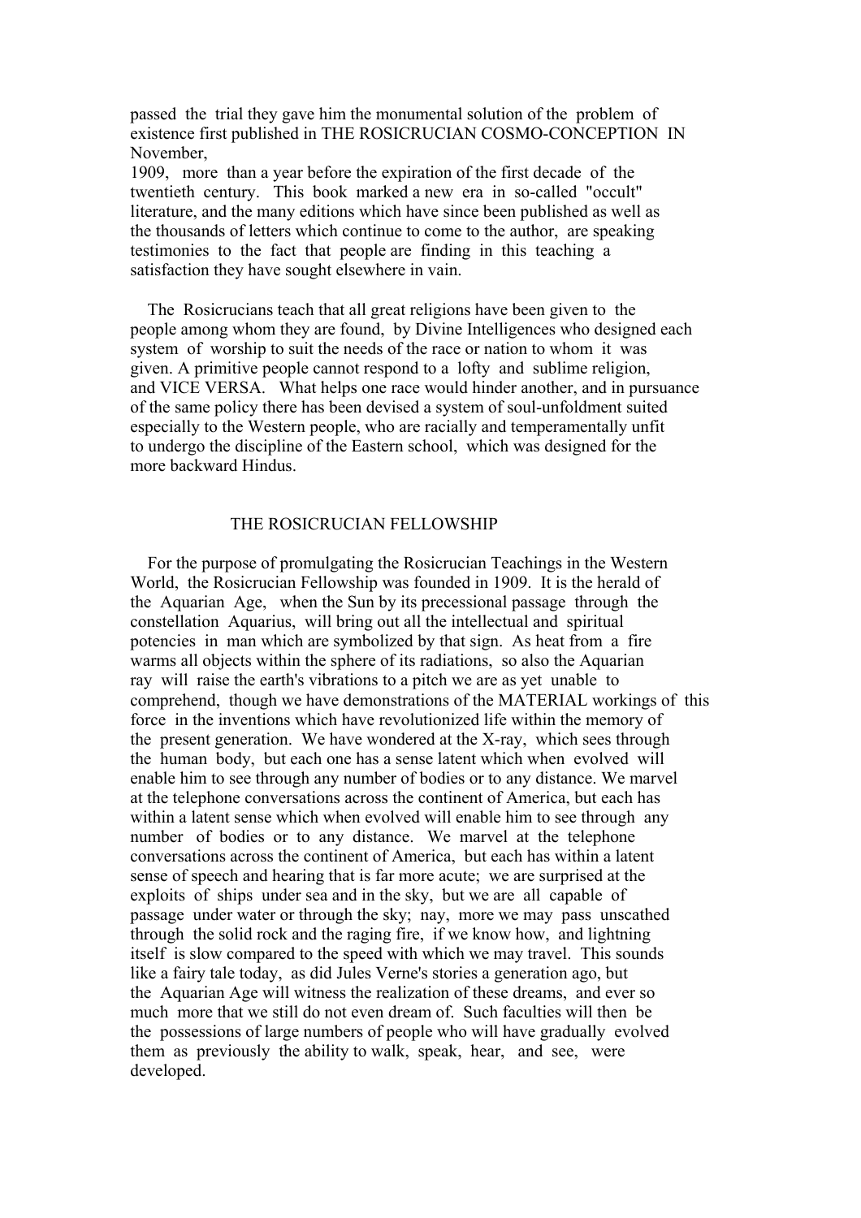passed the trial they gave him the monumental solution of the problem of existence first published in THE ROSICRUCIAN COSMO-CONCEPTION IN November, 1909, more than a year before the expiration of the first decade of the twentieth century. This book marked a new era in so-called "occult" literature, and the many editions which have since been published as well as the thousands of letters which continue to come to the author, are speaking testimonies to the fact that people are finding in this teaching a satisfaction they have sought elsewhere in vain.

The Rosicrucians teach that all great religions have been given to the people among whom they are found, by Divine Intelligences who designed each system of worship to suit the needs of the race or nation to whom it was given. A primitive people cannot respond to a lofty and sublime religion, and VICE VERSA. What helps one race would hinder another, and in pursuance of the same policy there has been devised a system of soul-unfoldment suited especially to the Western people, who are racially and temperamentally unfit to undergo the discipline of the Eastern school, which was designed for the more backward Hindus.

## THE ROSICRUCIAN FELLOWSHIP

For the purpose of promulgating the Rosicrucian Teachings in the Western World, the Rosicrucian Fellowship was founded in 1909. It is the herald of the Aquarian Age, when the Sun by its precessional passage through the constellation Aquarius, will bring out all the intellectual and spiritual potencies in man which are symbolized by that sign. As heat from a fire warms all objects within the sphere of its radiations, so also the Aquarian ray will raise the earth's vibrations to a pitch we are as yet unable to comprehend, though we have demonstrations of the MATERIAL workings of this force in the inventions which have revolutionized life within the memory of the present generation. We have wondered at the X-ray, which sees through the human body, but each one has a sense latent which when evolved will enable him to see through any number of bodies or to any distance. We marvel at the telephone conversations across the continent of America, but each has within a latent sense which when evolved will enable him to see through any number of bodies or to any distance. We marvel at the telephone conversations across the continent of America, but each has within a latent sense of speech and hearing that is far more acute; we are surprised at the exploits of ships under sea and in the sky, but we are all capable of passage under water or through the sky; nay, more we may pass unscathed through the solid rock and the raging fire, if we know how, and lightning itself is slow compared to the speed with which we may travel. This sounds like a fairy tale today, as did Jules Verne's stories a generation ago, but the Aquarian Age will witness the realization of these dreams, and ever so much more that we still do not even dream of. Such faculties will then be the possessions of large numbers of people who will have gradually evolved them as previously the ability to walk, speak, hear, and see, were developed.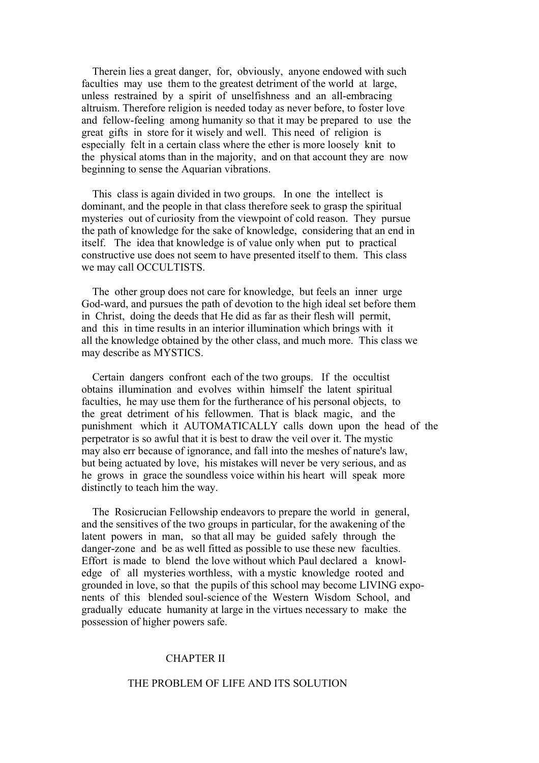Therein lies a great danger, for, obviously, anyone endowed with such faculties may use them to the greatest detriment of the world at large, unless restrained by a spirit of unselfishness and an all-embracing altruism. Therefore religion is needed today as never before, to foster love and fellow-feeling among humanity so that it may be prepared to use the great gifts in store for it wisely and well. This need of religion is especially felt in a certain class where the ether is more loosely knit to the physical atoms than in the majority, and on that account they are now beginning to sense the Aquarian vibrations.

This class is again divided in two groups. In one the intellect is dominant, and the people in that class therefore seek to grasp the spiritual mysteries out of curiosity from the viewpoint of cold reason. They pursue the path of knowledge for the sake of knowledge, considering that an end in itself. The idea that knowledge is of value only when put to practical constructive use does not seem to have presented itself to them. This class we may call OCCULTISTS.

The other group does not care for knowledge, but feels an inner urge God-ward, and pursues the path of devotion to the high ideal set before them in Christ, doing the deeds that He did as far as their flesh will permit, and this in time results in an interior illumination which brings with it all the knowledge obtained by the other class, and much more. This class we may describe as MYSTICS.

Certain dangers confront each of the two groups. If the occultist obtains illumination and evolves within himself the latent spiritual faculties, he may use them for the furtherance of his personal objects, to the great detriment of his fellowmen. That is black magic, and the punishment which it AUTOMATICALLY calls down upon the head of the perpetrator is so awful that it is best to draw the veil over it. The mystic may also err because of ignorance, and fall into the meshes of nature's law, but being actuated by love, his mistakes will never be very serious, and as he grows in grace the soundless voice within his heart will speak more distinctly to teach him the way.

The Rosicrucian Fellowship endeavors to prepare the world in general, and the sensitives of the two groups in particular, for the awakening of the latent powers in man, so that all may be guided safely through the danger-zone and be as well fitted as possible to use these new faculties. Effort is made to blend the love without which Paul declared a knowledge of all mysteries worthless, with a mystic knowledge rooted and grounded in love, so that the pupils of this school may become LIVING exponents of this blended soul-science of the Western Wisdom School, and gradually educate humanity at large in the virtues necessary to make the possession of higher powers safe.

## CHAPTER II

## THE PROBLEM OF LIFE AND ITS SOLUTION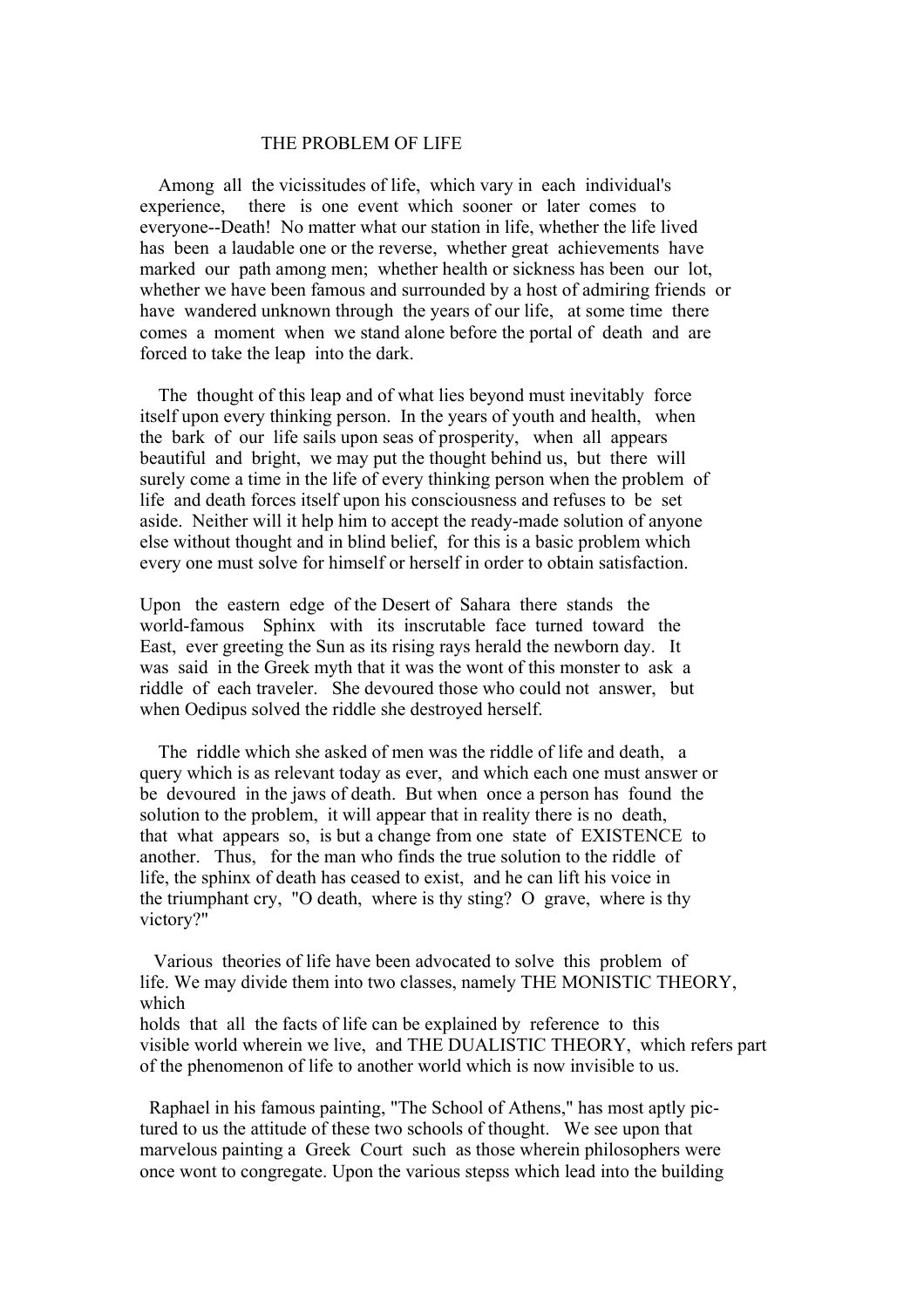# THE PROBLEM OF LIFE

Among all the vicissitudes of life, which vary in each individual's experience, there is one event which sooner or later comes to everyone--Death! No matter what our station in life, whether the life lived has been a laudable one or the reverse, whether great achievements have marked our path among men; whether health or sickness has been our lot, whether we have been famous and surrounded by a host of admiring friends or have wandered unknown through the years of our life, at some time there comes a moment when we stand alone before the portal of death and are forced to take the leap into the dark.

The thought of this leap and of what lies beyond must inevitably force itself upon every thinking person. In the years of youth and health, when the bark of our life sails upon seas of prosperity, when all appears beautiful and bright, we may put the thought behind us, but there will surely come a time in the life of every thinking person when the problem of life and death forces itself upon his consciousness and refuses to be set aside. Neither will it help him to accept the ready-made solution of anyone else without thought and in blind belief, for this is a basic problem which every one must solve for himself or herself in order to obtain satisfaction.

Upon the eastern edge of the Desert of Sahara there stands the world-famous Sphinx with its inscrutable face turned toward the East, ever greeting the Sun as its rising rays herald the newborn day. It was said in the Greek myth that it was the wont of this monster to ask a riddle of each traveler. She devoured those who could not answer, but when Oedipus solved the riddle she destroyed herself.

The riddle which she asked of men was the riddle of life and death, a query which is as relevant today as ever, and which each one must answer or be devoured in the jaws of death. But when once a person has found the solution to the problem, it will appear that in reality there is no death, that what appears so, is but a change from one state of EXISTENCE to another. Thus, for the man who finds the true solution to the riddle of life, the sphinx of death has ceased to exist, and he can lift his voice in the triumphant cry, "O death, where is thy sting? O grave, where is thy victory?"

Various theories of life have been advocated to solve this problem of life. We may divide them into two classes, namely THE MONISTIC THEORY, which holds that all the facts of life can be explained by reference to this visible world wherein we live, and THE DUALISTIC THEORY, which refers part of the phenomenon of life to another world which is now invisible to us.

Raphael in his famous painting, "The School of Athens," has most aptly pictured to us the attitude of these two schools of thought. We see upon that marvelous painting a Greek Court such as those wherein philosophers were once wont to congregate. Upon the various stepss which lead into the building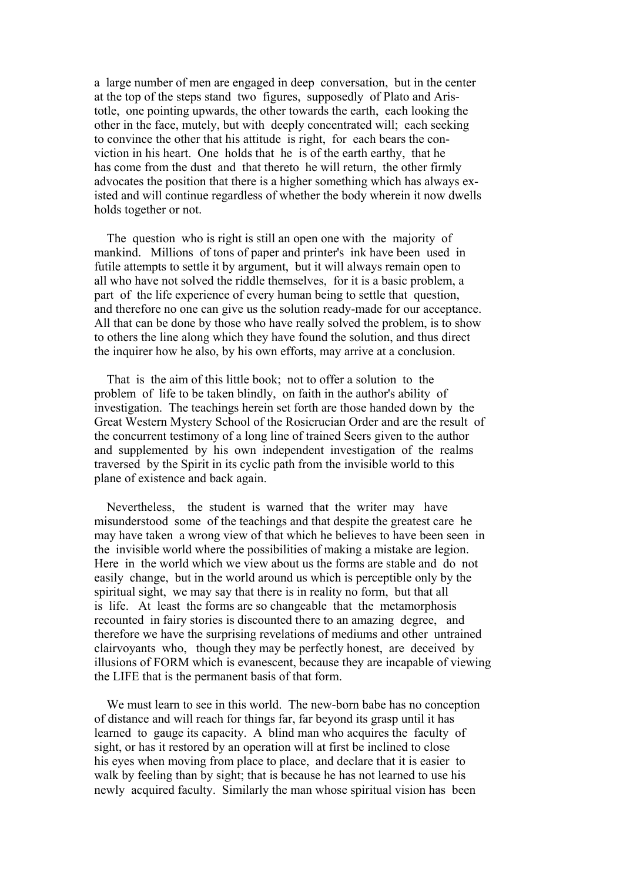a large number of men are engaged in deep conversation, but in the center at the top of the steps stand two figures, supposedly of Plato and Aristotle, one pointing upwards, the other towards the earth, each looking the other in the face, mutely, but with deeply concentrated will; each seeking to convince the other that his attitude is right, for each bears the conviction in his heart. One holds that he is of the earth earthy, that he has come from the dust and that thereto he will return, the other firmly advocates the position that there is a higher something which has always existed and will continue regardless of whether the body wherein it now dwells holds together or not.

The question who is right is still an open one with the majority of mankind. Millions of tons of paper and printer's ink have been used in futile attempts to settle it by argument, but it will always remain open to all who have not solved the riddle themselves, for it is a basic problem, a part of the life experience of every human being to settle that question, and therefore no one can give us the solution ready-made for our acceptance. All that can be done by those who have really solved the problem, is to show to others the line along which they have found the solution, and thus direct the inquirer how he also, by his own efforts, may arrive at a conclusion.

That is the aim of this little book; not to offer a solution to the problem of life to be taken blindly, on faith in the author's ability of investigation. The teachings herein set forth are those handed down by the Great Western Mystery School of the Rosicrucian Order and are the result of the concurrent testimony of a long line of trained Seers given to the author and supplemented by his own independent investigation of the realms traversed by the Spirit in its cyclic path from the invisible world to this plane of existence and back again.

Nevertheless, the student is warned that the writer may have misunderstood some of the teachings and that despite the greatest care he may have taken a wrong view of that which he believes to have been seen in the invisible world where the possibilities of making a mistake are legion. Here in the world which we view about us the forms are stable and do not easily change, but in the world around us which is perceptible only by the spiritual sight, we may say that there is in reality no form, but that all is life. At least the forms are so changeable that the metamorphosis recounted in fairy stories is discounted there to an amazing degree, and therefore we have the surprising revelations of mediums and other untrained clairvoyants who, though they may be perfectly honest, are deceived by illusions of FORM which is evanescent, because they are incapable of viewing the LIFE that is the permanent basis of that form.

We must learn to see in this world. The new-born babe has no conception of distance and will reach for things far, far beyond its grasp until it has learned to gauge its capacity. A blind man who acquires the faculty of sight, or has it restored by an operation will at first be inclined to close his eyes when moving from place to place, and declare that it is easier to walk by feeling than by sight; that is because he has not learned to use his newly acquired faculty. Similarly the man whose spiritual vision has been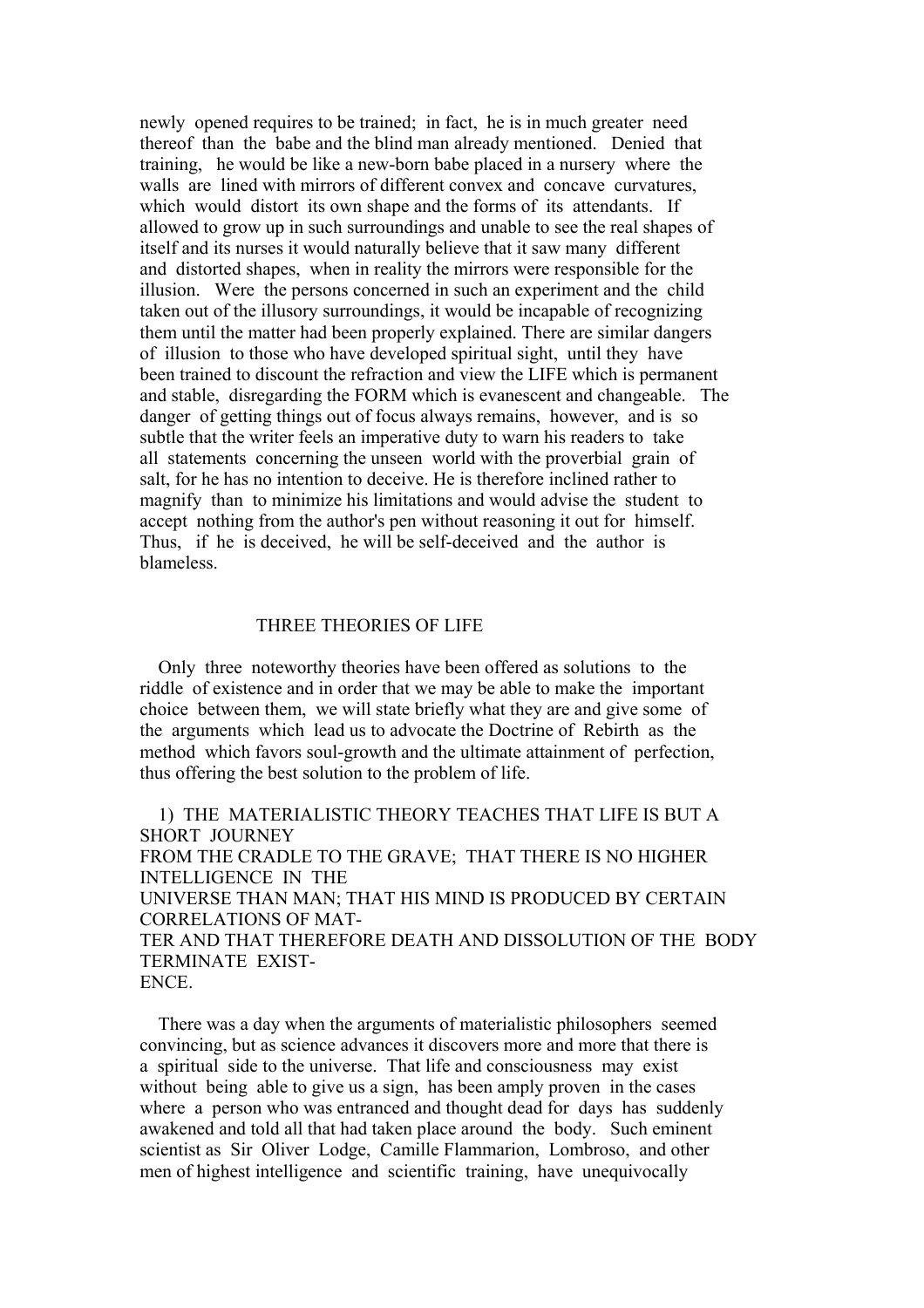newly opened requires to be trained; in fact, he is in much greater need thereof than the babe and the blind man already mentioned. Denied that training, he would be like a new-born babe placed in a nursery where the walls are lined with mirrors of different convex and concave curvatures, which would distort its own shape and the forms of its attendants. If allowed to grow up in such surroundings and unable to see the real shapes of itself and its nurses it would naturally believe that it saw many different and distorted shapes, when in reality the mirrors were responsible for the illusion. Were the persons concerned in such an experiment and the child taken out of the illusory surroundings, it would be incapable of recognizing them until the matter had been properly explained. There are similar dangers of illusion to those who have developed spiritual sight, until they have been trained to discount the refraction and view the LIFE which is permanent and stable, disregarding the FORM which is evanescent and changeable. The danger of getting things out of focus always remains, however, and is so subtle that the writer feels an imperative duty to warn his readers to take all statements concerning the unseen world with the proverbial grain of salt, for he has no intention to deceive. He is therefore inclined rather to magnify than to minimize his limitations and would advise the student to accept nothing from the author's pen without reasoning it out for himself. Thus, if he is deceived, he will be self-deceived and the author is blameless.

## THREE THEORIES OF LIFE

Only three noteworthy theories have been offered as solutions to the riddle of existence and in order that we may be able to make the important choice between them, we will state briefly what they are and give some of the arguments which lead us to advocate the Doctrine of Rebirth as the method which favors soul-growth and the ultimate attainment of perfection, thus offering the best solution to the problem of life.

1) THE MATERIALISTIC THEORY TEACHES THAT LIFE IS BUT A SHORT JOURNEY FROM THE CRADLE TO THE GRAVE; THAT THERE IS NO HIGHER INTELLIGENCE IN THE UNIVERSE THAN MAN; THAT HIS MIND IS PRODUCED BY CERTAIN CORRELATIONS OF MATTER AND THAT THEREFORE DEATH AND DISSOLUTION OF THE BODY TERMINATE EXISTENCE.

There was a day when the arguments of materialistic philosophers seemed convincing, but as science advances it discovers more and more that there is a spiritual side to the universe. That life and consciousness may exist without being able to give us a sign, has been amply proven in the cases where a person who was entranced and thought dead for days has suddenly awakened and told all that had taken place around the body. Such eminent scientist as Sir Oliver Lodge, Camille Flammarion, Lombroso, and other men of highest intelligence and scientific training, have unequivocally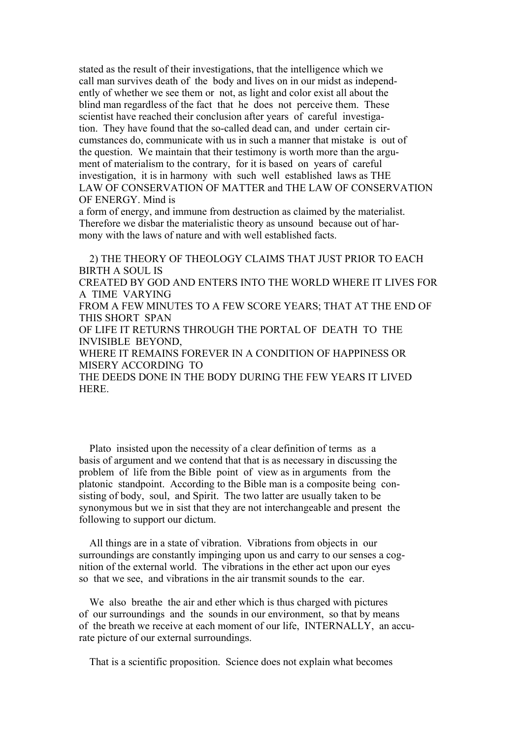stated as the result of their investigations, that the intelligence which we call man survives death of the body and lives on in our midst as independently of whether we see them or not, as light and color exist all about the blind man regardless of the fact that he does not perceive them. These scientist have reached their conclusion after years of careful investigation. They have found that the so-called dead can, and under certain circumstances do, communicate with us in such a manner that mistake is out of the question. We maintain that their testimony is worth more than the argument of materialism to the contrary, for it is based on years of careful investigation, it is in harmony with such well established laws as THE LAW OF CONSERVATION OF MATTER and THE LAW OF CONSERVATION OF ENERGY. Mind is a form of energy, and immune from destruction as claimed by the materialist. Therefore we disbar the materialistic theory as unsound because out of harmony with the laws of nature and with well established facts.

2) THE THEORY OF THEOLOGY CLAIMS THAT JUST PRIOR TO EACH BIRTH A SOUL IS CREATED BY GOD AND ENTERS INTO THE WORLD WHERE IT LIVES FOR A TIME VARYING FROM A FEW MINUTES TO A FEW SCORE YEARS; THAT AT THE END OF THIS SHORT SPAN OF LIFE IT RETURNS THROUGH THE PORTAL OF DEATH TO THE INVISIBLE BEYOND, WHERE IT REMAINS FOREVER IN A CONDITION OF HAPPINESS OR MISERY ACCORDING TO THE DEEDS DONE IN THE BODY DURING THE FEW YEARS IT LIVED HERE.

Plato insisted upon the necessity of a clear definition of terms as a basis of argument and we contend that that is as necessary in discussing the problem of life from the Bible point of view as in arguments from the platonic standpoint. According to the Bible man is a composite being consisting of body, soul, and Spirit. The two latter are usually taken to be synonymous but we in sist that they are not interchangeable and present the following to support our dictum.

All things are in a state of vibration. Vibrations from objects in our surroundings are constantly impinging upon us and carry to our senses a cognition of the external world. The vibrations in the ether act upon our eyes so that we see, and vibrations in the air transmit sounds to the ear.

We also breathe the air and ether which is thus charged with pictures of our surroundings and the sounds in our environment, so that by means of the breath we receive at each moment of our life, INTERNALLY, an accurate picture of our external surroundings.

That is a scientific proposition. Science does not explain what becomes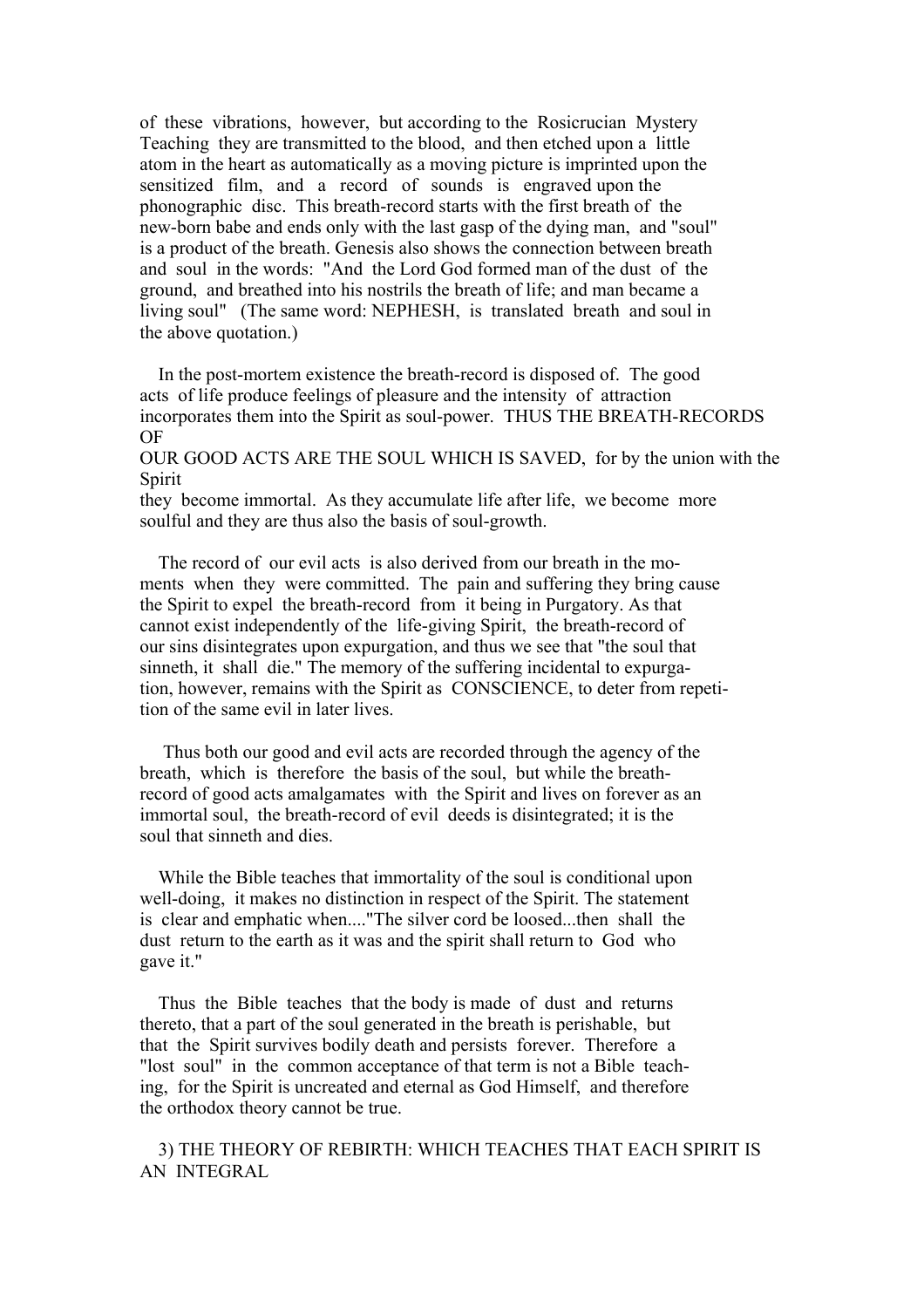of these vibrations, however, but according to the Rosicrucian Mystery Teaching they are transmitted to the blood, and then etched upon a little atom in the heart as automatically as a moving picture is imprinted upon the sensitized film, and a record of sounds is engraved upon the phonographic disc. This breath-record starts with the first breath of the new-born babe and ends only with the last gasp of the dying man, and "soul" is a product of the breath. Genesis also shows the connection between breath and soul in the words: "And the Lord God formed man of the dust of the ground, and breathed into his nostrils the breath of life; and man became a living soul" (The same word: NEPHESH, is translated breath and soul in the above quotation.)

In the post-mortem existence the breath-record is disposed of. The good acts of life produce feelings of pleasure and the intensity of attraction incorporates them into the Spirit as soul-power. THUS THE BREATH-RECORDS OF OUR GOOD ACTS ARE THE SOUL WHICH IS SAVED, for by the union with the Spirit they become immortal. As they accumulate life after life, we become more soulful and they are thus also the basis of soul-growth.

The record of our evil acts is also derived from our breath in the moments when they were committed. The pain and suffering they bring cause the Spirit to expel the breath-record from it being in Purgatory. As that cannot exist independently of the life-giving Spirit, the breath-record of our sins disintegrates upon expurgation, and thus we see that "the soul that sinneth, it shall die." The memory of the suffering incidental to expurgation, however, remains with the Spirit as CONSCIENCE, to deter from repetition of the same evil in later lives.

Thus both our good and evil acts are recorded through the agency of the breath, which is therefore the basis of the soul, but while the breath-record of good acts amalgamates with the Spirit and lives on forever as an immortal soul, the breath-record of evil deeds is disintegrated; it is the soul that sinneth and dies.

While the Bible teaches that immortality of the soul is conditional upon well-doing, it makes no distinction in respect of the Spirit. The statement is clear and emphatic when...."The silver cord be loosed...then shall the dust return to the earth as it was and the spirit shall return to God who gave it."

Thus the Bible teaches that the body is made of dust and returns thereto, that a part of the soul generated in the breath is perishable, but that the Spirit survives bodily death and persists forever. Therefore a "lost soul" in the common acceptance of that term is not a Bible teaching, for the Spirit is uncreated and eternal as God Himself, and therefore the orthodox theory cannot be true.

3) THE THEORY OF REBIRTH: WHICH TEACHES THAT EACH SPIRIT IS AN INTEGRAL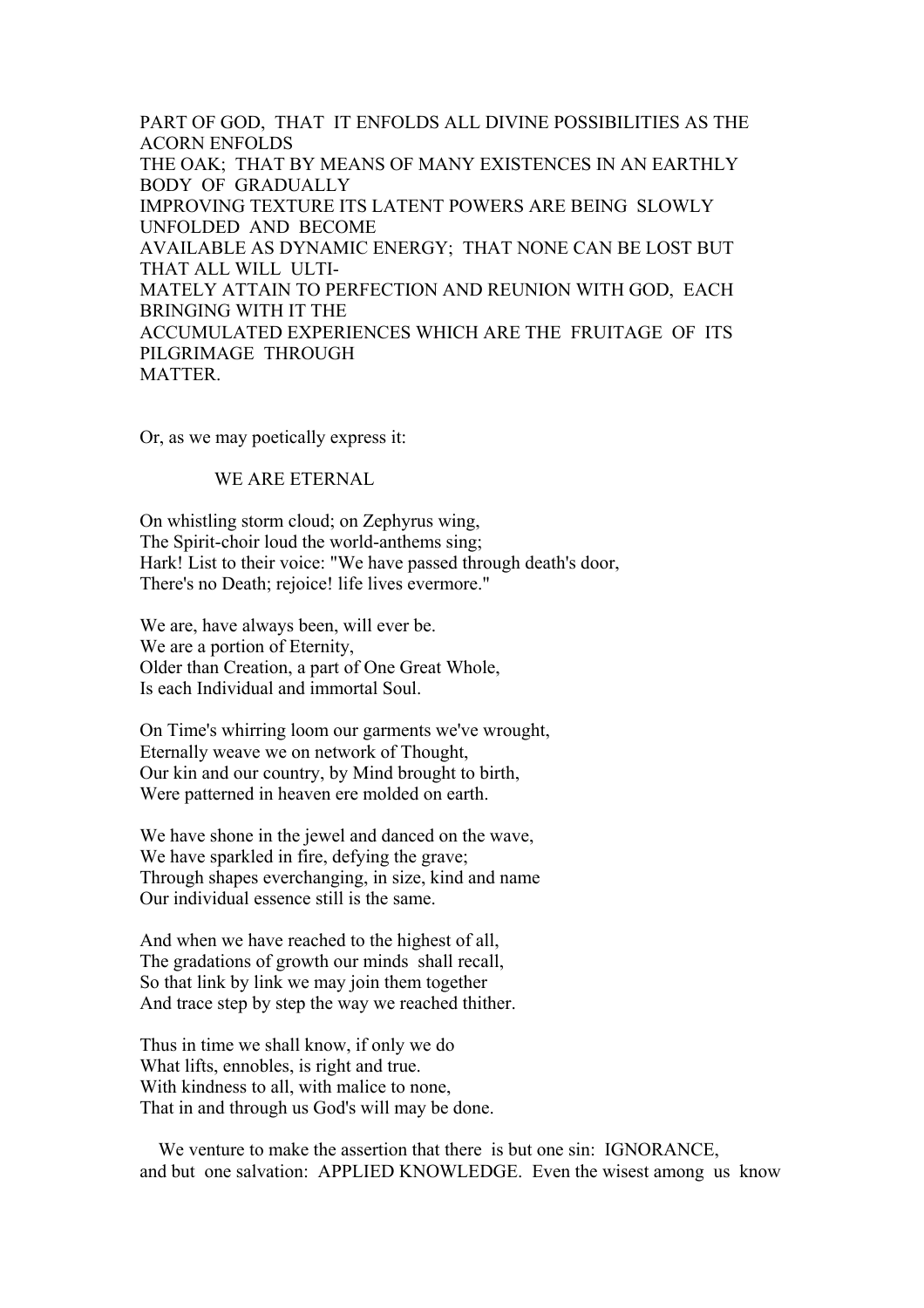PART OF GOD, THAT IT ENFOLDS ALL DIVINE POSSIBILITIES AS THE ACORN ENFOLDS THE OAK; THAT BY MEANS OF MANY EXISTENCES IN AN EARTHLY BODY OF GRADUALLY IMPROVING TEXTURE ITS LATENT POWERS ARE BEING SLOWLY UNFOLDED AND BECOME AVAILABLE AS DYNAMIC ENERGY; THAT NONE CAN BE LOST BUT THAT ALL WILL ULTIMATELY ATTAIN TO PERFECTION AND REUNION WITH GOD, EACH BRINGING WITH IT THE ACCUMULATED EXPERIENCES WHICH ARE THE FRUITAGE OF ITS PILGRIMAGE THROUGH MATTER.

Or, as we may poetically express it:

### WE ARE ETERNAL

On whistling storm cloud; on Zephyrus wing,
The Spirit-choir loud the world-anthems sing;
Hark! List to their voice: "We have passed through death's door,
There's no Death; rejoice! life lives evermore."

We are, have always been, will ever be.
We are a portion of Eternity,
Older than Creation, a part of One Great Whole,
Is each Individual and immortal Soul.

On Time's whirring loom our garments we've wrought,
Eternally weave we on network of Thought,
Our kin and our country, by Mind brought to birth,
Were patterned in heaven ere molded on earth.

We have shone in the jewel and danced on the wave,
We have sparkled in fire, defying the grave;
Through shapes everchanging, in size, kind and name
Our individual essence still is the same.

And when we have reached to the highest of all,
The gradations of growth our minds shall recall,
So that link by link we may join them together
And trace step by step the way we reached thither.

Thus in time we shall know, if only we do
What lifts, ennobles, is right and true.
With kindness to all, with malice to none,
That in and through us God's will may be done.

We venture to make the assertion that there is but one sin: IGNORANCE, and but one salvation: APPLIED KNOWLEDGE. Even the wisest among us know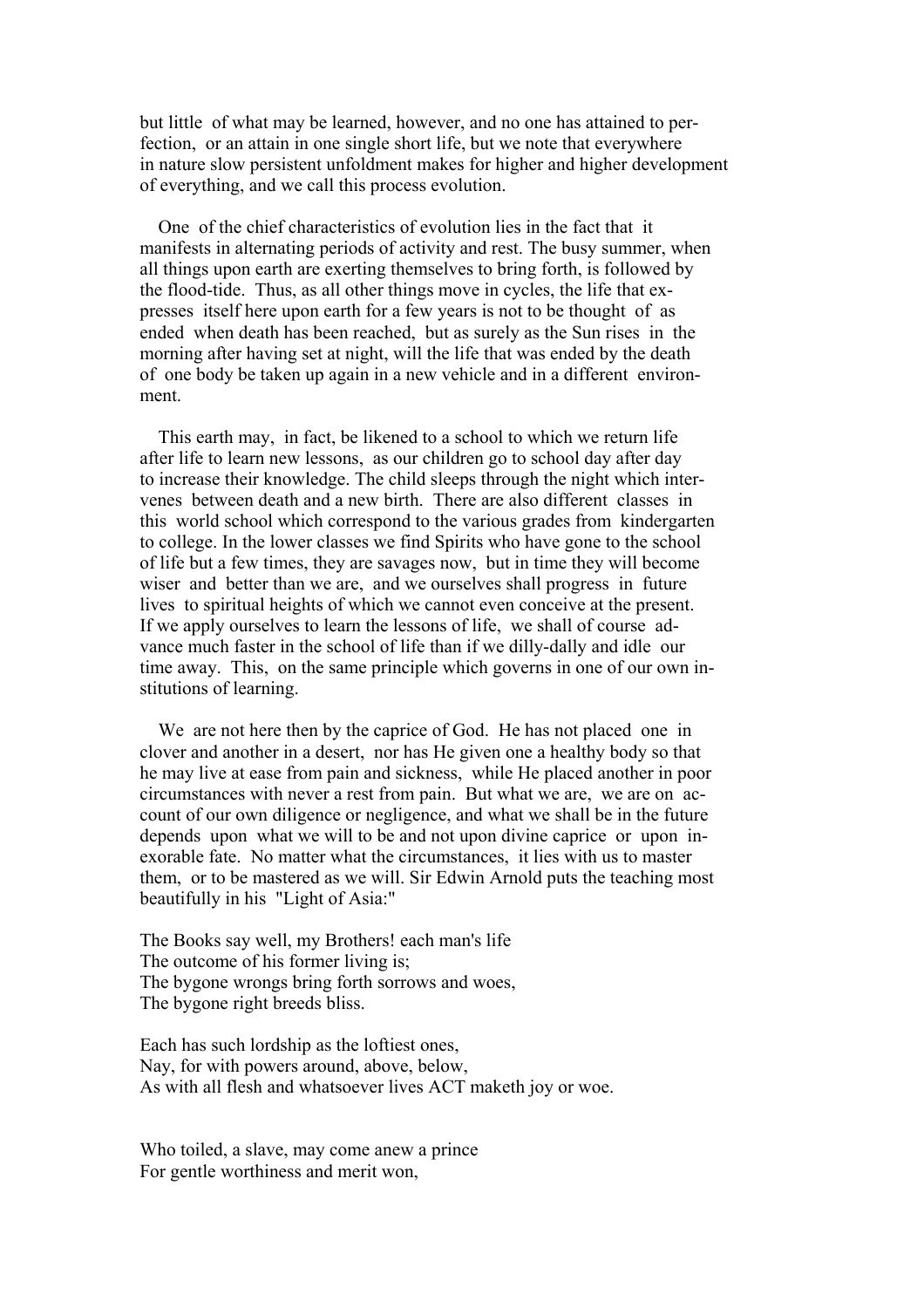but little of what may be learned, however, and no one has attained to perfection, or an attain in one single short life, but we note that everywhere in nature slow persistent unfoldment makes for higher and higher development of everything, and we call this process evolution.

One of the chief characteristics of evolution lies in the fact that it manifests in alternating periods of activity and rest. The busy summer, when all things upon earth are exerting themselves to bring forth, is followed by the flood-tide. Thus, as all other things move in cycles, the life that expresses itself here upon earth for a few years is not to be thought of as ended when death has been reached, but as surely as the Sun rises in the morning after having set at night, will the life that was ended by the death of one body be taken up again in a new vehicle and in a different environment.

This earth may, in fact, be likened to a school to which we return life after life to learn new lessons, as our children go to school day after day to increase their knowledge. The child sleeps through the night which intervenes between death and a new birth. There are also different classes in this world school which correspond to the various grades from kindergarten to college. In the lower classes we find Spirits who have gone to the school of life but a few times, they are savages now, but in time they will become wiser and better than we are, and we ourselves shall progress in future lives to spiritual heights of which we cannot even conceive at the present. If we apply ourselves to learn the lessons of life, we shall of course advance much faster in the school of life than if we dilly-dally and idle our time away. This, on the same principle which governs in one of our own institutions of learning.

We are not here then by the caprice of God. He has not placed one in clover and another in a desert, nor has He given one a healthy body so that he may live at ease from pain and sickness, while He placed another in poor circumstances with never a rest from pain. But what we are, we are on account of our own diligence or negligence, and what we shall be in the future depends upon what we will to be and not upon divine caprice or upon inexorable fate. No matter what the circumstances, it lies with us to master them, or to be mastered as we will. Sir Edwin Arnold puts the teaching most beautifully in his "Light of Asia:"

The Books say well, my Brothers! each man's life
The outcome of his former living is;
The bygone wrongs bring forth sorrows and woes,
The bygone right breeds bliss.

Each has such lordship as the loftiest ones,
Nay, for with powers around, above, below,
As with all flesh and whatsoever lives ACT maketh joy or woe.

Who toiled, a slave, may come anew a prince
For gentle worthiness and merit won,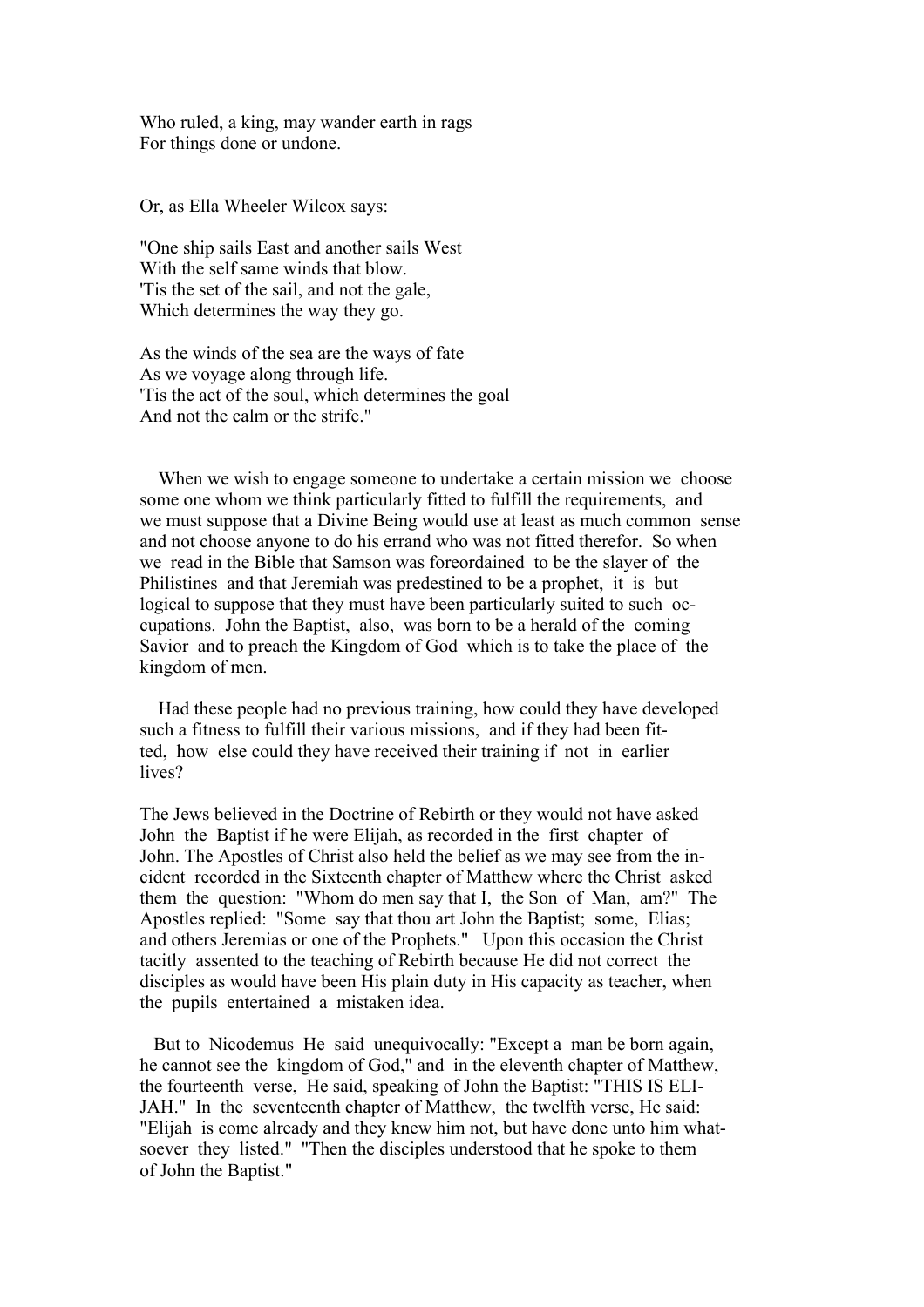Who ruled, a king, may wander earth in rags
For things done or undone.

Or, as Ella Wheeler Wilcox says:

"One ship sails East and another sails West
With the self same winds that blow.
'Tis the set of the sail, and not the gale,
Which determines the way they go.

As the winds of the sea are the ways of fate
As we voyage along through life.
'Tis the act of the soul, which determines the goal
And not the calm or the strife."

When we wish to engage someone to undertake a certain mission we choose some one whom we think particularly fitted to fulfill the requirements, and we must suppose that a Divine Being would use at least as much common sense and not choose anyone to do his errand who was not fitted therefor. So when we read in the Bible that Samson was foreordained to be the slayer of the Philistines and that Jeremiah was predestined to be a prophet, it is but logical to suppose that they must have been particularly suited to such occupations. John the Baptist, also, was born to be a herald of the coming Savior and to preach the Kingdom of God which is to take the place of the kingdom of men.

Had these people had no previous training, how could they have developed such a fitness to fulfill their various missions, and if they had been fitted, how else could they have received their training if not in earlier lives?

The Jews believed in the Doctrine of Rebirth or they would not have asked John the Baptist if he were Elijah, as recorded in the first chapter of John. The Apostles of Christ also held the belief as we may see from the incident recorded in the Sixteenth chapter of Matthew where the Christ asked them the question: "Whom do men say that I, the Son of Man, am?" The Apostles replied: "Some say that thou art John the Baptist; some, Elias; and others Jeremias or one of the Prophets." Upon this occasion the Christ tacitly assented to the teaching of Rebirth because He did not correct the disciples as would have been His plain duty in His capacity as teacher, when the pupils entertained a mistaken idea.

But to Nicodemus He said unequivocally: "Except a man be born again, he cannot see the kingdom of God," and in the eleventh chapter of Matthew, the fourteenth verse, He said, speaking of John the Baptist: "THIS IS ELIJAH." In the seventeenth chapter of Matthew, the twelfth verse, He said: "Elijah is come already and they knew him not, but have done unto him whatsoever they listed." "Then the disciples understood that he spoke to them of John the Baptist."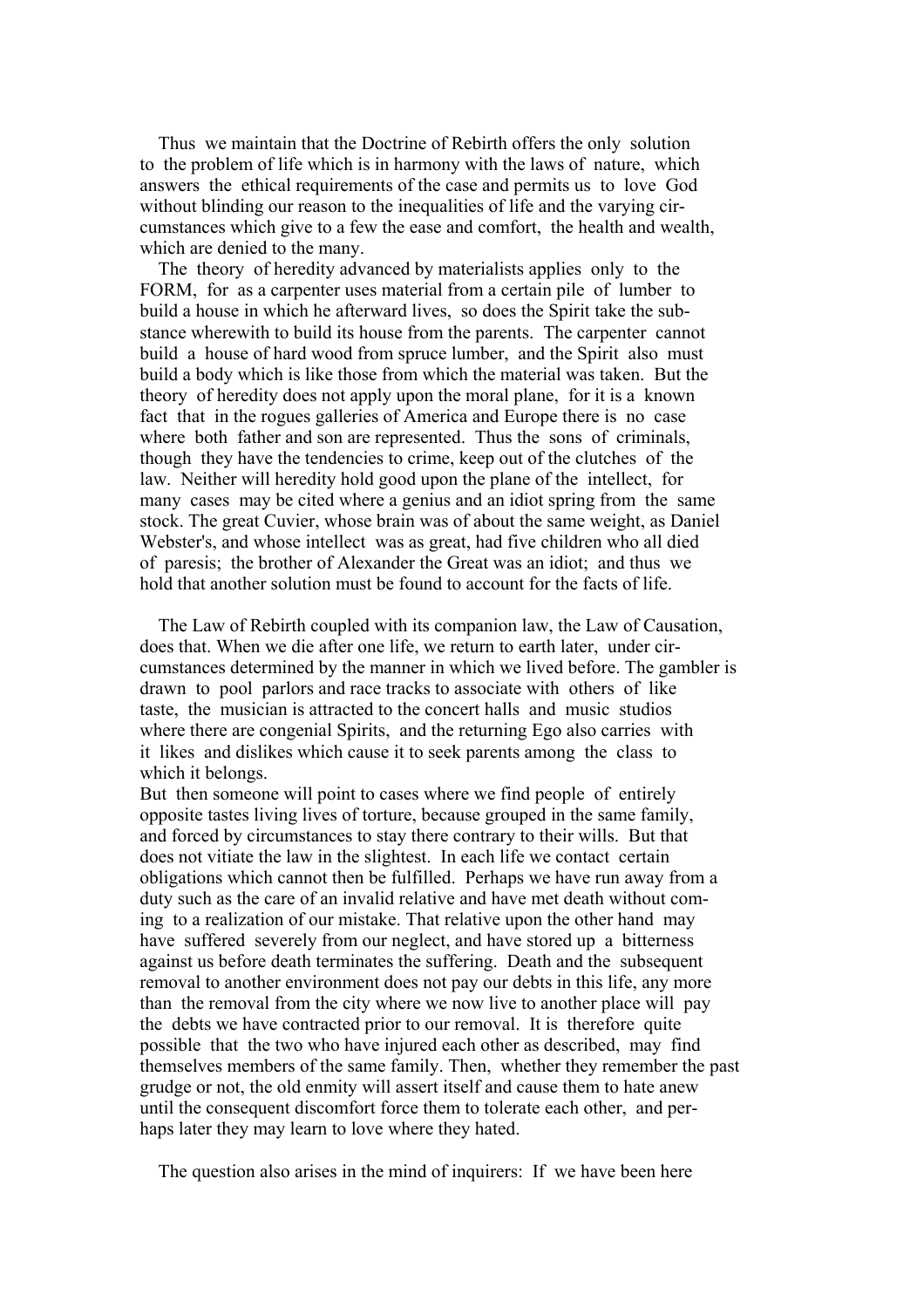Thus we maintain that the Doctrine of Rebirth offers the only solution to the problem of life which is in harmony with the laws of nature, which answers the ethical requirements of the case and permits us to love God without blinding our reason to the inequalities of life and the varying circumstances which give to a few the ease and comfort, the health and wealth, which are denied to the many.

The theory of heredity advanced by materialists applies only to the FORM, for as a carpenter uses material from a certain pile of lumber to build a house in which he afterward lives, so does the Spirit take the substance wherewith to build its house from the parents. The carpenter cannot build a house of hard wood from spruce lumber, and the Spirit also must build a body which is like those from which the material was taken. But the theory of heredity does not apply upon the moral plane, for it is a known fact that in the rogues galleries of America and Europe there is no case where both father and son are represented. Thus the sons of criminals, though they have the tendencies to crime, keep out of the clutches of the law. Neither will heredity hold good upon the plane of the intellect, for many cases may be cited where a genius and an idiot spring from the same stock. The great Cuvier, whose brain was of about the same weight, as Daniel Webster's, and whose intellect was as great, had five children who all died of paresis; the brother of Alexander the Great was an idiot; and thus we hold that another solution must be found to account for the facts of life.

The Law of Rebirth coupled with its companion law, the Law of Causation, does that. When we die after one life, we return to earth later, under circumstances determined by the manner in which we lived before. The gambler is drawn to pool parlors and race tracks to associate with others of like taste, the musician is attracted to the concert halls and music studios where there are congenial Spirits, and the returning Ego also carries with it likes and dislikes which cause it to seek parents among the class to which it belongs.

But then someone will point to cases where we find people of entirely opposite tastes living lives of torture, because grouped in the same family, and forced by circumstances to stay there contrary to their wills. But that does not vitiate the law in the slightest. In each life we contact certain obligations which cannot then be fulfilled. Perhaps we have run away from a duty such as the care of an invalid relative and have met death without coming to a realization of our mistake. That relative upon the other hand may have suffered severely from our neglect, and have stored up a bitterness against us before death terminates the suffering. Death and the subsequent removal to another environment does not pay our debts in this life, any more than the removal from the city where we now live to another place will pay the debts we have contracted prior to our removal. It is therefore quite possible that the two who have injured each other as described, may find themselves members of the same family. Then, whether they remember the past grudge or not, the old enmity will assert itself and cause them to hate anew until the consequent discomfort force them to tolerate each other, and perhaps later they may learn to love where they hated.

The question also arises in the mind of inquirers: If we have been here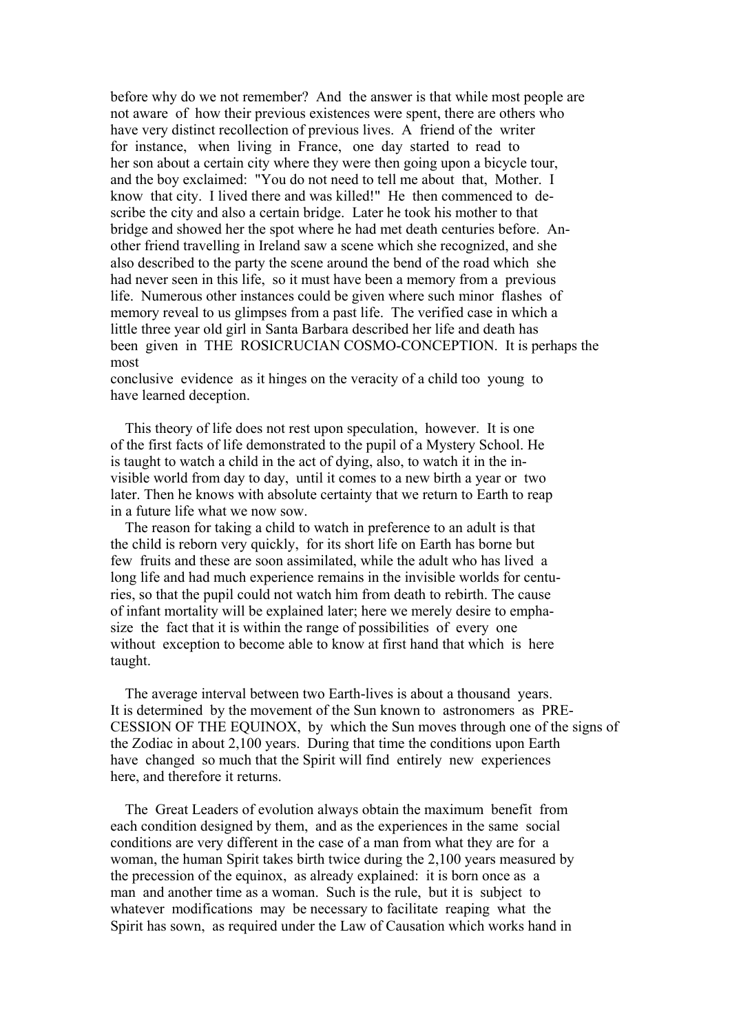before why do we not remember? And the answer is that while most people are not aware of how their previous existences were spent, there are others who have very distinct recollection of previous lives. A friend of the writer for instance, when living in France, one day started to read to her son about a certain city where they were then going upon a bicycle tour, and the boy exclaimed: "You do not need to tell me about that, Mother. I know that city. I lived there and was killed!" He then commenced to describe the city and also a certain bridge. Later he took his mother to that bridge and showed her the spot where he had met death centuries before. Another friend travelling in Ireland saw a scene which she recognized, and she also described to the party the scene around the bend of the road which she had never seen in this life, so it must have been a memory from a previous life. Numerous other instances could be given where such minor flashes of memory reveal to us glimpses from a past life. The verified case in which a little three year old girl in Santa Barbara described her life and death has been given in THE ROSICRUCIAN COSMO-CONCEPTION. It is perhaps the most conclusive evidence as it hinges on the veracity of a child too young to have learned deception.

This theory of life does not rest upon speculation, however. It is one of the first facts of life demonstrated to the pupil of a Mystery School. He is taught to watch a child in the act of dying, also, to watch it in the invisible world from day to day, until it comes to a new birth a year or two later. Then he knows with absolute certainty that we return to Earth to reap in a future life what we now sow.

The reason for taking a child to watch in preference to an adult is that the child is reborn very quickly, for its short life on Earth has borne but few fruits and these are soon assimilated, while the adult who has lived a long life and had much experience remains in the invisible worlds for centuries, so that the pupil could not watch him from death to rebirth. The cause of infant mortality will be explained later; here we merely desire to emphasize the fact that it is within the range of possibilities of every one without exception to become able to know at first hand that which is here taught.

The average interval between two Earth-lives is about a thousand years. It is determined by the movement of the Sun known to astronomers as PRECESSION OF THE EQUINOX, by which the Sun moves through one of the signs of the Zodiac in about 2,100 years. During that time the conditions upon Earth have changed so much that the Spirit will find entirely new experiences here, and therefore it returns.

The Great Leaders of evolution always obtain the maximum benefit from each condition designed by them, and as the experiences in the same social conditions are very different in the case of a man from what they are for a woman, the human Spirit takes birth twice during the 2,100 years measured by the precession of the equinox, as already explained: it is born once as a man and another time as a woman. Such is the rule, but it is subject to whatever modifications may be necessary to facilitate reaping what the Spirit has sown, as required under the Law of Causation which works hand in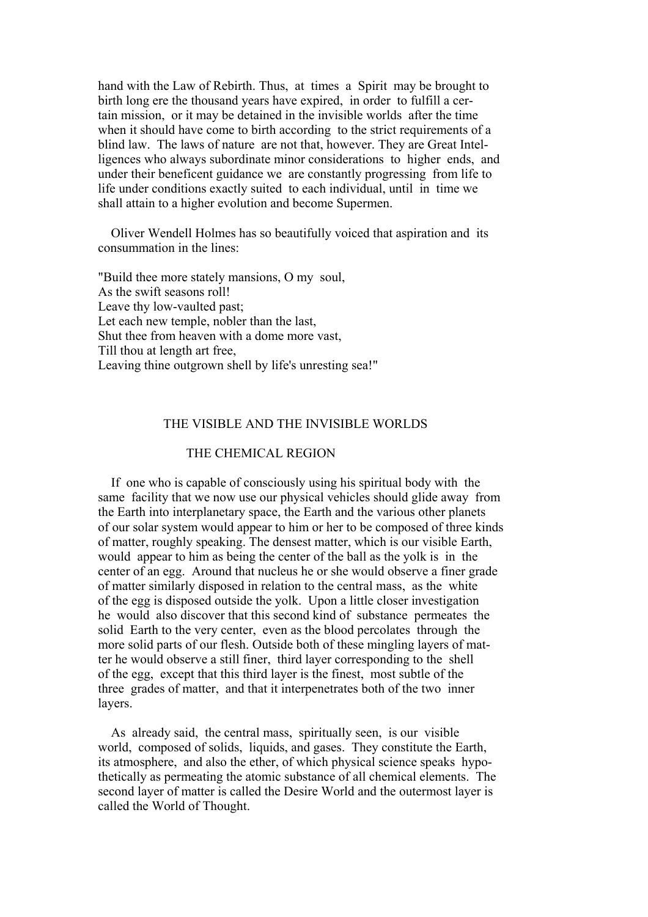hand with the Law of Rebirth. Thus, at times a Spirit may be brought to birth long ere the thousand years have expired, in order to fulfill a certain mission, or it may be detained in the invisible worlds after the time when it should have come to birth according to the strict requirements of a blind law. The laws of nature are not that, however. They are Great Intelligences who always subordinate minor considerations to higher ends, and under their beneficent guidance we are constantly progressing from life to life under conditions exactly suited to each individual, until in time we shall attain to a higher evolution and become Supermen.

Oliver Wendell Holmes has so beautifully voiced that aspiration and its consummation in the lines:

"Build thee more stately mansions, O my soul,
As the swift seasons roll!
Leave thy low-vaulted past;
Let each new temple, nobler than the last,
Shut thee from heaven with a dome more vast,
Till thou at length art free,
Leaving thine outgrown shell by life's unresting sea!"

## THE VISIBLE AND THE INVISIBLE WORLDS

### THE CHEMICAL REGION

If one who is capable of consciously using his spiritual body with the same facility that we now use our physical vehicles should glide away from the Earth into interplanetary space, the Earth and the various other planets of our solar system would appear to him or her to be composed of three kinds of matter, roughly speaking. The densest matter, which is our visible Earth, would appear to him as being the center of the ball as the yolk is in the center of an egg. Around that nucleus he or she would observe a finer grade of matter similarly disposed in relation to the central mass, as the white of the egg is disposed outside the yolk. Upon a little closer investigation he would also discover that this second kind of substance permeates the solid Earth to the very center, even as the blood percolates through the more solid parts of our flesh. Outside both of these mingling layers of matter he would observe a still finer, third layer corresponding to the shell of the egg, except that this third layer is the finest, most subtle of the three grades of matter, and that it interpenetrates both of the two inner layers.

As already said, the central mass, spiritually seen, is our visible world, composed of solids, liquids, and gases. They constitute the Earth, its atmosphere, and also the ether, of which physical science speaks hypothetically as permeating the atomic substance of all chemical elements. The second layer of matter is called the Desire World and the outermost layer is called the World of Thought.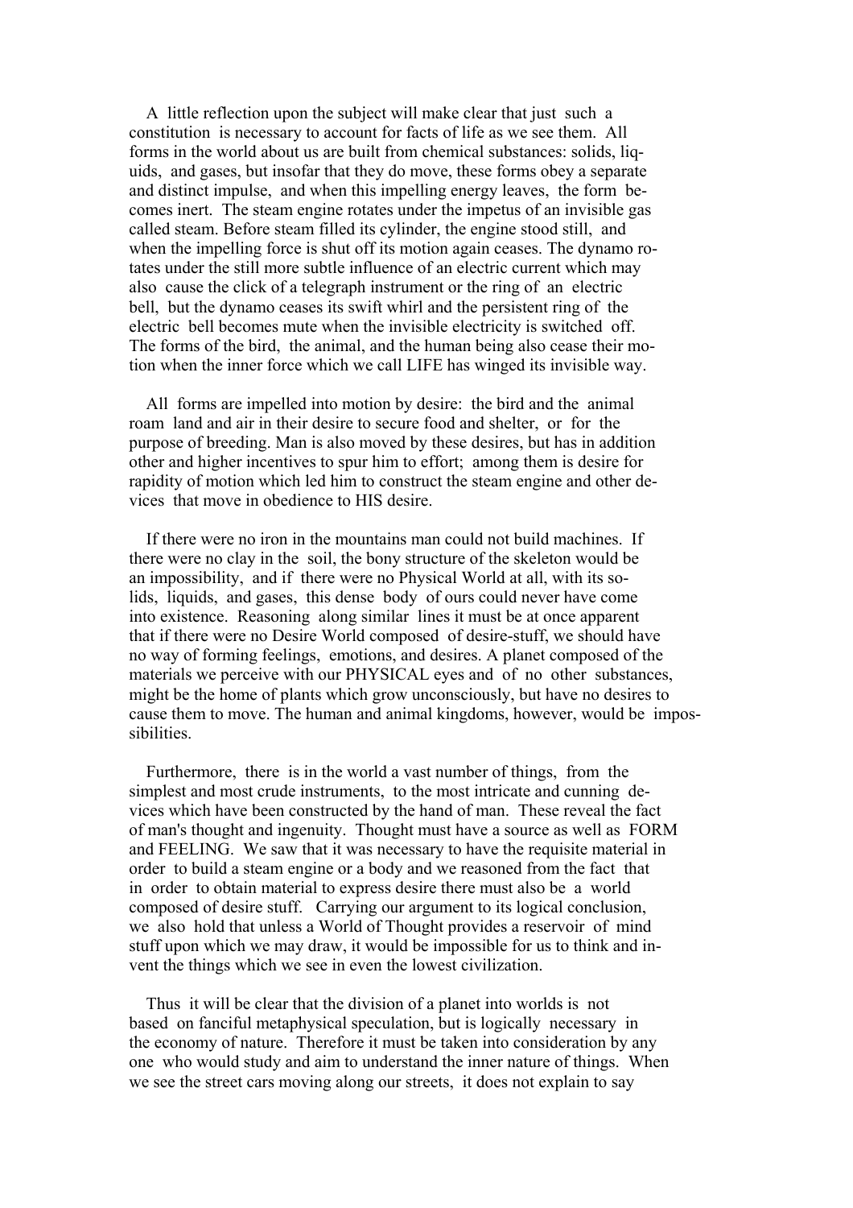A little reflection upon the subject will make clear that just such a constitution is necessary to account for facts of life as we see them. All forms in the world about us are built from chemical substances: solids, liquids, and gases, but insofar that they do move, these forms obey a separate and distinct impulse, and when this impelling energy leaves, the form becomes inert. The steam engine rotates under the impetus of an invisible gas called steam. Before steam filled its cylinder, the engine stood still, and when the impelling force is shut off its motion again ceases. The dynamo rotates under the still more subtle influence of an electric current which may also cause the click of a telegraph instrument or the ring of an electric bell, but the dynamo ceases its swift whirl and the persistent ring of the electric bell becomes mute when the invisible electricity is switched off. The forms of the bird, the animal, and the human being also cease their motion when the inner force which we call LIFE has winged its invisible way.

All forms are impelled into motion by desire: the bird and the animal roam land and air in their desire to secure food and shelter, or for the purpose of breeding. Man is also moved by these desires, but has in addition other and higher incentives to spur him to effort; among them is desire for rapidity of motion which led him to construct the steam engine and other devices that move in obedience to HIS desire.

If there were no iron in the mountains man could not build machines. If there were no clay in the soil, the bony structure of the skeleton would be an impossibility, and if there were no Physical World at all, with its solids, liquids, and gases, this dense body of ours could never have come into existence. Reasoning along similar lines it must be at once apparent that if there were no Desire World composed of desire-stuff, we should have no way of forming feelings, emotions, and desires. A planet composed of the materials we perceive with our PHYSICAL eyes and of no other substances, might be the home of plants which grow unconsciously, but have no desires to cause them to move. The human and animal kingdoms, however, would be impossibilities.

Furthermore, there is in the world a vast number of things, from the simplest and most crude instruments, to the most intricate and cunning devices which have been constructed by the hand of man. These reveal the fact of man's thought and ingenuity. Thought must have a source as well as FORM and FEELING. We saw that it was necessary to have the requisite material in order to build a steam engine or a body and we reasoned from the fact that in order to obtain material to express desire there must also be a world composed of desire stuff. Carrying our argument to its logical conclusion, we also hold that unless a World of Thought provides a reservoir of mind stuff upon which we may draw, it would be impossible for us to think and invent the things which we see in even the lowest civilization.

Thus it will be clear that the division of a planet into worlds is not based on fanciful metaphysical speculation, but is logically necessary in the economy of nature. Therefore it must be taken into consideration by any one who would study and aim to understand the inner nature of things. When we see the street cars moving along our streets, it does not explain to say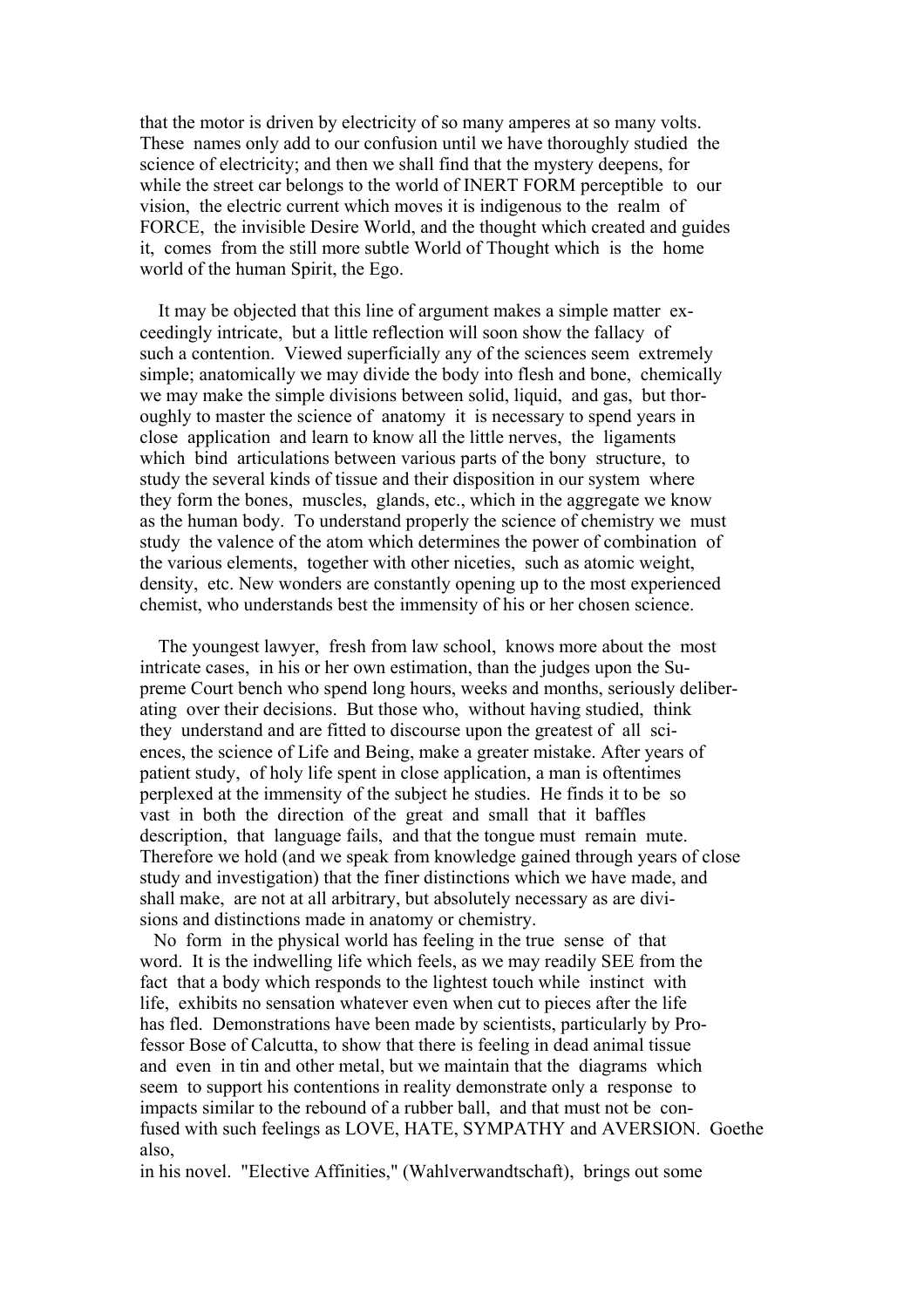that the motor is driven by electricity of so many amperes at so many volts. These names only add to our confusion until we have thoroughly studied the science of electricity; and then we shall find that the mystery deepens, for while the street car belongs to the world of INERT FORM perceptible to our vision, the electric current which moves it is indigenous to the realm of FORCE, the invisible Desire World, and the thought which created and guides it, comes from the still more subtle World of Thought which is the home world of the human Spirit, the Ego.

It may be objected that this line of argument makes a simple matter exceedingly intricate, but a little reflection will soon show the fallacy of such a contention. Viewed superficially any of the sciences seem extremely simple; anatomically we may divide the body into flesh and bone, chemically we may make the simple divisions between solid, liquid, and gas, but thoroughly to master the science of anatomy it is necessary to spend years in close application and learn to know all the little nerves, the ligaments which bind articulations between various parts of the bony structure, to study the several kinds of tissue and their disposition in our system where they form the bones, muscles, glands, etc., which in the aggregate we know as the human body. To understand properly the science of chemistry we must study the valence of the atom which determines the power of combination of the various elements, together with other niceties, such as atomic weight, density, etc. New wonders are constantly opening up to the most experienced chemist, who understands best the immensity of his or her chosen science.

The youngest lawyer, fresh from law school, knows more about the most intricate cases, in his or her own estimation, than the judges upon the Supreme Court bench who spend long hours, weeks and months, seriously deliberating over their decisions. But those who, without having studied, think they understand and are fitted to discourse upon the greatest of all sciences, the science of Life and Being, make a greater mistake. After years of patient study, of holy life spent in close application, a man is oftentimes perplexed at the immensity of the subject he studies. He finds it to be so vast in both the direction of the great and small that it baffles description, that language fails, and that the tongue must remain mute. Therefore we hold (and we speak from knowledge gained through years of close study and investigation) that the finer distinctions which we have made, and shall make, are not at all arbitrary, but absolutely necessary as are divisions and distinctions made in anatomy or chemistry.

No form in the physical world has feeling in the true sense of that word. It is the indwelling life which feels, as we may readily SEE from the fact that a body which responds to the lightest touch while instinct with life, exhibits no sensation whatever even when cut to pieces after the life has fled. Demonstrations have been made by scientists, particularly by Professor Bose of Calcutta, to show that there is feeling in dead animal tissue and even in tin and other metal, but we maintain that the diagrams which seem to support his contentions in reality demonstrate only a response to impacts similar to the rebound of a rubber ball, and that must not be confused with such feelings as LOVE, HATE, SYMPATHY and AVERSION. Goethe also, in his novel. "Elective Affinities," (Wahlverwandtschaft), brings out some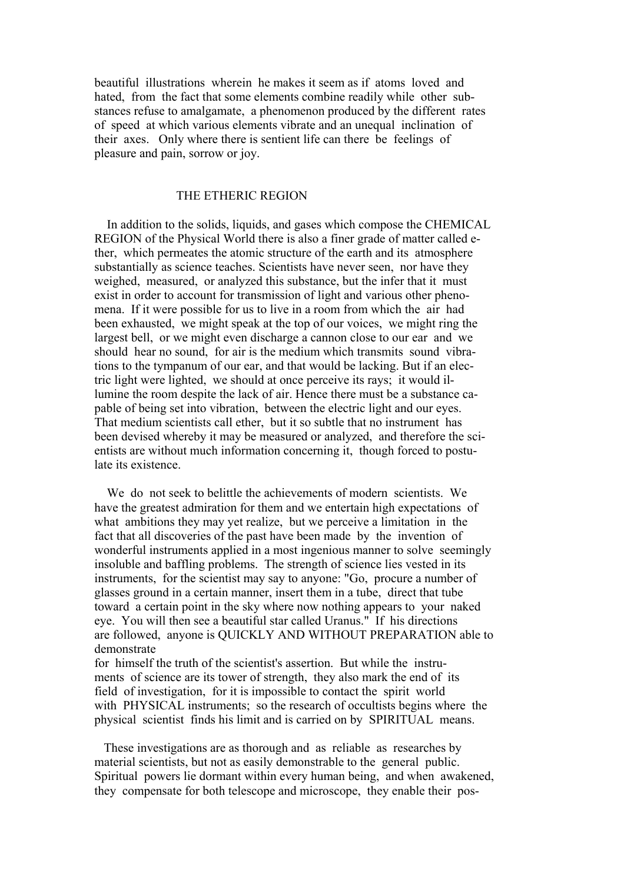beautiful illustrations wherein he makes it seem as if atoms loved and hated, from the fact that some elements combine readily while other substances refuse to amalgamate, a phenomenon produced by the different rates of speed at which various elements vibrate and an unequal inclination of their axes. Only where there is sentient life can there be feelings of pleasure and pain, sorrow or joy.

## THE ETHERIC REGION

In addition to the solids, liquids, and gases which compose the CHEMICAL REGION of the Physical World there is also a finer grade of matter called ether, which permeates the atomic structure of the earth and its atmosphere substantially as science teaches. Scientists have never seen, nor have they weighed, measured, or analyzed this substance, but the infer that it must exist in order to account for transmission of light and various other phenomena. If it were possible for us to live in a room from which the air had been exhausted, we might speak at the top of our voices, we might ring the largest bell, or we might even discharge a cannon close to our ear and we should hear no sound, for air is the medium which transmits sound vibrations to the tympanum of our ear, and that would be lacking. But if an electric light were lighted, we should at once perceive its rays; it would illumine the room despite the lack of air. Hence there must be a substance capable of being set into vibration, between the electric light and our eyes. That medium scientists call ether, but it so subtle that no instrument has been devised whereby it may be measured or analyzed, and therefore the scientists are without much information concerning it, though forced to postulate its existence.

We do not seek to belittle the achievements of modern scientists. We have the greatest admiration for them and we entertain high expectations of what ambitions they may yet realize, but we perceive a limitation in the fact that all discoveries of the past have been made by the invention of wonderful instruments applied in a most ingenious manner to solve seemingly insoluble and baffling problems. The strength of science lies vested in its instruments, for the scientist may say to anyone: "Go, procure a number of glasses ground in a certain manner, insert them in a tube, direct that tube toward a certain point in the sky where now nothing appears to your naked eye. You will then see a beautiful star called Uranus." If his directions are followed, anyone is QUICKLY AND WITHOUT PREPARATION able to demonstrate for himself the truth of the scientist's assertion. But while the instruments of science are its tower of strength, they also mark the end of its field of investigation, for it is impossible to contact the spirit world with PHYSICAL instruments; so the research of occultists begins where the physical scientist finds his limit and is carried on by SPIRITUAL means.

These investigations are as thorough and as reliable as researches by material scientists, but not as easily demonstrable to the general public. Spiritual powers lie dormant within every human being, and when awakened, they compensate for both telescope and microscope, they enable their pos-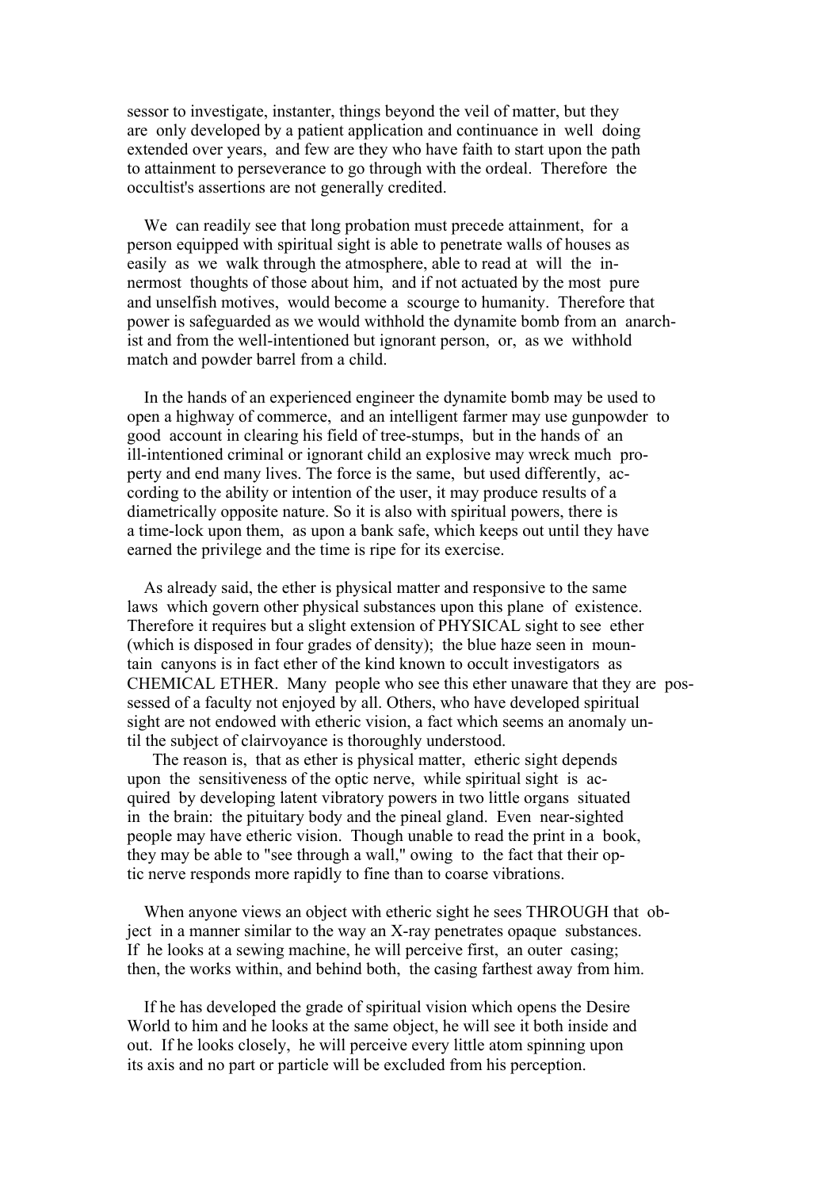sessor to investigate, instanter, things beyond the veil of matter, but they are only developed by a patient application and continuance in well doing extended over years, and few are they who have faith to start upon the path to attainment to perseverance to go through with the ordeal. Therefore the occultist's assertions are not generally credited.

We can readily see that long probation must precede attainment, for a person equipped with spiritual sight is able to penetrate walls of houses as easily as we walk through the atmosphere, able to read at will the innermost thoughts of those about him, and if not actuated by the most pure and unselfish motives, would become a scourge to humanity. Therefore that power is safeguarded as we would withhold the dynamite bomb from an anarchist and from the well-intentioned but ignorant person, or, as we withhold match and powder barrel from a child.

In the hands of an experienced engineer the dynamite bomb may be used to open a highway of commerce, and an intelligent farmer may use gunpowder to good account in clearing his field of tree-stumps, but in the hands of an ill-intentioned criminal or ignorant child an explosive may wreck much property and end many lives. The force is the same, but used differently, according to the ability or intention of the user, it may produce results of a diametrically opposite nature. So it is also with spiritual powers, there is a time-lock upon them, as upon a bank safe, which keeps out until they have earned the privilege and the time is ripe for its exercise.

As already said, the ether is physical matter and responsive to the same laws which govern other physical substances upon this plane of existence. Therefore it requires but a slight extension of PHYSICAL sight to see ether (which is disposed in four grades of density); the blue haze seen in mountain canyons is in fact ether of the kind known to occult investigators as CHEMICAL ETHER. Many people who see this ether unaware that they are possessed of a faculty not enjoyed by all. Others, who have developed spiritual sight are not endowed with etheric vision, a fact which seems an anomaly until the subject of clairvoyance is thoroughly understood.

The reason is, that as ether is physical matter, etheric sight depends upon the sensitiveness of the optic nerve, while spiritual sight is acquired by developing latent vibratory powers in two little organs situated in the brain: the pituitary body and the pineal gland. Even near-sighted people may have etheric vision. Though unable to read the print in a book, they may be able to "see through a wall," owing to the fact that their optic nerve responds more rapidly to fine than to coarse vibrations.

When anyone views an object with etheric sight he sees THROUGH that object in a manner similar to the way an X-ray penetrates opaque substances. If he looks at a sewing machine, he will perceive first, an outer casing; then, the works within, and behind both, the casing farthest away from him.

If he has developed the grade of spiritual vision which opens the Desire World to him and he looks at the same object, he will see it both inside and out. If he looks closely, he will perceive every little atom spinning upon its axis and no part or particle will be excluded from his perception.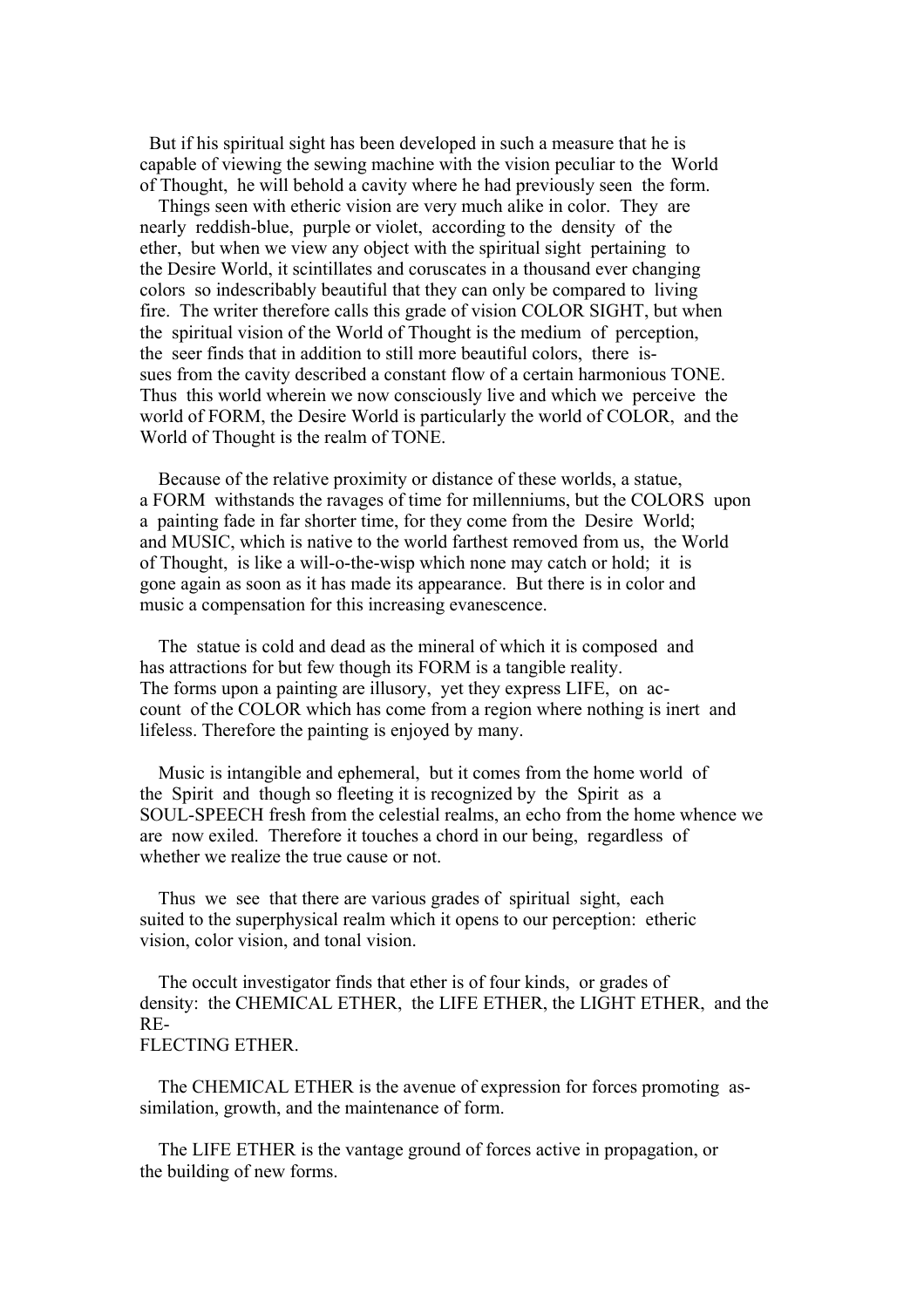But if his spiritual sight has been developed in such a measure that he is capable of viewing the sewing machine with the vision peculiar to the World of Thought, he will behold a cavity where he had previously seen the form.

Things seen with etheric vision are very much alike in color. They are nearly reddish-blue, purple or violet, according to the density of the ether, but when we view any object with the spiritual sight pertaining to the Desire World, it scintillates and coruscates in a thousand ever changing colors so indescribably beautiful that they can only be compared to living fire. The writer therefore calls this grade of vision COLOR SIGHT, but when the spiritual vision of the World of Thought is the medium of perception, the seer finds that in addition to still more beautiful colors, there issues from the cavity described a constant flow of a certain harmonious TONE. Thus this world wherein we now consciously live and which we perceive the world of FORM, the Desire World is particularly the world of COLOR, and the World of Thought is the realm of TONE.

Because of the relative proximity or distance of these worlds, a statue, a FORM withstands the ravages of time for millenniums, but the COLORS upon a painting fade in far shorter time, for they come from the Desire World; and MUSIC, which is native to the world farthest removed from us, the World of Thought, is like a will-o-the-wisp which none may catch or hold; it is gone again as soon as it has made its appearance. But there is in color and music a compensation for this increasing evanescence.

The statue is cold and dead as the mineral of which it is composed and has attractions for but few though its FORM is a tangible reality. The forms upon a painting are illusory, yet they express LIFE, on account of the COLOR which has come from a region where nothing is inert and lifeless. Therefore the painting is enjoyed by many.

Music is intangible and ephemeral, but it comes from the home world of the Spirit and though so fleeting it is recognized by the Spirit as a SOUL-SPEECH fresh from the celestial realms, an echo from the home whence we are now exiled. Therefore it touches a chord in our being, regardless of whether we realize the true cause or not.

Thus we see that there are various grades of spiritual sight, each suited to the superphysical realm which it opens to our perception: etheric vision, color vision, and tonal vision.

The occult investigator finds that ether is of four kinds, or grades of density: the CHEMICAL ETHER, the LIFE ETHER, the LIGHT ETHER, and the REFLECTING ETHER.

The CHEMICAL ETHER is the avenue of expression for forces promoting assimilation, growth, and the maintenance of form.

The LIFE ETHER is the vantage ground of forces active in propagation, or the building of new forms.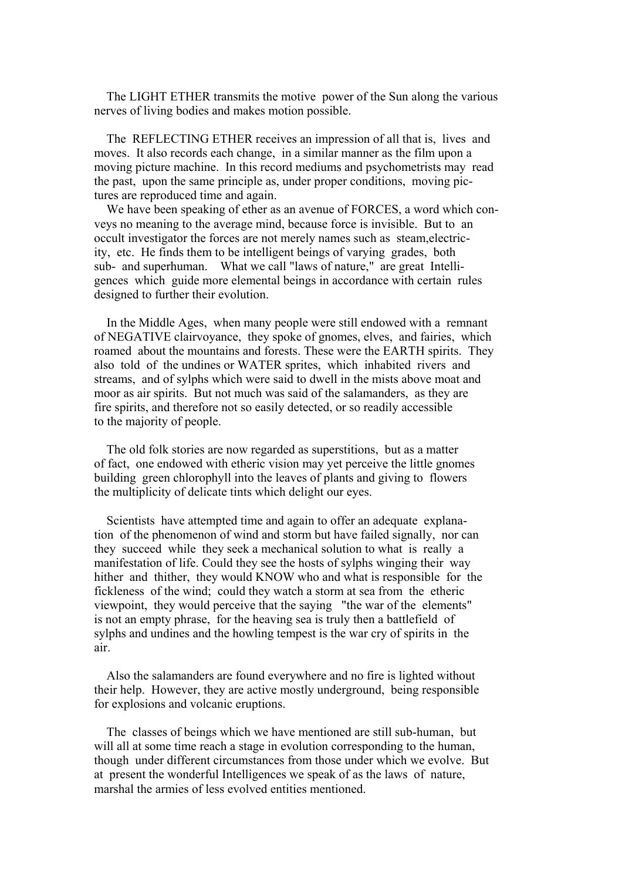The LIGHT ETHER transmits the motive power of the Sun along the various nerves of living bodies and makes motion possible.

The REFLECTING ETHER receives an impression of all that is, lives and moves. It also records each change, in a similar manner as the film upon a moving picture machine. In this record mediums and psychometrists may read the past, upon the same principle as, under proper conditions, moving pictures are reproduced time and again.

We have been speaking of ether as an avenue of FORCES, a word which conveys no meaning to the average mind, because force is invisible. But to an occult investigator the forces are not merely names such as steam,electricity, etc. He finds them to be intelligent beings of varying grades, both sub- and superhuman. What we call "laws of nature," are great Intelligences which guide more elemental beings in accordance with certain rules designed to further their evolution.

In the Middle Ages, when many people were still endowed with a remnant of NEGATIVE clairvoyance, they spoke of gnomes, elves, and fairies, which roamed about the mountains and forests. These were the EARTH spirits. They also told of the undines or WATER sprites, which inhabited rivers and streams, and of sylphs which were said to dwell in the mists above moat and moor as air spirits. But not much was said of the salamanders, as they are fire spirits, and therefore not so easily detected, or so readily accessible to the majority of people.

The old folk stories are now regarded as superstitions, but as a matter of fact, one endowed with etheric vision may yet perceive the little gnomes building green chlorophyll into the leaves of plants and giving to flowers the multiplicity of delicate tints which delight our eyes.

Scientists have attempted time and again to offer an adequate explanation of the phenomenon of wind and storm but have failed signally, nor can they succeed while they seek a mechanical solution to what is really a manifestation of life. Could they see the hosts of sylphs winging their way hither and thither, they would KNOW who and what is responsible for the fickleness of the wind; could they watch a storm at sea from the etheric viewpoint, they would perceive that the saying "the war of the elements" is not an empty phrase, for the heaving sea is truly then a battlefield of sylphs and undines and the howling tempest is the war cry of spirits in the air.

Also the salamanders are found everywhere and no fire is lighted without their help. However, they are active mostly underground, being responsible for explosions and volcanic eruptions.

The classes of beings which we have mentioned are still sub-human, but will all at some time reach a stage in evolution corresponding to the human, though under different circumstances from those under which we evolve. But at present the wonderful Intelligences we speak of as the laws of nature, marshal the armies of less evolved entities mentioned.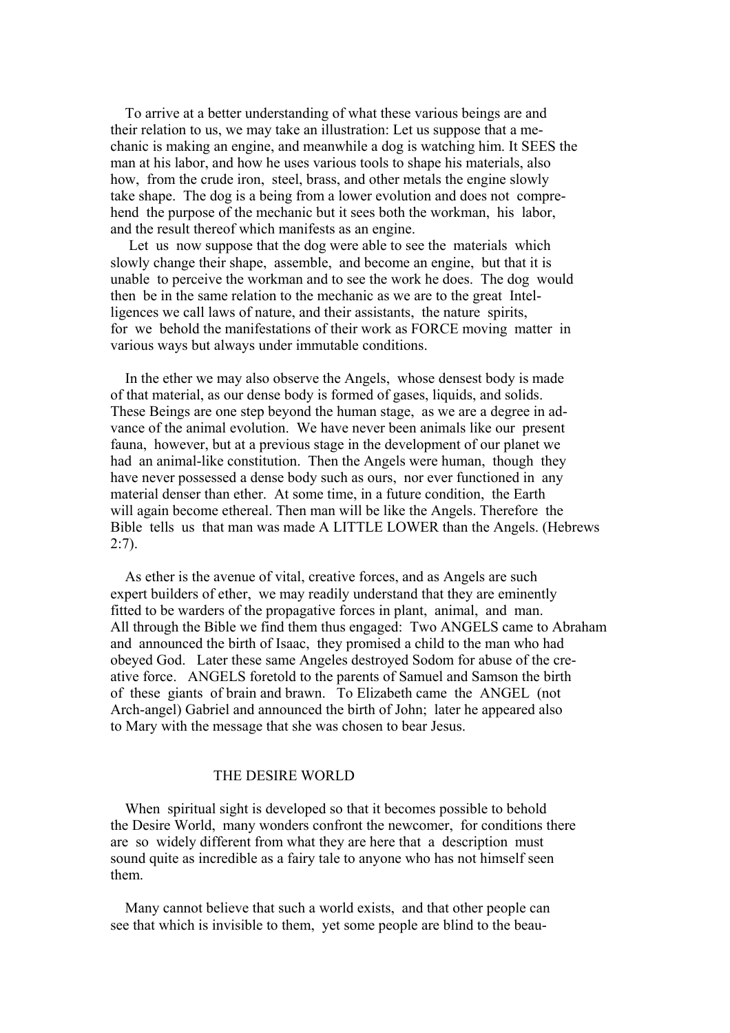To arrive at a better understanding of what these various beings are and their relation to us, we may take an illustration: Let us suppose that a mechanic is making an engine, and meanwhile a dog is watching him. It SEES the man at his labor, and how he uses various tools to shape his materials, also how, from the crude iron, steel, brass, and other metals the engine slowly take shape. The dog is a being from a lower evolution and does not comprehend the purpose of the mechanic but it sees both the workman, his labor, and the result thereof which manifests as an engine.

Let us now suppose that the dog were able to see the materials which slowly change their shape, assemble, and become an engine, but that it is unable to perceive the workman and to see the work he does. The dog would then be in the same relation to the mechanic as we are to the great Intelligences we call laws of nature, and their assistants, the nature spirits, for we behold the manifestations of their work as FORCE moving matter in various ways but always under immutable conditions.

In the ether we may also observe the Angels, whose densest body is made of that material, as our dense body is formed of gases, liquids, and solids. These Beings are one step beyond the human stage, as we are a degree in advance of the animal evolution. We have never been animals like our present fauna, however, but at a previous stage in the development of our planet we had an animal-like constitution. Then the Angels were human, though they have never possessed a dense body such as ours, nor ever functioned in any material denser than ether. At some time, in a future condition, the Earth will again become ethereal. Then man will be like the Angels. Therefore the Bible tells us that man was made A LITTLE LOWER than the Angels. (Hebrews 2:7).

As ether is the avenue of vital, creative forces, and as Angels are such expert builders of ether, we may readily understand that they are eminently fitted to be warders of the propagative forces in plant, animal, and man. All through the Bible we find them thus engaged: Two ANGELS came to Abraham and announced the birth of Isaac, they promised a child to the man who had obeyed God. Later these same Angeles destroyed Sodom for abuse of the creative force. ANGELS foretold to the parents of Samuel and Samson the birth of these giants of brain and brawn. To Elizabeth came the ANGEL (not Arch-angel) Gabriel and announced the birth of John; later he appeared also to Mary with the message that she was chosen to bear Jesus.

## THE DESIRE WORLD

When spiritual sight is developed so that it becomes possible to behold the Desire World, many wonders confront the newcomer, for conditions there are so widely different from what they are here that a description must sound quite as incredible as a fairy tale to anyone who has not himself seen them.

Many cannot believe that such a world exists, and that other people can see that which is invisible to them, yet some people are blind to the beau-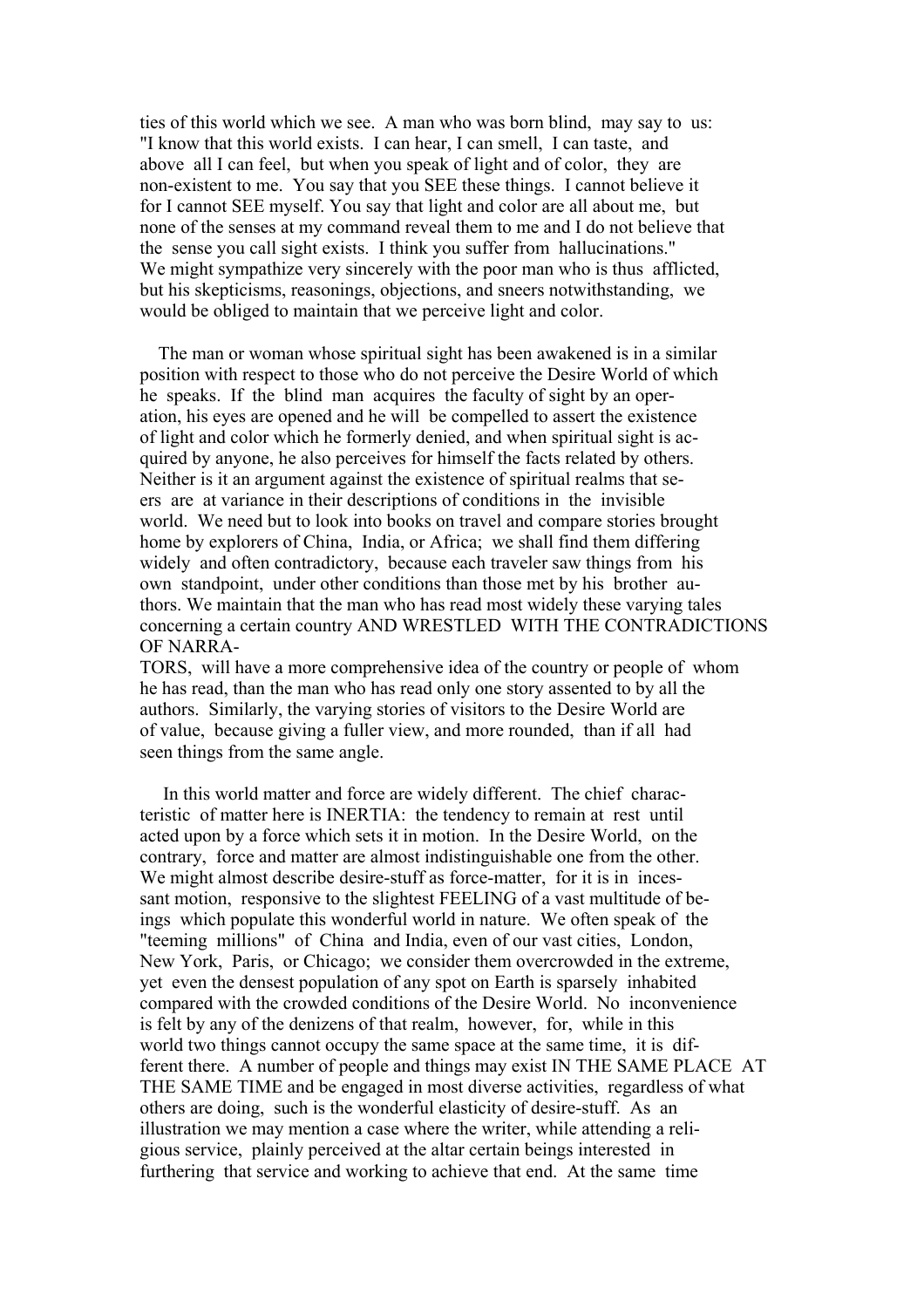ties of this world which we see. A man who was born blind, may say to us: "I know that this world exists. I can hear, I can smell, I can taste, and above all I can feel, but when you speak of light and of color, they are non-existent to me. You say that you SEE these things. I cannot believe it for I cannot SEE myself. You say that light and color are all about me, but none of the senses at my command reveal them to me and I do not believe that the sense you call sight exists. I think you suffer from hallucinations." We might sympathize very sincerely with the poor man who is thus afflicted, but his skepticisms, reasonings, objections, and sneers notwithstanding, we would be obliged to maintain that we perceive light and color.

The man or woman whose spiritual sight has been awakened is in a similar position with respect to those who do not perceive the Desire World of which he speaks. If the blind man acquires the faculty of sight by an operation, his eyes are opened and he will be compelled to assert the existence of light and color which he formerly denied, and when spiritual sight is acquired by anyone, he also perceives for himself the facts related by others. Neither is it an argument against the existence of spiritual realms that seers are at variance in their descriptions of conditions in the invisible world. We need but to look into books on travel and compare stories brought home by explorers of China, India, or Africa; we shall find them differing widely and often contradictory, because each traveler saw things from his own standpoint, under other conditions than those met by his brother authors. We maintain that the man who has read most widely these varying tales concerning a certain country AND WRESTLED WITH THE CONTRADICTIONS OF NARRATORS, will have a more comprehensive idea of the country or people of whom he has read, than the man who has read only one story assented to by all the authors. Similarly, the varying stories of visitors to the Desire World are of value, because giving a fuller view, and more rounded, than if all had seen things from the same angle.

In this world matter and force are widely different. The chief characteristic of matter here is INERTIA: the tendency to remain at rest until acted upon by a force which sets it in motion. In the Desire World, on the contrary, force and matter are almost indistinguishable one from the other. We might almost describe desire-stuff as force-matter, for it is in incessant motion, responsive to the slightest FEELING of a vast multitude of beings which populate this wonderful world in nature. We often speak of the "teeming millions" of China and India, even of our vast cities, London, New York, Paris, or Chicago; we consider them overcrowded in the extreme, yet even the densest population of any spot on Earth is sparsely inhabited compared with the crowded conditions of the Desire World. No inconvenience is felt by any of the denizens of that realm, however, for, while in this world two things cannot occupy the same space at the same time, it is different there. A number of people and things may exist IN THE SAME PLACE AT THE SAME TIME and be engaged in most diverse activities, regardless of what others are doing, such is the wonderful elasticity of desire-stuff. As an illustration we may mention a case where the writer, while attending a religious service, plainly perceived at the altar certain beings interested in furthering that service and working to achieve that end. At the same time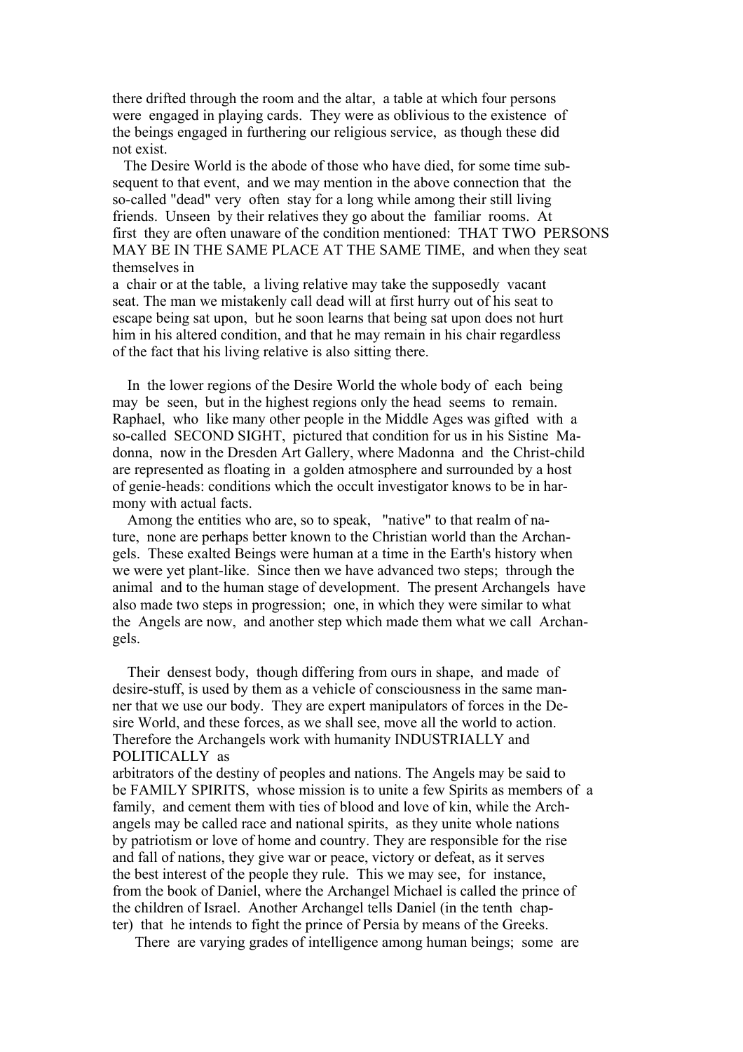there drifted through the room and the altar, a table at which four persons were engaged in playing cards. They were as oblivious to the existence of the beings engaged in furthering our religious service, as though these did not exist.

The Desire World is the abode of those who have died, for some time subsequent to that event, and we may mention in the above connection that the so-called "dead" very often stay for a long while among their still living friends. Unseen by their relatives they go about the familiar rooms. At first they are often unaware of the condition mentioned: THAT TWO PERSONS MAY BE IN THE SAME PLACE AT THE SAME TIME, and when they seat themselves in a chair or at the table, a living relative may take the supposedly vacant seat. The man we mistakenly call dead will at first hurry out of his seat to escape being sat upon, but he soon learns that being sat upon does not hurt him in his altered condition, and that he may remain in his chair regardless of the fact that his living relative is also sitting there.

In the lower regions of the Desire World the whole body of each being may be seen, but in the highest regions only the head seems to remain. Raphael, who like many other people in the Middle Ages was gifted with a so-called SECOND SIGHT, pictured that condition for us in his Sistine Madonna, now in the Dresden Art Gallery, where Madonna and the Christ-child are represented as floating in a golden atmosphere and surrounded by a host of genie-heads: conditions which the occult investigator knows to be in harmony with actual facts.

Among the entities who are, so to speak, "native" to that realm of nature, none are perhaps better known to the Christian world than the Archangels. These exalted Beings were human at a time in the Earth's history when we were yet plant-like. Since then we have advanced two steps; through the animal and to the human stage of development. The present Archangels have also made two steps in progression; one, in which they were similar to what the Angels are now, and another step which made them what we call Archangels.

Their densest body, though differing from ours in shape, and made of desire-stuff, is used by them as a vehicle of consciousness in the same manner that we use our body. They are expert manipulators of forces in the Desire World, and these forces, as we shall see, move all the world to action. Therefore the Archangels work with humanity INDUSTRIALLY and POLITICALLY as arbitrators of the destiny of peoples and nations. The Angels may be said to be FAMILY SPIRITS, whose mission is to unite a few Spirits as members of a family, and cement them with ties of blood and love of kin, while the Archangels may be called race and national spirits, as they unite whole nations by patriotism or love of home and country. They are responsible for the rise and fall of nations, they give war or peace, victory or defeat, as it serves the best interest of the people they rule. This we may see, for instance, from the book of Daniel, where the Archangel Michael is called the prince of the children of Israel. Another Archangel tells Daniel (in the tenth chapter) that he intends to fight the prince of Persia by means of the Greeks.

There are varying grades of intelligence among human beings; some are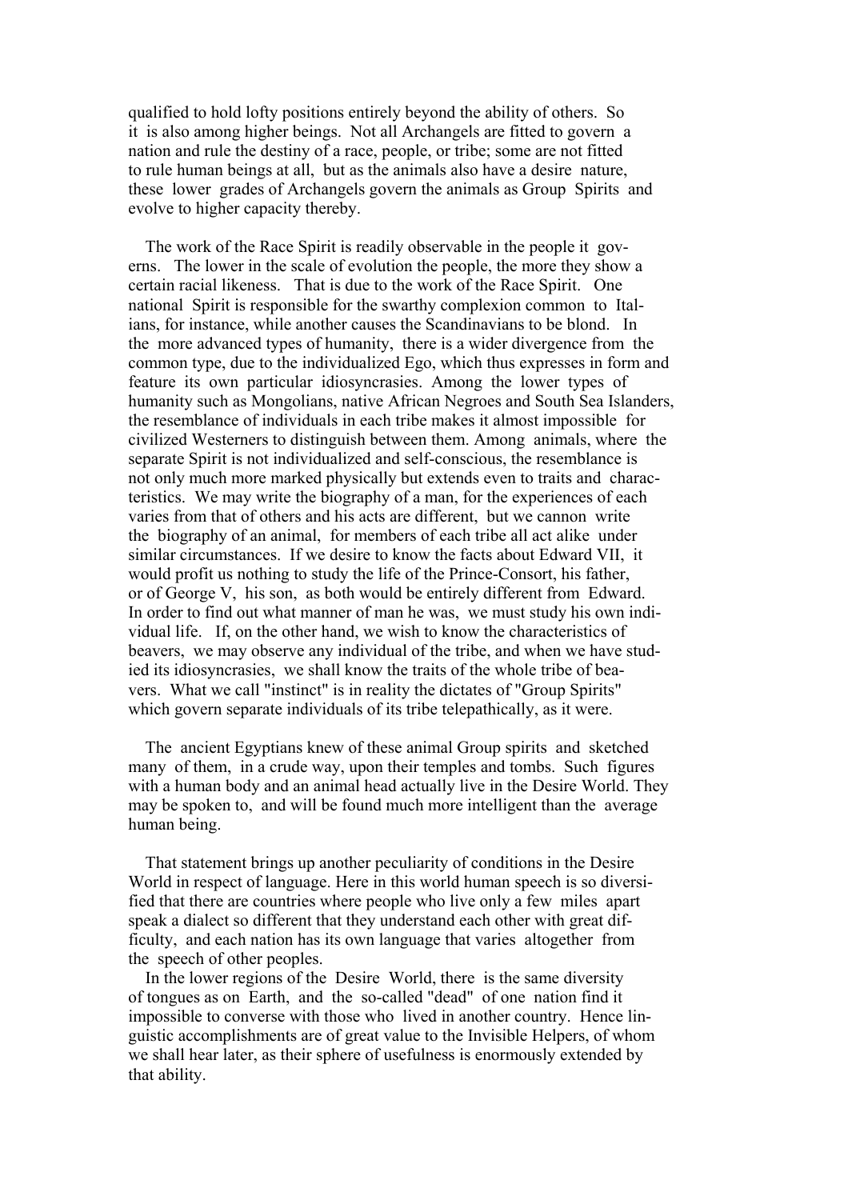qualified to hold lofty positions entirely beyond the ability of others. So it is also among higher beings. Not all Archangels are fitted to govern a nation and rule the destiny of a race, people, or tribe; some are not fitted to rule human beings at all, but as the animals also have a desire nature, these lower grades of Archangels govern the animals as Group Spirits and evolve to higher capacity thereby.

The work of the Race Spirit is readily observable in the people it governs. The lower in the scale of evolution the people, the more they show a certain racial likeness. That is due to the work of the Race Spirit. One national Spirit is responsible for the swarthy complexion common to Italians, for instance, while another causes the Scandinavians to be blond. In the more advanced types of humanity, there is a wider divergence from the common type, due to the individualized Ego, which thus expresses in form and feature its own particular idiosyncrasies. Among the lower types of humanity such as Mongolians, native African Negroes and South Sea Islanders, the resemblance of individuals in each tribe makes it almost impossible for civilized Westerners to distinguish between them. Among animals, where the separate Spirit is not individualized and self-conscious, the resemblance is not only much more marked physically but extends even to traits and characteristics. We may write the biography of a man, for the experiences of each varies from that of others and his acts are different, but we cannon write the biography of an animal, for members of each tribe all act alike under similar circumstances. If we desire to know the facts about Edward VII, it would profit us nothing to study the life of the Prince-Consort, his father, or of George V, his son, as both would be entirely different from Edward. In order to find out what manner of man he was, we must study his own individual life. If, on the other hand, we wish to know the characteristics of beavers, we may observe any individual of the tribe, and when we have studied its idiosyncrasies, we shall know the traits of the whole tribe of beavers. What we call "instinct" is in reality the dictates of "Group Spirits" which govern separate individuals of its tribe telepathically, as it were.

The ancient Egyptians knew of these animal Group spirits and sketched many of them, in a crude way, upon their temples and tombs. Such figures with a human body and an animal head actually live in the Desire World. They may be spoken to, and will be found much more intelligent than the average human being.

That statement brings up another peculiarity of conditions in the Desire World in respect of language. Here in this world human speech is so diversified that there are countries where people who live only a few miles apart speak a dialect so different that they understand each other with great difficulty, and each nation has its own language that varies altogether from the speech of other peoples.

In the lower regions of the Desire World, there is the same diversity of tongues as on Earth, and the so-called "dead" of one nation find it impossible to converse with those who lived in another country. Hence linguistic accomplishments are of great value to the Invisible Helpers, of whom we shall hear later, as their sphere of usefulness is enormously extended by that ability.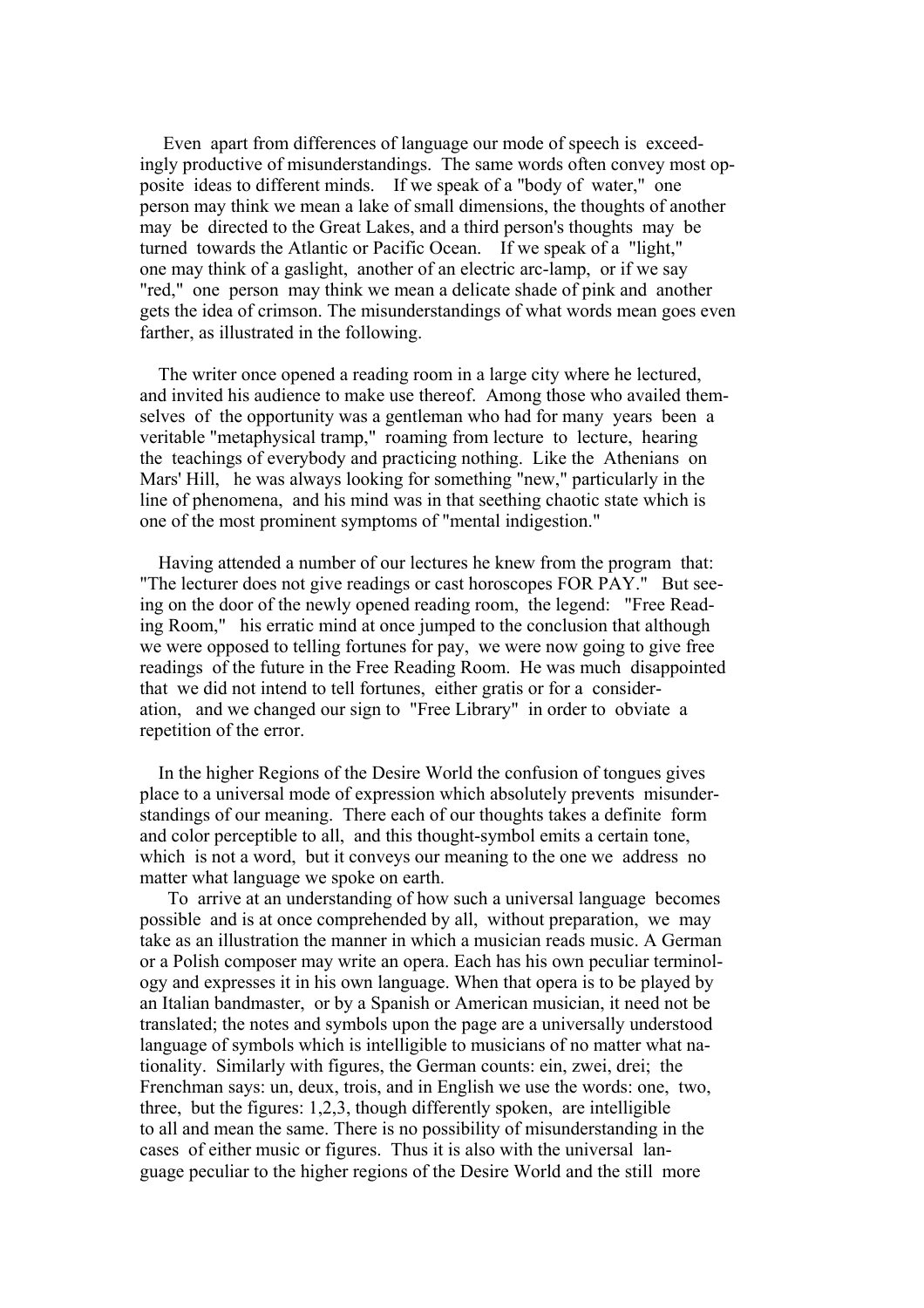Even apart from differences of language our mode of speech is exceedingly productive of misunderstandings. The same words often convey most opposite ideas to different minds. If we speak of a "body of water," one person may think we mean a lake of small dimensions, the thoughts of another may be directed to the Great Lakes, and a third person's thoughts may be turned towards the Atlantic or Pacific Ocean. If we speak of a "light," one may think of a gaslight, another of an electric arc-lamp, or if we say "red," one person may think we mean a delicate shade of pink and another gets the idea of crimson. The misunderstandings of what words mean goes even farther, as illustrated in the following.

The writer once opened a reading room in a large city where he lectured, and invited his audience to make use thereof. Among those who availed themselves of the opportunity was a gentleman who had for many years been a veritable "metaphysical tramp," roaming from lecture to lecture, hearing the teachings of everybody and practicing nothing. Like the Athenians on Mars' Hill, he was always looking for something "new," particularly in the line of phenomena, and his mind was in that seething chaotic state which is one of the most prominent symptoms of "mental indigestion."

Having attended a number of our lectures he knew from the program that: "The lecturer does not give readings or cast horoscopes FOR PAY." But seeing on the door of the newly opened reading room, the legend: "Free Reading Room," his erratic mind at once jumped to the conclusion that although we were opposed to telling fortunes for pay, we were now going to give free readings of the future in the Free Reading Room. He was much disappointed that we did not intend to tell fortunes, either gratis or for a consideration, and we changed our sign to "Free Library" in order to obviate a repetition of the error.

In the higher Regions of the Desire World the confusion of tongues gives place to a universal mode of expression which absolutely prevents misunderstandings of our meaning. There each of our thoughts takes a definite form and color perceptible to all, and this thought-symbol emits a certain tone, which is not a word, but it conveys our meaning to the one we address no matter what language we spoke on earth.

To arrive at an understanding of how such a universal language becomes possible and is at once comprehended by all, without preparation, we may take as an illustration the manner in which a musician reads music. A German or a Polish composer may write an opera. Each has his own peculiar terminology and expresses it in his own language. When that opera is to be played by an Italian bandmaster, or by a Spanish or American musician, it need not be translated; the notes and symbols upon the page are a universally understood language of symbols which is intelligible to musicians of no matter what nationality. Similarly with figures, the German counts: ein, zwei, drei; the Frenchman says: un, deux, trois, and in English we use the words: one, two, three, but the figures: 1,2,3, though differently spoken, are intelligible to all and mean the same. There is no possibility of misunderstanding in the cases of either music or figures. Thus it is also with the universal language peculiar to the higher regions of the Desire World and the still more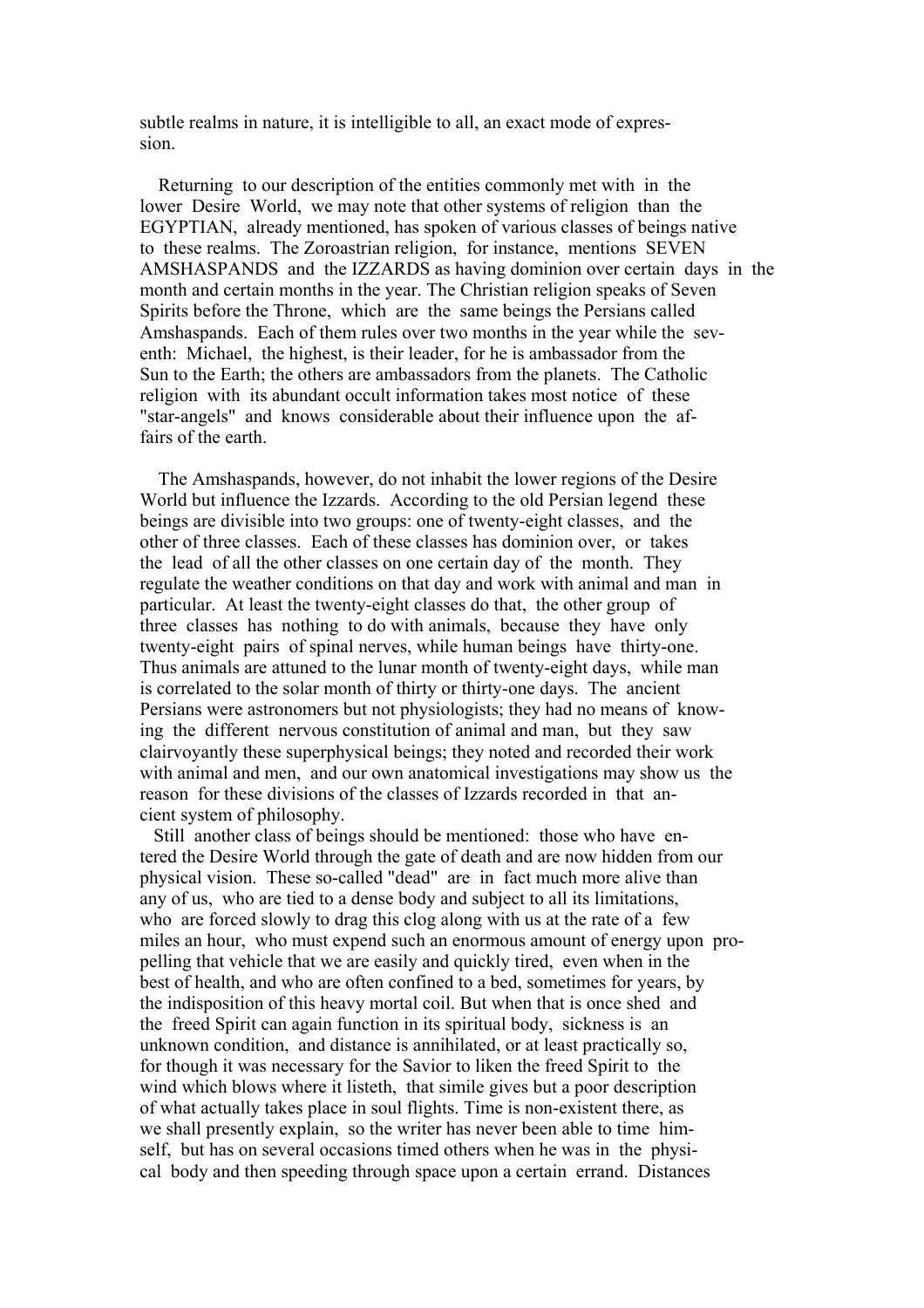subtle realms in nature, it is intelligible to all, an exact mode of expression.

Returning to our description of the entities commonly met with in the lower Desire World, we may note that other systems of religion than the EGYPTIAN, already mentioned, has spoken of various classes of beings native to these realms. The Zoroastrian religion, for instance, mentions SEVEN AMSHASPANDS and the IZZARDS as having dominion over certain days in the month and certain months in the year. The Christian religion speaks of Seven Spirits before the Throne, which are the same beings the Persians called Amshaspands. Each of them rules over two months in the year while the seventh: Michael, the highest, is their leader, for he is ambassador from the Sun to the Earth; the others are ambassadors from the planets. The Catholic religion with its abundant occult information takes most notice of these "star-angels" and knows considerable about their influence upon the affairs of the earth.

The Amshaspands, however, do not inhabit the lower regions of the Desire World but influence the Izzards. According to the old Persian legend these beings are divisible into two groups: one of twenty-eight classes, and the other of three classes. Each of these classes has dominion over, or takes the lead of all the other classes on one certain day of the month. They regulate the weather conditions on that day and work with animal and man in particular. At least the twenty-eight classes do that, the other group of three classes has nothing to do with animals, because they have only twenty-eight pairs of spinal nerves, while human beings have thirty-one. Thus animals are attuned to the lunar month of twenty-eight days, while man is correlated to the solar month of thirty or thirty-one days. The ancient Persians were astronomers but not physiologists; they had no means of knowing the different nervous constitution of animal and man, but they saw clairvoyantly these superphysical beings; they noted and recorded their work with animal and men, and our own anatomical investigations may show us the reason for these divisions of the classes of Izzards recorded in that ancient system of philosophy.

Still another class of beings should be mentioned: those who have entered the Desire World through the gate of death and are now hidden from our physical vision. These so-called "dead" are in fact much more alive than any of us, who are tied to a dense body and subject to all its limitations, who are forced slowly to drag this clog along with us at the rate of a few miles an hour, who must expend such an enormous amount of energy upon propelling that vehicle that we are easily and quickly tired, even when in the best of health, and who are often confined to a bed, sometimes for years, by the indisposition of this heavy mortal coil. But when that is once shed and the freed Spirit can again function in its spiritual body, sickness is an unknown condition, and distance is annihilated, or at least practically so, for though it was necessary for the Savior to liken the freed Spirit to the wind which blows where it listeth, that simile gives but a poor description of what actually takes place in soul flights. Time is non-existent there, as we shall presently explain, so the writer has never been able to time himself, but has on several occasions timed others when he was in the physical body and then speeding through space upon a certain errand. Distances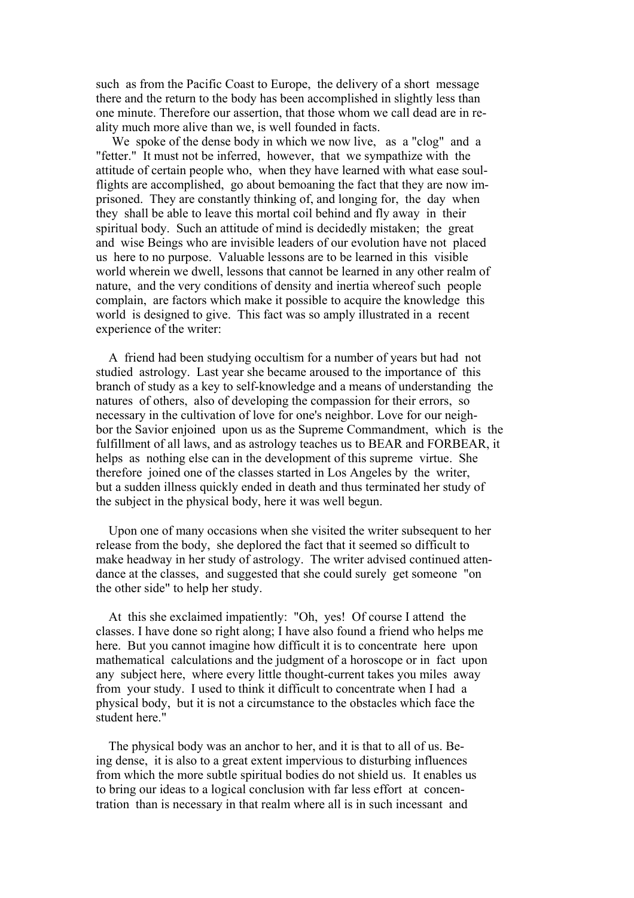such as from the Pacific Coast to Europe, the delivery of a short message there and the return to the body has been accomplished in slightly less than one minute. Therefore our assertion, that those whom we call dead are in reality much more alive than we, is well founded in facts.

We spoke of the dense body in which we now live, as a "clog" and a "fetter." It must not be inferred, however, that we sympathize with the attitude of certain people who, when they have learned with what ease soul-flights are accomplished, go about bemoaning the fact that they are now imprisoned. They are constantly thinking of, and longing for, the day when they shall be able to leave this mortal coil behind and fly away in their spiritual body. Such an attitude of mind is decidedly mistaken; the great and wise Beings who are invisible leaders of our evolution have not placed us here to no purpose. Valuable lessons are to be learned in this visible world wherein we dwell, lessons that cannot be learned in any other realm of nature, and the very conditions of density and inertia whereof such people complain, are factors which make it possible to acquire the knowledge this world is designed to give. This fact was so amply illustrated in a recent experience of the writer:

A friend had been studying occultism for a number of years but had not studied astrology. Last year she became aroused to the importance of this branch of study as a key to self-knowledge and a means of understanding the natures of others, also of developing the compassion for their errors, so necessary in the cultivation of love for one's neighbor. Love for our neighbor the Savior enjoined upon us as the Supreme Commandment, which is the fulfillment of all laws, and as astrology teaches us to BEAR and FORBEAR, it helps as nothing else can in the development of this supreme virtue. She therefore joined one of the classes started in Los Angeles by the writer, but a sudden illness quickly ended in death and thus terminated her study of the subject in the physical body, here it was well begun.

Upon one of many occasions when she visited the writer subsequent to her release from the body, she deplored the fact that it seemed so difficult to make headway in her study of astrology. The writer advised continued attendance at the classes, and suggested that she could surely get someone "on the other side" to help her study.

At this she exclaimed impatiently: "Oh, yes! Of course I attend the classes. I have done so right along; I have also found a friend who helps me here. But you cannot imagine how difficult it is to concentrate here upon mathematical calculations and the judgment of a horoscope or in fact upon any subject here, where every little thought-current takes you miles away from your study. I used to think it difficult to concentrate when I had a physical body, but it is not a circumstance to the obstacles which face the student here."

The physical body was an anchor to her, and it is that to all of us. Being dense, it is also to a great extent impervious to disturbing influences from which the more subtle spiritual bodies do not shield us. It enables us to bring our ideas to a logical conclusion with far less effort at concentration than is necessary in that realm where all is in such incessant and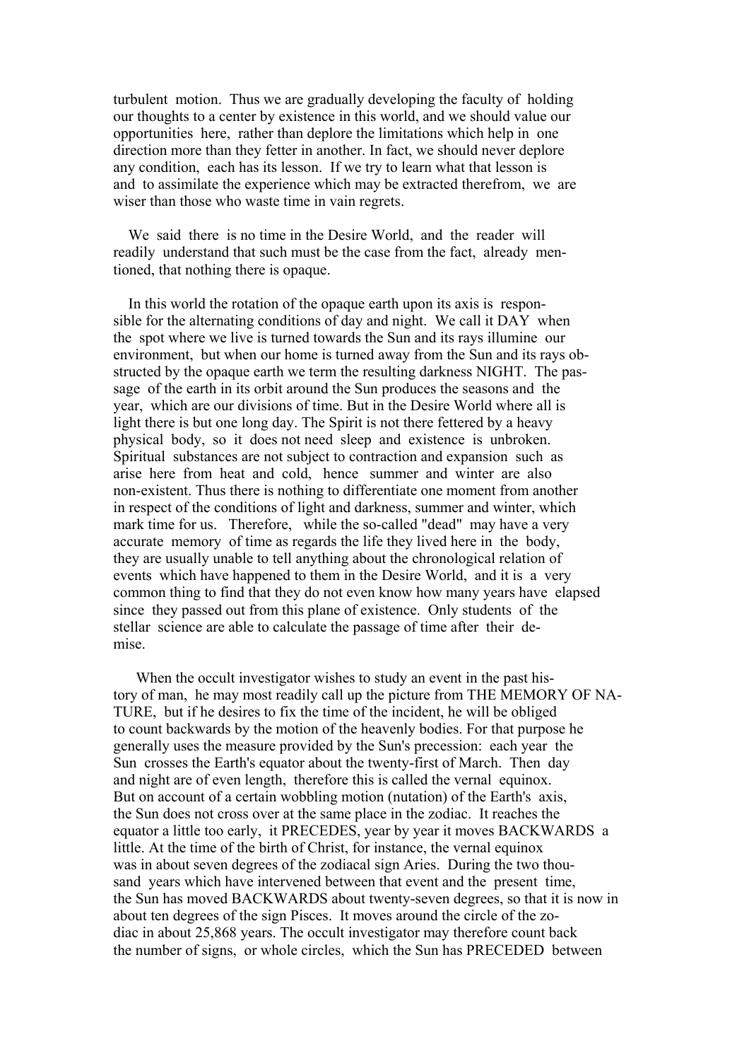turbulent motion. Thus we are gradually developing the faculty of holding our thoughts to a center by existence in this world, and we should value our opportunities here, rather than deplore the limitations which help in one direction more than they fetter in another. In fact, we should never deplore any condition, each has its lesson. If we try to learn what that lesson is and to assimilate the experience which may be extracted therefrom, we are wiser than those who waste time in vain regrets.

We said there is no time in the Desire World, and the reader will readily understand that such must be the case from the fact, already mentioned, that nothing there is opaque.

In this world the rotation of the opaque earth upon its axis is responsible for the alternating conditions of day and night. We call it DAY when the spot where we live is turned towards the Sun and its rays illumine our environment, but when our home is turned away from the Sun and its rays obstructed by the opaque earth we term the resulting darkness NIGHT. The passage of the earth in its orbit around the Sun produces the seasons and the year, which are our divisions of time. But in the Desire World where all is light there is but one long day. The Spirit is not there fettered by a heavy physical body, so it does not need sleep and existence is unbroken. Spiritual substances are not subject to contraction and expansion such as arise here from heat and cold, hence summer and winter are also non-existent. Thus there is nothing to differentiate one moment from another in respect of the conditions of light and darkness, summer and winter, which mark time for us. Therefore, while the so-called "dead" may have a very accurate memory of time as regards the life they lived here in the body, they are usually unable to tell anything about the chronological relation of events which have happened to them in the Desire World, and it is a very common thing to find that they do not even know how many years have elapsed since they passed out from this plane of existence. Only students of the stellar science are able to calculate the passage of time after their demise.

When the occult investigator wishes to study an event in the past history of man, he may most readily call up the picture from THE MEMORY OF NATURE, but if he desires to fix the time of the incident, he will be obliged to count backwards by the motion of the heavenly bodies. For that purpose he generally uses the measure provided by the Sun's precession: each year the Sun crosses the Earth's equator about the twenty-first of March. Then day and night are of even length, therefore this is called the vernal equinox. But on account of a certain wobbling motion (nutation) of the Earth's axis, the Sun does not cross over at the same place in the zodiac. It reaches the equator a little too early, it PRECEDES, year by year it moves BACKWARDS a little. At the time of the birth of Christ, for instance, the vernal equinox was in about seven degrees of the zodiacal sign Aries. During the two thousand years which have intervened between that event and the present time, the Sun has moved BACKWARDS about twenty-seven degrees, so that it is now in about ten degrees of the sign Pisces. It moves around the circle of the zodiac in about 25,868 years. The occult investigator may therefore count back the number of signs, or whole circles, which the Sun has PRECEDED between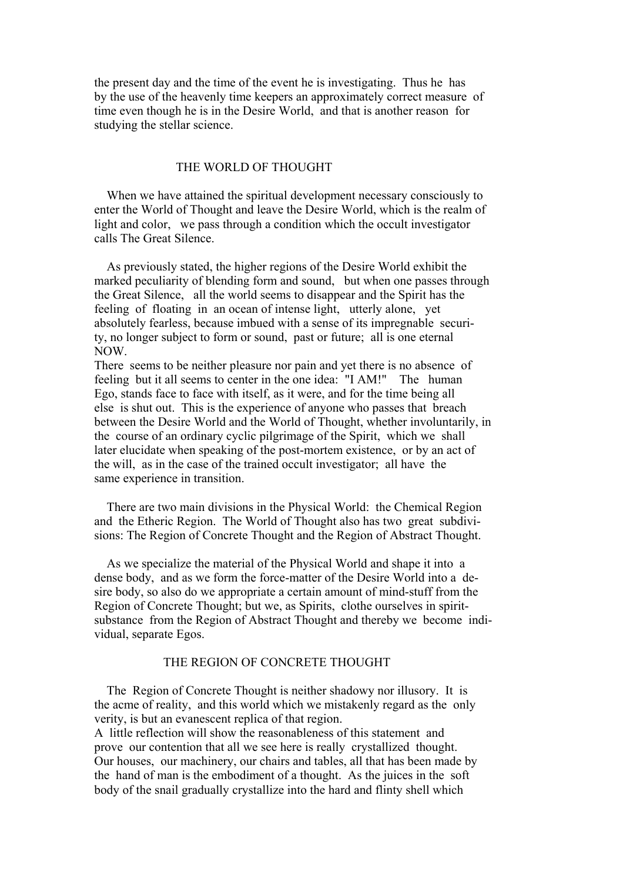the present day and the time of the event he is investigating. Thus he has by the use of the heavenly time keepers an approximately correct measure of time even though he is in the Desire World, and that is another reason for studying the stellar science.

## THE WORLD OF THOUGHT

When we have attained the spiritual development necessary consciously to enter the World of Thought and leave the Desire World, which is the realm of light and color, we pass through a condition which the occult investigator calls The Great Silence.

As previously stated, the higher regions of the Desire World exhibit the marked peculiarity of blending form and sound, but when one passes through the Great Silence, all the world seems to disappear and the Spirit has the feeling of floating in an ocean of intense light, utterly alone, yet absolutely fearless, because imbued with a sense of its impregnable security, no longer subject to form or sound, past or future; all is one eternal NOW.
There seems to be neither pleasure nor pain and yet there is no absence of feeling but it all seems to center in the one idea: "I AM!" The human Ego, stands face to face with itself, as it were, and for the time being all else is shut out. This is the experience of anyone who passes that breach between the Desire World and the World of Thought, whether involuntarily, in the course of an ordinary cyclic pilgrimage of the Spirit, which we shall later elucidate when speaking of the post-mortem existence, or by an act of the will, as in the case of the trained occult investigator; all have the same experience in transition.

There are two main divisions in the Physical World: the Chemical Region and the Etheric Region. The World of Thought also has two great subdivisions: The Region of Concrete Thought and the Region of Abstract Thought.

As we specialize the material of the Physical World and shape it into a dense body, and as we form the force-matter of the Desire World into a desire body, so also do we appropriate a certain amount of mind-stuff from the Region of Concrete Thought; but we, as Spirits, clothe ourselves in spirit-substance from the Region of Abstract Thought and thereby we become individual, separate Egos.

## THE REGION OF CONCRETE THOUGHT

The Region of Concrete Thought is neither shadowy nor illusory. It is the acme of reality, and this world which we mistakenly regard as the only verity, is but an evanescent replica of that region.
A little reflection will show the reasonableness of this statement and prove our contention that all we see here is really crystallized thought. Our houses, our machinery, our chairs and tables, all that has been made by the hand of man is the embodiment of a thought. As the juices in the soft body of the snail gradually crystallize into the hard and flinty shell which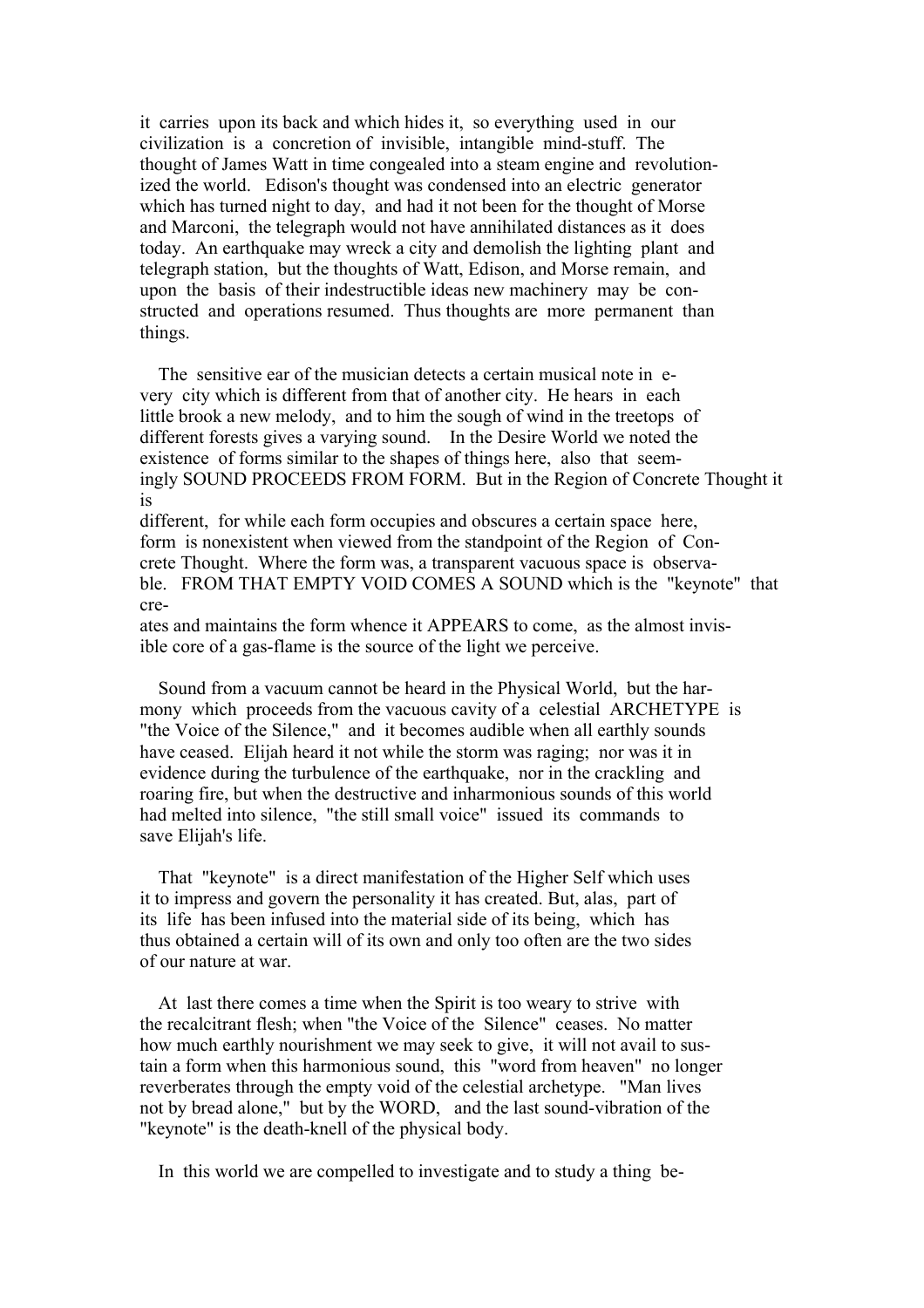it carries upon its back and which hides it, so everything used in our civilization is a concretion of invisible, intangible mind-stuff. The thought of James Watt in time congealed into a steam engine and revolutionized the world. Edison's thought was condensed into an electric generator which has turned night to day, and had it not been for the thought of Morse and Marconi, the telegraph would not have annihilated distances as it does today. An earthquake may wreck a city and demolish the lighting plant and telegraph station, but the thoughts of Watt, Edison, and Morse remain, and upon the basis of their indestructible ideas new machinery may be constructed and operations resumed. Thus thoughts are more permanent than things.

The sensitive ear of the musician detects a certain musical note in every city which is different from that of another city. He hears in each little brook a new melody, and to him the sough of wind in the treetops of different forests gives a varying sound. In the Desire World we noted the existence of forms similar to the shapes of things here, also that seemingly SOUND PROCEEDS FROM FORM. But in the Region of Concrete Thought it is different, for while each form occupies and obscures a certain space here, form is nonexistent when viewed from the standpoint of the Region of Concrete Thought. Where the form was, a transparent vacuous space is observable. FROM THAT EMPTY VOID COMES A SOUND which is the "keynote" that creates and maintains the form whence it APPEARS to come, as the almost invisible core of a gas-flame is the source of the light we perceive.

Sound from a vacuum cannot be heard in the Physical World, but the harmony which proceeds from the vacuous cavity of a celestial ARCHETYPE is "the Voice of the Silence," and it becomes audible when all earthly sounds have ceased. Elijah heard it not while the storm was raging; nor was it in evidence during the turbulence of the earthquake, nor in the crackling and roaring fire, but when the destructive and inharmonious sounds of this world had melted into silence, "the still small voice" issued its commands to save Elijah's life.

That "keynote" is a direct manifestation of the Higher Self which uses it to impress and govern the personality it has created. But, alas, part of its life has been infused into the material side of its being, which has thus obtained a certain will of its own and only too often are the two sides of our nature at war.

At last there comes a time when the Spirit is too weary to strive with the recalcitrant flesh; when "the Voice of the Silence" ceases. No matter how much earthly nourishment we may seek to give, it will not avail to sustain a form when this harmonious sound, this "word from heaven" no longer reverberates through the empty void of the celestial archetype. "Man lives not by bread alone," but by the WORD, and the last sound-vibration of the "keynote" is the death-knell of the physical body.

In this world we are compelled to investigate and to study a thing be-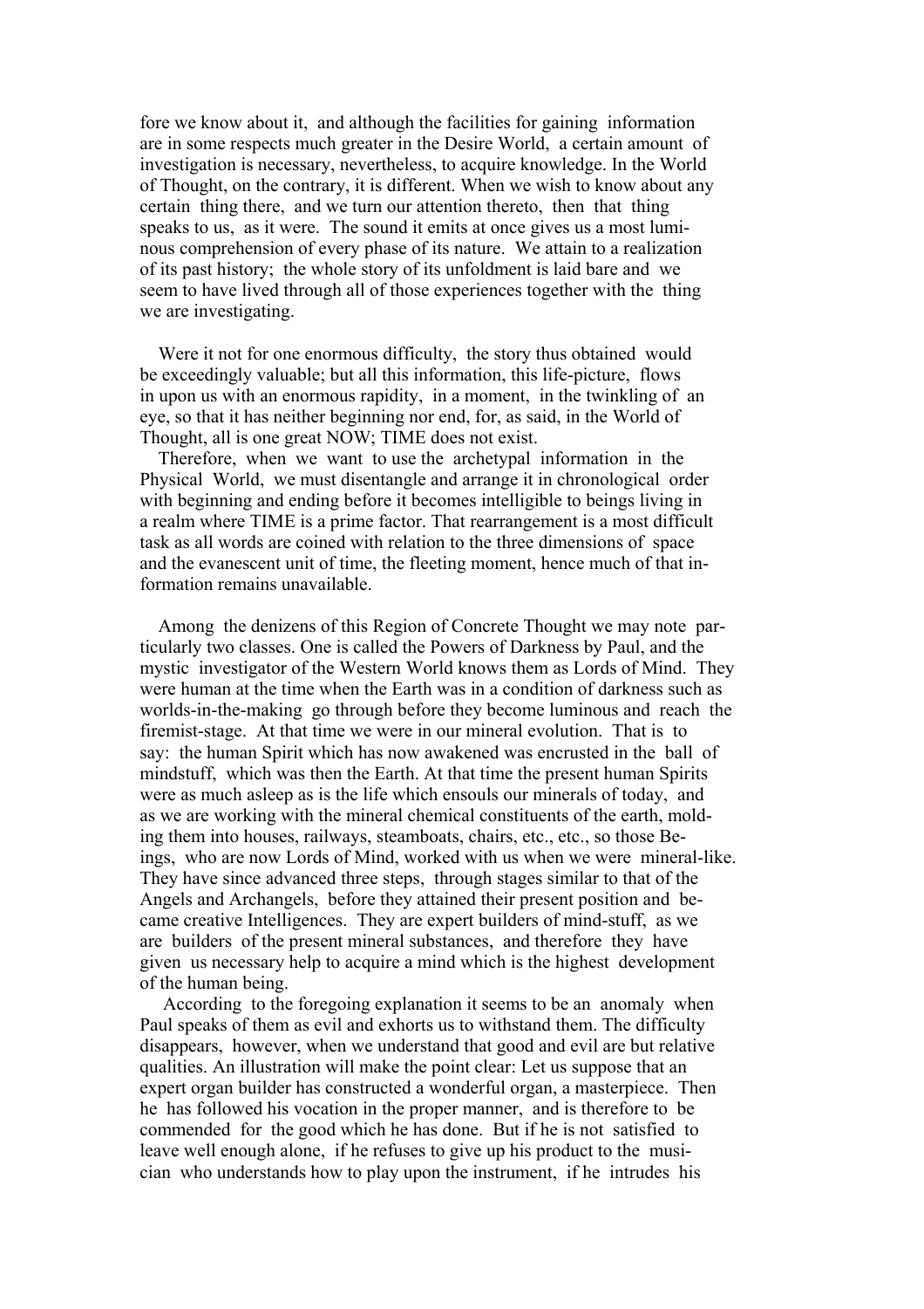fore we know about it, and although the facilities for gaining information are in some respects much greater in the Desire World, a certain amount of investigation is necessary, nevertheless, to acquire knowledge. In the World of Thought, on the contrary, it is different. When we wish to know about any certain thing there, and we turn our attention thereto, then that thing speaks to us, as it were. The sound it emits at once gives us a most luminous comprehension of every phase of its nature. We attain to a realization of its past history; the whole story of its unfoldment is laid bare and we seem to have lived through all of those experiences together with the thing we are investigating.

Were it not for one enormous difficulty, the story thus obtained would be exceedingly valuable; but all this information, this life-picture, flows in upon us with an enormous rapidity, in a moment, in the twinkling of an eye, so that it has neither beginning nor end, for, as said, in the World of Thought, all is one great NOW; TIME does not exist.

Therefore, when we want to use the archetypal information in the Physical World, we must disentangle and arrange it in chronological order with beginning and ending before it becomes intelligible to beings living in a realm where TIME is a prime factor. That rearrangement is a most difficult task as all words are coined with relation to the three dimensions of space and the evanescent unit of time, the fleeting moment, hence much of that information remains unavailable.

Among the denizens of this Region of Concrete Thought we may note particularly two classes. One is called the Powers of Darkness by Paul, and the mystic investigator of the Western World knows them as Lords of Mind. They were human at the time when the Earth was in a condition of darkness such as worlds-in-the-making go through before they become luminous and reach the firemist-stage. At that time we were in our mineral evolution. That is to say: the human Spirit which has now awakened was encrusted in the ball of mindstuff, which was then the Earth. At that time the present human Spirits were as much asleep as is the life which ensouls our minerals of today, and as we are working with the mineral chemical constituents of the earth, molding them into houses, railways, steamboats, chairs, etc., etc., so those Beings, who are now Lords of Mind, worked with us when we were mineral-like. They have since advanced three steps, through stages similar to that of the Angels and Archangels, before they attained their present position and became creative Intelligences. They are expert builders of mind-stuff, as we are builders of the present mineral substances, and therefore they have given us necessary help to acquire a mind which is the highest development of the human being.

According to the foregoing explanation it seems to be an anomaly when Paul speaks of them as evil and exhorts us to withstand them. The difficulty disappears, however, when we understand that good and evil are but relative qualities. An illustration will make the point clear: Let us suppose that an expert organ builder has constructed a wonderful organ, a masterpiece. Then he has followed his vocation in the proper manner, and is therefore to be commended for the good which he has done. But if he is not satisfied to leave well enough alone, if he refuses to give up his product to the musician who understands how to play upon the instrument, if he intrudes his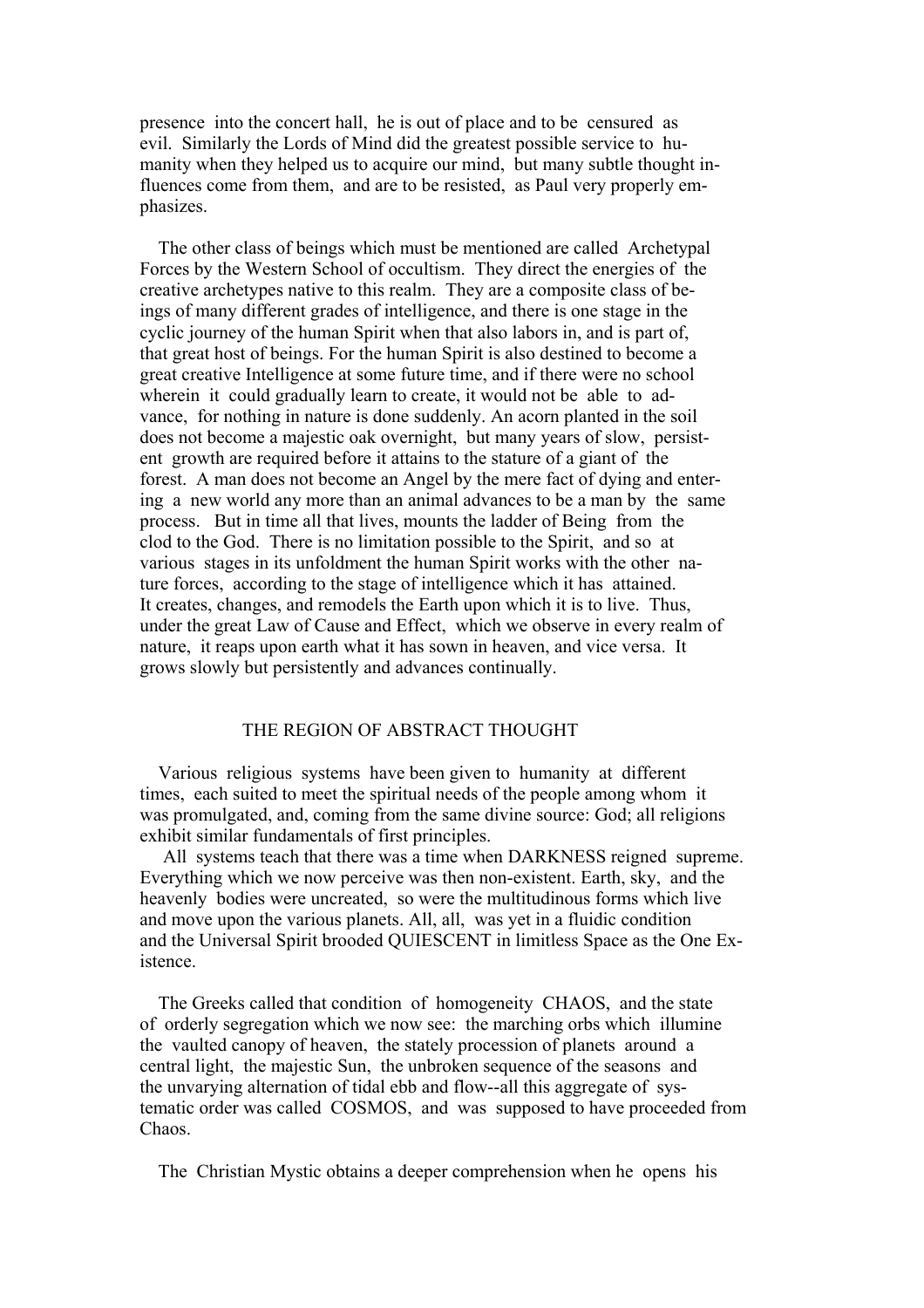presence into the concert hall, he is out of place and to be censured as evil. Similarly the Lords of Mind did the greatest possible service to humanity when they helped us to acquire our mind, but many subtle thought influences come from them, and are to be resisted, as Paul very properly emphasizes.

The other class of beings which must be mentioned are called Archetypal Forces by the Western School of occultism. They direct the energies of the creative archetypes native to this realm. They are a composite class of beings of many different grades of intelligence, and there is one stage in the cyclic journey of the human Spirit when that also labors in, and is part of, that great host of beings. For the human Spirit is also destined to become a great creative Intelligence at some future time, and if there were no school wherein it could gradually learn to create, it would not be able to advance, for nothing in nature is done suddenly. An acorn planted in the soil does not become a majestic oak overnight, but many years of slow, persistent growth are required before it attains to the stature of a giant of the forest. A man does not become an Angel by the mere fact of dying and entering a new world any more than an animal advances to be a man by the same process. But in time all that lives, mounts the ladder of Being from the clod to the God. There is no limitation possible to the Spirit, and so at various stages in its unfoldment the human Spirit works with the other nature forces, according to the stage of intelligence which it has attained. It creates, changes, and remodels the Earth upon which it is to live. Thus, under the great Law of Cause and Effect, which we observe in every realm of nature, it reaps upon earth what it has sown in heaven, and vice versa. It grows slowly but persistently and advances continually.

## THE REGION OF ABSTRACT THOUGHT

Various religious systems have been given to humanity at different times, each suited to meet the spiritual needs of the people among whom it was promulgated, and, coming from the same divine source: God; all religions exhibit similar fundamentals of first principles.

All systems teach that there was a time when DARKNESS reigned supreme. Everything which we now perceive was then non-existent. Earth, sky, and the heavenly bodies were uncreated, so were the multitudinous forms which live and move upon the various planets. All, all, was yet in a fluidic condition and the Universal Spirit brooded QUIESCENT in limitless Space as the One Existence.

The Greeks called that condition of homogeneity CHAOS, and the state of orderly segregation which we now see: the marching orbs which illumine the vaulted canopy of heaven, the stately procession of planets around a central light, the majestic Sun, the unbroken sequence of the seasons and the unvarying alternation of tidal ebb and flow--all this aggregate of systematic order was called COSMOS, and was supposed to have proceeded from Chaos.

The Christian Mystic obtains a deeper comprehension when he opens his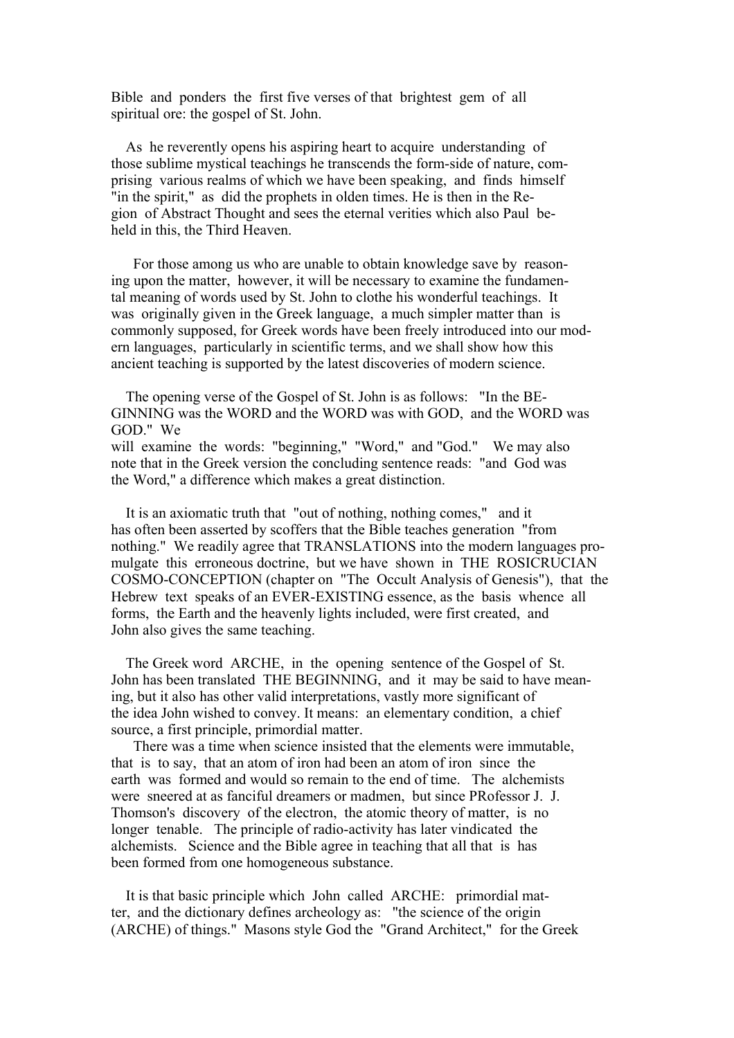Bible and ponders the first five verses of that brightest gem of all spiritual ore: the gospel of St. John.

As he reverently opens his aspiring heart to acquire understanding of those sublime mystical teachings he transcends the form-side of nature, comprising various realms of which we have been speaking, and finds himself "in the spirit," as did the prophets in olden times. He is then in the Region of Abstract Thought and sees the eternal verities which also Paul beheld in this, the Third Heaven.

For those among us who are unable to obtain knowledge save by reasoning upon the matter, however, it will be necessary to examine the fundamental meaning of words used by St. John to clothe his wonderful teachings. It was originally given in the Greek language, a much simpler matter than is commonly supposed, for Greek words have been freely introduced into our modern languages, particularly in scientific terms, and we shall show how this ancient teaching is supported by the latest discoveries of modern science.

The opening verse of the Gospel of St. John is as follows: "In the BEGINNING was the WORD and the WORD was with GOD, and the WORD was GOD." We will examine the words: "beginning," "Word," and "God." We may also note that in the Greek version the concluding sentence reads: "and God was the Word," a difference which makes a great distinction.

It is an axiomatic truth that "out of nothing, nothing comes," and it has often been asserted by scoffers that the Bible teaches generation "from nothing." We readily agree that TRANSLATIONS into the modern languages promulgate this erroneous doctrine, but we have shown in THE ROSICRUCIAN COSMO-CONCEPTION (chapter on "The Occult Analysis of Genesis"), that the Hebrew text speaks of an EVER-EXISTING essence, as the basis whence all forms, the Earth and the heavenly lights included, were first created, and John also gives the same teaching.

The Greek word ARCHE, in the opening sentence of the Gospel of St. John has been translated THE BEGINNING, and it may be said to have meaning, but it also has other valid interpretations, vastly more significant of the idea John wished to convey. It means: an elementary condition, a chief source, a first principle, primordial matter.

There was a time when science insisted that the elements were immutable, that is to say, that an atom of iron had been an atom of iron since the earth was formed and would so remain to the end of time. The alchemists were sneered at as fanciful dreamers or madmen, but since PRofessor J. J. Thomson's discovery of the electron, the atomic theory of matter, is no longer tenable. The principle of radio-activity has later vindicated the alchemists. Science and the Bible agree in teaching that all that is has been formed from one homogeneous substance.

It is that basic principle which John called ARCHE: primordial matter, and the dictionary defines archeology as: "the science of the origin (ARCHE) of things." Masons style God the "Grand Architect," for the Greek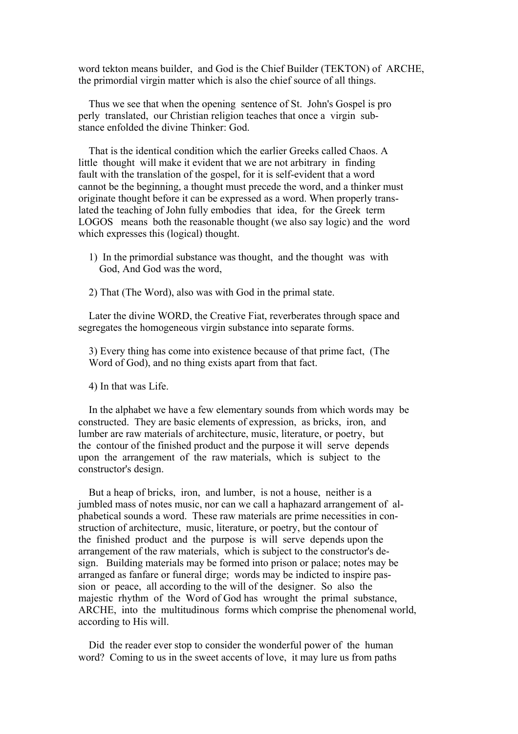word tekton means builder, and God is the Chief Builder (TEKTON) of ARCHE, the primordial virgin matter which is also the chief source of all things.

Thus we see that when the opening sentence of St. John's Gospel is properly translated, our Christian religion teaches that once a virgin substance enfolded the divine Thinker: God.

That is the identical condition which the earlier Greeks called Chaos. A little thought will make it evident that we are not arbitrary in finding fault with the translation of the gospel, for it is self-evident that a word cannot be the beginning, a thought must precede the word, and a thinker must originate thought before it can be expressed as a word. When properly translated the teaching of John fully embodies that idea, for the Greek term LOGOS means both the reasonable thought (we also say logic) and the word which expresses this (logical) thought.

1) In the primordial substance was thought, and the thought was with God, And God was the word,

2) That (The Word), also was with God in the primal state.

Later the divine WORD, the Creative Fiat, reverberates through space and segregates the homogeneous virgin substance into separate forms.

3) Every thing has come into existence because of that prime fact, (The Word of God), and no thing exists apart from that fact.

4) In that was Life.

In the alphabet we have a few elementary sounds from which words may be constructed. They are basic elements of expression, as bricks, iron, and lumber are raw materials of architecture, music, literature, or poetry, but the contour of the finished product and the purpose it will serve depends upon the arrangement of the raw materials, which is subject to the constructor's design.

But a heap of bricks, iron, and lumber, is not a house, neither is a jumbled mass of notes music, nor can we call a haphazard arrangement of alphabetical sounds a word. These raw materials are prime necessities in construction of architecture, music, literature, or poetry, but the contour of the finished product and the purpose is will serve depends upon the arrangement of the raw materials, which is subject to the constructor's design. Building materials may be formed into prison or palace; notes may be arranged as fanfare or funeral dirge; words may be indicted to inspire passion or peace, all according to the will of the designer. So also the majestic rhythm of the Word of God has wrought the primal substance, ARCHE, into the multitudinous forms which comprise the phenomenal world, according to His will.

Did the reader ever stop to consider the wonderful power of the human word? Coming to us in the sweet accents of love, it may lure us from paths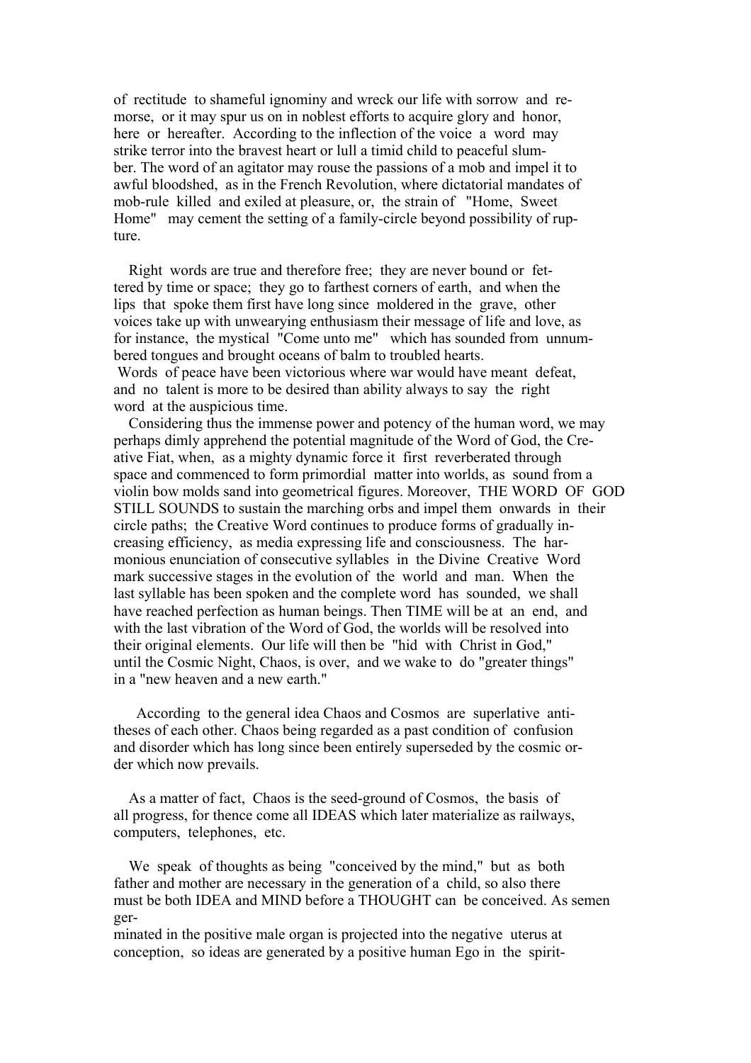of rectitude to shameful ignominy and wreck our life with sorrow and remorse, or it may spur us on in noblest efforts to acquire glory and honor, here or hereafter. According to the inflection of the voice a word may strike terror into the bravest heart or lull a timid child to peaceful slumber. The word of an agitator may rouse the passions of a mob and impel it to awful bloodshed, as in the French Revolution, where dictatorial mandates of mob-rule killed and exiled at pleasure, or, the strain of "Home, Sweet Home" may cement the setting of a family-circle beyond possibility of rupture.

Right words are true and therefore free; they are never bound or fettered by time or space; they go to farthest corners of earth, and when the lips that spoke them first have long since moldered in the grave, other voices take up with unwearying enthusiasm their message of life and love, as for instance, the mystical "Come unto me" which has sounded from unnumbered tongues and brought oceans of balm to troubled hearts.
Words of peace have been victorious where war would have meant defeat, and no talent is more to be desired than ability always to say the right word at the auspicious time.

Considering thus the immense power and potency of the human word, we may perhaps dimly apprehend the potential magnitude of the Word of God, the Creative Fiat, when, as a mighty dynamic force it first reverberated through space and commenced to form primordial matter into worlds, as sound from a violin bow molds sand into geometrical figures. Moreover, THE WORD OF GOD STILL SOUNDS to sustain the marching orbs and impel them onwards in their circle paths; the Creative Word continues to produce forms of gradually increasing efficiency, as media expressing life and consciousness. The harmonious enunciation of consecutive syllables in the Divine Creative Word mark successive stages in the evolution of the world and man. When the last syllable has been spoken and the complete word has sounded, we shall have reached perfection as human beings. Then TIME will be at an end, and with the last vibration of the Word of God, the worlds will be resolved into their original elements. Our life will then be "hid with Christ in God," until the Cosmic Night, Chaos, is over, and we wake to do "greater things" in a "new heaven and a new earth."

According to the general idea Chaos and Cosmos are superlative antitheses of each other. Chaos being regarded as a past condition of confusion and disorder which has long since been entirely superseded by the cosmic order which now prevails.

As a matter of fact, Chaos is the seed-ground of Cosmos, the basis of all progress, for thence come all IDEAS which later materialize as railways, computers, telephones, etc.

We speak of thoughts as being "conceived by the mind," but as both father and mother are necessary in the generation of a child, so also there must be both IDEA and MIND before a THOUGHT can be conceived. As semen germinated in the positive male organ is projected into the negative uterus at conception, so ideas are generated by a positive human Ego in the spirit-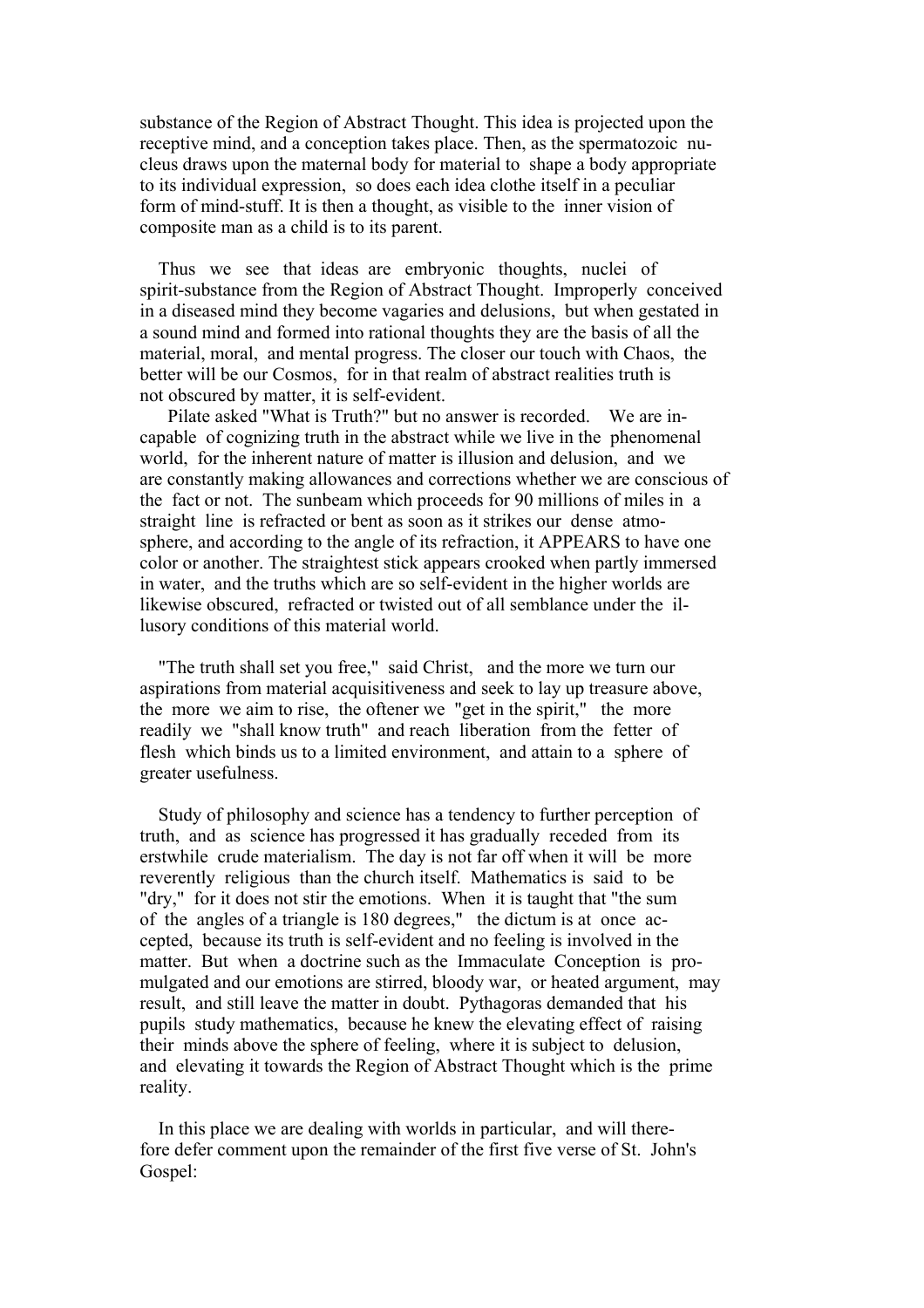substance of the Region of Abstract Thought. This idea is projected upon the receptive mind, and a conception takes place. Then, as the spermatozoic nucleus draws upon the maternal body for material to shape a body appropriate to its individual expression, so does each idea clothe itself in a peculiar form of mind-stuff. It is then a thought, as visible to the inner vision of composite man as a child is to its parent.

Thus we see that ideas are embryonic thoughts, nuclei of spirit-substance from the Region of Abstract Thought. Improperly conceived in a diseased mind they become vagaries and delusions, but when gestated in a sound mind and formed into rational thoughts they are the basis of all the material, moral, and mental progress. The closer our touch with Chaos, the better will be our Cosmos, for in that realm of abstract realities truth is not obscured by matter, it is self-evident.

Pilate asked "What is Truth?" but no answer is recorded. We are incapable of cognizing truth in the abstract while we live in the phenomenal world, for the inherent nature of matter is illusion and delusion, and we are constantly making allowances and corrections whether we are conscious of the fact or not. The sunbeam which proceeds for 90 millions of miles in a straight line is refracted or bent as soon as it strikes our dense atmosphere, and according to the angle of its refraction, it APPEARS to have one color or another. The straightest stick appears crooked when partly immersed in water, and the truths which are so self-evident in the higher worlds are likewise obscured, refracted or twisted out of all semblance under the illusory conditions of this material world.

"The truth shall set you free," said Christ, and the more we turn our aspirations from material acquisitiveness and seek to lay up treasure above, the more we aim to rise, the oftener we "get in the spirit," the more readily we "shall know truth" and reach liberation from the fetter of flesh which binds us to a limited environment, and attain to a sphere of greater usefulness.

Study of philosophy and science has a tendency to further perception of truth, and as science has progressed it has gradually receded from its erstwhile crude materialism. The day is not far off when it will be more reverently religious than the church itself. Mathematics is said to be "dry," for it does not stir the emotions. When it is taught that "the sum of the angles of a triangle is 180 degrees," the dictum is at once accepted, because its truth is self-evident and no feeling is involved in the matter. But when a doctrine such as the Immaculate Conception is promulgated and our emotions are stirred, bloody war, or heated argument, may result, and still leave the matter in doubt. Pythagoras demanded that his pupils study mathematics, because he knew the elevating effect of raising their minds above the sphere of feeling, where it is subject to delusion, and elevating it towards the Region of Abstract Thought which is the prime reality.

In this place we are dealing with worlds in particular, and will therefore defer comment upon the remainder of the first five verse of St. John's Gospel: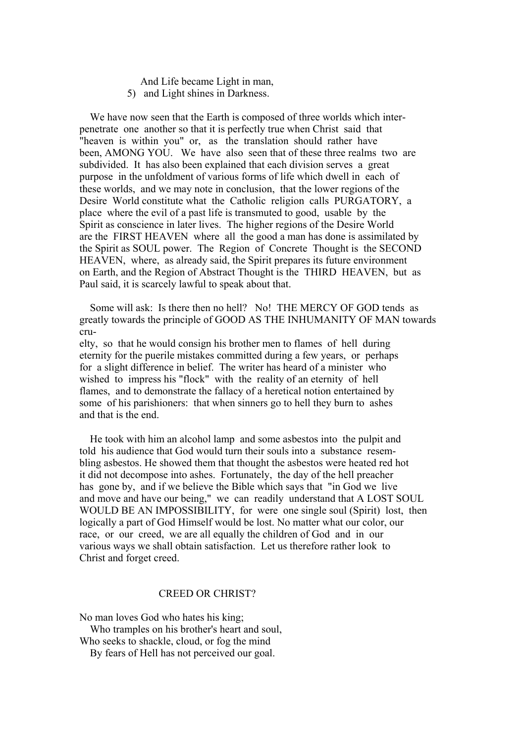And Life became Light in man,
5) and Light shines in Darkness.

We have now seen that the Earth is composed of three worlds which interpenetrate one another so that it is perfectly true when Christ said that "heaven is within you" or, as the translation should rather have been, AMONG YOU. We have also seen that of these three realms two are subdivided. It has also been explained that each division serves a great purpose in the unfoldment of various forms of life which dwell in each of these worlds, and we may note in conclusion, that the lower regions of the Desire World constitute what the Catholic religion calls PURGATORY, a place where the evil of a past life is transmuted to good, usable by the Spirit as conscience in later lives. The higher regions of the Desire World are the FIRST HEAVEN where all the good a man has done is assimilated by the Spirit as SOUL power. The Region of Concrete Thought is the SECOND HEAVEN, where, as already said, the Spirit prepares its future environment on Earth, and the Region of Abstract Thought is the THIRD HEAVEN, but as Paul said, it is scarcely lawful to speak about that.

Some will ask: Is there then no hell? No! THE MERCY OF GOD tends as greatly towards the principle of GOOD AS THE INHUMANITY OF MAN towards cruelty, so that he would consign his brother men to flames of hell during eternity for the puerile mistakes committed during a few years, or perhaps for a slight difference in belief. The writer has heard of a minister who wished to impress his "flock" with the reality of an eternity of hell flames, and to demonstrate the fallacy of a heretical notion entertained by some of his parishioners: that when sinners go to hell they burn to ashes and that is the end.

He took with him an alcohol lamp and some asbestos into the pulpit and told his audience that God would turn their souls into a substance resembling asbestos. He showed them that thought the asbestos were heated red hot it did not decompose into ashes. Fortunately, the day of the hell preacher has gone by, and if we believe the Bible which says that "in God we live and move and have our being," we can readily understand that A LOST SOUL WOULD BE AN IMPOSSIBILITY, for were one single soul (Spirit) lost, then logically a part of God Himself would be lost. No matter what our color, our race, or our creed, we are all equally the children of God and in our various ways we shall obtain satisfaction. Let us therefore rather look to Christ and forget creed.

## CREED OR CHRIST?

No man loves God who hates his king;
Who tramples on his brother's heart and soul,
Who seeks to shackle, cloud, or fog the mind
By fears of Hell has not perceived our goal.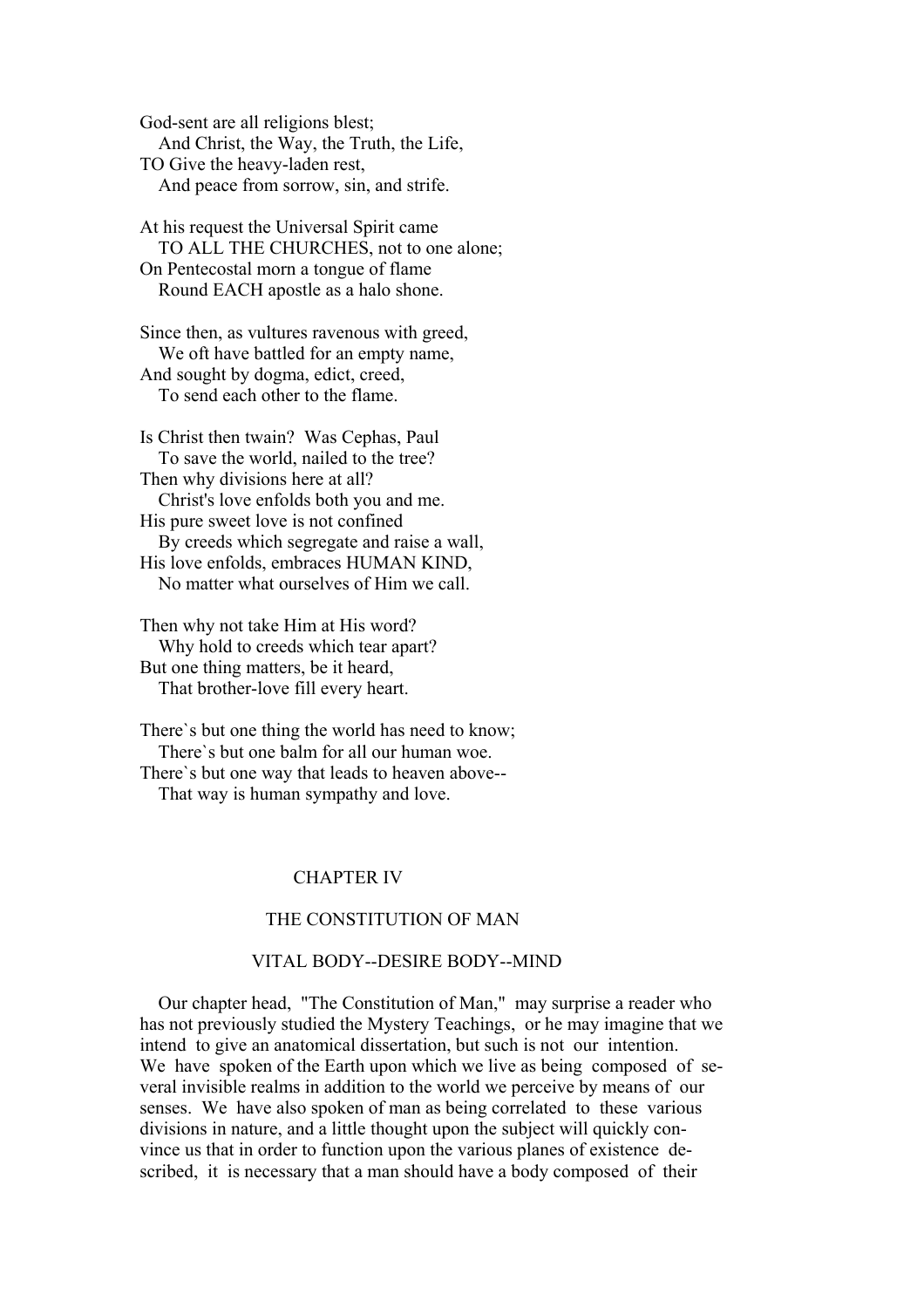God-sent are all religions blest;
   And Christ, the Way, the Truth, the Life,
TO Give the heavy-laden rest,
   And peace from sorrow, sin, and strife.

At his request the Universal Spirit came
   TO ALL THE CHURCHES, not to one alone;
On Pentecostal morn a tongue of flame
   Round EACH apostle as a halo shone.

Since then, as vultures ravenous with greed,
   We oft have battled for an empty name,
And sought by dogma, edict, creed,
   To send each other to the flame.

Is Christ then twain? Was Cephas, Paul
   To save the world, nailed to the tree?
Then why divisions here at all?
   Christ's love enfolds both you and me.
His pure sweet love is not confined
   By creeds which segregate and raise a wall,
His love enfolds, embraces HUMAN KIND,
   No matter what ourselves of Him we call.

Then why not take Him at His word?
   Why hold to creeds which tear apart?
But one thing matters, be it heard,
   That brother-love fill every heart.

There`s but one thing the world has need to know;
   There`s but one balm for all our human woe.
There`s but one way that leads to heaven above--
   That way is human sympathy and love.

## CHAPTER IV

## THE CONSTITUTION OF MAN

### VITAL BODY--DESIRE BODY--MIND

Our chapter head, "The Constitution of Man," may surprise a reader who has not previously studied the Mystery Teachings, or he may imagine that we intend to give an anatomical dissertation, but such is not our intention. We have spoken of the Earth upon which we live as being composed of several invisible realms in addition to the world we perceive by means of our senses. We have also spoken of man as being correlated to these various divisions in nature, and a little thought upon the subject will quickly convince us that in order to function upon the various planes of existence described, it is necessary that a man should have a body composed of their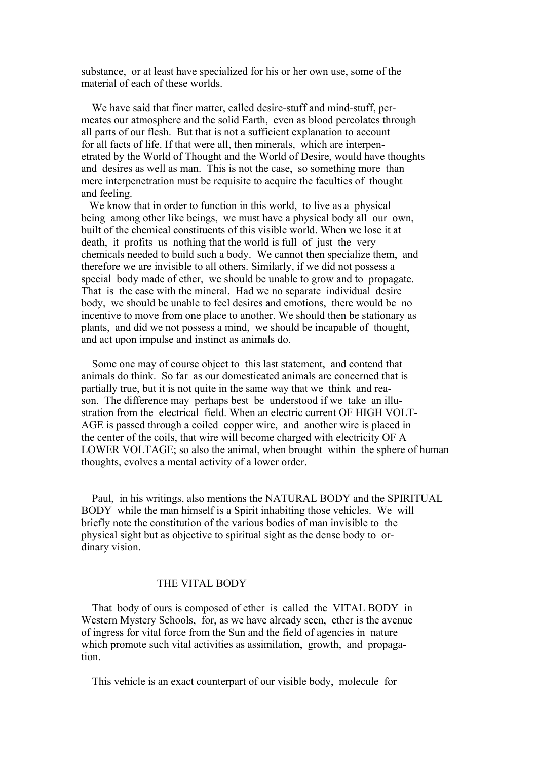substance, or at least have specialized for his or her own use, some of the material of each of these worlds.

We have said that finer matter, called desire-stuff and mind-stuff, permeates our atmosphere and the solid Earth, even as blood percolates through all parts of our flesh. But that is not a sufficient explanation to account for all facts of life. If that were all, then minerals, which are interpenetrated by the World of Thought and the World of Desire, would have thoughts and desires as well as man. This is not the case, so something more than mere interpenetration must be requisite to acquire the faculties of thought and feeling.

We know that in order to function in this world, to live as a physical being among other like beings, we must have a physical body all our own, built of the chemical constituents of this visible world. When we lose it at death, it profits us nothing that the world is full of just the very chemicals needed to build such a body. We cannot then specialize them, and therefore we are invisible to all others. Similarly, if we did not possess a special body made of ether, we should be unable to grow and to propagate. That is the case with the mineral. Had we no separate individual desire body, we should be unable to feel desires and emotions, there would be no incentive to move from one place to another. We should then be stationary as plants, and did we not possess a mind, we should be incapable of thought, and act upon impulse and instinct as animals do.

Some one may of course object to this last statement, and contend that animals do think. So far as our domesticated animals are concerned that is partially true, but it is not quite in the same way that we think and reason. The difference may perhaps best be understood if we take an illustration from the electrical field. When an electric current OF HIGH VOLTAGE is passed through a coiled copper wire, and another wire is placed in the center of the coils, that wire will become charged with electricity OF A LOWER VOLTAGE; so also the animal, when brought within the sphere of human thoughts, evolves a mental activity of a lower order.

Paul, in his writings, also mentions the NATURAL BODY and the SPIRITUAL BODY while the man himself is a Spirit inhabiting those vehicles. We will briefly note the constitution of the various bodies of man invisible to the physical sight but as objective to spiritual sight as the dense body to ordinary vision.

## THE VITAL BODY

That body of ours is composed of ether is called the VITAL BODY in Western Mystery Schools, for, as we have already seen, ether is the avenue of ingress for vital force from the Sun and the field of agencies in nature which promote such vital activities as assimilation, growth, and propagation.

This vehicle is an exact counterpart of our visible body, molecule for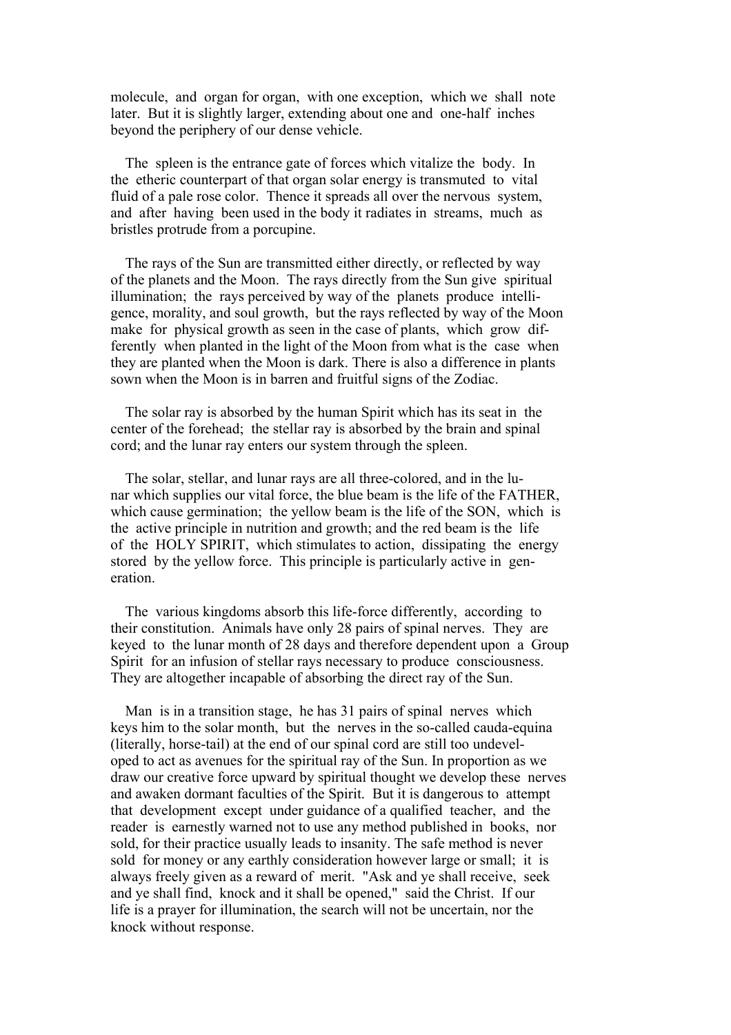molecule, and organ for organ, with one exception, which we shall note later. But it is slightly larger, extending about one and one-half inches beyond the periphery of our dense vehicle.

The spleen is the entrance gate of forces which vitalize the body. In the etheric counterpart of that organ solar energy is transmuted to vital fluid of a pale rose color. Thence it spreads all over the nervous system, and after having been used in the body it radiates in streams, much as bristles protrude from a porcupine.

The rays of the Sun are transmitted either directly, or reflected by way of the planets and the Moon. The rays directly from the Sun give spiritual illumination; the rays perceived by way of the planets produce intelligence, morality, and soul growth, but the rays reflected by way of the Moon make for physical growth as seen in the case of plants, which grow differently when planted in the light of the Moon from what is the case when they are planted when the Moon is dark. There is also a difference in plants sown when the Moon is in barren and fruitful signs of the Zodiac.

The solar ray is absorbed by the human Spirit which has its seat in the center of the forehead; the stellar ray is absorbed by the brain and spinal cord; and the lunar ray enters our system through the spleen.

The solar, stellar, and lunar rays are all three-colored, and in the lunar which supplies our vital force, the blue beam is the life of the FATHER, which cause germination; the yellow beam is the life of the SON, which is the active principle in nutrition and growth; and the red beam is the life of the HOLY SPIRIT, which stimulates to action, dissipating the energy stored by the yellow force. This principle is particularly active in generation.

The various kingdoms absorb this life-force differently, according to their constitution. Animals have only 28 pairs of spinal nerves. They are keyed to the lunar month of 28 days and therefore dependent upon a Group Spirit for an infusion of stellar rays necessary to produce consciousness. They are altogether incapable of absorbing the direct ray of the Sun.

Man is in a transition stage, he has 31 pairs of spinal nerves which keys him to the solar month, but the nerves in the so-called cauda-equina (literally, horse-tail) at the end of our spinal cord are still too undeveloped to act as avenues for the spiritual ray of the Sun. In proportion as we draw our creative force upward by spiritual thought we develop these nerves and awaken dormant faculties of the Spirit. But it is dangerous to attempt that development except under guidance of a qualified teacher, and the reader is earnestly warned not to use any method published in books, nor sold, for their practice usually leads to insanity. The safe method is never sold for money or any earthly consideration however large or small; it is always freely given as a reward of merit. "Ask and ye shall receive, seek and ye shall find, knock and it shall be opened," said the Christ. If our life is a prayer for illumination, the search will not be uncertain, nor the knock without response.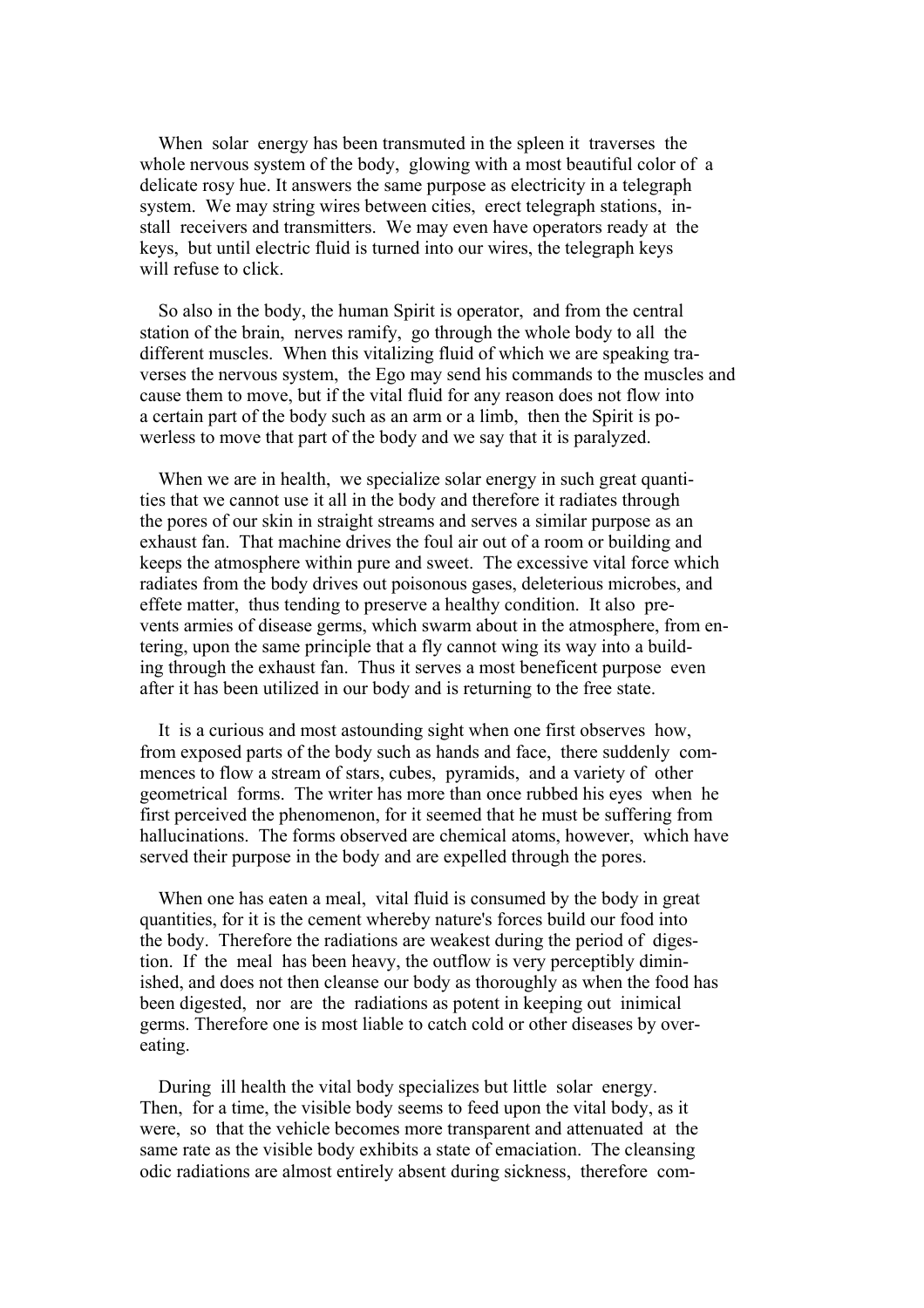When solar energy has been transmuted in the spleen it traverses the whole nervous system of the body, glowing with a most beautiful color of a delicate rosy hue. It answers the same purpose as electricity in a telegraph system. We may string wires between cities, erect telegraph stations, install receivers and transmitters. We may even have operators ready at the keys, but until electric fluid is turned into our wires, the telegraph keys will refuse to click.

So also in the body, the human Spirit is operator, and from the central station of the brain, nerves ramify, go through the whole body to all the different muscles. When this vitalizing fluid of which we are speaking traverses the nervous system, the Ego may send his commands to the muscles and cause them to move, but if the vital fluid for any reason does not flow into a certain part of the body such as an arm or a limb, then the Spirit is powerless to move that part of the body and we say that it is paralyzed.

When we are in health, we specialize solar energy in such great quantities that we cannot use it all in the body and therefore it radiates through the pores of our skin in straight streams and serves a similar purpose as an exhaust fan. That machine drives the foul air out of a room or building and keeps the atmosphere within pure and sweet. The excessive vital force which radiates from the body drives out poisonous gases, deleterious microbes, and effete matter, thus tending to preserve a healthy condition. It also prevents armies of disease germs, which swarm about in the atmosphere, from entering, upon the same principle that a fly cannot wing its way into a building through the exhaust fan. Thus it serves a most beneficent purpose even after it has been utilized in our body and is returning to the free state.

It is a curious and most astounding sight when one first observes how, from exposed parts of the body such as hands and face, there suddenly commences to flow a stream of stars, cubes, pyramids, and a variety of other geometrical forms. The writer has more than once rubbed his eyes when he first perceived the phenomenon, for it seemed that he must be suffering from hallucinations. The forms observed are chemical atoms, however, which have served their purpose in the body and are expelled through the pores.

When one has eaten a meal, vital fluid is consumed by the body in great quantities, for it is the cement whereby nature's forces build our food into the body. Therefore the radiations are weakest during the period of digestion. If the meal has been heavy, the outflow is very perceptibly diminished, and does not then cleanse our body as thoroughly as when the food has been digested, nor are the radiations as potent in keeping out inimical germs. Therefore one is most liable to catch cold or other diseases by overeating.

During ill health the vital body specializes but little solar energy. Then, for a time, the visible body seems to feed upon the vital body, as it were, so that the vehicle becomes more transparent and attenuated at the same rate as the visible body exhibits a state of emaciation. The cleansing odic radiations are almost entirely absent during sickness, therefore com-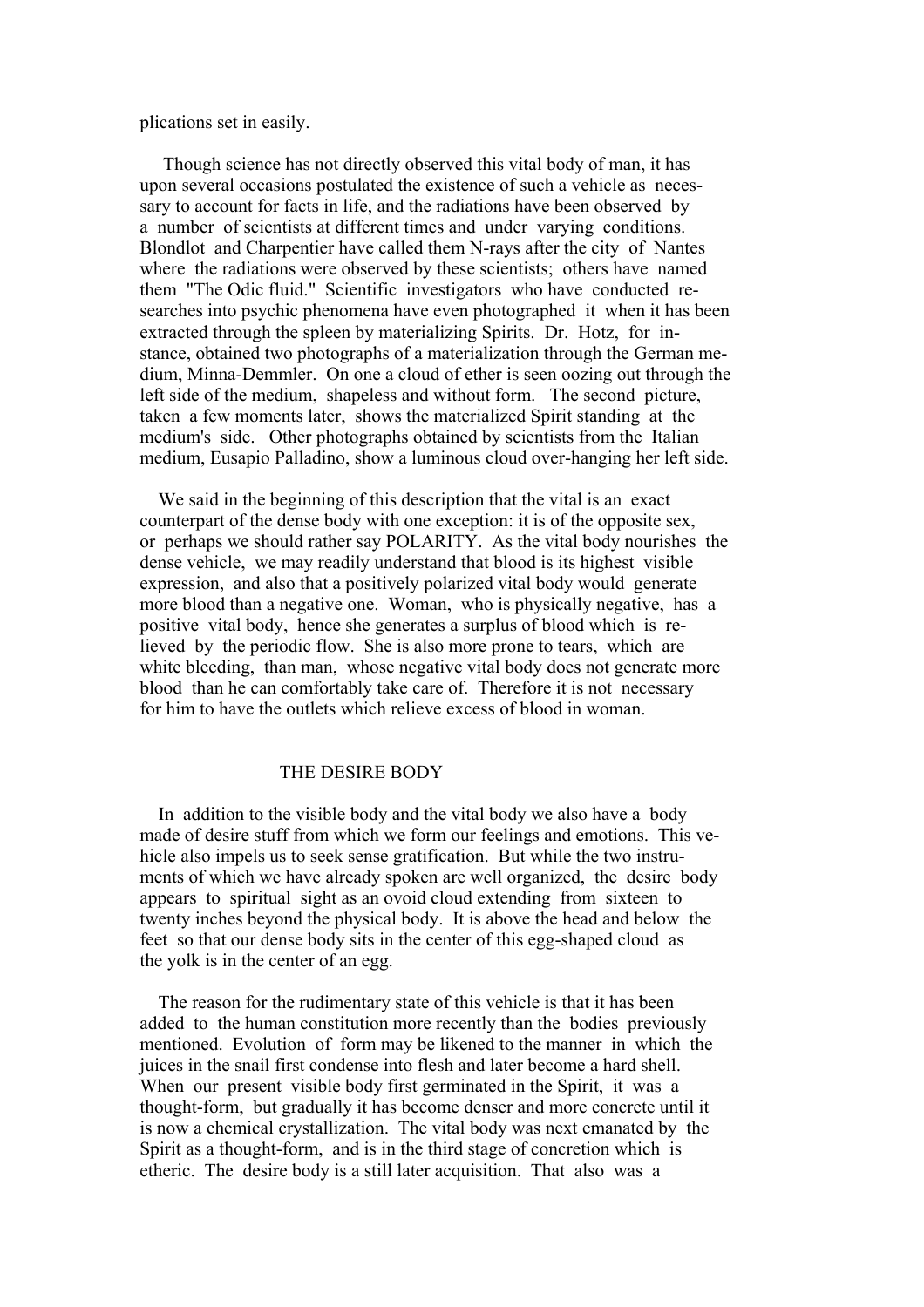plications set in easily.

Though science has not directly observed this vital body of man, it has upon several occasions postulated the existence of such a vehicle as necessary to account for facts in life, and the radiations have been observed by a number of scientists at different times and under varying conditions. Blondlot and Charpentier have called them N-rays after the city of Nantes where the radiations were observed by these scientists; others have named them "The Odic fluid." Scientific investigators who have conducted researches into psychic phenomena have even photographed it when it has been extracted through the spleen by materializing Spirits. Dr. Hotz, for instance, obtained two photographs of a materialization through the German medium, Minna-Demmler. On one a cloud of ether is seen oozing out through the left side of the medium, shapeless and without form. The second picture, taken a few moments later, shows the materialized Spirit standing at the medium's side. Other photographs obtained by scientists from the Italian medium, Eusapio Palladino, show a luminous cloud over-hanging her left side.

We said in the beginning of this description that the vital is an exact counterpart of the dense body with one exception: it is of the opposite sex, or perhaps we should rather say POLARITY. As the vital body nourishes the dense vehicle, we may readily understand that blood is its highest visible expression, and also that a positively polarized vital body would generate more blood than a negative one. Woman, who is physically negative, has a positive vital body, hence she generates a surplus of blood which is relieved by the periodic flow. She is also more prone to tears, which are white bleeding, than man, whose negative vital body does not generate more blood than he can comfortably take care of. Therefore it is not necessary for him to have the outlets which relieve excess of blood in woman.

## THE DESIRE BODY

In addition to the visible body and the vital body we also have a body made of desire stuff from which we form our feelings and emotions. This vehicle also impels us to seek sense gratification. But while the two instruments of which we have already spoken are well organized, the desire body appears to spiritual sight as an ovoid cloud extending from sixteen to twenty inches beyond the physical body. It is above the head and below the feet so that our dense body sits in the center of this egg-shaped cloud as the yolk is in the center of an egg.

The reason for the rudimentary state of this vehicle is that it has been added to the human constitution more recently than the bodies previously mentioned. Evolution of form may be likened to the manner in which the juices in the snail first condense into flesh and later become a hard shell. When our present visible body first germinated in the Spirit, it was a thought-form, but gradually it has become denser and more concrete until it is now a chemical crystallization. The vital body was next emanated by the Spirit as a thought-form, and is in the third stage of concretion which is etheric. The desire body is a still later acquisition. That also was a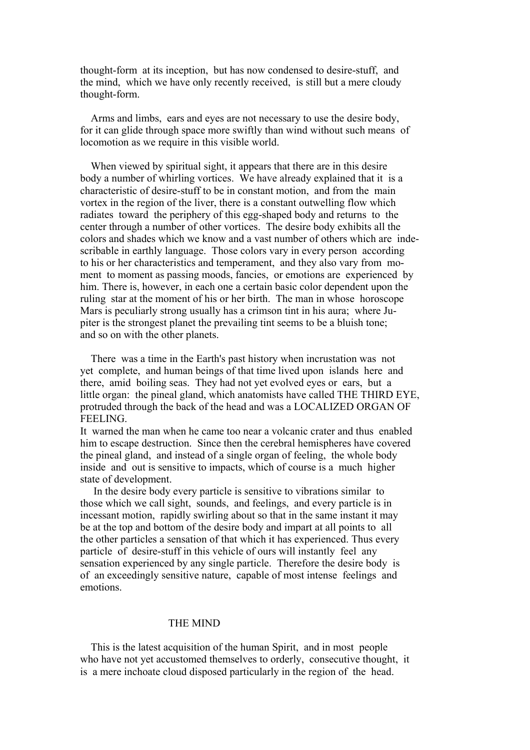thought-form at its inception, but has now condensed to desire-stuff, and the mind, which we have only recently received, is still but a mere cloudy thought-form.

Arms and limbs, ears and eyes are not necessary to use the desire body, for it can glide through space more swiftly than wind without such means of locomotion as we require in this visible world.

When viewed by spiritual sight, it appears that there are in this desire body a number of whirling vortices. We have already explained that it is a characteristic of desire-stuff to be in constant motion, and from the main vortex in the region of the liver, there is a constant outwelling flow which radiates toward the periphery of this egg-shaped body and returns to the center through a number of other vortices. The desire body exhibits all the colors and shades which we know and a vast number of others which are indescribable in earthly language. Those colors vary in every person according to his or her characteristics and temperament, and they also vary from moment to moment as passing moods, fancies, or emotions are experienced by him. There is, however, in each one a certain basic color dependent upon the ruling star at the moment of his or her birth. The man in whose horoscope Mars is peculiarly strong usually has a crimson tint in his aura; where Jupiter is the strongest planet the prevailing tint seems to be a bluish tone; and so on with the other planets.

There was a time in the Earth's past history when incrustation was not yet complete, and human beings of that time lived upon islands here and there, amid boiling seas. They had not yet evolved eyes or ears, but a little organ: the pineal gland, which anatomists have called THE THIRD EYE, protruded through the back of the head and was a LOCALIZED ORGAN OF FEELING.
It warned the man when he came too near a volcanic crater and thus enabled him to escape destruction. Since then the cerebral hemispheres have covered the pineal gland, and instead of a single organ of feeling, the whole body inside and out is sensitive to impacts, which of course is a much higher state of development.

In the desire body every particle is sensitive to vibrations similar to those which we call sight, sounds, and feelings, and every particle is in incessant motion, rapidly swirling about so that in the same instant it may be at the top and bottom of the desire body and impart at all points to all the other particles a sensation of that which it has experienced. Thus every particle of desire-stuff in this vehicle of ours will instantly feel any sensation experienced by any single particle. Therefore the desire body is of an exceedingly sensitive nature, capable of most intense feelings and emotions.

## THE MIND

This is the latest acquisition of the human Spirit, and in most people who have not yet accustomed themselves to orderly, consecutive thought, it is a mere inchoate cloud disposed particularly in the region of the head.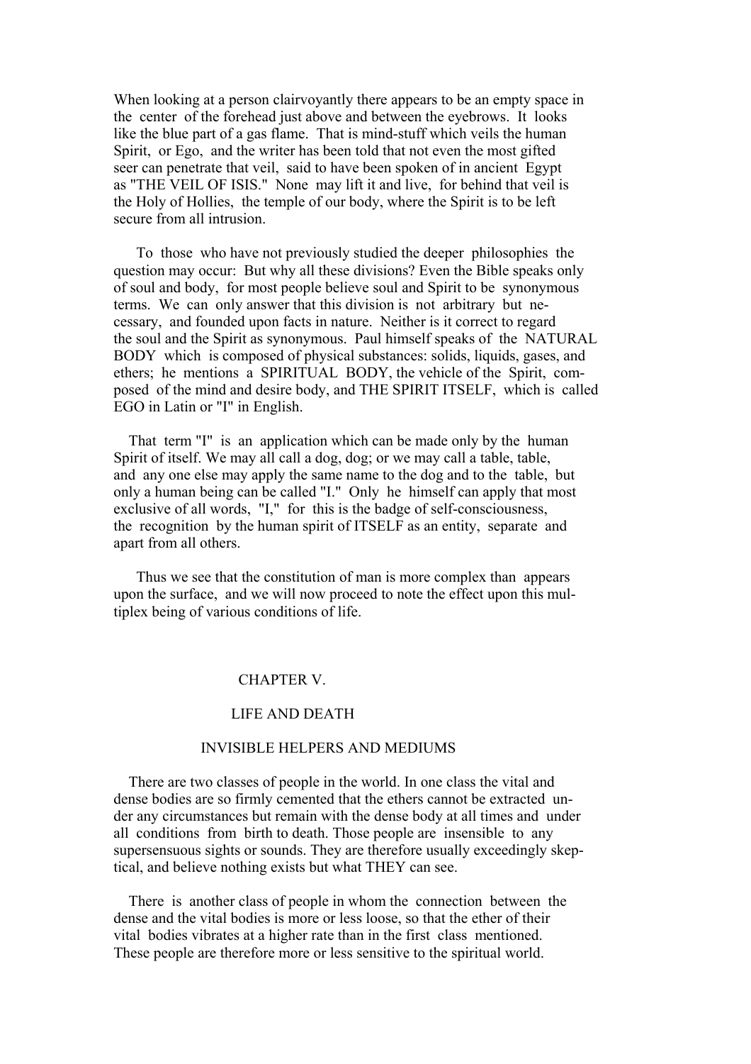When looking at a person clairvoyantly there appears to be an empty space in the center of the forehead just above and between the eyebrows. It looks like the blue part of a gas flame. That is mind-stuff which veils the human Spirit, or Ego, and the writer has been told that not even the most gifted seer can penetrate that veil, said to have been spoken of in ancient Egypt as "THE VEIL OF ISIS." None may lift it and live, for behind that veil is the Holy of Hollies, the temple of our body, where the Spirit is to be left secure from all intrusion.

To those who have not previously studied the deeper philosophies the question may occur: But why all these divisions? Even the Bible speaks only of soul and body, for most people believe soul and Spirit to be synonymous terms. We can only answer that this division is not arbitrary but necessary, and founded upon facts in nature. Neither is it correct to regard the soul and the Spirit as synonymous. Paul himself speaks of the NATURAL BODY which is composed of physical substances: solids, liquids, gases, and ethers; he mentions a SPIRITUAL BODY, the vehicle of the Spirit, composed of the mind and desire body, and THE SPIRIT ITSELF, which is called EGO in Latin or "I" in English.

That term "I" is an application which can be made only by the human Spirit of itself. We may all call a dog, dog; or we may call a table, table, and any one else may apply the same name to the dog and to the table, but only a human being can be called "I." Only he himself can apply that most exclusive of all words, "I," for this is the badge of self-consciousness, the recognition by the human spirit of ITSELF as an entity, separate and apart from all others.

Thus we see that the constitution of man is more complex than appears upon the surface, and we will now proceed to note the effect upon this multiplex being of various conditions of life.

## CHAPTER V.

## LIFE AND DEATH

### INVISIBLE HELPERS AND MEDIUMS

There are two classes of people in the world. In one class the vital and dense bodies are so firmly cemented that the ethers cannot be extracted under any circumstances but remain with the dense body at all times and under all conditions from birth to death. Those people are insensible to any supersensuous sights or sounds. They are therefore usually exceedingly skeptical, and believe nothing exists but what THEY can see.

There is another class of people in whom the connection between the dense and the vital bodies is more or less loose, so that the ether of their vital bodies vibrates at a higher rate than in the first class mentioned. These people are therefore more or less sensitive to the spiritual world.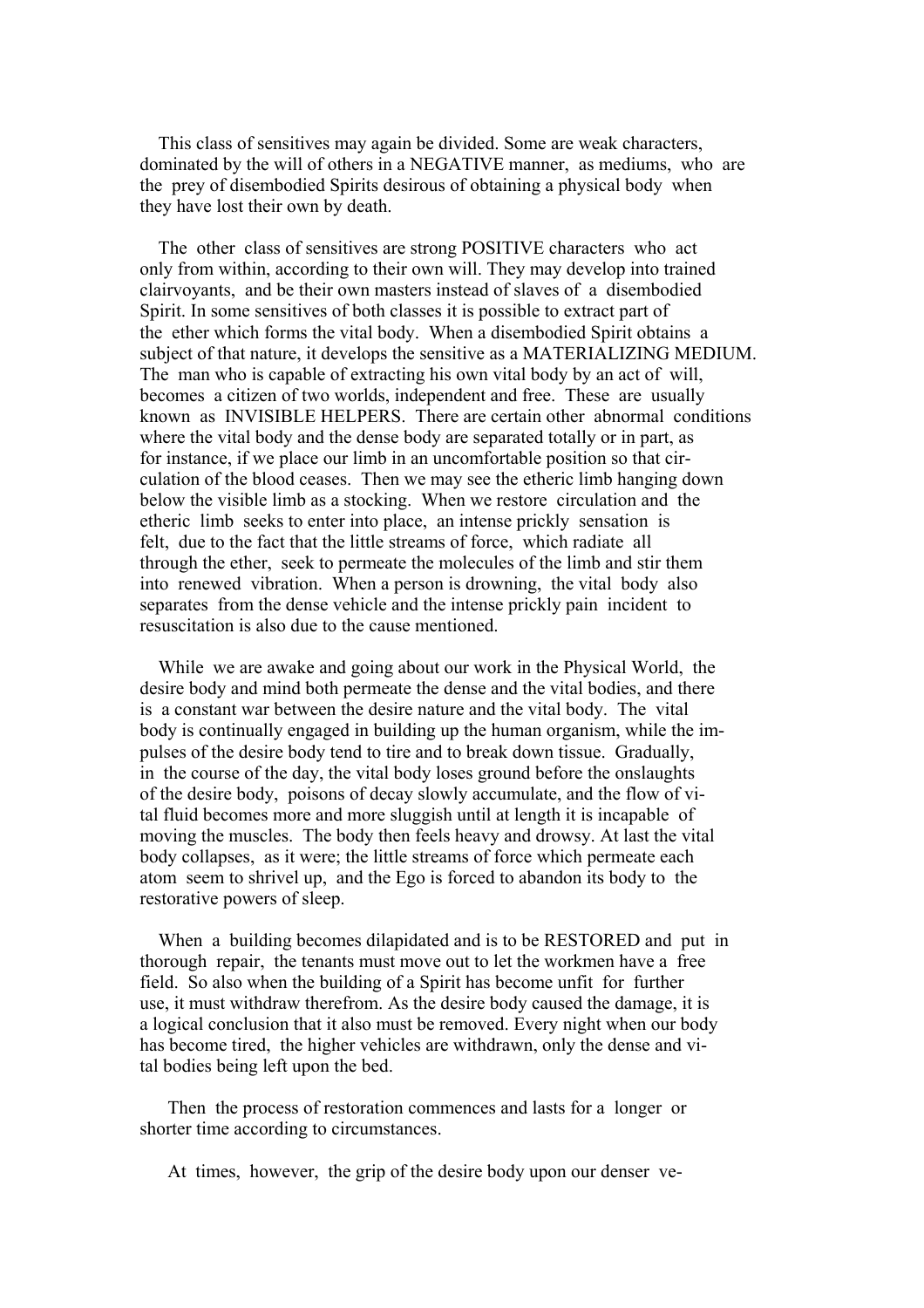This class of sensitives may again be divided. Some are weak characters, dominated by the will of others in a NEGATIVE manner, as mediums, who are the prey of disembodied Spirits desirous of obtaining a physical body when they have lost their own by death.

The other class of sensitives are strong POSITIVE characters who act only from within, according to their own will. They may develop into trained clairvoyants, and be their own masters instead of slaves of a disembodied Spirit. In some sensitives of both classes it is possible to extract part of the ether which forms the vital body. When a disembodied Spirit obtains a subject of that nature, it develops the sensitive as a MATERIALIZING MEDIUM. The man who is capable of extracting his own vital body by an act of will, becomes a citizen of two worlds, independent and free. These are usually known as INVISIBLE HELPERS. There are certain other abnormal conditions where the vital body and the dense body are separated totally or in part, as for instance, if we place our limb in an uncomfortable position so that circulation of the blood ceases. Then we may see the etheric limb hanging down below the visible limb as a stocking. When we restore circulation and the etheric limb seeks to enter into place, an intense prickly sensation is felt, due to the fact that the little streams of force, which radiate all through the ether, seek to permeate the molecules of the limb and stir them into renewed vibration. When a person is drowning, the vital body also separates from the dense vehicle and the intense prickly pain incident to resuscitation is also due to the cause mentioned.

While we are awake and going about our work in the Physical World, the desire body and mind both permeate the dense and the vital bodies, and there is a constant war between the desire nature and the vital body. The vital body is continually engaged in building up the human organism, while the impulses of the desire body tend to tire and to break down tissue. Gradually, in the course of the day, the vital body loses ground before the onslaughts of the desire body, poisons of decay slowly accumulate, and the flow of vital fluid becomes more and more sluggish until at length it is incapable of moving the muscles. The body then feels heavy and drowsy. At last the vital body collapses, as it were; the little streams of force which permeate each atom seem to shrivel up, and the Ego is forced to abandon its body to the restorative powers of sleep.

When a building becomes dilapidated and is to be RESTORED and put in thorough repair, the tenants must move out to let the workmen have a free field. So also when the building of a Spirit has become unfit for further use, it must withdraw therefrom. As the desire body caused the damage, it is a logical conclusion that it also must be removed. Every night when our body has become tired, the higher vehicles are withdrawn, only the dense and vital bodies being left upon the bed.

Then the process of restoration commences and lasts for a longer or shorter time according to circumstances.

At times, however, the grip of the desire body upon our denser ve-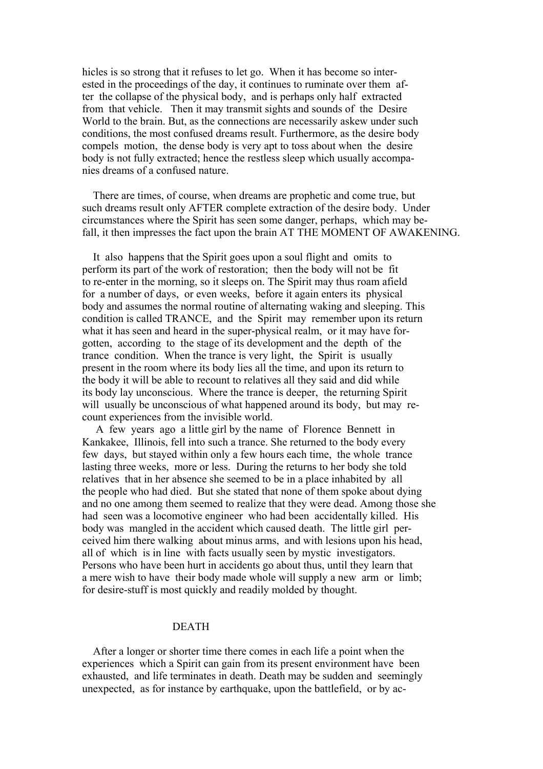hicles is so strong that it refuses to let go. When it has become so interested in the proceedings of the day, it continues to ruminate over them after the collapse of the physical body, and is perhaps only half extracted from that vehicle. Then it may transmit sights and sounds of the Desire World to the brain. But, as the connections are necessarily askew under such conditions, the most confused dreams result. Furthermore, as the desire body compels motion, the dense body is very apt to toss about when the desire body is not fully extracted; hence the restless sleep which usually accompanies dreams of a confused nature.

There are times, of course, when dreams are prophetic and come true, but such dreams result only AFTER complete extraction of the desire body. Under circumstances where the Spirit has seen some danger, perhaps, which may befall, it then impresses the fact upon the brain AT THE MOMENT OF AWAKENING.

It also happens that the Spirit goes upon a soul flight and omits to perform its part of the work of restoration; then the body will not be fit to re-enter in the morning, so it sleeps on. The Spirit may thus roam afield for a number of days, or even weeks, before it again enters its physical body and assumes the normal routine of alternating waking and sleeping. This condition is called TRANCE, and the Spirit may remember upon its return what it has seen and heard in the super-physical realm, or it may have forgotten, according to the stage of its development and the depth of the trance condition. When the trance is very light, the Spirit is usually present in the room where its body lies all the time, and upon its return to the body it will be able to recount to relatives all they said and did while its body lay unconscious. Where the trance is deeper, the returning Spirit will usually be unconscious of what happened around its body, but may recount experiences from the invisible world.

A few years ago a little girl by the name of Florence Bennett in Kankakee, Illinois, fell into such a trance. She returned to the body every few days, but stayed within only a few hours each time, the whole trance lasting three weeks, more or less. During the returns to her body she told relatives that in her absence she seemed to be in a place inhabited by all the people who had died. But she stated that none of them spoke about dying and no one among them seemed to realize that they were dead. Among those she had seen was a locomotive engineer who had been accidentally killed. His body was mangled in the accident which caused death. The little girl perceived him there walking about minus arms, and with lesions upon his head, all of which is in line with facts usually seen by mystic investigators. Persons who have been hurt in accidents go about thus, until they learn that a mere wish to have their body made whole will supply a new arm or limb; for desire-stuff is most quickly and readily molded by thought.

## DEATH

After a longer or shorter time there comes in each life a point when the experiences which a Spirit can gain from its present environment have been exhausted, and life terminates in death. Death may be sudden and seemingly unexpected, as for instance by earthquake, upon the battlefield, or by ac-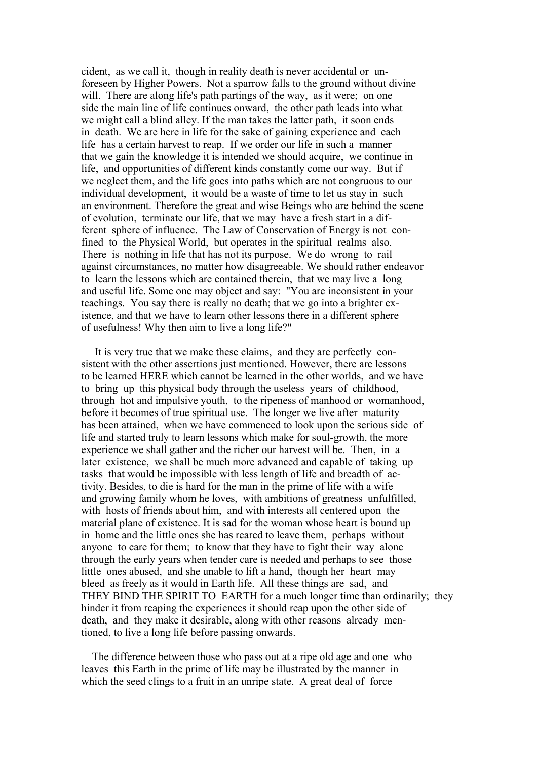cident, as we call it, though in reality death is never accidental or unforeseen by Higher Powers. Not a sparrow falls to the ground without divine will. There are along life's path partings of the way, as it were; on one side the main line of life continues onward, the other path leads into what we might call a blind alley. If the man takes the latter path, it soon ends in death. We are here in life for the sake of gaining experience and each life has a certain harvest to reap. If we order our life in such a manner that we gain the knowledge it is intended we should acquire, we continue in life, and opportunities of different kinds constantly come our way. But if we neglect them, and the life goes into paths which are not congruous to our individual development, it would be a waste of time to let us stay in such an environment. Therefore the great and wise Beings who are behind the scene of evolution, terminate our life, that we may have a fresh start in a different sphere of influence. The Law of Conservation of Energy is not confined to the Physical World, but operates in the spiritual realms also. There is nothing in life that has not its purpose. We do wrong to rail against circumstances, no matter how disagreeable. We should rather endeavor to learn the lessons which are contained therein, that we may live a long and useful life. Some one may object and say: "You are inconsistent in your teachings. You say there is really no death; that we go into a brighter existence, and that we have to learn other lessons there in a different sphere of usefulness! Why then aim to live a long life?"

It is very true that we make these claims, and they are perfectly consistent with the other assertions just mentioned. However, there are lessons to be learned HERE which cannot be learned in the other worlds, and we have to bring up this physical body through the useless years of childhood, through hot and impulsive youth, to the ripeness of manhood or womanhood, before it becomes of true spiritual use. The longer we live after maturity has been attained, when we have commenced to look upon the serious side of life and started truly to learn lessons which make for soul-growth, the more experience we shall gather and the richer our harvest will be. Then, in a later existence, we shall be much more advanced and capable of taking up tasks that would be impossible with less length of life and breadth of activity. Besides, to die is hard for the man in the prime of life with a wife and growing family whom he loves, with ambitions of greatness unfulfilled, with hosts of friends about him, and with interests all centered upon the material plane of existence. It is sad for the woman whose heart is bound up in home and the little ones she has reared to leave them, perhaps without anyone to care for them; to know that they have to fight their way alone through the early years when tender care is needed and perhaps to see those little ones abused, and she unable to lift a hand, though her heart may bleed as freely as it would in Earth life. All these things are sad, and THEY BIND THE SPIRIT TO EARTH for a much longer time than ordinarily; they hinder it from reaping the experiences it should reap upon the other side of death, and they make it desirable, along with other reasons already mentioned, to live a long life before passing onwards.

The difference between those who pass out at a ripe old age and one who leaves this Earth in the prime of life may be illustrated by the manner in which the seed clings to a fruit in an unripe state. A great deal of force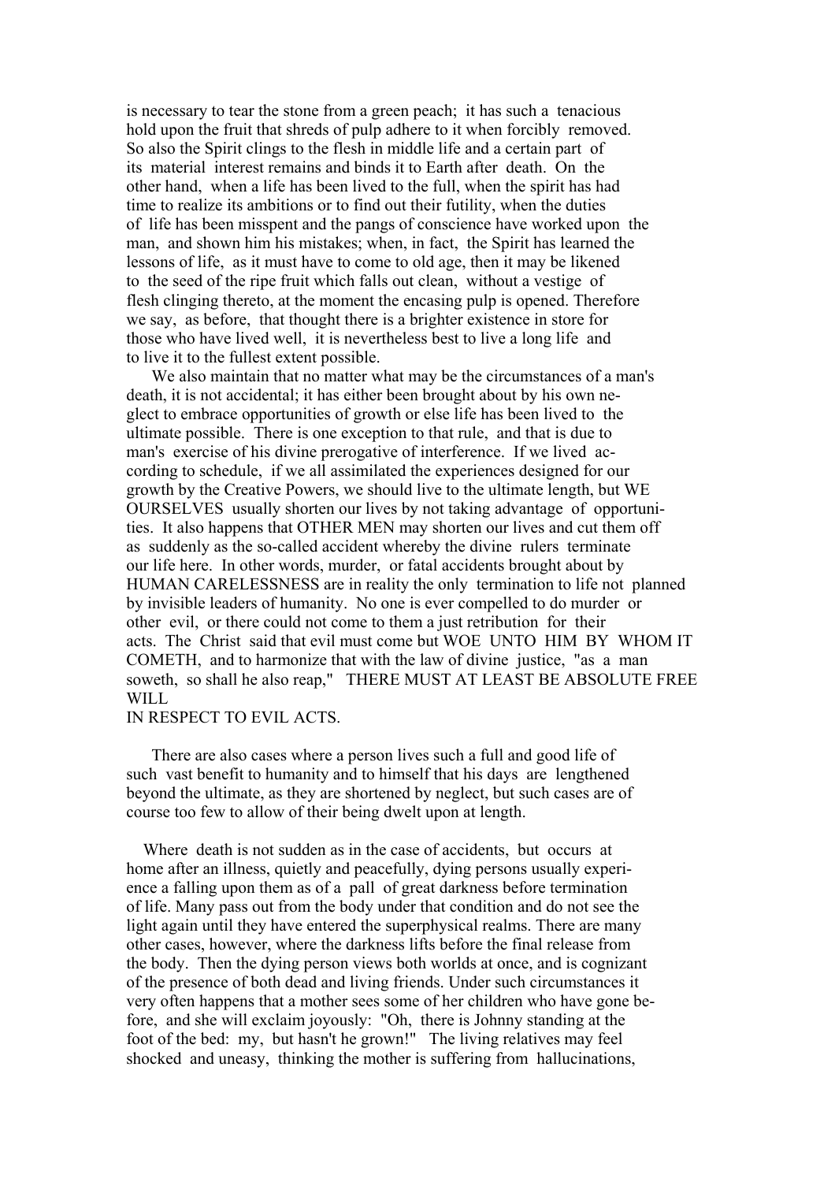is necessary to tear the stone from a green peach; it has such a tenacious hold upon the fruit that shreds of pulp adhere to it when forcibly removed. So also the Spirit clings to the flesh in middle life and a certain part of its material interest remains and binds it to Earth after death. On the other hand, when a life has been lived to the full, when the spirit has had time to realize its ambitions or to find out their futility, when the duties of life has been misspent and the pangs of conscience have worked upon the man, and shown him his mistakes; when, in fact, the Spirit has learned the lessons of life, as it must have to come to old age, then it may be likened to the seed of the ripe fruit which falls out clean, without a vestige of flesh clinging thereto, at the moment the encasing pulp is opened. Therefore we say, as before, that thought there is a brighter existence in store for those who have lived well, it is nevertheless best to live a long life and to live it to the fullest extent possible.

We also maintain that no matter what may be the circumstances of a man's death, it is not accidental; it has either been brought about by his own neglect to embrace opportunities of growth or else life has been lived to the ultimate possible. There is one exception to that rule, and that is due to man's exercise of his divine prerogative of interference. If we lived according to schedule, if we all assimilated the experiences designed for our growth by the Creative Powers, we should live to the ultimate length, but WE OURSELVES usually shorten our lives by not taking advantage of opportunities. It also happens that OTHER MEN may shorten our lives and cut them off as suddenly as the so-called accident whereby the divine rulers terminate our life here. In other words, murder, or fatal accidents brought about by HUMAN CARELESSNESS are in reality the only termination to life not planned by invisible leaders of humanity. No one is ever compelled to do murder or other evil, or there could not come to them a just retribution for their acts. The Christ said that evil must come but WOE UNTO HIM BY WHOM IT COMETH, and to harmonize that with the law of divine justice, "as a man soweth, so shall he also reap," THERE MUST AT LEAST BE ABSOLUTE FREE WILL
IN RESPECT TO EVIL ACTS.

There are also cases where a person lives such a full and good life of such vast benefit to humanity and to himself that his days are lengthened beyond the ultimate, as they are shortened by neglect, but such cases are of course too few to allow of their being dwelt upon at length.

Where death is not sudden as in the case of accidents, but occurs at home after an illness, quietly and peacefully, dying persons usually experience a falling upon them as of a pall of great darkness before termination of life. Many pass out from the body under that condition and do not see the light again until they have entered the superphysical realms. There are many other cases, however, where the darkness lifts before the final release from the body. Then the dying person views both worlds at once, and is cognizant of the presence of both dead and living friends. Under such circumstances it very often happens that a mother sees some of her children who have gone before, and she will exclaim joyously: "Oh, there is Johnny standing at the foot of the bed: my, but hasn't he grown!" The living relatives may feel shocked and uneasy, thinking the mother is suffering from hallucinations,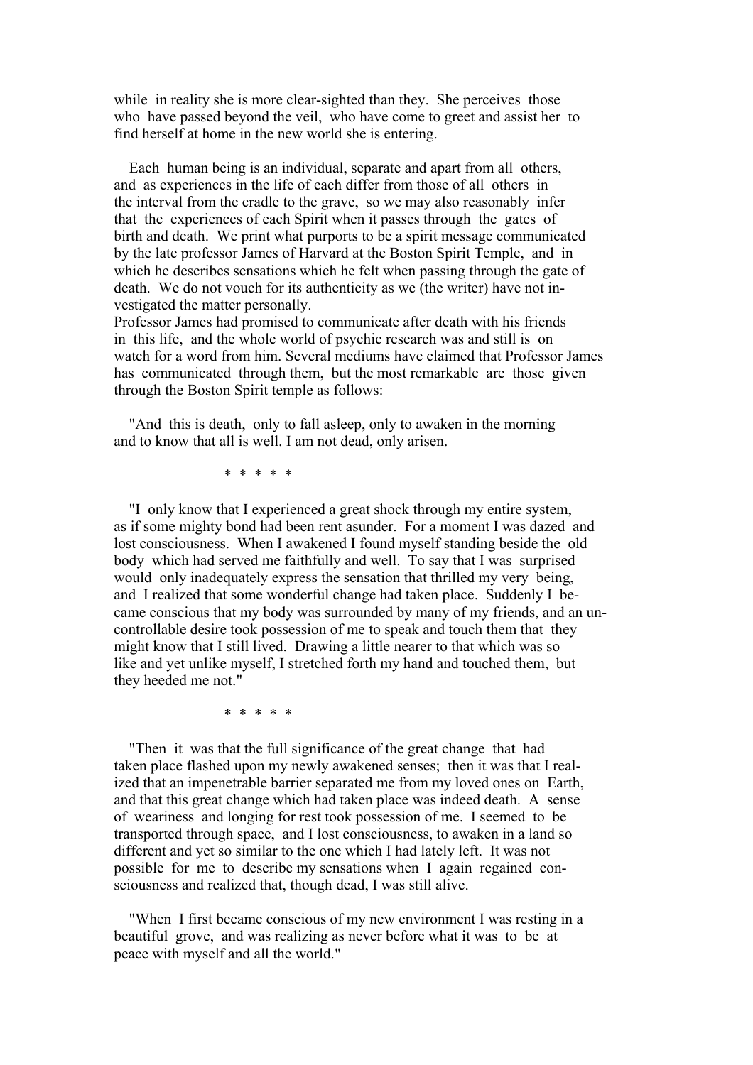while in reality she is more clear-sighted than they. She perceives those who have passed beyond the veil, who have come to greet and assist her to find herself at home in the new world she is entering.

Each human being is an individual, separate and apart from all others, and as experiences in the life of each differ from those of all others in the interval from the cradle to the grave, so we may also reasonably infer that the experiences of each Spirit when it passes through the gates of birth and death. We print what purports to be a spirit message communicated by the late professor James of Harvard at the Boston Spirit Temple, and in which he describes sensations which he felt when passing through the gate of death. We do not vouch for its authenticity as we (the writer) have not investigated the matter personally.
Professor James had promised to communicate after death with his friends in this life, and the whole world of psychic research was and still is on watch for a word from him. Several mediums have claimed that Professor James has communicated through them, but the most remarkable are those given through the Boston Spirit temple as follows:

"And this is death, only to fall asleep, only to awaken in the morning and to know that all is well. I am not dead, only arisen.

\* \* \* \* \*

"I only know that I experienced a great shock through my entire system, as if some mighty bond had been rent asunder. For a moment I was dazed and lost consciousness. When I awakened I found myself standing beside the old body which had served me faithfully and well. To say that I was surprised would only inadequately express the sensation that thrilled my very being, and I realized that some wonderful change had taken place. Suddenly I became conscious that my body was surrounded by many of my friends, and an uncontrollable desire took possession of me to speak and touch them that they might know that I still lived. Drawing a little nearer to that which was so like and yet unlike myself, I stretched forth my hand and touched them, but they heeded me not."

\* \* \* \* \*

"Then it was that the full significance of the great change that had taken place flashed upon my newly awakened senses; then it was that I realized that an impenetrable barrier separated me from my loved ones on Earth, and that this great change which had taken place was indeed death. A sense of weariness and longing for rest took possession of me. I seemed to be transported through space, and I lost consciousness, to awaken in a land so different and yet so similar to the one which I had lately left. It was not possible for me to describe my sensations when I again regained consciousness and realized that, though dead, I was still alive.

"When I first became conscious of my new environment I was resting in a beautiful grove, and was realizing as never before what it was to be at peace with myself and all the world."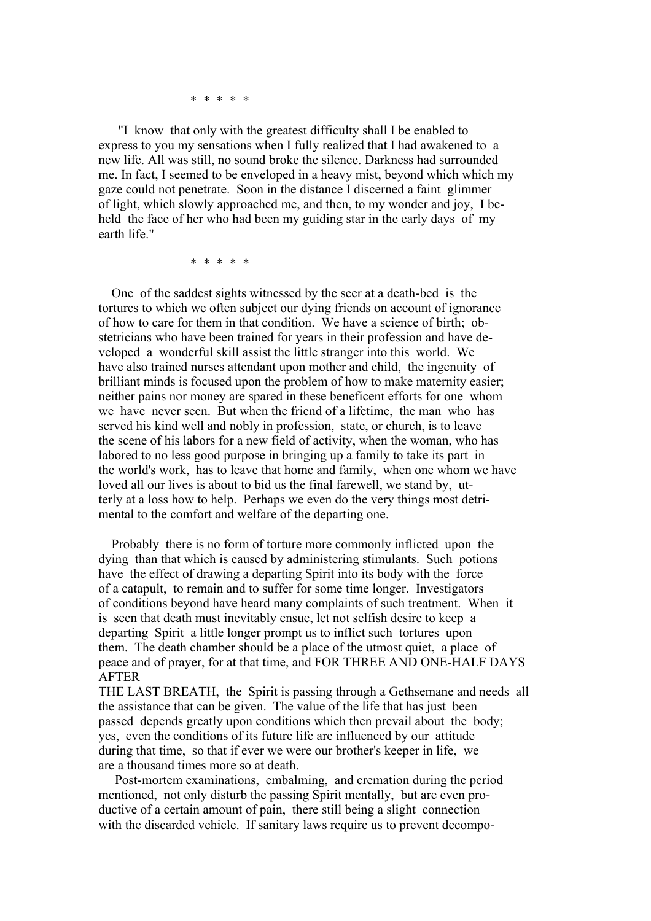\* \* \* \* \*

"I know that only with the greatest difficulty shall I be enabled to express to you my sensations when I fully realized that I had awakened to a new life. All was still, no sound broke the silence. Darkness had surrounded me. In fact, I seemed to be enveloped in a heavy mist, beyond which which my gaze could not penetrate. Soon in the distance I discerned a faint glimmer of light, which slowly approached me, and then, to my wonder and joy, I beheld the face of her who had been my guiding star in the early days of my earth life."

\* \* \* \* \*

One of the saddest sights witnessed by the seer at a death-bed is the tortures to which we often subject our dying friends on account of ignorance of how to care for them in that condition. We have a science of birth; obstetricians who have been trained for years in their profession and have developed a wonderful skill assist the little stranger into this world. We have also trained nurses attendant upon mother and child, the ingenuity of brilliant minds is focused upon the problem of how to make maternity easier; neither pains nor money are spared in these beneficent efforts for one whom we have never seen. But when the friend of a lifetime, the man who has served his kind well and nobly in profession, state, or church, is to leave the scene of his labors for a new field of activity, when the woman, who has labored to no less good purpose in bringing up a family to take its part in the world's work, has to leave that home and family, when one whom we have loved all our lives is about to bid us the final farewell, we stand by, utterly at a loss how to help. Perhaps we even do the very things most detrimental to the comfort and welfare of the departing one.

Probably there is no form of torture more commonly inflicted upon the dying than that which is caused by administering stimulants. Such potions have the effect of drawing a departing Spirit into its body with the force of a catapult, to remain and to suffer for some time longer. Investigators of conditions beyond have heard many complaints of such treatment. When it is seen that death must inevitably ensue, let not selfish desire to keep a departing Spirit a little longer prompt us to inflict such tortures upon them. The death chamber should be a place of the utmost quiet, a place of peace and of prayer, for at that time, and FOR THREE AND ONE-HALF DAYS AFTER THE LAST BREATH, the Spirit is passing through a Gethsemane and needs all the assistance that can be given. The value of the life that has just been passed depends greatly upon conditions which then prevail about the body; yes, even the conditions of its future life are influenced by our attitude during that time, so that if ever we were our brother's keeper in life, we are a thousand times more so at death.

Post-mortem examinations, embalming, and cremation during the period mentioned, not only disturb the passing Spirit mentally, but are even productive of a certain amount of pain, there still being a slight connection with the discarded vehicle. If sanitary laws require us to prevent decompo-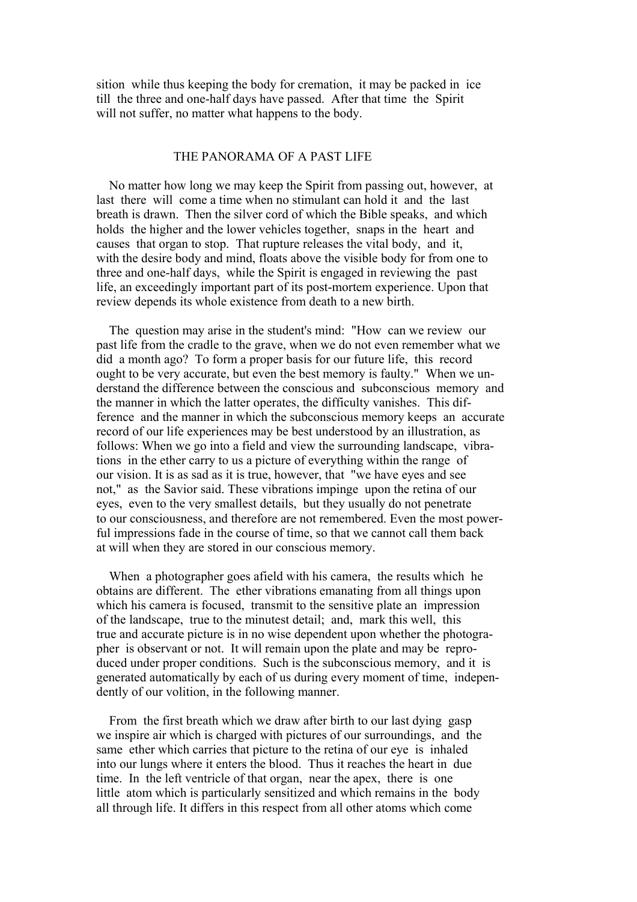sition while thus keeping the body for cremation, it may be packed in ice till the three and one-half days have passed. After that time the Spirit will not suffer, no matter what happens to the body.

## THE PANORAMA OF A PAST LIFE

No matter how long we may keep the Spirit from passing out, however, at last there will come a time when no stimulant can hold it and the last breath is drawn. Then the silver cord of which the Bible speaks, and which holds the higher and the lower vehicles together, snaps in the heart and causes that organ to stop. That rupture releases the vital body, and it, with the desire body and mind, floats above the visible body for from one to three and one-half days, while the Spirit is engaged in reviewing the past life, an exceedingly important part of its post-mortem experience. Upon that review depends its whole existence from death to a new birth.

The question may arise in the student's mind: "How can we review our past life from the cradle to the grave, when we do not even remember what we did a month ago? To form a proper basis for our future life, this record ought to be very accurate, but even the best memory is faulty." When we understand the difference between the conscious and subconscious memory and the manner in which the latter operates, the difficulty vanishes. This difference and the manner in which the subconscious memory keeps an accurate record of our life experiences may be best understood by an illustration, as follows: When we go into a field and view the surrounding landscape, vibrations in the ether carry to us a picture of everything within the range of our vision. It is as sad as it is true, however, that "we have eyes and see not," as the Savior said. These vibrations impinge upon the retina of our eyes, even to the very smallest details, but they usually do not penetrate to our consciousness, and therefore are not remembered. Even the most powerful impressions fade in the course of time, so that we cannot call them back at will when they are stored in our conscious memory.

When a photographer goes afield with his camera, the results which he obtains are different. The ether vibrations emanating from all things upon which his camera is focused, transmit to the sensitive plate an impression of the landscape, true to the minutest detail; and, mark this well, this true and accurate picture is in no wise dependent upon whether the photographer is observant or not. It will remain upon the plate and may be reproduced under proper conditions. Such is the subconscious memory, and it is generated automatically by each of us during every moment of time, independently of our volition, in the following manner.

From the first breath which we draw after birth to our last dying gasp we inspire air which is charged with pictures of our surroundings, and the same ether which carries that picture to the retina of our eye is inhaled into our lungs where it enters the blood. Thus it reaches the heart in due time. In the left ventricle of that organ, near the apex, there is one little atom which is particularly sensitized and which remains in the body all through life. It differs in this respect from all other atoms which come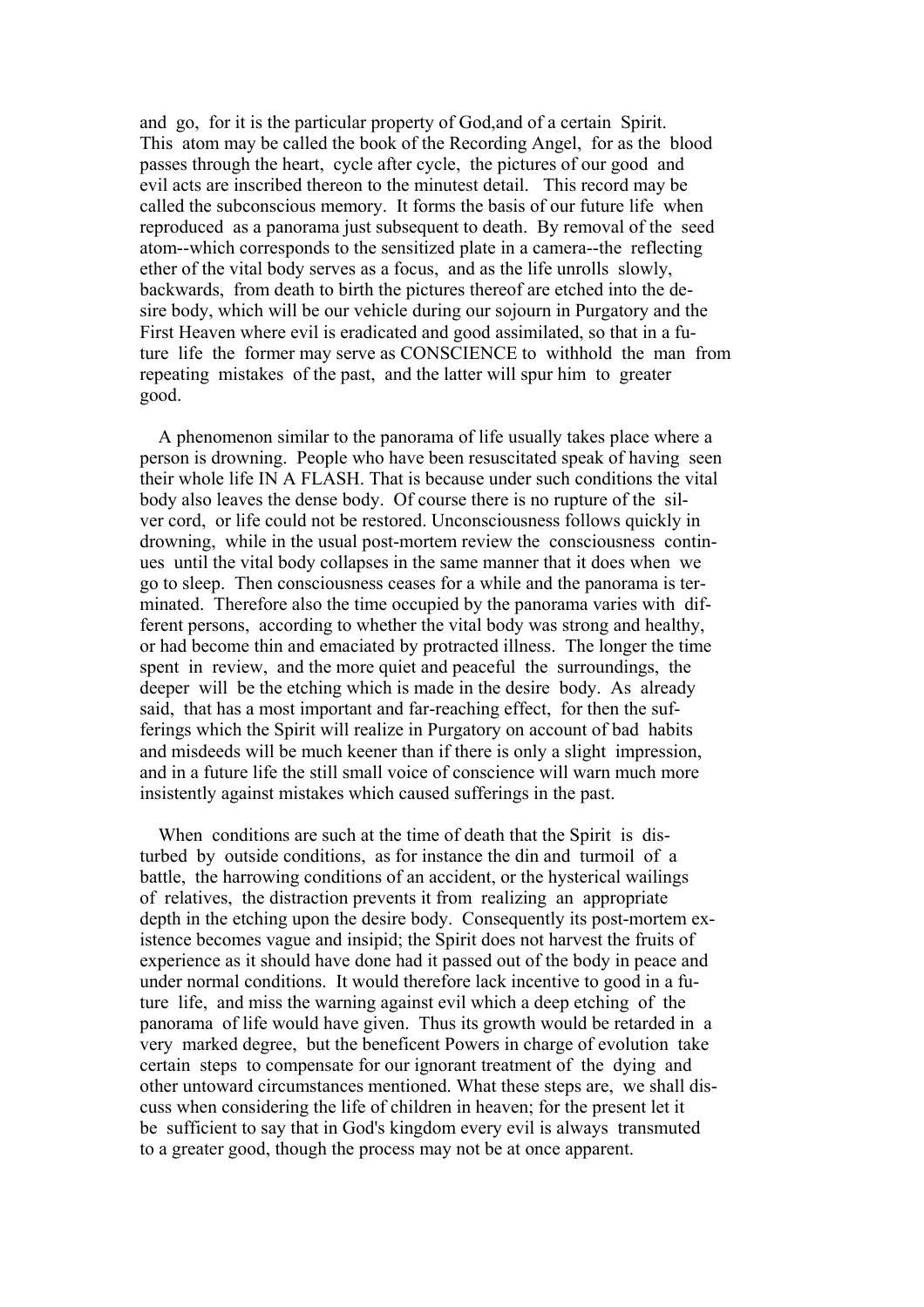and go, for it is the particular property of God,and of a certain Spirit. This atom may be called the book of the Recording Angel, for as the blood passes through the heart, cycle after cycle, the pictures of our good and evil acts are inscribed thereon to the minutest detail. This record may be called the subconscious memory. It forms the basis of our future life when reproduced as a panorama just subsequent to death. By removal of the seed atom--which corresponds to the sensitized plate in a camera--the reflecting ether of the vital body serves as a focus, and as the life unrolls slowly, backwards, from death to birth the pictures thereof are etched into the desire body, which will be our vehicle during our sojourn in Purgatory and the First Heaven where evil is eradicated and good assimilated, so that in a future life the former may serve as CONSCIENCE to withhold the man from repeating mistakes of the past, and the latter will spur him to greater good.

A phenomenon similar to the panorama of life usually takes place where a person is drowning. People who have been resuscitated speak of having seen their whole life IN A FLASH. That is because under such conditions the vital body also leaves the dense body. Of course there is no rupture of the silver cord, or life could not be restored. Unconsciousness follows quickly in drowning, while in the usual post-mortem review the consciousness continues until the vital body collapses in the same manner that it does when we go to sleep. Then consciousness ceases for a while and the panorama is terminated. Therefore also the time occupied by the panorama varies with different persons, according to whether the vital body was strong and healthy, or had become thin and emaciated by protracted illness. The longer the time spent in review, and the more quiet and peaceful the surroundings, the deeper will be the etching which is made in the desire body. As already said, that has a most important and far-reaching effect, for then the sufferings which the Spirit will realize in Purgatory on account of bad habits and misdeeds will be much keener than if there is only a slight impression, and in a future life the still small voice of conscience will warn much more insistently against mistakes which caused sufferings in the past.

When conditions are such at the time of death that the Spirit is disturbed by outside conditions, as for instance the din and turmoil of a battle, the harrowing conditions of an accident, or the hysterical wailings of relatives, the distraction prevents it from realizing an appropriate depth in the etching upon the desire body. Consequently its post-mortem existence becomes vague and insipid; the Spirit does not harvest the fruits of experience as it should have done had it passed out of the body in peace and under normal conditions. It would therefore lack incentive to good in a future life, and miss the warning against evil which a deep etching of the panorama of life would have given. Thus its growth would be retarded in a very marked degree, but the beneficent Powers in charge of evolution take certain steps to compensate for our ignorant treatment of the dying and other untoward circumstances mentioned. What these steps are, we shall discuss when considering the life of children in heaven; for the present let it be sufficient to say that in God's kingdom every evil is always transmuted to a greater good, though the process may not be at once apparent.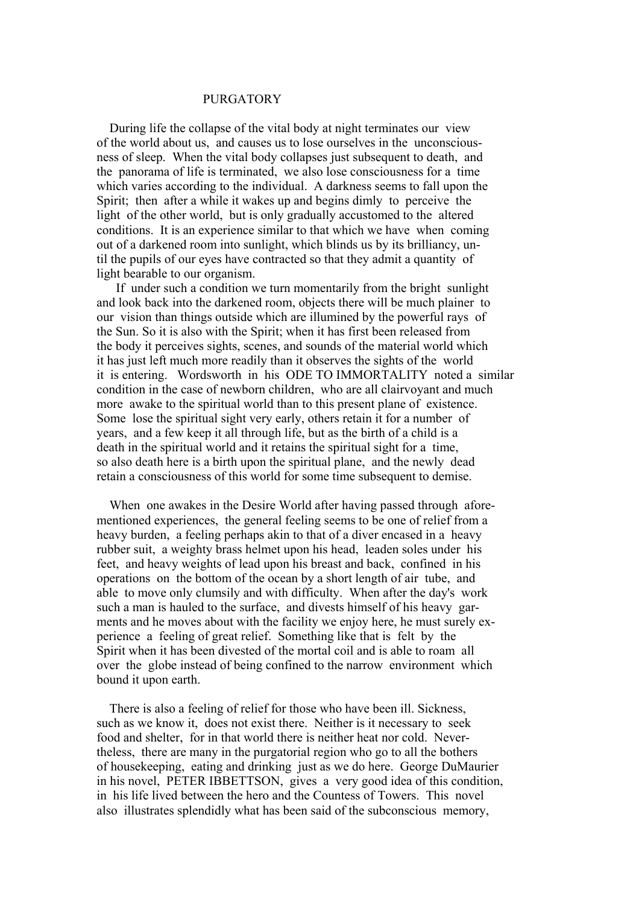# PURGATORY

During life the collapse of the vital body at night terminates our view of the world about us, and causes us to lose ourselves in the unconsciousness of sleep. When the vital body collapses just subsequent to death, and the panorama of life is terminated, we also lose consciousness for a time which varies according to the individual. A darkness seems to fall upon the Spirit; then after a while it wakes up and begins dimly to perceive the light of the other world, but is only gradually accustomed to the altered conditions. It is an experience similar to that which we have when coming out of a darkened room into sunlight, which blinds us by its brilliancy, until the pupils of our eyes have contracted so that they admit a quantity of light bearable to our organism.

If under such a condition we turn momentarily from the bright sunlight and look back into the darkened room, objects there will be much plainer to our vision than things outside which are illumined by the powerful rays of the Sun. So it is also with the Spirit; when it has first been released from the body it perceives sights, scenes, and sounds of the material world which it has just left much more readily than it observes the sights of the world it is entering. Wordsworth in his ODE TO IMMORTALITY noted a similar condition in the case of newborn children, who are all clairvoyant and much more awake to the spiritual world than to this present plane of existence. Some lose the spiritual sight very early, others retain it for a number of years, and a few keep it all through life, but as the birth of a child is a death in the spiritual world and it retains the spiritual sight for a time, so also death here is a birth upon the spiritual plane, and the newly dead retain a consciousness of this world for some time subsequent to demise.

When one awakes in the Desire World after having passed through aforementioned experiences, the general feeling seems to be one of relief from a heavy burden, a feeling perhaps akin to that of a diver encased in a heavy rubber suit, a weighty brass helmet upon his head, leaden soles under his feet, and heavy weights of lead upon his breast and back, confined in his operations on the bottom of the ocean by a short length of air tube, and able to move only clumsily and with difficulty. When after the day's work such a man is hauled to the surface, and divests himself of his heavy garments and he moves about with the facility we enjoy here, he must surely experience a feeling of great relief. Something like that is felt by the Spirit when it has been divested of the mortal coil and is able to roam all over the globe instead of being confined to the narrow environment which bound it upon earth.

There is also a feeling of relief for those who have been ill. Sickness, such as we know it, does not exist there. Neither is it necessary to seek food and shelter, for in that world there is neither heat nor cold. Nevertheless, there are many in the purgatorial region who go to all the bothers of housekeeping, eating and drinking just as we do here. George DuMaurier in his novel, PETER IBBETTSON, gives a very good idea of this condition, in his life lived between the hero and the Countess of Towers. This novel also illustrates splendidly what has been said of the subconscious memory,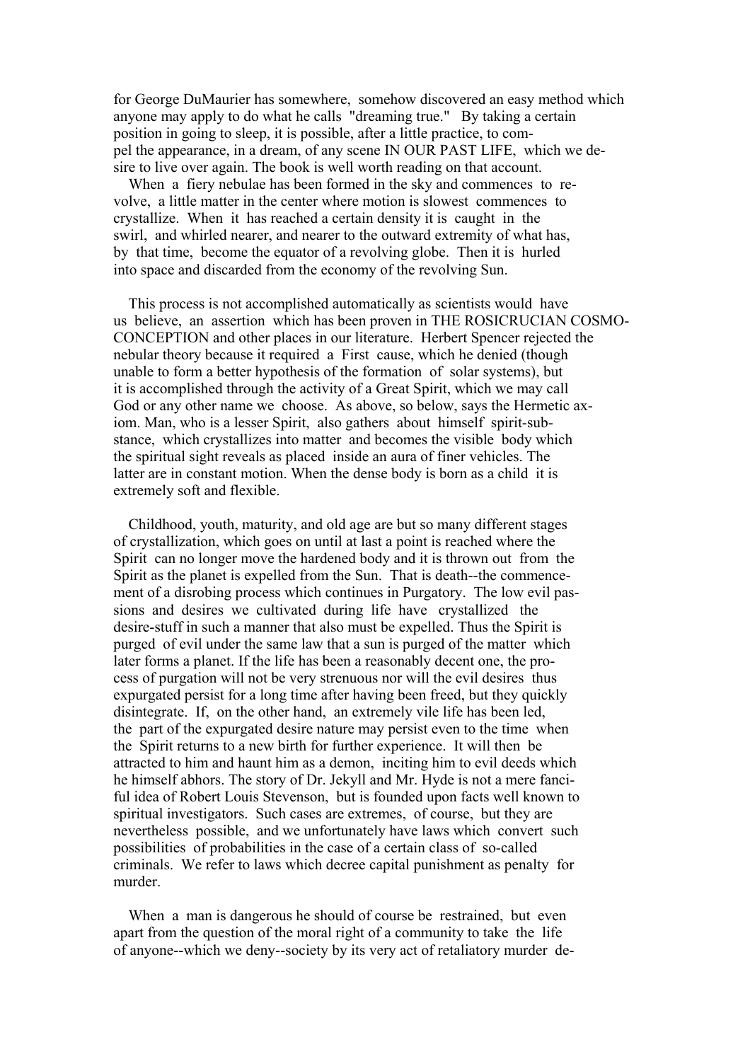for George DuMaurier has somewhere, somehow discovered an easy method which anyone may apply to do what he calls "dreaming true." By taking a certain position in going to sleep, it is possible, after a little practice, to compel the appearance, in a dream, of any scene IN OUR PAST LIFE, which we desire to live over again. The book is well worth reading on that account.

When a fiery nebulae has been formed in the sky and commences to revolve, a little matter in the center where motion is slowest commences to crystallize. When it has reached a certain density it is caught in the swirl, and whirled nearer, and nearer to the outward extremity of what has, by that time, become the equator of a revolving globe. Then it is hurled into space and discarded from the economy of the revolving Sun.

This process is not accomplished automatically as scientists would have us believe, an assertion which has been proven in THE ROSICRUCIAN COSMO-CONCEPTION and other places in our literature. Herbert Spencer rejected the nebular theory because it required a First cause, which he denied (though unable to form a better hypothesis of the formation of solar systems), but it is accomplished through the activity of a Great Spirit, which we may call God or any other name we choose. As above, so below, says the Hermetic axiom. Man, who is a lesser Spirit, also gathers about himself spirit-substance, which crystallizes into matter and becomes the visible body which the spiritual sight reveals as placed inside an aura of finer vehicles. The latter are in constant motion. When the dense body is born as a child it is extremely soft and flexible.

Childhood, youth, maturity, and old age are but so many different stages of crystallization, which goes on until at last a point is reached where the Spirit can no longer move the hardened body and it is thrown out from the Spirit as the planet is expelled from the Sun. That is death--the commencement of a disrobing process which continues in Purgatory. The low evil passions and desires we cultivated during life have crystallized the desire-stuff in such a manner that also must be expelled. Thus the Spirit is purged of evil under the same law that a sun is purged of the matter which later forms a planet. If the life has been a reasonably decent one, the process of purgation will not be very strenuous nor will the evil desires thus expurgated persist for a long time after having been freed, but they quickly disintegrate. If, on the other hand, an extremely vile life has been led, the part of the expurgated desire nature may persist even to the time when the Spirit returns to a new birth for further experience. It will then be attracted to him and haunt him as a demon, inciting him to evil deeds which he himself abhors. The story of Dr. Jekyll and Mr. Hyde is not a mere fanciful idea of Robert Louis Stevenson, but is founded upon facts well known to spiritual investigators. Such cases are extremes, of course, but they are nevertheless possible, and we unfortunately have laws which convert such possibilities of probabilities in the case of a certain class of so-called criminals. We refer to laws which decree capital punishment as penalty for murder.

When a man is dangerous he should of course be restrained, but even apart from the question of the moral right of a community to take the life of anyone--which we deny--society by its very act of retaliatory murder de-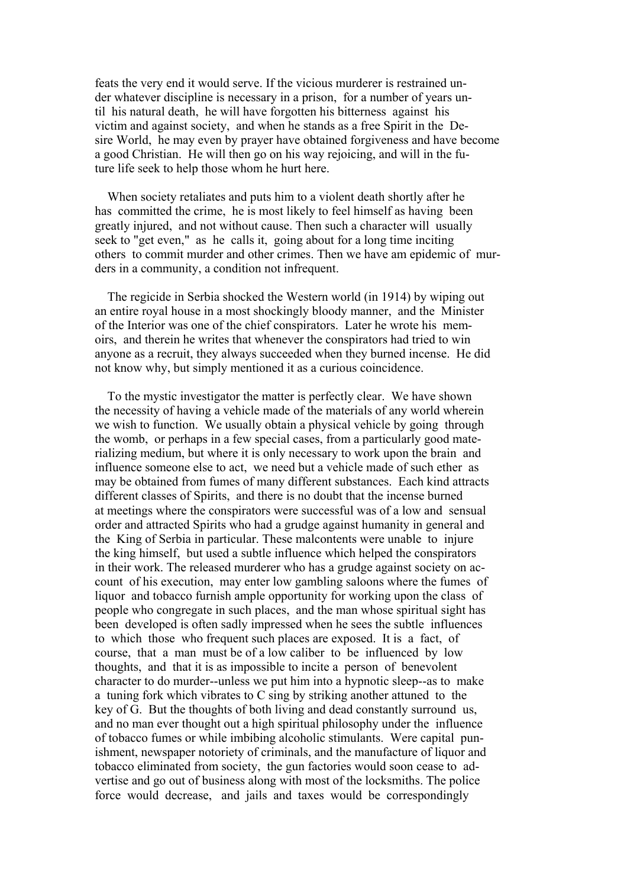feats the very end it would serve. If the vicious murderer is restrained under whatever discipline is necessary in a prison, for a number of years until his natural death, he will have forgotten his bitterness against his victim and against society, and when he stands as a free Spirit in the Desire World, he may even by prayer have obtained forgiveness and have become a good Christian. He will then go on his way rejoicing, and will in the future life seek to help those whom he hurt here.

When society retaliates and puts him to a violent death shortly after he has committed the crime, he is most likely to feel himself as having been greatly injured, and not without cause. Then such a character will usually seek to "get even," as he calls it, going about for a long time inciting others to commit murder and other crimes. Then we have am epidemic of murders in a community, a condition not infrequent.

The regicide in Serbia shocked the Western world (in 1914) by wiping out an entire royal house in a most shockingly bloody manner, and the Minister of the Interior was one of the chief conspirators. Later he wrote his memoirs, and therein he writes that whenever the conspirators had tried to win anyone as a recruit, they always succeeded when they burned incense. He did not know why, but simply mentioned it as a curious coincidence.

To the mystic investigator the matter is perfectly clear. We have shown the necessity of having a vehicle made of the materials of any world wherein we wish to function. We usually obtain a physical vehicle by going through the womb, or perhaps in a few special cases, from a particularly good materializing medium, but where it is only necessary to work upon the brain and influence someone else to act, we need but a vehicle made of such ether as may be obtained from fumes of many different substances. Each kind attracts different classes of Spirits, and there is no doubt that the incense burned at meetings where the conspirators were successful was of a low and sensual order and attracted Spirits who had a grudge against humanity in general and the King of Serbia in particular. These malcontents were unable to injure the king himself, but used a subtle influence which helped the conspirators in their work. The released murderer who has a grudge against society on account of his execution, may enter low gambling saloons where the fumes of liquor and tobacco furnish ample opportunity for working upon the class of people who congregate in such places, and the man whose spiritual sight has been developed is often sadly impressed when he sees the subtle influences to which those who frequent such places are exposed. It is a fact, of course, that a man must be of a low caliber to be influenced by low thoughts, and that it is as impossible to incite a person of benevolent character to do murder--unless we put him into a hypnotic sleep--as to make a tuning fork which vibrates to C sing by striking another attuned to the key of G. But the thoughts of both living and dead constantly surround us, and no man ever thought out a high spiritual philosophy under the influence of tobacco fumes or while imbibing alcoholic stimulants. Were capital punishment, newspaper notoriety of criminals, and the manufacture of liquor and tobacco eliminated from society, the gun factories would soon cease to advertise and go out of business along with most of the locksmiths. The police force would decrease, and jails and taxes would be correspondingly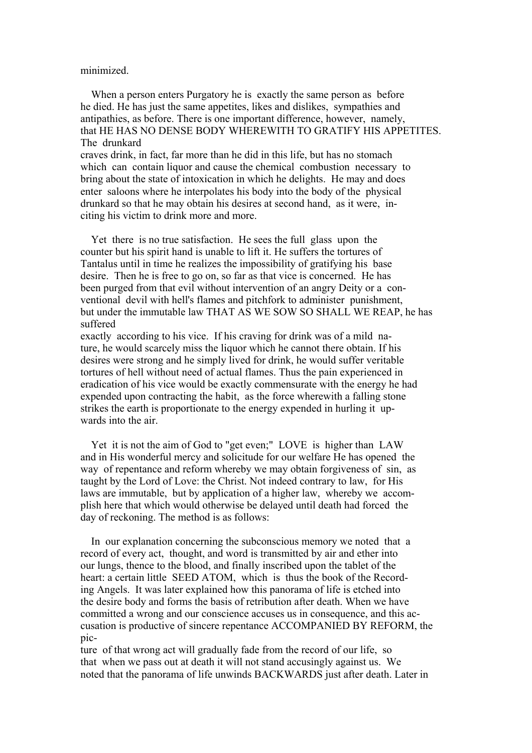minimized.

When a person enters Purgatory he is exactly the same person as before he died. He has just the same appetites, likes and dislikes, sympathies and antipathies, as before. There is one important difference, however, namely, that HE HAS NO DENSE BODY WHEREWITH TO GRATIFY HIS APPETITES. The drunkard craves drink, in fact, far more than he did in this life, but has no stomach which can contain liquor and cause the chemical combustion necessary to bring about the state of intoxication in which he delights. He may and does enter saloons where he interpolates his body into the body of the physical drunkard so that he may obtain his desires at second hand, as it were, inciting his victim to drink more and more.

Yet there is no true satisfaction. He sees the full glass upon the counter but his spirit hand is unable to lift it. He suffers the tortures of Tantalus until in time he realizes the impossibility of gratifying his base desire. Then he is free to go on, so far as that vice is concerned. He has been purged from that evil without intervention of an angry Deity or a conventional devil with hell's flames and pitchfork to administer punishment, but under the immutable law THAT AS WE SOW SO SHALL WE REAP, he has suffered exactly according to his vice. If his craving for drink was of a mild nature, he would scarcely miss the liquor which he cannot there obtain. If his desires were strong and he simply lived for drink, he would suffer veritable tortures of hell without need of actual flames. Thus the pain experienced in eradication of his vice would be exactly commensurate with the energy he had expended upon contracting the habit, as the force wherewith a falling stone strikes the earth is proportionate to the energy expended in hurling it upwards into the air.

Yet it is not the aim of God to "get even;" LOVE is higher than LAW and in His wonderful mercy and solicitude for our welfare He has opened the way of repentance and reform whereby we may obtain forgiveness of sin, as taught by the Lord of Love: the Christ. Not indeed contrary to law, for His laws are immutable, but by application of a higher law, whereby we accomplish here that which would otherwise be delayed until death had forced the day of reckoning. The method is as follows:

In our explanation concerning the subconscious memory we noted that a record of every act, thought, and word is transmitted by air and ether into our lungs, thence to the blood, and finally inscribed upon the tablet of the heart: a certain little SEED ATOM, which is thus the book of the Recording Angels. It was later explained how this panorama of life is etched into the desire body and forms the basis of retribution after death. When we have committed a wrong and our conscience accuses us in consequence, and this accusation is productive of sincere repentance ACCOMPANIED BY REFORM, the picture of that wrong act will gradually fade from the record of our life, so that when we pass out at death it will not stand accusingly against us. We noted that the panorama of life unwinds BACKWARDS just after death. Later in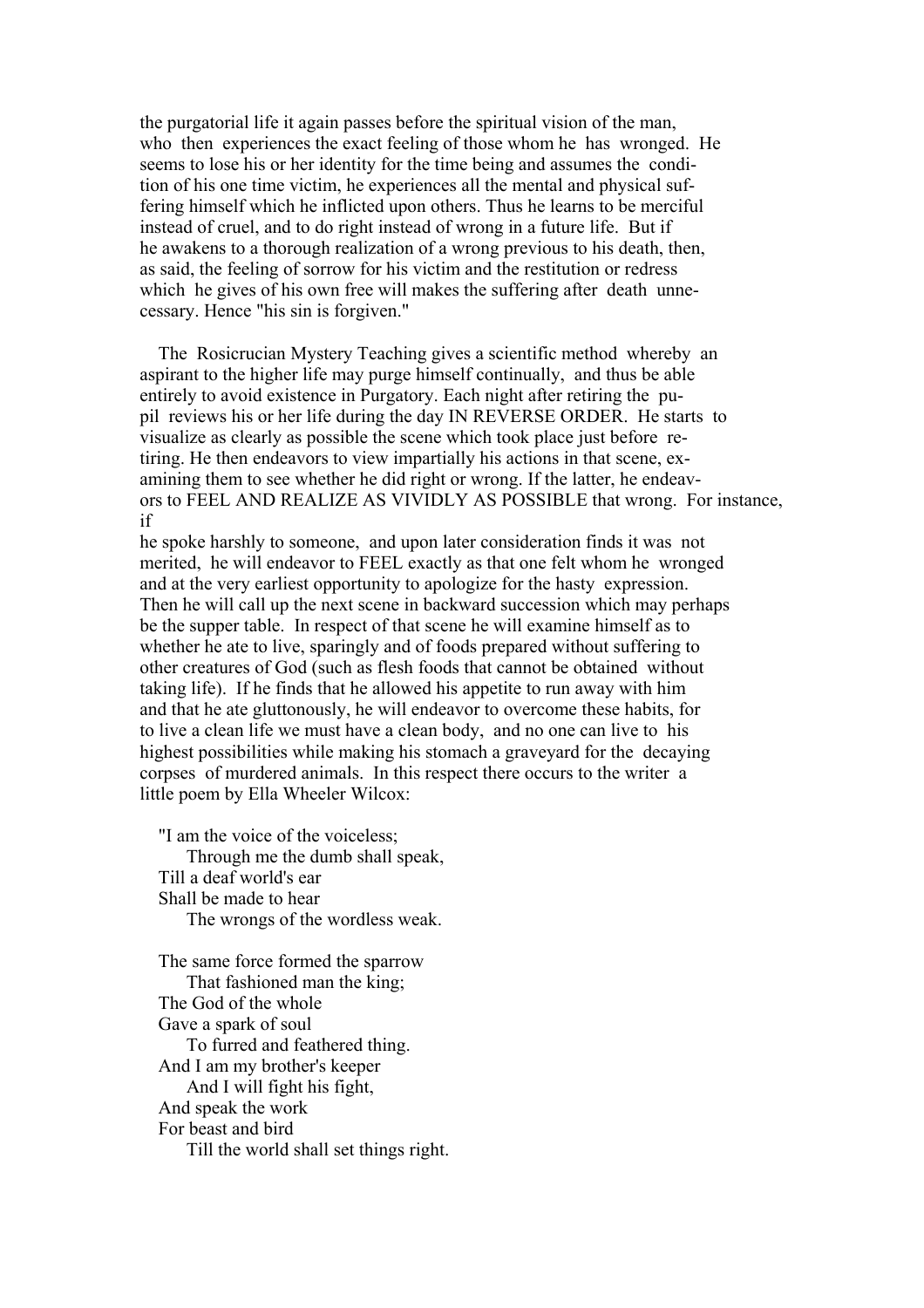the purgatorial life it again passes before the spiritual vision of the man, who then experiences the exact feeling of those whom he has wronged. He seems to lose his or her identity for the time being and assumes the condition of his one time victim, he experiences all the mental and physical suffering himself which he inflicted upon others. Thus he learns to be merciful instead of cruel, and to do right instead of wrong in a future life. But if he awakens to a thorough realization of a wrong previous to his death, then, as said, the feeling of sorrow for his victim and the restitution or redress which he gives of his own free will makes the suffering after death unnecessary. Hence "his sin is forgiven."

The Rosicrucian Mystery Teaching gives a scientific method whereby an aspirant to the higher life may purge himself continually, and thus be able entirely to avoid existence in Purgatory. Each night after retiring the pupil reviews his or her life during the day IN REVERSE ORDER. He starts to visualize as clearly as possible the scene which took place just before retiring. He then endeavors to view impartially his actions in that scene, examining them to see whether he did right or wrong. If the latter, he endeavors to FEEL AND REALIZE AS VIVIDLY AS POSSIBLE that wrong. For instance, if he spoke harshly to someone, and upon later consideration finds it was not merited, he will endeavor to FEEL exactly as that one felt whom he wronged and at the very earliest opportunity to apologize for the hasty expression. Then he will call up the next scene in backward succession which may perhaps be the supper table. In respect of that scene he will examine himself as to whether he ate to live, sparingly and of foods prepared without suffering to other creatures of God (such as flesh foods that cannot be obtained without taking life). If he finds that he allowed his appetite to run away with him and that he ate gluttonously, he will endeavor to overcome these habits, for to live a clean life we must have a clean body, and no one can live to his highest possibilities while making his stomach a graveyard for the decaying corpses of murdered animals. In this respect there occurs to the writer a little poem by Ella Wheeler Wilcox:

"I am the voice of the voiceless;  
    Through me the dumb shall speak,  
Till a deaf world's ear  
Shall be made to hear  
    The wrongs of the wordless weak.

The same force formed the sparrow  
    That fashioned man the king;  
The God of the whole  
Gave a spark of soul  
    To furred and feathered thing.  
And I am my brother's keeper  
    And I will fight his fight,  
And speak the work  
For beast and bird  
    Till the world shall set things right.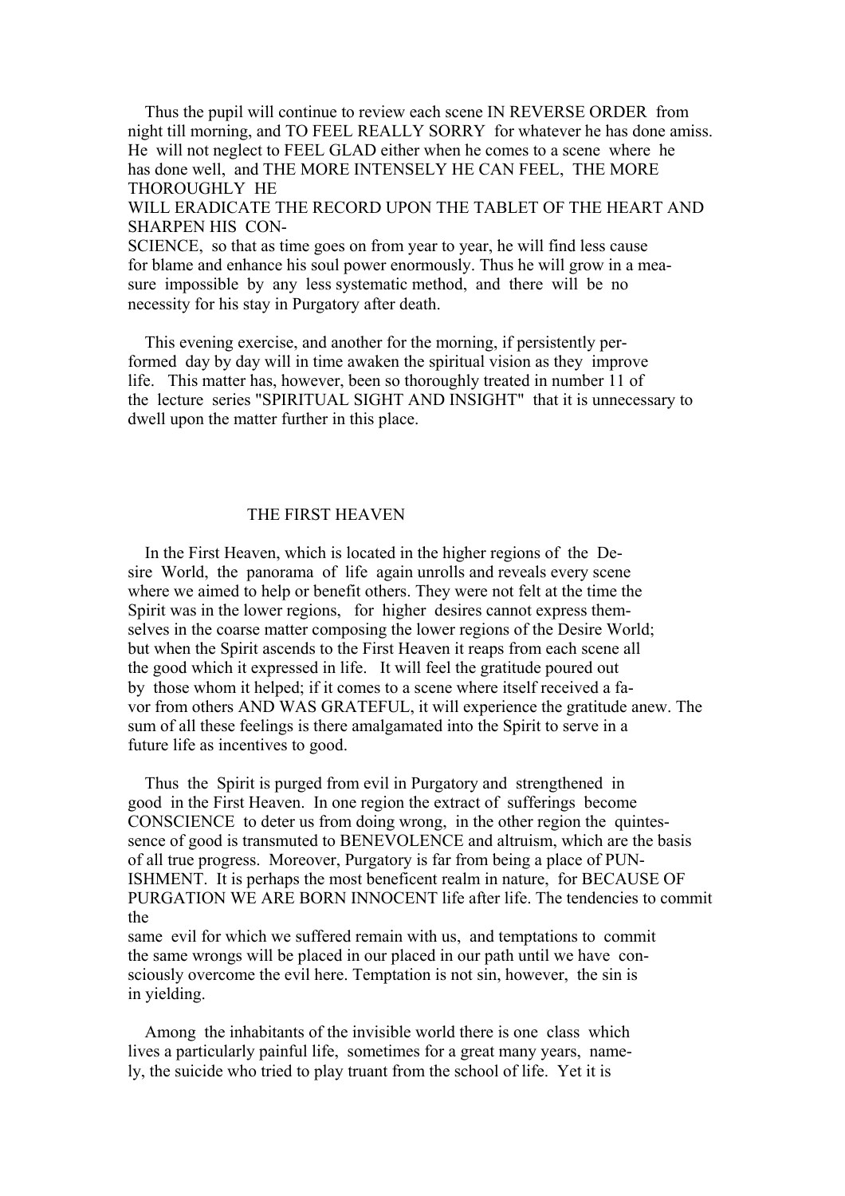Thus the pupil will continue to review each scene IN REVERSE ORDER from night till morning, and TO FEEL REALLY SORRY for whatever he has done amiss. He will not neglect to FEEL GLAD either when he comes to a scene where he has done well, and THE MORE INTENSELY HE CAN FEEL, THE MORE THOROUGHLY HE WILL ERADICATE THE RECORD UPON THE TABLET OF THE HEART AND SHARPEN HIS CONSCIENCE, so that as time goes on from year to year, he will find less cause for blame and enhance his soul power enormously. Thus he will grow in a measure impossible by any less systematic method, and there will be no necessity for his stay in Purgatory after death.

This evening exercise, and another for the morning, if persistently performed day by day will in time awaken the spiritual vision as they improve life. This matter has, however, been so thoroughly treated in number 11 of the lecture series "SPIRITUAL SIGHT AND INSIGHT" that it is unnecessary to dwell upon the matter further in this place.

## THE FIRST HEAVEN

In the First Heaven, which is located in the higher regions of the Desire World, the panorama of life again unrolls and reveals every scene where we aimed to help or benefit others. They were not felt at the time the Spirit was in the lower regions, for higher desires cannot express themselves in the coarse matter composing the lower regions of the Desire World; but when the Spirit ascends to the First Heaven it reaps from each scene all the good which it expressed in life. It will feel the gratitude poured out by those whom it helped; if it comes to a scene where itself received a favor from others AND WAS GRATEFUL, it will experience the gratitude anew. The sum of all these feelings is there amalgamated into the Spirit to serve in a future life as incentives to good.

Thus the Spirit is purged from evil in Purgatory and strengthened in good in the First Heaven. In one region the extract of sufferings become CONSCIENCE to deter us from doing wrong, in the other region the quintessence of good is transmuted to BENEVOLENCE and altruism, which are the basis of all true progress. Moreover, Purgatory is far from being a place of PUNISHMENT. It is perhaps the most beneficent realm in nature, for BECAUSE OF PURGATION WE ARE BORN INNOCENT life after life. The tendencies to commit the same evil for which we suffered remain with us, and temptations to commit the same wrongs will be placed in our placed in our path until we have consciously overcome the evil here. Temptation is not sin, however, the sin is in yielding.

Among the inhabitants of the invisible world there is one class which lives a particularly painful life, sometimes for a great many years, namely, the suicide who tried to play truant from the school of life. Yet it is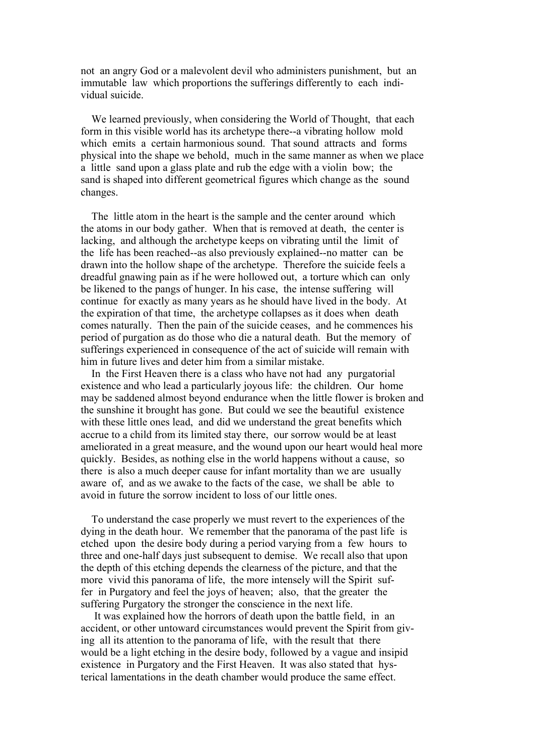not an angry God or a malevolent devil who administers punishment, but an immutable law which proportions the sufferings differently to each individual suicide.

We learned previously, when considering the World of Thought, that each form in this visible world has its archetype there--a vibrating hollow mold which emits a certain harmonious sound. That sound attracts and forms physical into the shape we behold, much in the same manner as when we place a little sand upon a glass plate and rub the edge with a violin bow; the sand is shaped into different geometrical figures which change as the sound changes.

The little atom in the heart is the sample and the center around which the atoms in our body gather. When that is removed at death, the center is lacking, and although the archetype keeps on vibrating until the limit of the life has been reached--as also previously explained--no matter can be drawn into the hollow shape of the archetype. Therefore the suicide feels a dreadful gnawing pain as if he were hollowed out, a torture which can only be likened to the pangs of hunger. In his case, the intense suffering will continue for exactly as many years as he should have lived in the body. At the expiration of that time, the archetype collapses as it does when death comes naturally. Then the pain of the suicide ceases, and he commences his period of purgation as do those who die a natural death. But the memory of sufferings experienced in consequence of the act of suicide will remain with him in future lives and deter him from a similar mistake.

In the First Heaven there is a class who have not had any purgatorial existence and who lead a particularly joyous life: the children. Our home may be saddened almost beyond endurance when the little flower is broken and the sunshine it brought has gone. But could we see the beautiful existence with these little ones lead, and did we understand the great benefits which accrue to a child from its limited stay there, our sorrow would be at least ameliorated in a great measure, and the wound upon our heart would heal more quickly. Besides, as nothing else in the world happens without a cause, so there is also a much deeper cause for infant mortality than we are usually aware of, and as we awake to the facts of the case, we shall be able to avoid in future the sorrow incident to loss of our little ones.

To understand the case properly we must revert to the experiences of the dying in the death hour. We remember that the panorama of the past life is etched upon the desire body during a period varying from a few hours to three and one-half days just subsequent to demise. We recall also that upon the depth of this etching depends the clearness of the picture, and that the more vivid this panorama of life, the more intensely will the Spirit suffer in Purgatory and feel the joys of heaven; also, that the greater the suffering Purgatory the stronger the conscience in the next life.

It was explained how the horrors of death upon the battle field, in an accident, or other untoward circumstances would prevent the Spirit from giving all its attention to the panorama of life, with the result that there would be a light etching in the desire body, followed by a vague and insipid existence in Purgatory and the First Heaven. It was also stated that hysterical lamentations in the death chamber would produce the same effect.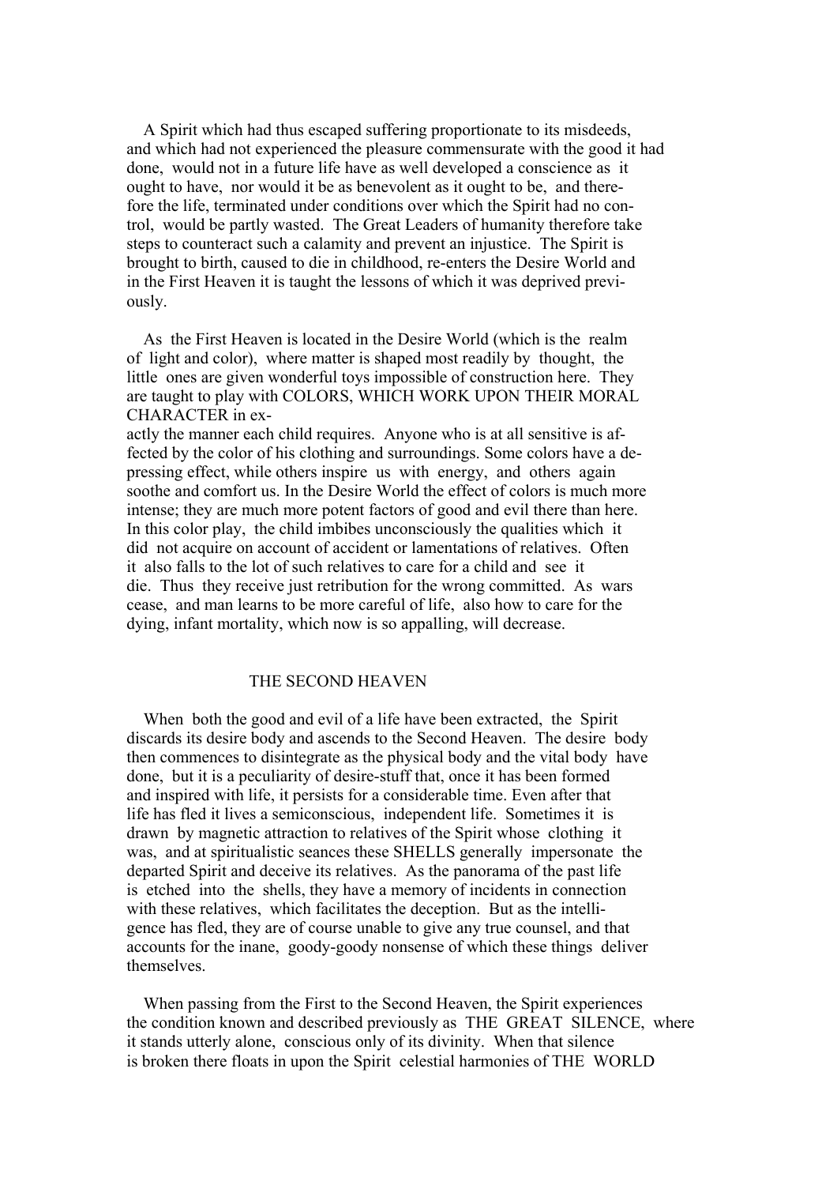A Spirit which had thus escaped suffering proportionate to its misdeeds, and which had not experienced the pleasure commensurate with the good it had done, would not in a future life have as well developed a conscience as it ought to have, nor would it be as benevolent as it ought to be, and therefore the life, terminated under conditions over which the Spirit had no control, would be partly wasted. The Great Leaders of humanity therefore take steps to counteract such a calamity and prevent an injustice. The Spirit is brought to birth, caused to die in childhood, re-enters the Desire World and in the First Heaven it is taught the lessons of which it was deprived previously.

As the First Heaven is located in the Desire World (which is the realm of light and color), where matter is shaped most readily by thought, the little ones are given wonderful toys impossible of construction here. They are taught to play with COLORS, WHICH WORK UPON THEIR MORAL CHARACTER in exactly the manner each child requires. Anyone who is at all sensitive is affected by the color of his clothing and surroundings. Some colors have a depressing effect, while others inspire us with energy, and others again soothe and comfort us. In the Desire World the effect of colors is much more intense; they are much more potent factors of good and evil there than here. In this color play, the child imbibes unconsciously the qualities which it did not acquire on account of accident or lamentations of relatives. Often it also falls to the lot of such relatives to care for a child and see it die. Thus they receive just retribution for the wrong committed. As wars cease, and man learns to be more careful of life, also how to care for the dying, infant mortality, which now is so appalling, will decrease.

## THE SECOND HEAVEN

When both the good and evil of a life have been extracted, the Spirit discards its desire body and ascends to the Second Heaven. The desire body then commences to disintegrate as the physical body and the vital body have done, but it is a peculiarity of desire-stuff that, once it has been formed and inspired with life, it persists for a considerable time. Even after that life has fled it lives a semiconscious, independent life. Sometimes it is drawn by magnetic attraction to relatives of the Spirit whose clothing it was, and at spiritualistic seances these SHELLS generally impersonate the departed Spirit and deceive its relatives. As the panorama of the past life is etched into the shells, they have a memory of incidents in connection with these relatives, which facilitates the deception. But as the intelligence has fled, they are of course unable to give any true counsel, and that accounts for the inane, goody-goody nonsense of which these things deliver themselves.

When passing from the First to the Second Heaven, the Spirit experiences the condition known and described previously as THE GREAT SILENCE, where it stands utterly alone, conscious only of its divinity. When that silence is broken there floats in upon the Spirit celestial harmonies of THE WORLD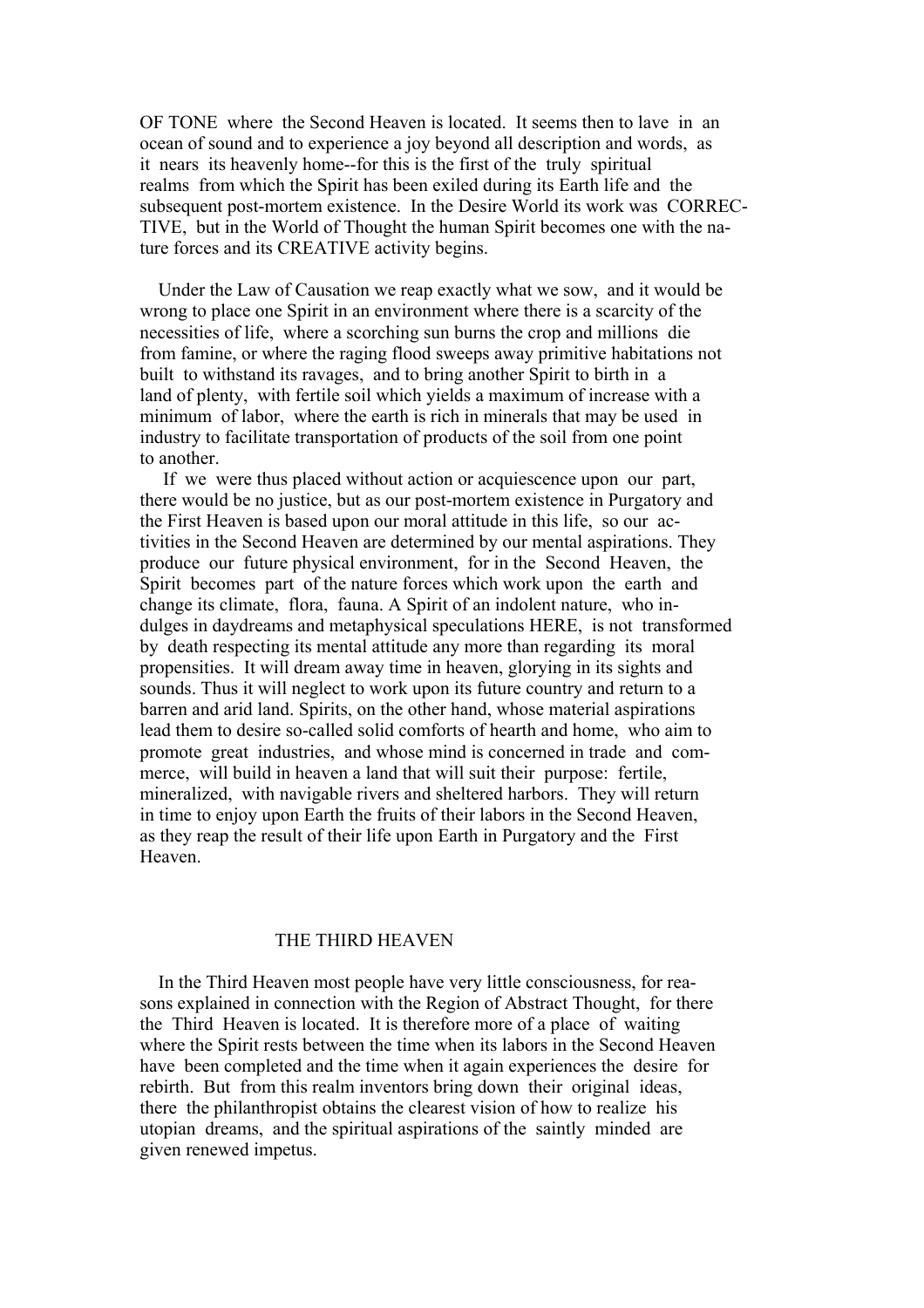OF TONE where the Second Heaven is located. It seems then to lave in an ocean of sound and to experience a joy beyond all description and words, as it nears its heavenly home--for this is the first of the truly spiritual realms from which the Spirit has been exiled during its Earth life and the subsequent post-mortem existence. In the Desire World its work was CORRECTIVE, but in the World of Thought the human Spirit becomes one with the nature forces and its CREATIVE activity begins.

Under the Law of Causation we reap exactly what we sow, and it would be wrong to place one Spirit in an environment where there is a scarcity of the necessities of life, where a scorching sun burns the crop and millions die from famine, or where the raging flood sweeps away primitive habitations not built to withstand its ravages, and to bring another Spirit to birth in a land of plenty, with fertile soil which yields a maximum of increase with a minimum of labor, where the earth is rich in minerals that may be used in industry to facilitate transportation of products of the soil from one point to another.

If we were thus placed without action or acquiescence upon our part, there would be no justice, but as our post-mortem existence in Purgatory and the First Heaven is based upon our moral attitude in this life, so our activities in the Second Heaven are determined by our mental aspirations. They produce our future physical environment, for in the Second Heaven, the Spirit becomes part of the nature forces which work upon the earth and change its climate, flora, fauna. A Spirit of an indolent nature, who indulges in daydreams and metaphysical speculations HERE, is not transformed by death respecting its mental attitude any more than regarding its moral propensities. It will dream away time in heaven, glorying in its sights and sounds. Thus it will neglect to work upon its future country and return to a barren and arid land. Spirits, on the other hand, whose material aspirations lead them to desire so-called solid comforts of hearth and home, who aim to promote great industries, and whose mind is concerned in trade and commerce, will build in heaven a land that will suit their purpose: fertile, mineralized, with navigable rivers and sheltered harbors. They will return in time to enjoy upon Earth the fruits of their labors in the Second Heaven, as they reap the result of their life upon Earth in Purgatory and the First Heaven.

## THE THIRD HEAVEN

In the Third Heaven most people have very little consciousness, for reasons explained in connection with the Region of Abstract Thought, for there the Third Heaven is located. It is therefore more of a place of waiting where the Spirit rests between the time when its labors in the Second Heaven have been completed and the time when it again experiences the desire for rebirth. But from this realm inventors bring down their original ideas, there the philanthropist obtains the clearest vision of how to realize his utopian dreams, and the spiritual aspirations of the saintly minded are given renewed impetus.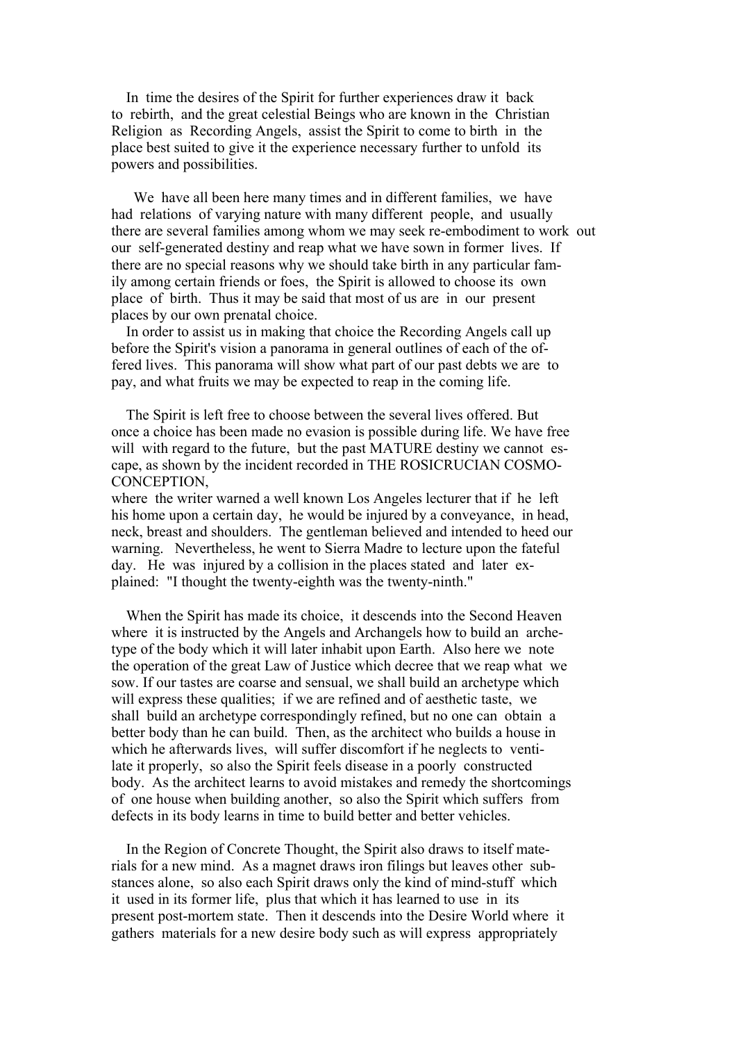In time the desires of the Spirit for further experiences draw it back to rebirth, and the great celestial Beings who are known in the Christian Religion as Recording Angels, assist the Spirit to come to birth in the place best suited to give it the experience necessary further to unfold its powers and possibilities.

We have all been here many times and in different families, we have had relations of varying nature with many different people, and usually there are several families among whom we may seek re-embodiment to work out our self-generated destiny and reap what we have sown in former lives. If there are no special reasons why we should take birth in any particular family among certain friends or foes, the Spirit is allowed to choose its own place of birth. Thus it may be said that most of us are in our present places by our own prenatal choice.

In order to assist us in making that choice the Recording Angels call up before the Spirit's vision a panorama in general outlines of each of the offered lives. This panorama will show what part of our past debts we are to pay, and what fruits we may be expected to reap in the coming life.

The Spirit is left free to choose between the several lives offered. But once a choice has been made no evasion is possible during life. We have free will with regard to the future, but the past MATURE destiny we cannot escape, as shown by the incident recorded in THE ROSICRUCIAN COSMO-CONCEPTION,
where the writer warned a well known Los Angeles lecturer that if he left his home upon a certain day, he would be injured by a conveyance, in head, neck, breast and shoulders. The gentleman believed and intended to heed our warning. Nevertheless, he went to Sierra Madre to lecture upon the fateful day. He was injured by a collision in the places stated and later explained: "I thought the twenty-eighth was the twenty-ninth."

When the Spirit has made its choice, it descends into the Second Heaven where it is instructed by the Angels and Archangels how to build an archetype of the body which it will later inhabit upon Earth. Also here we note the operation of the great Law of Justice which decree that we reap what we sow. If our tastes are coarse and sensual, we shall build an archetype which will express these qualities; if we are refined and of aesthetic taste, we shall build an archetype correspondingly refined, but no one can obtain a better body than he can build. Then, as the architect who builds a house in which he afterwards lives, will suffer discomfort if he neglects to ventilate it properly, so also the Spirit feels disease in a poorly constructed body. As the architect learns to avoid mistakes and remedy the shortcomings of one house when building another, so also the Spirit which suffers from defects in its body learns in time to build better and better vehicles.

In the Region of Concrete Thought, the Spirit also draws to itself materials for a new mind. As a magnet draws iron filings but leaves other substances alone, so also each Spirit draws only the kind of mind-stuff which it used in its former life, plus that which it has learned to use in its present post-mortem state. Then it descends into the Desire World where it gathers materials for a new desire body such as will express appropriately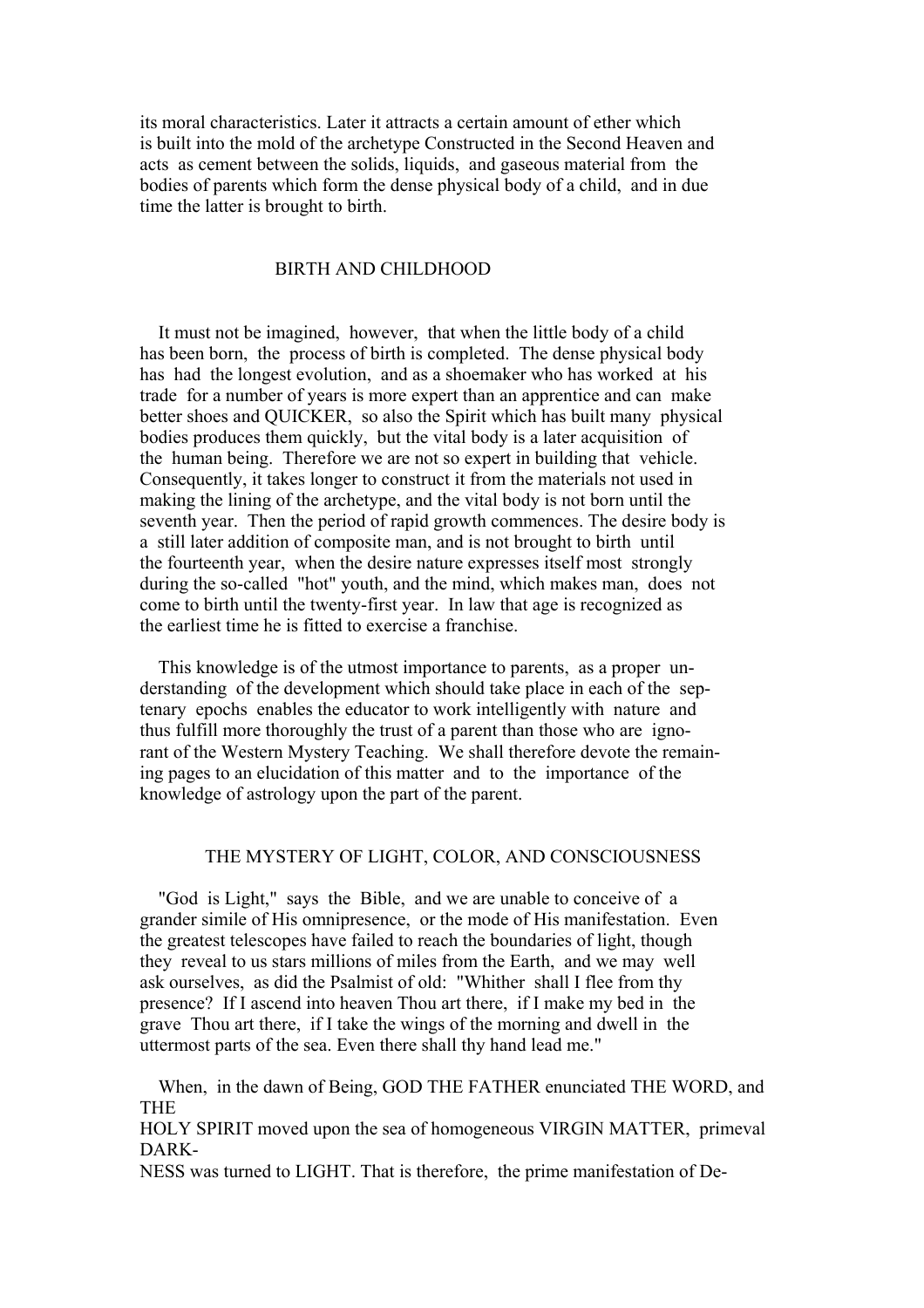its moral characteristics. Later it attracts a certain amount of ether which is built into the mold of the archetype Constructed in the Second Heaven and acts as cement between the solids, liquids, and gaseous material from the bodies of parents which form the dense physical body of a child, and in due time the latter is brought to birth.

## BIRTH AND CHILDHOOD

It must not be imagined, however, that when the little body of a child has been born, the process of birth is completed. The dense physical body has had the longest evolution, and as a shoemaker who has worked at his trade for a number of years is more expert than an apprentice and can make better shoes and QUICKER, so also the Spirit which has built many physical bodies produces them quickly, but the vital body is a later acquisition of the human being. Therefore we are not so expert in building that vehicle. Consequently, it takes longer to construct it from the materials not used in making the lining of the archetype, and the vital body is not born until the seventh year. Then the period of rapid growth commences. The desire body is a still later addition of composite man, and is not brought to birth until the fourteenth year, when the desire nature expresses itself most strongly during the so-called "hot" youth, and the mind, which makes man, does not come to birth until the twenty-first year. In law that age is recognized as the earliest time he is fitted to exercise a franchise.

This knowledge is of the utmost importance to parents, as a proper understanding of the development which should take place in each of the septenary epochs enables the educator to work intelligently with nature and thus fulfill more thoroughly the trust of a parent than those who are ignorant of the Western Mystery Teaching. We shall therefore devote the remaining pages to an elucidation of this matter and to the importance of the knowledge of astrology upon the part of the parent.

## THE MYSTERY OF LIGHT, COLOR, AND CONSCIOUSNESS

"God is Light," says the Bible, and we are unable to conceive of a grander simile of His omnipresence, or the mode of His manifestation. Even the greatest telescopes have failed to reach the boundaries of light, though they reveal to us stars millions of miles from the Earth, and we may well ask ourselves, as did the Psalmist of old: "Whither shall I flee from thy presence? If I ascend into heaven Thou art there, if I make my bed in the grave Thou art there, if I take the wings of the morning and dwell in the uttermost parts of the sea. Even there shall thy hand lead me."

When, in the dawn of Being, GOD THE FATHER enunciated THE WORD, and THE HOLY SPIRIT moved upon the sea of homogeneous VIRGIN MATTER, primeval DARKNESS was turned to LIGHT. That is therefore, the prime manifestation of De-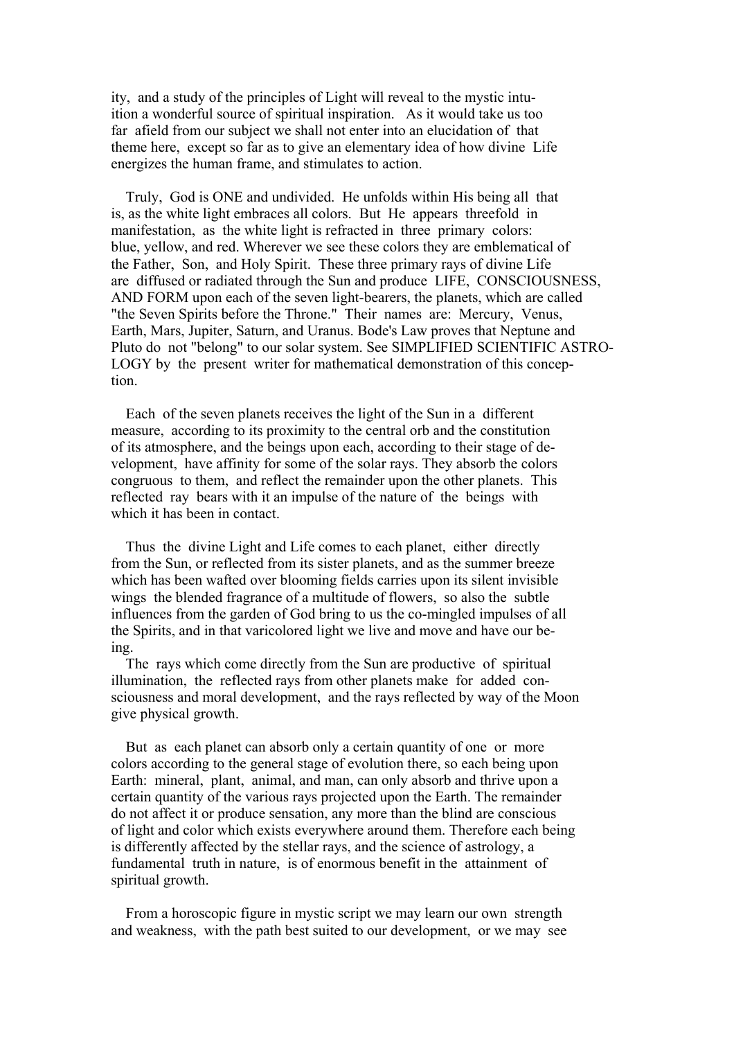ity, and a study of the principles of Light will reveal to the mystic intuition a wonderful source of spiritual inspiration. As it would take us too far afield from our subject we shall not enter into an elucidation of that theme here, except so far as to give an elementary idea of how divine Life energizes the human frame, and stimulates to action.

Truly, God is ONE and undivided. He unfolds within His being all that is, as the white light embraces all colors. But He appears threefold in manifestation, as the white light is refracted in three primary colors: blue, yellow, and red. Wherever we see these colors they are emblematical of the Father, Son, and Holy Spirit. These three primary rays of divine Life are diffused or radiated through the Sun and produce LIFE, CONSCIOUSNESS, AND FORM upon each of the seven light-bearers, the planets, which are called "the Seven Spirits before the Throne." Their names are: Mercury, Venus, Earth, Mars, Jupiter, Saturn, and Uranus. Bode's Law proves that Neptune and Pluto do not "belong" to our solar system. See SIMPLIFIED SCIENTIFIC ASTROLOGY by the present writer for mathematical demonstration of this conception.

Each of the seven planets receives the light of the Sun in a different measure, according to its proximity to the central orb and the constitution of its atmosphere, and the beings upon each, according to their stage of development, have affinity for some of the solar rays. They absorb the colors congruous to them, and reflect the remainder upon the other planets. This reflected ray bears with it an impulse of the nature of the beings with which it has been in contact.

Thus the divine Light and Life comes to each planet, either directly from the Sun, or reflected from its sister planets, and as the summer breeze which has been wafted over blooming fields carries upon its silent invisible wings the blended fragrance of a multitude of flowers, so also the subtle influences from the garden of God bring to us the co-mingled impulses of all the Spirits, and in that varicolored light we live and move and have our being.

The rays which come directly from the Sun are productive of spiritual illumination, the reflected rays from other planets make for added consciousness and moral development, and the rays reflected by way of the Moon give physical growth.

But as each planet can absorb only a certain quantity of one or more colors according to the general stage of evolution there, so each being upon Earth: mineral, plant, animal, and man, can only absorb and thrive upon a certain quantity of the various rays projected upon the Earth. The remainder do not affect it or produce sensation, any more than the blind are conscious of light and color which exists everywhere around them. Therefore each being is differently affected by the stellar rays, and the science of astrology, a fundamental truth in nature, is of enormous benefit in the attainment of spiritual growth.

From a horoscopic figure in mystic script we may learn our own strength and weakness, with the path best suited to our development, or we may see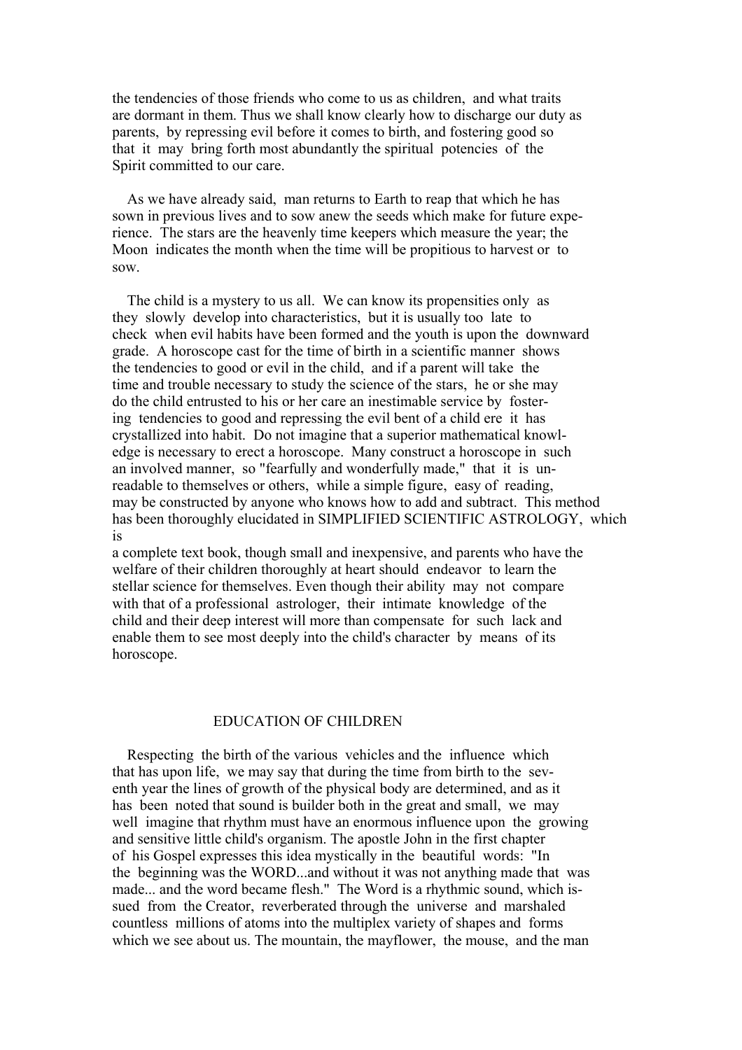the tendencies of those friends who come to us as children, and what traits are dormant in them. Thus we shall know clearly how to discharge our duty as parents, by repressing evil before it comes to birth, and fostering good so that it may bring forth most abundantly the spiritual potencies of the Spirit committed to our care.

As we have already said, man returns to Earth to reap that which he has sown in previous lives and to sow anew the seeds which make for future experience. The stars are the heavenly time keepers which measure the year; the Moon indicates the month when the time will be propitious to harvest or to sow.

The child is a mystery to us all. We can know its propensities only as they slowly develop into characteristics, but it is usually too late to check when evil habits have been formed and the youth is upon the downward grade. A horoscope cast for the time of birth in a scientific manner shows the tendencies to good or evil in the child, and if a parent will take the time and trouble necessary to study the science of the stars, he or she may do the child entrusted to his or her care an inestimable service by fostering tendencies to good and repressing the evil bent of a child ere it has crystallized into habit. Do not imagine that a superior mathematical knowledge is necessary to erect a horoscope. Many construct a horoscope in such an involved manner, so "fearfully and wonderfully made," that it is unreadable to themselves or others, while a simple figure, easy of reading, may be constructed by anyone who knows how to add and subtract. This method has been thoroughly elucidated in SIMPLIFIED SCIENTIFIC ASTROLOGY, which is a complete text book, though small and inexpensive, and parents who have the welfare of their children thoroughly at heart should endeavor to learn the stellar science for themselves. Even though their ability may not compare with that of a professional astrologer, their intimate knowledge of the child and their deep interest will more than compensate for such lack and enable them to see most deeply into the child's character by means of its horoscope.

## EDUCATION OF CHILDREN

Respecting the birth of the various vehicles and the influence which that has upon life, we may say that during the time from birth to the seventh year the lines of growth of the physical body are determined, and as it has been noted that sound is builder both in the great and small, we may well imagine that rhythm must have an enormous influence upon the growing and sensitive little child's organism. The apostle John in the first chapter of his Gospel expresses this idea mystically in the beautiful words: "In the beginning was the WORD...and without it was not anything made that was made... and the word became flesh." The Word is a rhythmic sound, which issued from the Creator, reverberated through the universe and marshaled countless millions of atoms into the multiplex variety of shapes and forms which we see about us. The mountain, the mayflower, the mouse, and the man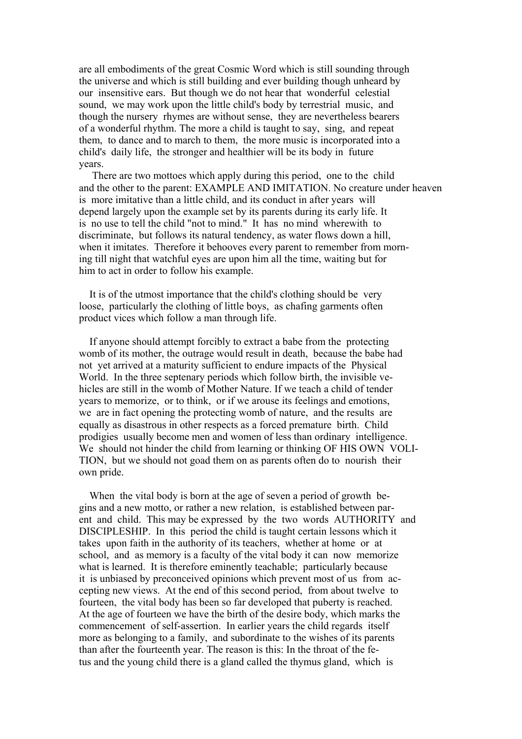are all embodiments of the great Cosmic Word which is still sounding through the universe and which is still building and ever building though unheard by our insensitive ears. But though we do not hear that wonderful celestial sound, we may work upon the little child's body by terrestrial music, and though the nursery rhymes are without sense, they are nevertheless bearers of a wonderful rhythm. The more a child is taught to say, sing, and repeat them, to dance and to march to them, the more music is incorporated into a child's daily life, the stronger and healthier will be its body in future years.

There are two mottoes which apply during this period, one to the child and the other to the parent: EXAMPLE AND IMITATION. No creature under heaven is more imitative than a little child, and its conduct in after years will depend largely upon the example set by its parents during its early life. It is no use to tell the child "not to mind." It has no mind wherewith to discriminate, but follows its natural tendency, as water flows down a hill, when it imitates. Therefore it behooves every parent to remember from morning till night that watchful eyes are upon him all the time, waiting but for him to act in order to follow his example.

It is of the utmost importance that the child's clothing should be very loose, particularly the clothing of little boys, as chafing garments often product vices which follow a man through life.

If anyone should attempt forcibly to extract a babe from the protecting womb of its mother, the outrage would result in death, because the babe had not yet arrived at a maturity sufficient to endure impacts of the Physical World. In the three septenary periods which follow birth, the invisible vehicles are still in the womb of Mother Nature. If we teach a child of tender years to memorize, or to think, or if we arouse its feelings and emotions, we are in fact opening the protecting womb of nature, and the results are equally as disastrous in other respects as a forced premature birth. Child prodigies usually become men and women of less than ordinary intelligence. We should not hinder the child from learning or thinking OF HIS OWN VOLITION, but we should not goad them on as parents often do to nourish their own pride.

When the vital body is born at the age of seven a period of growth begins and a new motto, or rather a new relation, is established between parent and child. This may be expressed by the two words AUTHORITY and DISCIPLESHIP. In this period the child is taught certain lessons which it takes upon faith in the authority of its teachers, whether at home or at school, and as memory is a faculty of the vital body it can now memorize what is learned. It is therefore eminently teachable; particularly because it is unbiased by preconceived opinions which prevent most of us from accepting new views. At the end of this second period, from about twelve to fourteen, the vital body has been so far developed that puberty is reached. At the age of fourteen we have the birth of the desire body, which marks the commencement of self-assertion. In earlier years the child regards itself more as belonging to a family, and subordinate to the wishes of its parents than after the fourteenth year. The reason is this: In the throat of the fetus and the young child there is a gland called the thymus gland, which is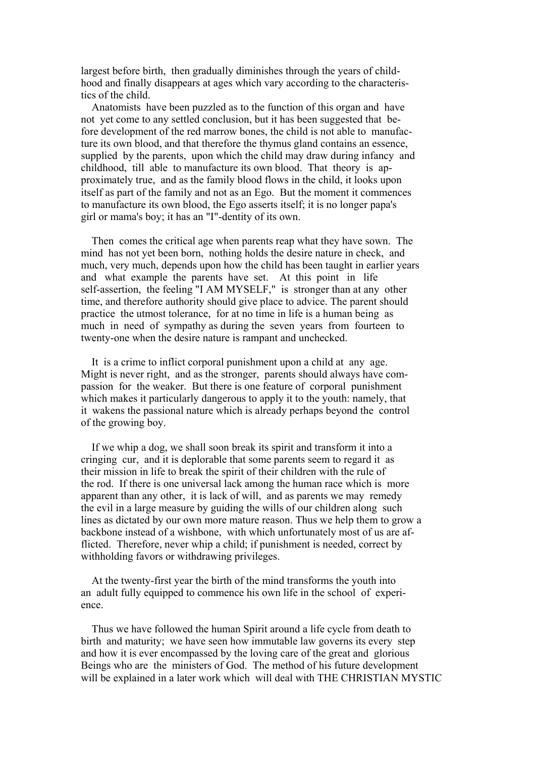largest before birth, then gradually diminishes through the years of childhood and finally disappears at ages which vary according to the characteristics of the child.

Anatomists have been puzzled as to the function of this organ and have not yet come to any settled conclusion, but it has been suggested that before development of the red marrow bones, the child is not able to manufacture its own blood, and that therefore the thymus gland contains an essence, supplied by the parents, upon which the child may draw during infancy and childhood, till able to manufacture its own blood. That theory is approximately true, and as the family blood flows in the child, it looks upon itself as part of the family and not as an Ego. But the moment it commences to manufacture its own blood, the Ego asserts itself; it is no longer papa's girl or mama's boy; it has an "I"-dentity of its own.

Then comes the critical age when parents reap what they have sown. The mind has not yet been born, nothing holds the desire nature in check, and much, very much, depends upon how the child has been taught in earlier years and what example the parents have set. At this point in life self-assertion, the feeling "I AM MYSELF," is stronger than at any other time, and therefore authority should give place to advice. The parent should practice the utmost tolerance, for at no time in life is a human being as much in need of sympathy as during the seven years from fourteen to twenty-one when the desire nature is rampant and unchecked.

It is a crime to inflict corporal punishment upon a child at any age. Might is never right, and as the stronger, parents should always have compassion for the weaker. But there is one feature of corporal punishment which makes it particularly dangerous to apply it to the youth: namely, that it wakens the passional nature which is already perhaps beyond the control of the growing boy.

If we whip a dog, we shall soon break its spirit and transform it into a cringing cur, and it is deplorable that some parents seem to regard it as their mission in life to break the spirit of their children with the rule of the rod. If there is one universal lack among the human race which is more apparent than any other, it is lack of will, and as parents we may remedy the evil in a large measure by guiding the wills of our children along such lines as dictated by our own more mature reason. Thus we help them to grow a backbone instead of a wishbone, with which unfortunately most of us are afflicted. Therefore, never whip a child; if punishment is needed, correct by withholding favors or withdrawing privileges.

At the twenty-first year the birth of the mind transforms the youth into an adult fully equipped to commence his own life in the school of experience.

Thus we have followed the human Spirit around a life cycle from death to birth and maturity; we have seen how immutable law governs its every step and how it is ever encompassed by the loving care of the great and glorious Beings who are the ministers of God. The method of his future development will be explained in a later work which will deal with THE CHRISTIAN MYSTIC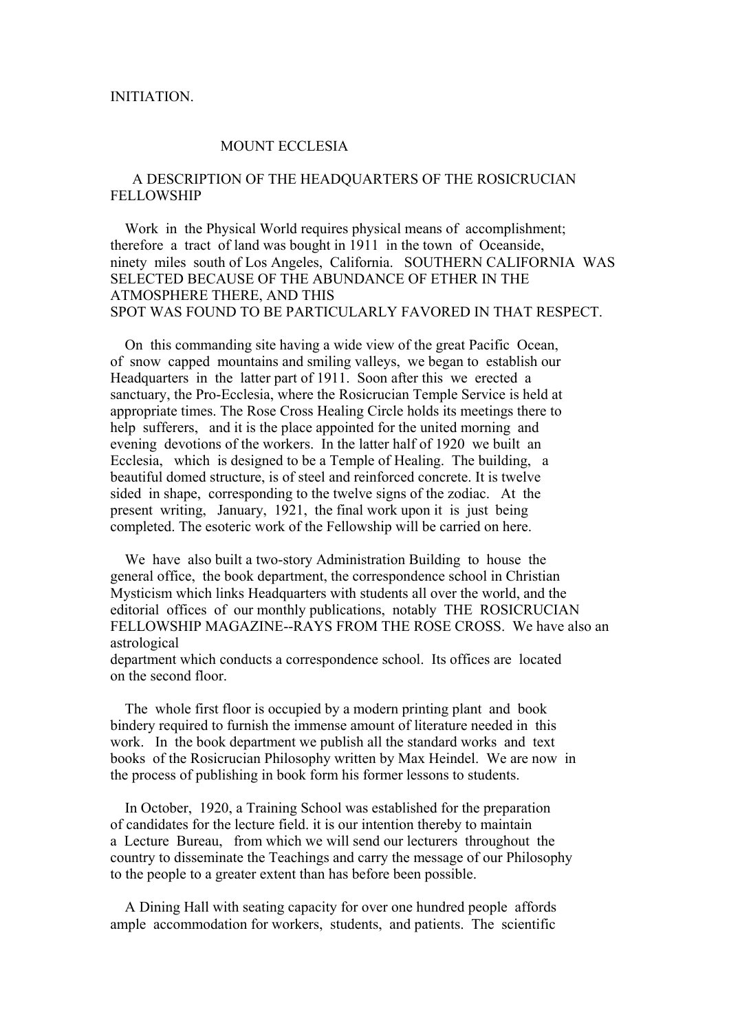INITIATION.

# MOUNT ECCLESIA

## A DESCRIPTION OF THE HEADQUARTERS OF THE ROSICRUCIAN FELLOWSHIP

Work in the Physical World requires physical means of accomplishment; therefore a tract of land was bought in 1911 in the town of Oceanside, ninety miles south of Los Angeles, California. SOUTHERN CALIFORNIA WAS SELECTED BECAUSE OF THE ABUNDANCE OF ETHER IN THE ATMOSPHERE THERE, AND THIS SPOT WAS FOUND TO BE PARTICULARLY FAVORED IN THAT RESPECT.

On this commanding site having a wide view of the great Pacific Ocean, of snow capped mountains and smiling valleys, we began to establish our Headquarters in the latter part of 1911. Soon after this we erected a sanctuary, the Pro-Ecclesia, where the Rosicrucian Temple Service is held at appropriate times. The Rose Cross Healing Circle holds its meetings there to help sufferers, and it is the place appointed for the united morning and evening devotions of the workers. In the latter half of 1920 we built an Ecclesia, which is designed to be a Temple of Healing. The building, a beautiful domed structure, is of steel and reinforced concrete. It is twelve sided in shape, corresponding to the twelve signs of the zodiac. At the present writing, January, 1921, the final work upon it is just being completed. The esoteric work of the Fellowship will be carried on here.

We have also built a two-story Administration Building to house the general office, the book department, the correspondence school in Christian Mysticism which links Headquarters with students all over the world, and the editorial offices of our monthly publications, notably THE ROSICRUCIAN FELLOWSHIP MAGAZINE--RAYS FROM THE ROSE CROSS. We have also an astrological department which conducts a correspondence school. Its offices are located on the second floor.

The whole first floor is occupied by a modern printing plant and book bindery required to furnish the immense amount of literature needed in this work. In the book department we publish all the standard works and text books of the Rosicrucian Philosophy written by Max Heindel. We are now in the process of publishing in book form his former lessons to students.

In October, 1920, a Training School was established for the preparation of candidates for the lecture field. it is our intention thereby to maintain a Lecture Bureau, from which we will send our lecturers throughout the country to disseminate the Teachings and carry the message of our Philosophy to the people to a greater extent than has before been possible.

A Dining Hall with seating capacity for over one hundred people affords ample accommodation for workers, students, and patients. The scientific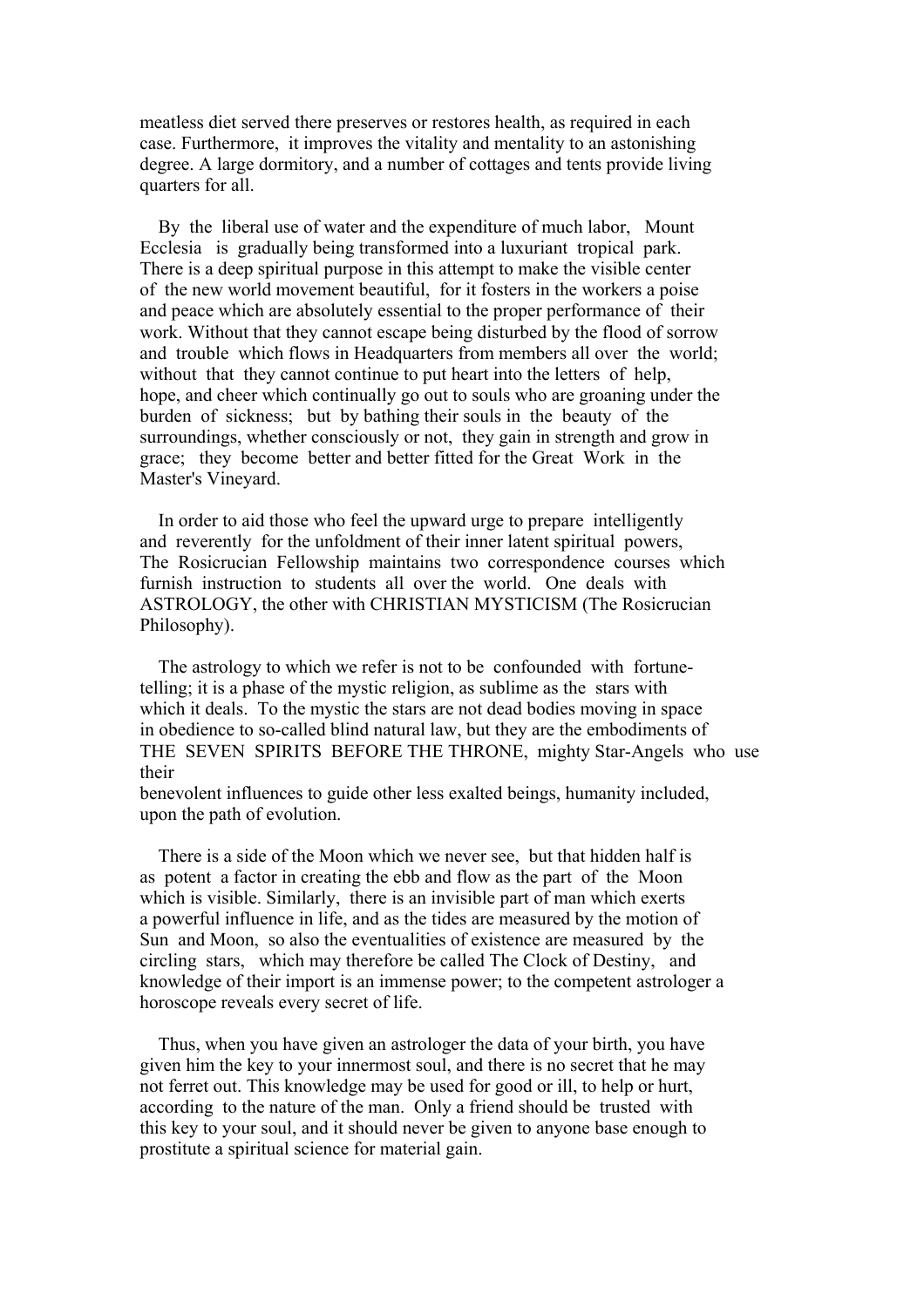meatless diet served there preserves or restores health, as required in each case. Furthermore, it improves the vitality and mentality to an astonishing degree. A large dormitory, and a number of cottages and tents provide living quarters for all.

By the liberal use of water and the expenditure of much labor, Mount Ecclesia is gradually being transformed into a luxuriant tropical park. There is a deep spiritual purpose in this attempt to make the visible center of the new world movement beautiful, for it fosters in the workers a poise and peace which are absolutely essential to the proper performance of their work. Without that they cannot escape being disturbed by the flood of sorrow and trouble which flows in Headquarters from members all over the world; without that they cannot continue to put heart into the letters of help, hope, and cheer which continually go out to souls who are groaning under the burden of sickness; but by bathing their souls in the beauty of the surroundings, whether consciously or not, they gain in strength and grow in grace; they become better and better fitted for the Great Work in the Master's Vineyard.

In order to aid those who feel the upward urge to prepare intelligently and reverently for the unfoldment of their inner latent spiritual powers, The Rosicrucian Fellowship maintains two correspondence courses which furnish instruction to students all over the world. One deals with ASTROLOGY, the other with CHRISTIAN MYSTICISM (The Rosicrucian Philosophy).

The astrology to which we refer is not to be confounded with fortune-telling; it is a phase of the mystic religion, as sublime as the stars with which it deals. To the mystic the stars are not dead bodies moving in space in obedience to so-called blind natural law, but they are the embodiments of THE SEVEN SPIRITS BEFORE THE THRONE, mighty Star-Angels who use their benevolent influences to guide other less exalted beings, humanity included, upon the path of evolution.

There is a side of the Moon which we never see, but that hidden half is as potent a factor in creating the ebb and flow as the part of the Moon which is visible. Similarly, there is an invisible part of man which exerts a powerful influence in life, and as the tides are measured by the motion of Sun and Moon, so also the eventualities of existence are measured by the circling stars, which may therefore be called The Clock of Destiny, and knowledge of their import is an immense power; to the competent astrologer a horoscope reveals every secret of life.

Thus, when you have given an astrologer the data of your birth, you have given him the key to your innermost soul, and there is no secret that he may not ferret out. This knowledge may be used for good or ill, to help or hurt, according to the nature of the man. Only a friend should be trusted with this key to your soul, and it should never be given to anyone base enough to prostitute a spiritual science for material gain.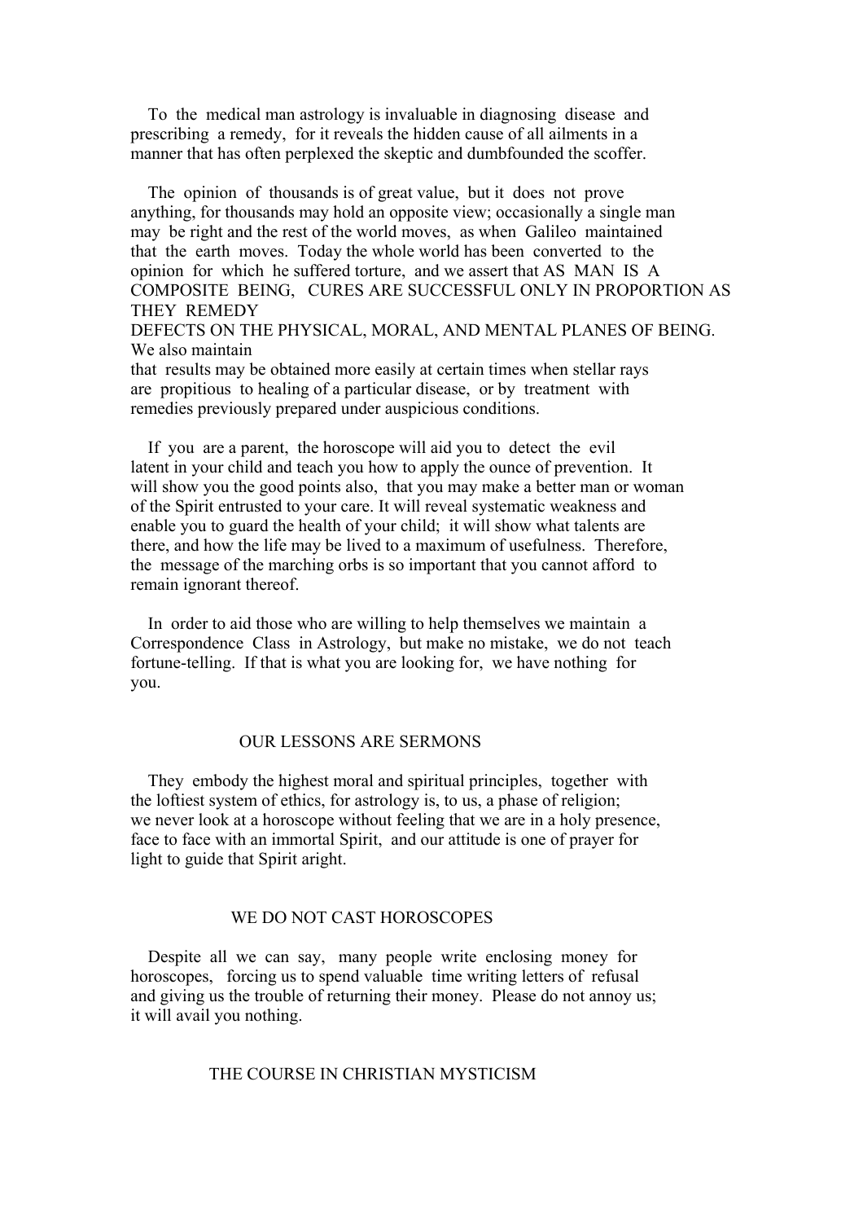To the medical man astrology is invaluable in diagnosing disease and prescribing a remedy, for it reveals the hidden cause of all ailments in a manner that has often perplexed the skeptic and dumbfounded the scoffer.

The opinion of thousands is of great value, but it does not prove anything, for thousands may hold an opposite view; occasionally a single man may be right and the rest of the world moves, as when Galileo maintained that the earth moves. Today the whole world has been converted to the opinion for which he suffered torture, and we assert that AS MAN IS A COMPOSITE BEING, CURES ARE SUCCESSFUL ONLY IN PROPORTION AS THEY REMEDY DEFECTS ON THE PHYSICAL, MORAL, AND MENTAL PLANES OF BEING. We also maintain that results may be obtained more easily at certain times when stellar rays are propitious to healing of a particular disease, or by treatment with remedies previously prepared under auspicious conditions.

If you are a parent, the horoscope will aid you to detect the evil latent in your child and teach you how to apply the ounce of prevention. It will show you the good points also, that you may make a better man or woman of the Spirit entrusted to your care. It will reveal systematic weakness and enable you to guard the health of your child; it will show what talents are there, and how the life may be lived to a maximum of usefulness. Therefore, the message of the marching orbs is so important that you cannot afford to remain ignorant thereof.

In order to aid those who are willing to help themselves we maintain a Correspondence Class in Astrology, but make no mistake, we do not teach fortune-telling. If that is what you are looking for, we have nothing for you.

## OUR LESSONS ARE SERMONS

They embody the highest moral and spiritual principles, together with the loftiest system of ethics, for astrology is, to us, a phase of religion; we never look at a horoscope without feeling that we are in a holy presence, face to face with an immortal Spirit, and our attitude is one of prayer for light to guide that Spirit aright.

## WE DO NOT CAST HOROSCOPES

Despite all we can say, many people write enclosing money for horoscopes, forcing us to spend valuable time writing letters of refusal and giving us the trouble of returning their money. Please do not annoy us; it will avail you nothing.

## THE COURSE IN CHRISTIAN MYSTICISM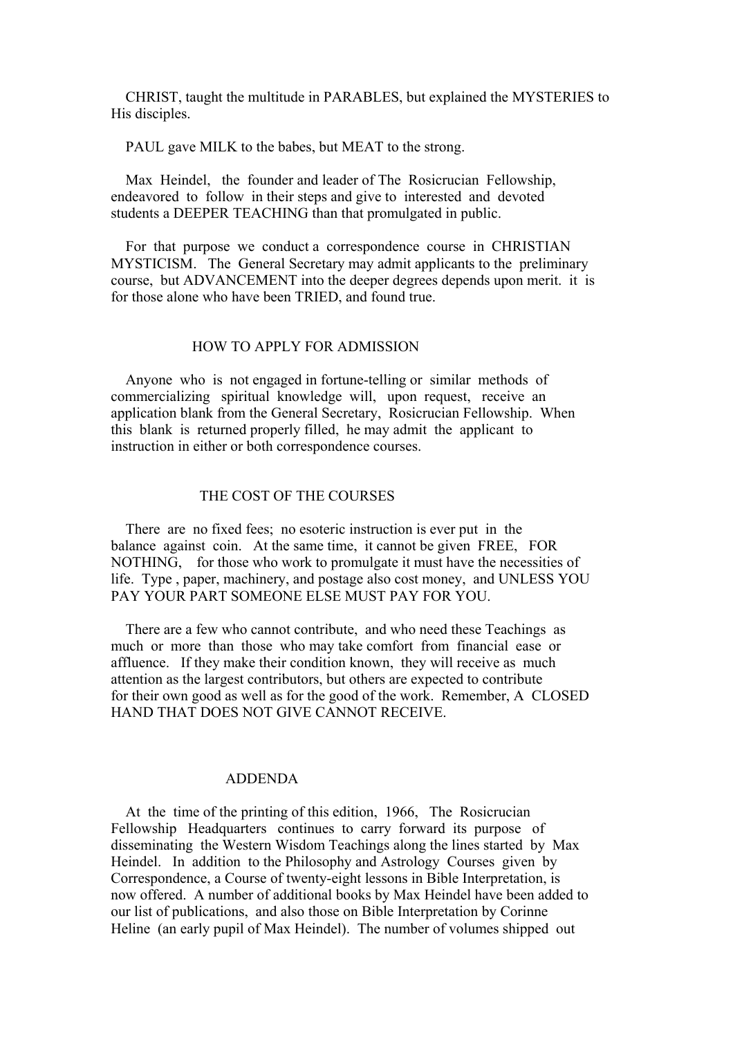CHRIST, taught the multitude in PARABLES, but explained the MYSTERIES to His disciples.

PAUL gave MILK to the babes, but MEAT to the strong.

Max Heindel, the founder and leader of The Rosicrucian Fellowship, endeavored to follow in their steps and give to interested and devoted students a DEEPER TEACHING than that promulgated in public.

For that purpose we conduct a correspondence course in CHRISTIAN MYSTICISM. The General Secretary may admit applicants to the preliminary course, but ADVANCEMENT into the deeper degrees depends upon merit. it is for those alone who have been TRIED, and found true.

## HOW TO APPLY FOR ADMISSION

Anyone who is not engaged in fortune-telling or similar methods of commercializing spiritual knowledge will, upon request, receive an application blank from the General Secretary, Rosicrucian Fellowship. When this blank is returned properly filled, he may admit the applicant to instruction in either or both correspondence courses.

## THE COST OF THE COURSES

There are no fixed fees; no esoteric instruction is ever put in the balance against coin. At the same time, it cannot be given FREE, FOR NOTHING, for those who work to promulgate it must have the necessities of life. Type , paper, machinery, and postage also cost money, and UNLESS YOU PAY YOUR PART SOMEONE ELSE MUST PAY FOR YOU.

There are a few who cannot contribute, and who need these Teachings as much or more than those who may take comfort from financial ease or affluence. If they make their condition known, they will receive as much attention as the largest contributors, but others are expected to contribute for their own good as well as for the good of the work. Remember, A CLOSED HAND THAT DOES NOT GIVE CANNOT RECEIVE.

## ADDENDA

At the time of the printing of this edition, 1966, The Rosicrucian Fellowship Headquarters continues to carry forward its purpose of disseminating the Western Wisdom Teachings along the lines started by Max Heindel. In addition to the Philosophy and Astrology Courses given by Correspondence, a Course of twenty-eight lessons in Bible Interpretation, is now offered. A number of additional books by Max Heindel have been added to our list of publications, and also those on Bible Interpretation by Corinne Heline (an early pupil of Max Heindel). The number of volumes shipped out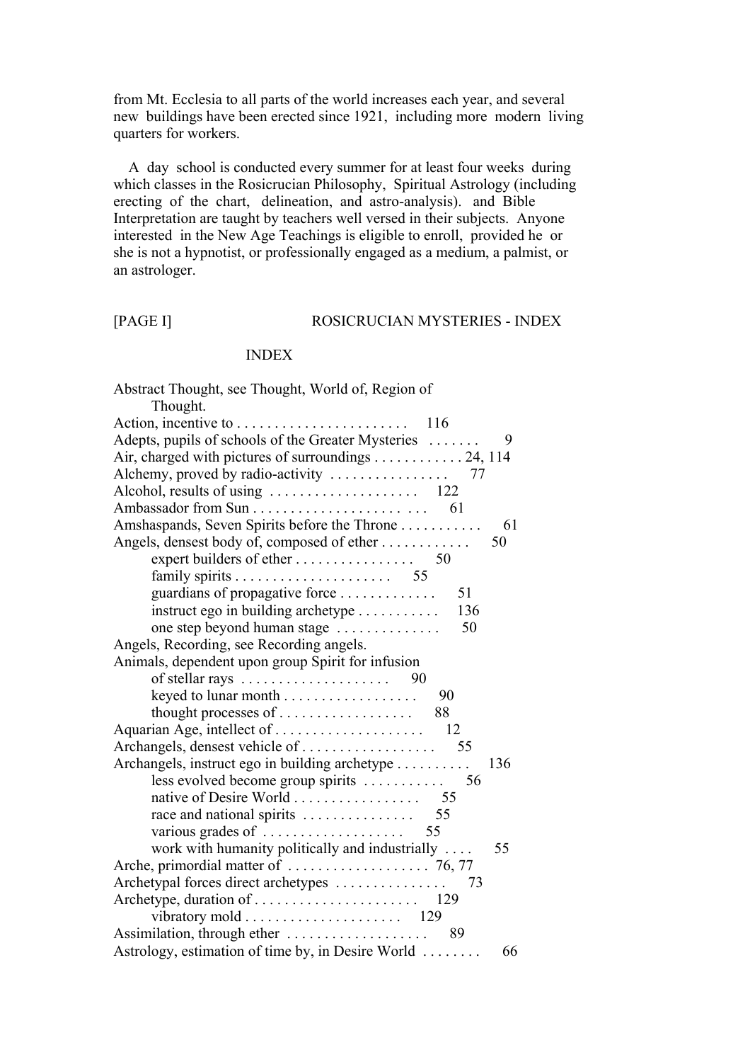from Mt. Ecclesia to all parts of the world increases each year, and several new buildings have been erected since 1921, including more modern living quarters for workers.

A day school is conducted every summer for at least four weeks during which classes in the Rosicrucian Philosophy, Spiritual Astrology (including erecting of the chart, delineation, and astro-analysis). and Bible Interpretation are taught by teachers well versed in their subjects. Anyone interested in the New Age Teachings is eligible to enroll, provided he or she is not a hypnotist, or professionally engaged as a medium, a palmist, or an astrologer.

# INDEX

Abstract Thought, see Thought, World of, Region of Thought.
Action, incentive to . . . . . . . . . . . . . . . . . . . . . . . 116
Adepts, pupils of schools of the Greater Mysteries . . . . . . . 9
Air, charged with pictures of surroundings . . . . . . . . . . . . 24, 114
Alchemy, proved by radio-activity . . . . . . . . . . . . . . . . 77
Alcohol, results of using . . . . . . . . . . . . . . . . . . . . 122
Ambassador from Sun . . . . . . . . . . . . . . . . . . . . . . 61
Amshaspands, Seven Spirits before the Throne . . . . . . . . . . . 61
Angels, densest body of, composed of ether . . . . . . . . . . . . 50
- expert builders of ether . . . . . . . . . . . . . . . . 50
- family spirits . . . . . . . . . . . . . . . . . . . . . 55
- guardians of propagative force . . . . . . . . . . . . . 51
- instruct ego in building archetype . . . . . . . . . . . 136
- one step beyond human stage . . . . . . . . . . . . . . 50

Angels, Recording, see Recording angels.
Animals, dependent upon group Spirit for infusion
- of stellar rays . . . . . . . . . . . . . . . . . . . . 90
- keyed to lunar month . . . . . . . . . . . . . . . . . . 90
- thought processes of . . . . . . . . . . . . . . . . . . 88

Aquarian Age, intellect of . . . . . . . . . . . . . . . . . . . . 12
Archangels, densest vehicle of . . . . . . . . . . . . . . . . . . 55
Archangels, instruct ego in building archetype . . . . . . . . . . 136
- less evolved become group spirits . . . . . . . . . . . 56
- native of Desire World . . . . . . . . . . . . . . . . . 55
- race and national spirits . . . . . . . . . . . . . . . 55
- various grades of . . . . . . . . . . . . . . . . . . . 55
- work with humanity politically and industrially . . . . 55

Arche, primordial matter of . . . . . . . . . . . . . . . . . . . 76, 77
Archetypal forces direct archetypes . . . . . . . . . . . . . . . 73
Archetype, duration of . . . . . . . . . . . . . . . . . . . . . . 129
- vibratory mold . . . . . . . . . . . . . . . . . . . . . 129

Assimilation, through ether . . . . . . . . . . . . . . . . . . . 89
Astrology, estimation of time by, in Desire World . . . . . . . . 66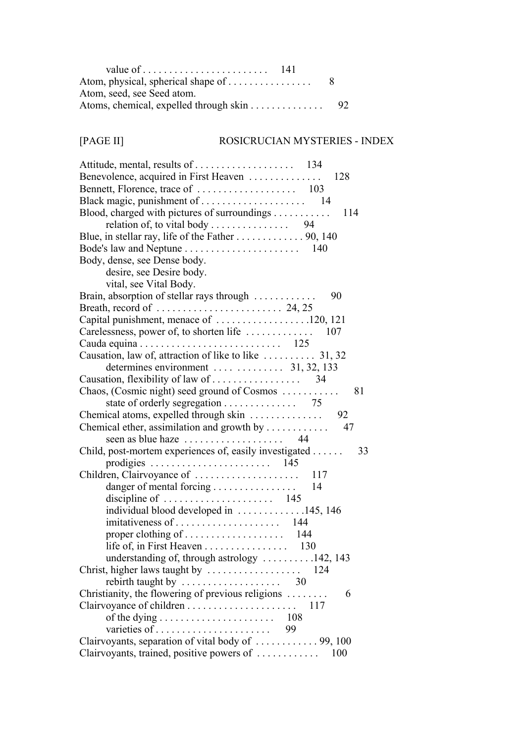value of . . . . . . . . . . . . . . . . . . . . . . . . 141
Atom, physical, spherical shape of . . . . . . . . . . . . . . . . 8
Atom, seed, see Seed atom.
Atoms, chemical, expelled through skin . . . . . . . . . . . . . 92

[PAGE II] ROSICRUCIAN MYSTERIES - INDEX

Attitude, mental, results of . . . . . . . . . . . . . . . . . . . 134
Benevolence, acquired in First Heaven . . . . . . . . . . . . . 128
Bennett, Florence, trace of . . . . . . . . . . . . . . . . . . . 103
Black magic, punishment of . . . . . . . . . . . . . . . . . . . . 14
Blood, charged with pictures of surroundings . . . . . . . . . . . 114
relation of, to vital body . . . . . . . . . . . . . . . 94
Blue, in stellar ray, life of the Father . . . . . . . . . . . . . 90, 140
Bode's law and Neptune . . . . . . . . . . . . . . . . . . . . . . 140
Body, dense, see Dense body.
desire, see Desire body.
vital, see Vital Body.
Brain, absorption of stellar rays through . . . . . . . . . . . . 90
Breath, record of . . . . . . . . . . . . . . . . . . . . . . . . 24, 25
Capital punishment, menace of . . . . . . . . . . . . . . . . . .120, 121
Carelessness, power of, to shorten life . . . . . . . . . . . . . 107
Cauda equina . . . . . . . . . . . . . . . . . . . . . . . . . . . 125
Causation, law of, attraction of like to like . . . . . . . . . . 31, 32
determines environment . . . . . . . . . . . . . . 31, 32, 133
Causation, flexibility of law of . . . . . . . . . . . . . . . . . 34
Chaos, (Cosmic night) seed ground of Cosmos . . . . . . . . . . . 81
state of orderly segregation . . . . . . . . . . . . . 75
Chemical atoms, expelled through skin . . . . . . . . . . . . . . 92
Chemical ether, assimilation and growth by . . . . . . . . . . . . 47
seen as blue haze . . . . . . . . . . . . . . . . . . . 44
Child, post-mortem experiences of, easily investigated . . . . . . 33
prodigies . . . . . . . . . . . . . . . . . . . . . . . 145
Children, Clairvoyance of . . . . . . . . . . . . . . . . . . . . 117
danger of mental forcing . . . . . . . . . . . . . . . . 14
discipline of . . . . . . . . . . . . . . . . . . . . . 145
individual blood developed in . . . . . . . . . . . . .145, 146
imitativeness of . . . . . . . . . . . . . . . . . . . . 144
proper clothing of . . . . . . . . . . . . . . . . . . . 144
life of, in First Heaven . . . . . . . . . . . . . . . . 130
understanding of, through astrology . . . . . . . . . .142, 143
Christ, higher laws taught by . . . . . . . . . . . . . . . . . . 124
rebirth taught by . . . . . . . . . . . . . . . . . . . 30
Christianity, the flowering of previous religions . . . . . . . . 6
Clairvoyance of children . . . . . . . . . . . . . . . . . . . . . 117
of the dying . . . . . . . . . . . . . . . . . . . . . . 108
varieties of . . . . . . . . . . . . . . . . . . . . . . 99
Clairvoyants, separation of vital body of . . . . . . . . . . . . 99, 100
Clairvoyants, trained, positive powers of . . . . . . . . . . . . 100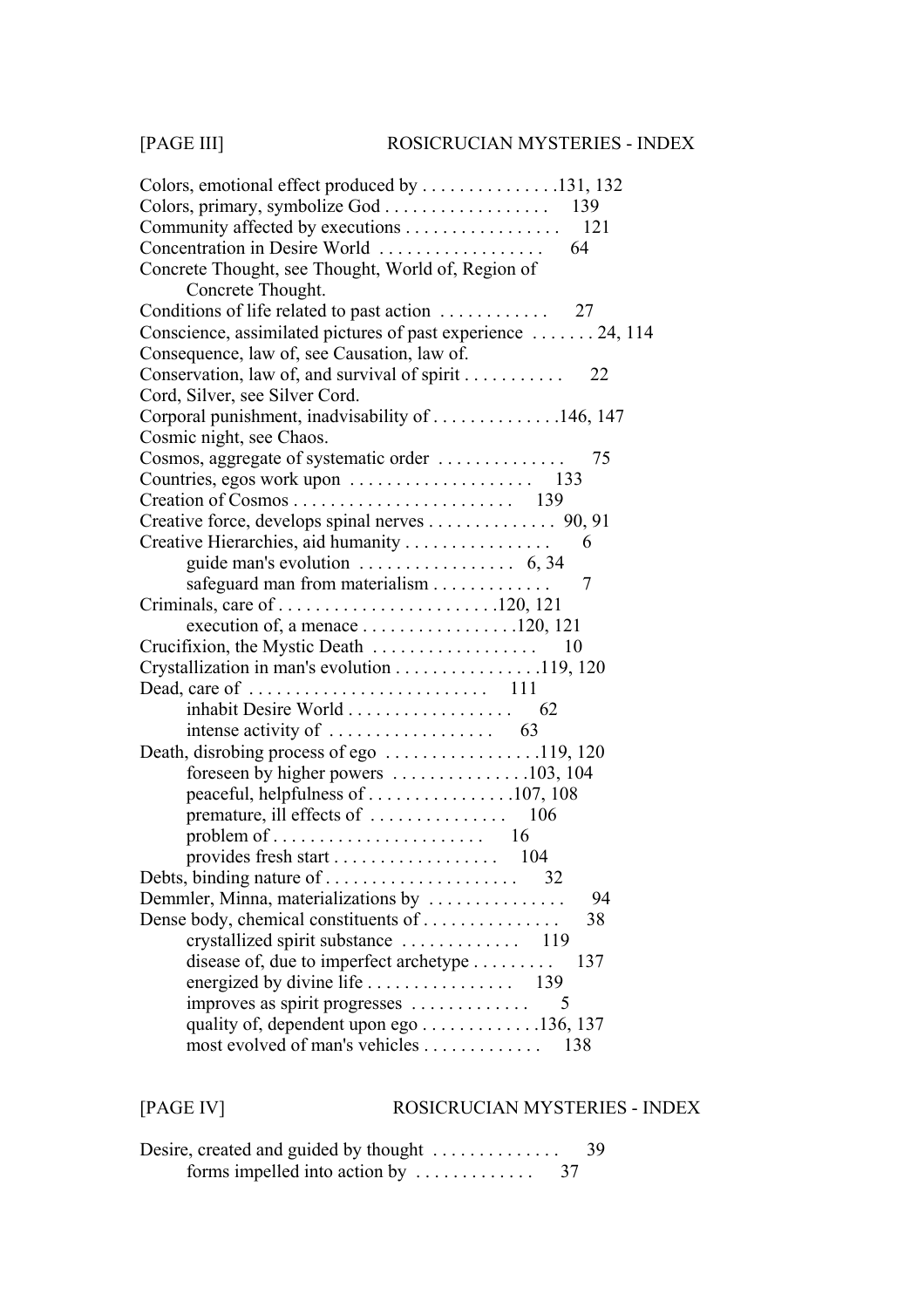Colors, emotional effect produced by . . . . . . . . . . . . . . .131, 132
Colors, primary, symbolize God . . . . . . . . . . . . . . . . . . 139
Community affected by executions . . . . . . . . . . . . . . . . . 121
Concentration in Desire World . . . . . . . . . . . . . . . . . . 64
Concrete Thought, see Thought, World of, Region of
    Concrete Thought.
Conditions of life related to past action . . . . . . . . . . . . 27
Conscience, assimilated pictures of past experience . . . . . . . 24, 114
Consequence, law of, see Causation, law of.
Conservation, law of, and survival of spirit . . . . . . . . . . . 22
Cord, Silver, see Silver Cord.
Corporal punishment, inadvisability of . . . . . . . . . . . . . .146, 147
Cosmic night, see Chaos.
Cosmos, aggregate of systematic order . . . . . . . . . . . . . . 75
Countries, egos work upon . . . . . . . . . . . . . . . . . . . . 133
Creation of Cosmos . . . . . . . . . . . . . . . . . . . . . . . . 139
Creative force, develops spinal nerves . . . . . . . . . . . . . . 90, 91
Creative Hierarchies, aid humanity . . . . . . . . . . . . . . . . 6
    guide man's evolution . . . . . . . . . . . . . . . . . 6, 34
    safeguard man from materialism . . . . . . . . . . . . . 7
Criminals, care of . . . . . . . . . . . . . . . . . . . . . . . .120, 121
    execution of, a menace . . . . . . . . . . . . . . . . .120, 121
Crucifixion, the Mystic Death . . . . . . . . . . . . . . . . . . 10
Crystallization in man's evolution . . . . . . . . . . . . . . . .119, 120
Dead, care of . . . . . . . . . . . . . . . . . . . . . . . . . . 111
    inhabit Desire World . . . . . . . . . . . . . . . . . . 62
    intense activity of . . . . . . . . . . . . . . . . . . 63
Death, disrobing process of ego . . . . . . . . . . . . . . . . . .119, 120
    foreseen by higher powers . . . . . . . . . . . . . . .103, 104
    peaceful, helpfulness of . . . . . . . . . . . . . . . .107, 108
    premature, ill effects of . . . . . . . . . . . . . . . 106
    problem of . . . . . . . . . . . . . . . . . . . . . . . 16
    provides fresh start . . . . . . . . . . . . . . . . . . 104
Debts, binding nature of . . . . . . . . . . . . . . . . . . . . . 32
Demmler, Minna, materializations by . . . . . . . . . . . . . . . 94
Dense body, chemical constituents of . . . . . . . . . . . . . . . 38
    crystallized spirit substance . . . . . . . . . . . . . 119
    disease of, due to imperfect archetype . . . . . . . . . 137
    energized by divine life . . . . . . . . . . . . . . . . 139
    improves as spirit progresses . . . . . . . . . . . . . 5
    quality of, dependent upon ego . . . . . . . . . . . . .136, 137
    most evolved of man's vehicles . . . . . . . . . . . . . 138

Desire, created and guided by thought . . . . . . . . . . . . . . 39
    forms impelled into action by . . . . . . . . . . . . . 37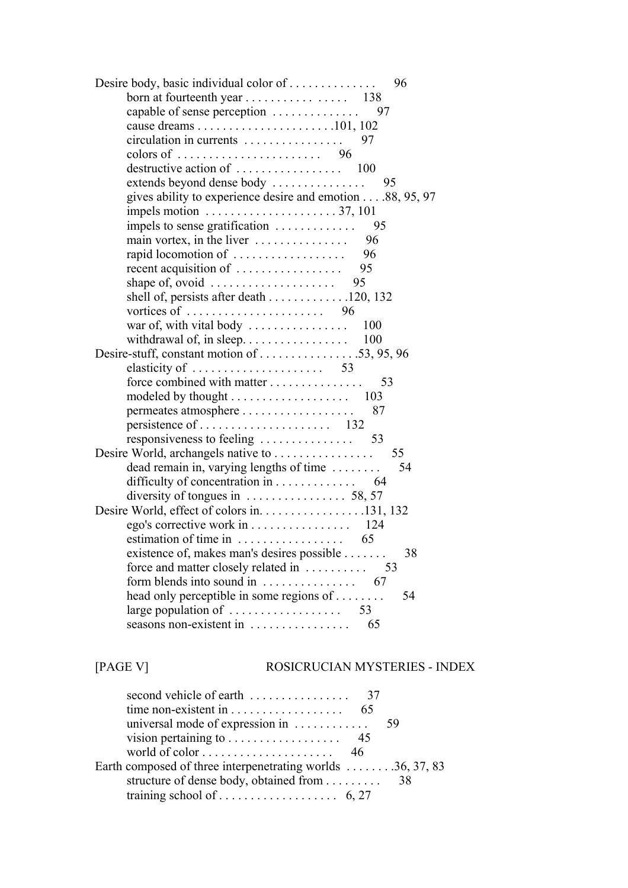Desire body, basic individual color of . . . . . . . . . . . . . 96
- born at fourteenth year . . . . . . . . . . . . . . . 138
- capable of sense perception . . . . . . . . . . . . . 97
- cause dreams . . . . . . . . . . . . . . . . . . . . . .101, 102
- circulation in currents . . . . . . . . . . . . . . . 97
- colors of . . . . . . . . . . . . . . . . . . . . . . . 96
- destructive action of . . . . . . . . . . . . . . . . 100
- extends beyond dense body . . . . . . . . . . . . . . 95
- gives ability to experience desire and emotion . . . .88, 95, 97
- impels motion . . . . . . . . . . . . . . . . . . . . . 37, 101
- impels to sense gratification . . . . . . . . . . . . 95
- main vortex, in the liver . . . . . . . . . . . . . . 96
- rapid locomotion of . . . . . . . . . . . . . . . . . 96
- recent acquisition of . . . . . . . . . . . . . . . . 95
- shape of, ovoid . . . . . . . . . . . . . . . . . . . 95
- shell of, persists after death . . . . . . . . . . . . .120, 132
- vortices of . . . . . . . . . . . . . . . . . . . . . . 96
- war of, with vital body . . . . . . . . . . . . . . . 100
- withdrawal of, in sleep. . . . . . . . . . . . . . . . . 100

Desire-stuff, constant motion of . . . . . . . . . . . . . . . .53, 95, 96
- elasticity of . . . . . . . . . . . . . . . . . . . . . 53
- force combined with matter . . . . . . . . . . . . . . 53
- modeled by thought . . . . . . . . . . . . . . . . . . . 103
- permeates atmosphere . . . . . . . . . . . . . . . . . . 87
- persistence of . . . . . . . . . . . . . . . . . . . . . 132
- responsiveness to feeling . . . . . . . . . . . . . . . 53

Desire World, archangels native to . . . . . . . . . . . . . . . . 55
- dead remain in, varying lengths of time . . . . . . . . 54
- difficulty of concentration in . . . . . . . . . . . . 64
- diversity of tongues in . . . . . . . . . . . . . . . . 58, 57

Desire World, effect of colors in. . . . . . . . . . . . . . . . .131, 132
- ego's corrective work in . . . . . . . . . . . . . . . . 124
- estimation of time in . . . . . . . . . . . . . . . . . 65
- existence of, makes man's desires possible . . . . . . . 38
- force and matter closely related in . . . . . . . . . . 53
- form blends into sound in . . . . . . . . . . . . . . . 67
- head only perceptible in some regions of . . . . . . . . 54
- large population of . . . . . . . . . . . . . . . . . . 53
- seasons non-existent in . . . . . . . . . . . . . . . . 65
- second vehicle of earth . . . . . . . . . . . . . . . . 37
- time non-existent in . . . . . . . . . . . . . . . . . . 65
- universal mode of expression in . . . . . . . . . . . . 59
- vision pertaining to . . . . . . . . . . . . . . . . . . 45
- world of color . . . . . . . . . . . . . . . . . . . . . 46

Earth composed of three interpenetrating worlds . . . . . . . .36, 37, 83
- structure of dense body, obtained from . . . . . . . . . 38
- training school of . . . . . . . . . . . . . . . . . . . 6, 27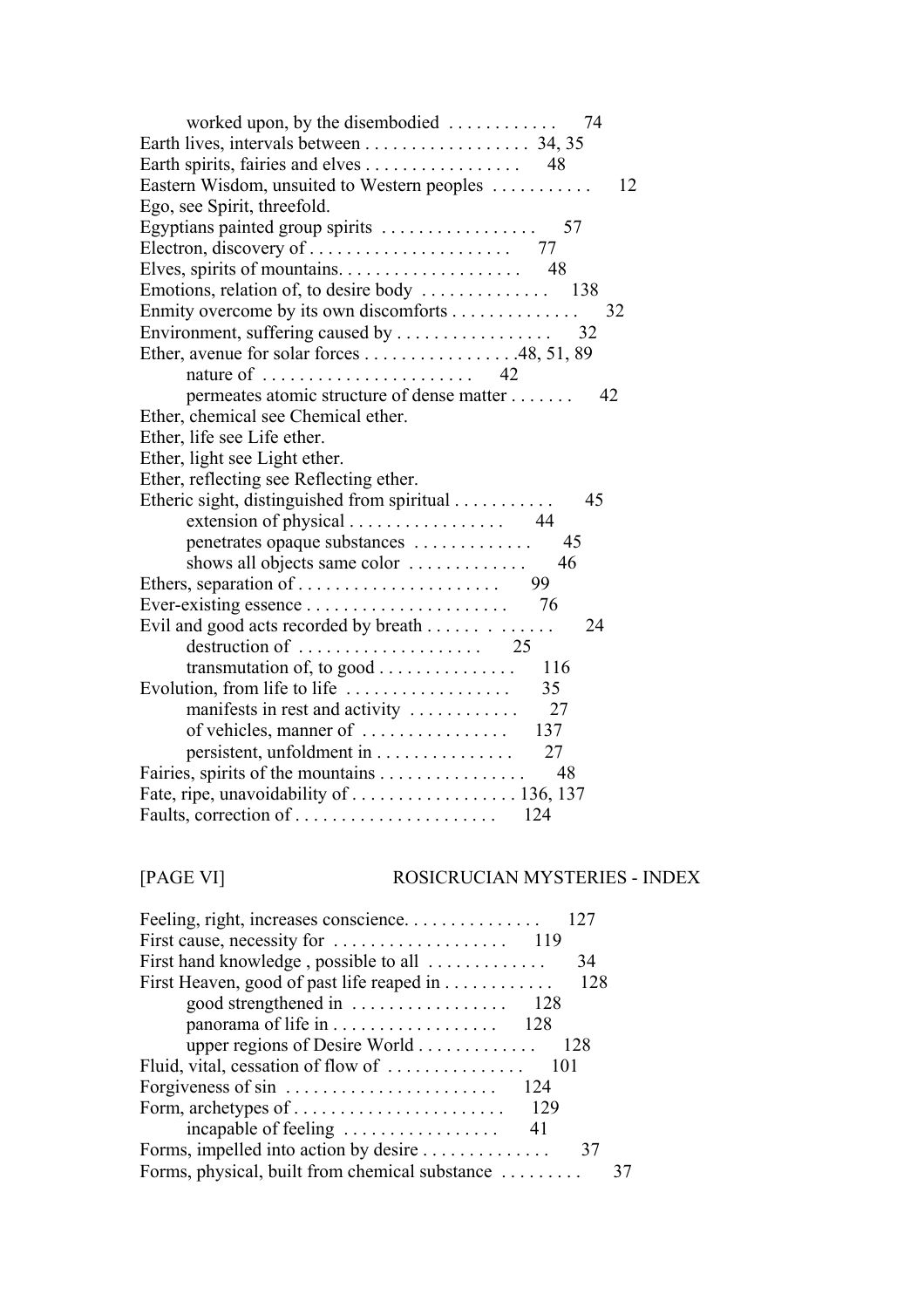worked upon, by the disembodied . . . . . . . . . . . 74
Earth lives, intervals between . . . . . . . . . . . . . . . . . . 34, 35
Earth spirits, fairies and elves . . . . . . . . . . . . . . . . . 48
Eastern Wisdom, unsuited to Western peoples . . . . . . . . . . 12
Ego, see Spirit, threefold.
Egyptians painted group spirits . . . . . . . . . . . . . . . . . 57
Electron, discovery of . . . . . . . . . . . . . . . . . . . . . . 77
Elves, spirits of mountains. . . . . . . . . . . . . . . . . . . . 48
Emotions, relation of, to desire body . . . . . . . . . . . . . 138
Enmity overcome by its own discomforts . . . . . . . . . . . . . 32
Environment, suffering caused by . . . . . . . . . . . . . . . . . 32
Ether, avenue for solar forces . . . . . . . . . . . . . . . . .48, 51, 89
nature of . . . . . . . . . . . . . . . . . . . . . . . 42
permeates atomic structure of dense matter . . . . . . . 42
Ether, chemical see Chemical ether.
Ether, life see Life ether.
Ether, light see Light ether.
Ether, reflecting see Reflecting ether.
Etheric sight, distinguished from spiritual . . . . . . . . . . . 45
extension of physical . . . . . . . . . . . . . . . . . 44
penetrates opaque substances . . . . . . . . . . . . . 45
shows all objects same color . . . . . . . . . . . . . 46
Ethers, separation of . . . . . . . . . . . . . . . . . . . . . . 99
Ever-existing essence . . . . . . . . . . . . . . . . . . . . . . 76
Evil and good acts recorded by breath . . . . . . . . . . . . . 24
destruction of . . . . . . . . . . . . . . . . . . . . 25
transmutation of, to good . . . . . . . . . . . . . . . 116
Evolution, from life to life . . . . . . . . . . . . . . . . . . 35
manifests in rest and activity . . . . . . . . . . . . 27
of vehicles, manner of . . . . . . . . . . . . . . . . 137
persistent, unfoldment in . . . . . . . . . . . . . . . 27
Fairies, spirits of the mountains . . . . . . . . . . . . . . . . 48
Fate, ripe, unavoidability of . . . . . . . . . . . . . . . . . . 136, 137
Faults, correction of . . . . . . . . . . . . . . . . . . . . . . 124

Feeling, right, increases conscience. . . . . . . . . . . . . . . 127
First cause, necessity for . . . . . . . . . . . . . . . . . . . 119
First hand knowledge , possible to all . . . . . . . . . . . . . 34
First Heaven, good of past life reaped in . . . . . . . . . . . . 128
good strengthened in . . . . . . . . . . . . . . . . . 128
panorama of life in . . . . . . . . . . . . . . . . . . 128
upper regions of Desire World . . . . . . . . . . . . . 128
Fluid, vital, cessation of flow of . . . . . . . . . . . . . . . 101
Forgiveness of sin . . . . . . . . . . . . . . . . . . . . . . . 124
Form, archetypes of . . . . . . . . . . . . . . . . . . . . . . . 129
incapable of feeling . . . . . . . . . . . . . . . . . 41
Forms, impelled into action by desire . . . . . . . . . . . . . . 37
Forms, physical, built from chemical substance . . . . . . . . . 37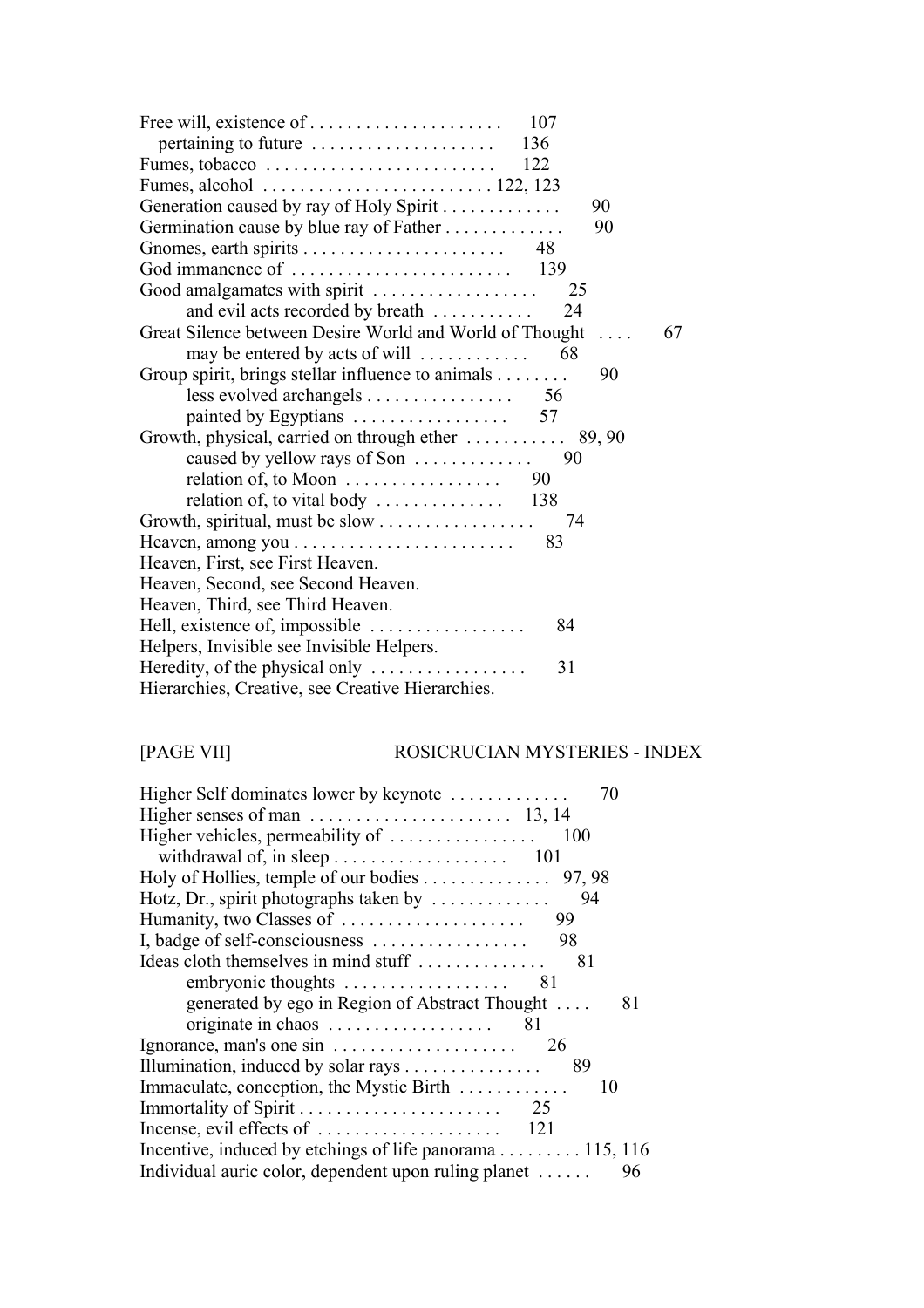Free will, existence of . . . . . . . . . . . . . . . . . . . . . 107
  pertaining to future . . . . . . . . . . . . . . . . . . . . 136
Fumes, tobacco . . . . . . . . . . . . . . . . . . . . . . . . . 122
Fumes, alcohol . . . . . . . . . . . . . . . . . . . . . . . . . 122, 123
Generation caused by ray of Holy Spirit . . . . . . . . . . . . . 90
Germination cause by blue ray of Father . . . . . . . . . . . . . 90
Gnomes, earth spirits . . . . . . . . . . . . . . . . . . . . . . 48
God immanence of . . . . . . . . . . . . . . . . . . . . . . . . 139
Good amalgamates with spirit . . . . . . . . . . . . . . . . . . 25
  and evil acts recorded by breath . . . . . . . . . . . 24
Great Silence between Desire World and World of Thought . . . . 67
  may be entered by acts of will . . . . . . . . . . . . 68
Group spirit, brings stellar influence to animals . . . . . . . . 90
  less evolved archangels . . . . . . . . . . . . . . . . 56
  painted by Egyptians . . . . . . . . . . . . . . . . . 57
Growth, physical, carried on through ether . . . . . . . . . . . 89, 90
  caused by yellow rays of Son . . . . . . . . . . . . . 90
  relation of, to Moon . . . . . . . . . . . . . . . . . 90
  relation of, to vital body . . . . . . . . . . . . . . 138
Growth, spiritual, must be slow . . . . . . . . . . . . . . . . . 74
Heaven, among you . . . . . . . . . . . . . . . . . . . . . . . . 83
Heaven, First, see First Heaven.
Heaven, Second, see Second Heaven.
Heaven, Third, see Third Heaven.
Hell, existence of, impossible . . . . . . . . . . . . . . . . . 84
Helpers, Invisible see Invisible Helpers.
Heredity, of the physical only . . . . . . . . . . . . . . . . . 31
Hierarchies, Creative, see Creative Hierarchies.

Higher Self dominates lower by keynote . . . . . . . . . . . . . 70
Higher senses of man . . . . . . . . . . . . . . . . . . . . . . 13, 14
Higher vehicles, permeability of . . . . . . . . . . . . . . . . 100
  withdrawal of, in sleep . . . . . . . . . . . . . . . . . . . 101
Holy of Hollies, temple of our bodies . . . . . . . . . . . . . . 97, 98
Hotz, Dr., spirit photographs taken by . . . . . . . . . . . . . 94
Humanity, two Classes of . . . . . . . . . . . . . . . . . . . . 99
I, badge of self-consciousness . . . . . . . . . . . . . . . . . 98
Ideas cloth themselves in mind stuff . . . . . . . . . . . . . . 81
  embryonic thoughts . . . . . . . . . . . . . . . . . . 81
  generated by ego in Region of Abstract Thought . . . . 81
  originate in chaos . . . . . . . . . . . . . . . . . . 81
Ignorance, man's one sin . . . . . . . . . . . . . . . . . . . . 26
Illumination, induced by solar rays . . . . . . . . . . . . . . . 89
Immaculate, conception, the Mystic Birth . . . . . . . . . . . . 10
Immortality of Spirit . . . . . . . . . . . . . . . . . . . . . . 25
Incense, evil effects of . . . . . . . . . . . . . . . . . . . . 121
Incentive, induced by etchings of life panorama . . . . . . . . . 115, 116
Individual auric color, dependent upon ruling planet . . . . . . 96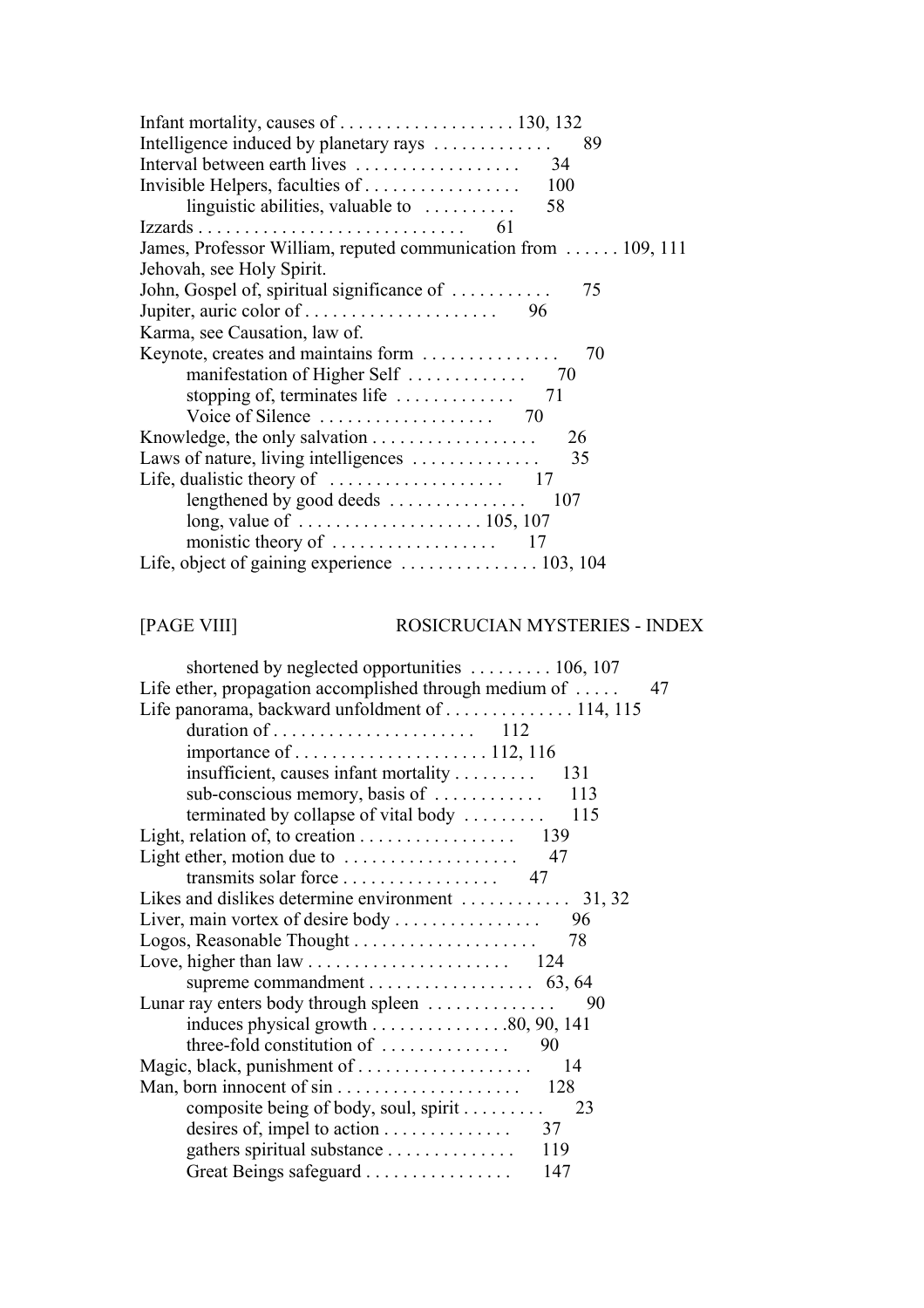Infant mortality, causes of . . . . . . . . . . . . . . . . . . . 130, 132
Intelligence induced by planetary rays . . . . . . . . . . . . 89
Interval between earth lives . . . . . . . . . . . . . . . . . . 34
Invisible Helpers, faculties of . . . . . . . . . . . . . . . . . 100
        linguistic abilities, valuable to . . . . . . . . . . 58
Izzards . . . . . . . . . . . . . . . . . . . . . . . . . . . . . 61
James, Professor William, reputed communication from . . . . . . 109, 111
Jehovah, see Holy Spirit.
John, Gospel of, spiritual significance of . . . . . . . . . . . 75
Jupiter, auric color of . . . . . . . . . . . . . . . . . . . . . 96
Karma, see Causation, law of.
Keynote, creates and maintains form . . . . . . . . . . . . . . . 70
        manifestation of Higher Self . . . . . . . . . . . . . 70
        stopping of, terminates life . . . . . . . . . . . . . 71
        Voice of Silence . . . . . . . . . . . . . . . . . . . 70
Knowledge, the only salvation . . . . . . . . . . . . . . . . . . 26
Laws of nature, living intelligences . . . . . . . . . . . . . . 35
Life, dualistic theory of . . . . . . . . . . . . . . . . . . . 17
        lengthened by good deeds . . . . . . . . . . . . . . . 107
        long, value of . . . . . . . . . . . . . . . . . . . . 105, 107
        monistic theory of . . . . . . . . . . . . . . . . . . 17
Life, object of gaining experience . . . . . . . . . . . . . . . 103, 104

        shortened by neglected opportunities . . . . . . . . . 106, 107
Life ether, propagation accomplished through medium of . . . . . 47
Life panorama, backward unfoldment of . . . . . . . . . . . . . . 114, 115
        duration of . . . . . . . . . . . . . . . . . . . . . . 112
        importance of . . . . . . . . . . . . . . . . . . . . . 112, 116
        insufficient, causes infant mortality . . . . . . . . . 131
        sub-conscious memory, basis of . . . . . . . . . . . . 113
        terminated by collapse of vital body . . . . . . . . . 115
Light, relation of, to creation . . . . . . . . . . . . . . . . . 139
Light ether, motion due to . . . . . . . . . . . . . . . . . . . 47
        transmits solar force . . . . . . . . . . . . . . . . . 47
Likes and dislikes determine environment . . . . . . . . . . . . 31, 32
Liver, main vortex of desire body . . . . . . . . . . . . . . . . 96
Logos, Reasonable Thought . . . . . . . . . . . . . . . . . . . . 78
Love, higher than law . . . . . . . . . . . . . . . . . . . . . . 124
        supreme commandment . . . . . . . . . . . . . . . . . . 63, 64
Lunar ray enters body through spleen . . . . . . . . . . . . . . 90
        induces physical growth . . . . . . . . . . . . . . . .80, 90, 141
        three-fold constitution of . . . . . . . . . . . . . . 90
Magic, black, punishment of . . . . . . . . . . . . . . . . . . . 14
Man, born innocent of sin . . . . . . . . . . . . . . . . . . . . 128
        composite being of body, soul, spirit . . . . . . . . . 23
        desires of, impel to action . . . . . . . . . . . . . . 37
        gathers spiritual substance . . . . . . . . . . . . . . 119
        Great Beings safeguard . . . . . . . . . . . . . . . . 147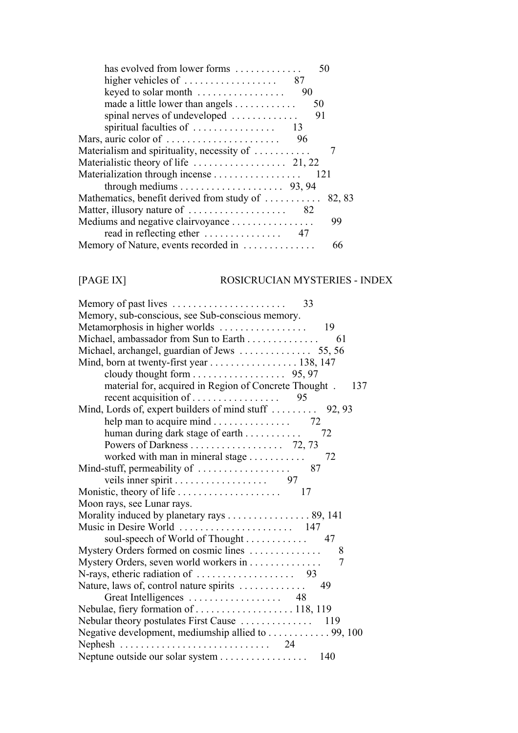has evolved from lower forms . . . . . . . . . . . . 50
higher vehicles of . . . . . . . . . . . . . . . . . 87
keyed to solar month . . . . . . . . . . . . . . . . 90
made a little lower than angels . . . . . . . . . . . 50
spinal nerves of undeveloped . . . . . . . . . . . . 91
spiritual faculties of . . . . . . . . . . . . . . . 13

Mars, auric color of . . . . . . . . . . . . . . . . . . . . . 96
Materialism and spirituality, necessity of . . . . . . . . . . 7
Materialistic theory of life . . . . . . . . . . . . . . . . . 21, 22
Materialization through incense . . . . . . . . . . . . . . . . 121
through mediums . . . . . . . . . . . . . . . . . . . 93, 94
Mathematics, benefit derived from study of . . . . . . . . . . 82, 83
Matter, illusory nature of . . . . . . . . . . . . . . . . . . 82
Mediums and negative clairvoyance . . . . . . . . . . . . . . . 99
read in reflecting ether . . . . . . . . . . . . . . 47
Memory of Nature, events recorded in . . . . . . . . . . . . . 66

Memory of past lives . . . . . . . . . . . . . . . . . . . . . 33
Memory, sub-conscious, see Sub-conscious memory.
Metamorphosis in higher worlds . . . . . . . . . . . . . . . . 19
Michael, ambassador from Sun to Earth . . . . . . . . . . . . . 61
Michael, archangel, guardian of Jews . . . . . . . . . . . . . 55, 56
Mind, born at twenty-first year . . . . . . . . . . . . . . . . 138, 147
cloudy thought form . . . . . . . . . . . . . . . . . 95, 97
material for, acquired in Region of Concrete Thought . 137
recent acquisition of . . . . . . . . . . . . . . . . 95
Mind, Lords of, expert builders of mind stuff . . . . . . . . . 92, 93
help man to acquire mind . . . . . . . . . . . . . . 72
human during dark stage of earth . . . . . . . . . . 72
Powers of Darkness . . . . . . . . . . . . . . . . . 72, 73
worked with man in mineral stage . . . . . . . . . . 72
Mind-stuff, permeability of . . . . . . . . . . . . . . . . . 87
veils inner spirit . . . . . . . . . . . . . . . . . 97
Monistic, theory of life . . . . . . . . . . . . . . . . . . . 17
Moon rays, see Lunar rays.
Morality induced by planetary rays . . . . . . . . . . . . . . . 89, 141
Music in Desire World . . . . . . . . . . . . . . . . . . . . . 147
soul-speech of World of Thought . . . . . . . . . . . 47
Mystery Orders formed on cosmic lines . . . . . . . . . . . . . 8
Mystery Orders, seven world workers in . . . . . . . . . . . . . 7
N-rays, etheric radiation of . . . . . . . . . . . . . . . . . . 93
Nature, laws of, control nature spirits . . . . . . . . . . . . 49
Great Intelligences . . . . . . . . . . . . . . . . . 48
Nebulae, fiery formation of . . . . . . . . . . . . . . . . . . 118, 119
Nebular theory postulates First Cause . . . . . . . . . . . . . 119
Negative development, mediumship allied to . . . . . . . . . . . 99, 100
Nephesh . . . . . . . . . . . . . . . . . . . . . . . . . . . . 24
Neptune outside our solar system . . . . . . . . . . . . . . . . 140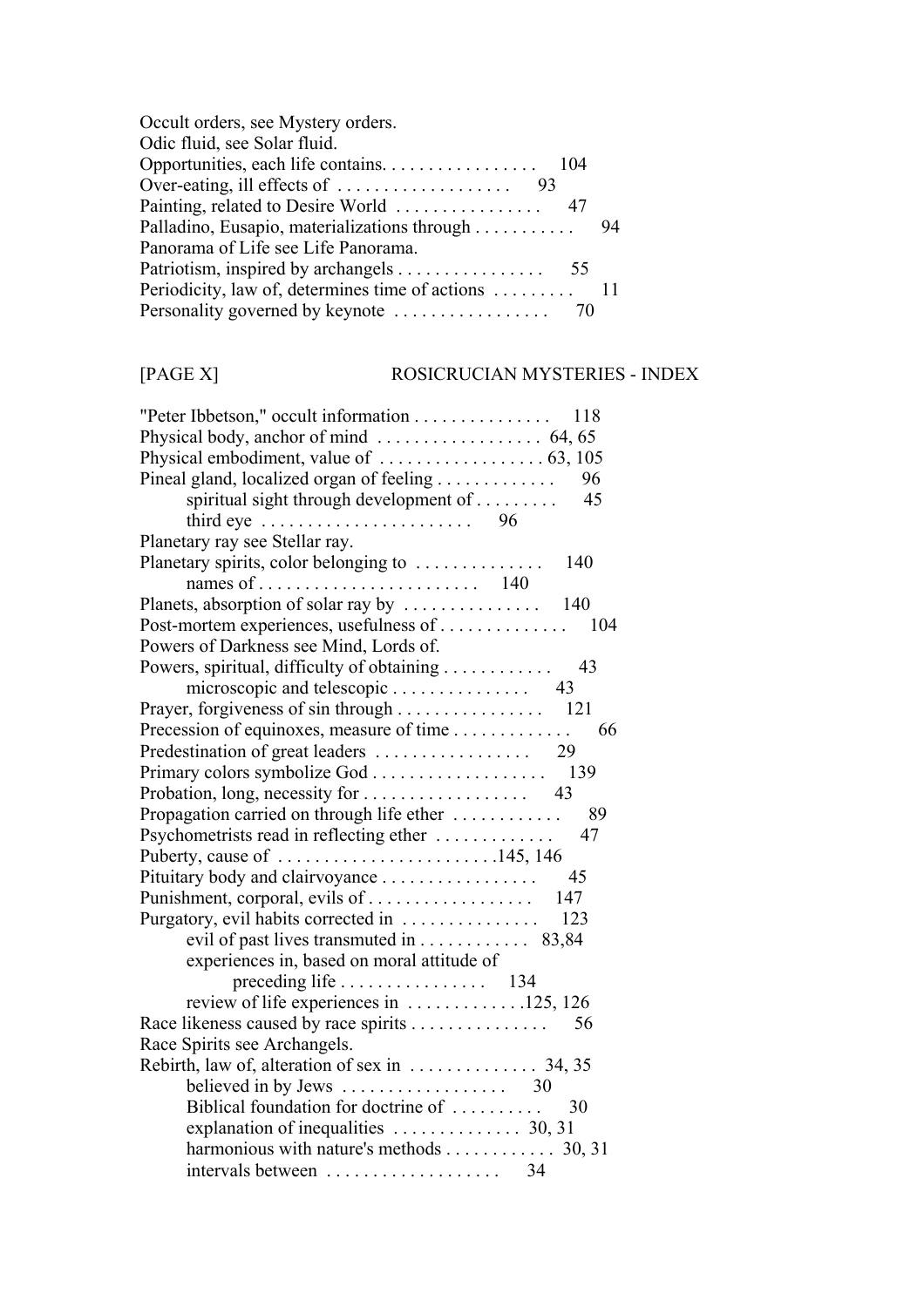Occult orders, see Mystery orders.
Odic fluid, see Solar fluid.
Opportunities, each life contains. . . . . . . . . . . . . . . . . 104
Over-eating, ill effects of . . . . . . . . . . . . . . . . . . 93
Painting, related to Desire World . . . . . . . . . . . . . . . . 47
Palladino, Eusapio, materializations through . . . . . . . . . . . 94
Panorama of Life see Life Panorama.
Patriotism, inspired by archangels . . . . . . . . . . . . . . . . 55
Periodicity, law of, determines time of actions . . . . . . . . . 11
Personality governed by keynote . . . . . . . . . . . . . . . . 70

"Peter Ibbetson," occult information . . . . . . . . . . . . . . . 118
Physical body, anchor of mind . . . . . . . . . . . . . . . . . . 64, 65
Physical embodiment, value of . . . . . . . . . . . . . . . . . . 63, 105
Pineal gland, localized organ of feeling . . . . . . . . . . . . . 96
  spiritual sight through development of . . . . . . . . . 45
  third eye . . . . . . . . . . . . . . . . . . . . . . 96
Planetary ray see Stellar ray.
Planetary spirits, color belonging to . . . . . . . . . . . . . . 140
  names of . . . . . . . . . . . . . . . . . . . . . . . . 140
Planets, absorption of solar ray by . . . . . . . . . . . . . . . 140
Post-mortem experiences, usefulness of . . . . . . . . . . . . . 104
Powers of Darkness see Mind, Lords of.
Powers, spiritual, difficulty of obtaining . . . . . . . . . . . . 43
  microscopic and telescopic . . . . . . . . . . . . . . . 43
Prayer, forgiveness of sin through . . . . . . . . . . . . . . . . 121
Precession of equinoxes, measure of time . . . . . . . . . . . . . 66
Predestination of great leaders . . . . . . . . . . . . . . . . . 29
Primary colors symbolize God . . . . . . . . . . . . . . . . . . . 139
Probation, long, necessity for . . . . . . . . . . . . . . . . . . 43
Propagation carried on through life ether . . . . . . . . . . . . 89
Psychometrists read in reflecting ether . . . . . . . . . . . . . 47
Puberty, cause of . . . . . . . . . . . . . . . . . . . . . . . .145, 146
Pituitary body and clairvoyance . . . . . . . . . . . . . . . . . 45
Punishment, corporal, evils of . . . . . . . . . . . . . . . . . . 147
Purgatory, evil habits corrected in . . . . . . . . . . . . . . . 123
  evil of past lives transmuted in . . . . . . . . . . . . 83,84
  experiences in, based on moral attitude of
    preceding life . . . . . . . . . . . . . . . . 134
  review of life experiences in . . . . . . . . . . . . .125, 126
Race likeness caused by race spirits . . . . . . . . . . . . . . . 56
Race Spirits see Archangels.
Rebirth, law of, alteration of sex in . . . . . . . . . . . . . . 34, 35
  believed in by Jews . . . . . . . . . . . . . . . . . . 30
  Biblical foundation for doctrine of . . . . . . . . . . 30
  explanation of inequalities . . . . . . . . . . . . . . 30, 31
  harmonious with nature's methods . . . . . . . . . . . . 30, 31
  intervals between . . . . . . . . . . . . . . . . . . . 34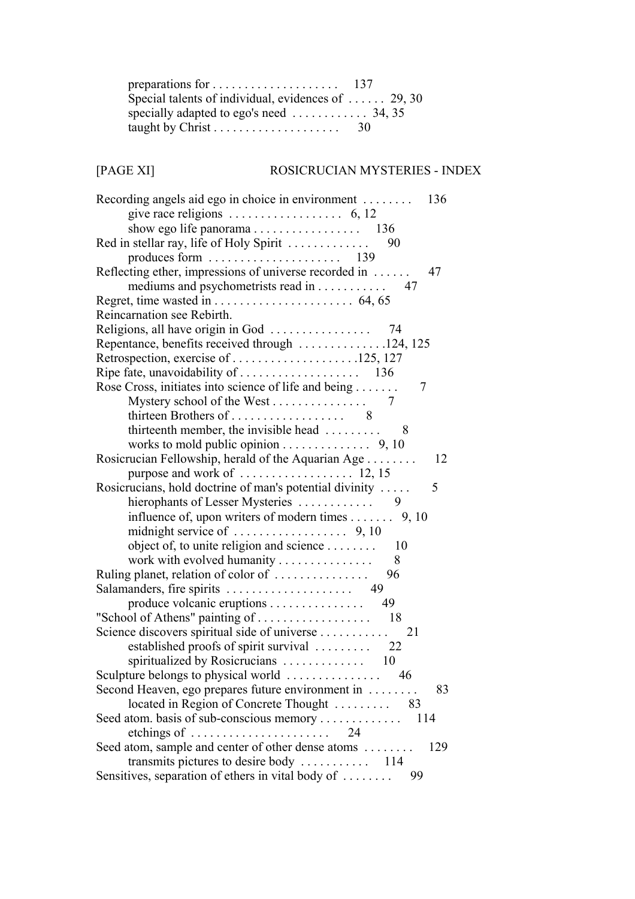preparations for . . . . . . . . . . . . . . . . . . . . 137
Special talents of individual, evidences of . . . . . . 29, 30
specially adapted to ego's need . . . . . . . . . . . . 34, 35
taught by Christ . . . . . . . . . . . . . . . . . . . . 30

[PAGE XI] ROSICRUCIAN MYSTERIES - INDEX

Recording angels aid ego in choice in environment . . . . . . . . 136
give race religions . . . . . . . . . . . . . . . . . . 6, 12
show ego life panorama . . . . . . . . . . . . . . . . . 136
Red in stellar ray, life of Holy Spirit . . . . . . . . . . . . 90
produces form . . . . . . . . . . . . . . . . . . . . . 139
Reflecting ether, impressions of universe recorded in . . . . . . 47
mediums and psychometrists read in . . . . . . . . . . . 47
Regret, time wasted in . . . . . . . . . . . . . . . . . . . . . . 64, 65
Reincarnation see Rebirth.
Religions, all have origin in God . . . . . . . . . . . . . . . . 74
Repentance, benefits received through . . . . . . . . . . . . . .124, 125
Retrospection, exercise of . . . . . . . . . . . . . . . . . . . .125, 127
Ripe fate, unavoidability of . . . . . . . . . . . . . . . . . . . 136
Rose Cross, initiates into science of life and being . . . . . . . 7
Mystery school of the West . . . . . . . . . . . . . . . 7
thirteen Brothers of . . . . . . . . . . . . . . . . . . 8
thirteenth member, the invisible head . . . . . . . . . 8
works to mold public opinion . . . . . . . . . . . . . . 9, 10
Rosicrucian Fellowship, herald of the Aquarian Age . . . . . . . . 12
purpose and work of . . . . . . . . . . . . . . . . . . 12, 15
Rosicrucians, hold doctrine of man's potential divinity . . . . . 5
hierophants of Lesser Mysteries . . . . . . . . . . . . 9
influence of, upon writers of modern times . . . . . . . 9, 10
midnight service of . . . . . . . . . . . . . . . . . . 9, 10
object of, to unite religion and science . . . . . . . . 10
work with evolved humanity . . . . . . . . . . . . . . . 8
Ruling planet, relation of color of . . . . . . . . . . . . . . . 96
Salamanders, fire spirits . . . . . . . . . . . . . . . . . . . . 49
produce volcanic eruptions . . . . . . . . . . . . . . . 49
"School of Athens" painting of . . . . . . . . . . . . . . . . . . 18
Science discovers spiritual side of universe . . . . . . . . . . . 21
established proofs of spirit survival . . . . . . . . . 22
spiritualized by Rosicrucians . . . . . . . . . . . . . 10
Sculpture belongs to physical world . . . . . . . . . . . . . . . 46
Second Heaven, ego prepares future environment in . . . . . . . . 83
located in Region of Concrete Thought . . . . . . . . . 83
Seed atom. basis of sub-conscious memory . . . . . . . . . . . . . 114
etchings of . . . . . . . . . . . . . . . . . . . . . . 24
Seed atom, sample and center of other dense atoms . . . . . . . . 129
transmits pictures to desire body . . . . . . . . . . . 114
Sensitives, separation of ethers in vital body of . . . . . . . . 99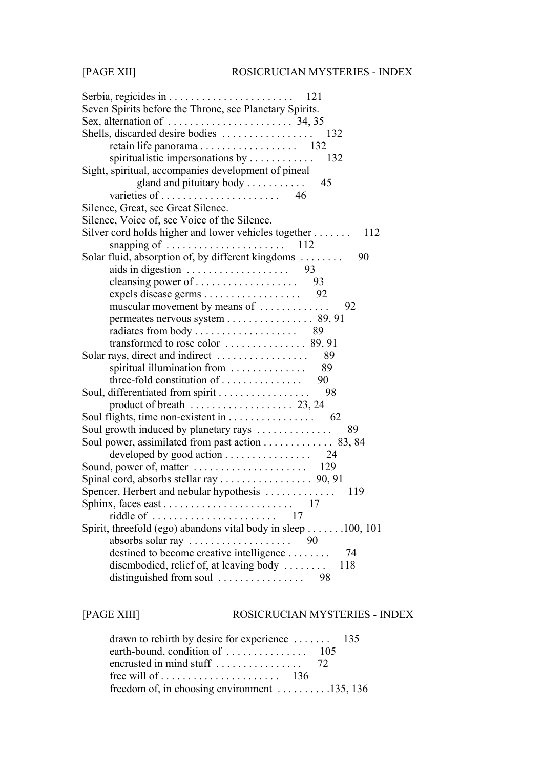Serbia, regicides in . . . . . . . . . . . . . . . . . . . . . . . 121
Seven Spirits before the Throne, see Planetary Spirits.
Sex, alternation of . . . . . . . . . . . . . . . . . . . . . . . 34, 35
Shells, discarded desire bodies . . . . . . . . . . . . . . . . . 132
    retain life panorama . . . . . . . . . . . . . . . . . . 132
    spiritualistic impersonations by . . . . . . . . . . . 132
Sight, spiritual, accompanies development of pineal
        gland and pituitary body . . . . . . . . . . . 45
    varieties of . . . . . . . . . . . . . . . . . . . . . . 46
Silence, Great, see Great Silence.
Silence, Voice of, see Voice of the Silence.
Silver cord holds higher and lower vehicles together . . . . . . . 112
    snapping of . . . . . . . . . . . . . . . . . . . . . . 112
Solar fluid, absorption of, by different kingdoms . . . . . . . . 90
    aids in digestion . . . . . . . . . . . . . . . . . . . 93
    cleansing power of . . . . . . . . . . . . . . . . . . 93
    expels disease germs . . . . . . . . . . . . . . . . . . 92
    muscular movement by means of . . . . . . . . . . . . 92
    permeates nervous system . . . . . . . . . . . . . . . . 89, 91
    radiates from body . . . . . . . . . . . . . . . . . . 89
    transformed to rose color . . . . . . . . . . . . . . . 89, 91
Solar rays, direct and indirect . . . . . . . . . . . . . . . . . 89
    spiritual illumination from . . . . . . . . . . . . . 89
    three-fold constitution of . . . . . . . . . . . . . . . 90
Soul, differentiated from spirit . . . . . . . . . . . . . . . . . 98
    product of breath . . . . . . . . . . . . . . . . . . . 23, 24
Soul flights, time non-existent in . . . . . . . . . . . . . . . . 62
Soul growth induced by planetary rays . . . . . . . . . . . . . . 89
Soul power, assimilated from past action . . . . . . . . . . . . . 83, 84
    developed by good action . . . . . . . . . . . . . . . . 24
Sound, power of, matter . . . . . . . . . . . . . . . . . . . . . 129
Spinal cord, absorbs stellar ray . . . . . . . . . . . . . . . . . 90, 91
Spencer, Herbert and nebular hypothesis . . . . . . . . . . . . . 119
Sphinx, faces east . . . . . . . . . . . . . . . . . . . . . . . . 17
    riddle of . . . . . . . . . . . . . . . . . . . . . . . 17
Spirit, threefold (ego) abandons vital body in sleep . . . . . . .100, 101
    absorbs solar ray . . . . . . . . . . . . . . . . . . . 90
    destined to become creative intelligence . . . . . . . . 74
    disembodied, relief of, at leaving body . . . . . . . . 118
    distinguished from soul . . . . . . . . . . . . . . . . 98
    drawn to rebirth by desire for experience . . . . . . . 135
    earth-bound, condition of . . . . . . . . . . . . . . . 105
    encrusted in mind stuff . . . . . . . . . . . . . . . . 72
    free will of . . . . . . . . . . . . . . . . . . . . . . 136
    freedom of, in choosing environment . . . . . . . . . .135, 136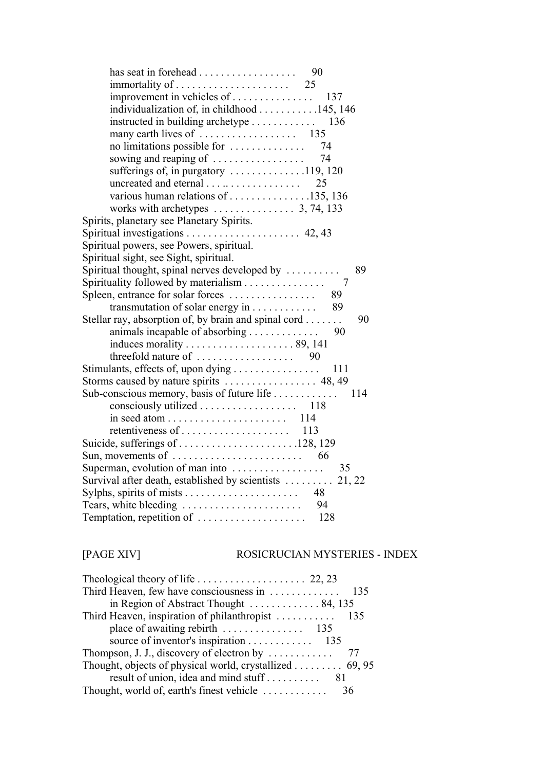has seat in forehead . . . . . . . . . . . . . . . . . . 90
immortality of . . . . . . . . . . . . . . . . . . . . . 25
improvement in vehicles of . . . . . . . . . . . . . . . 137
individualization of, in childhood . . . . . . . . . . .145, 146
instructed in building archetype . . . . . . . . . . . . 136
many earth lives of . . . . . . . . . . . . . . . . . . 135
no limitations possible for . . . . . . . . . . . . . . 74
sowing and reaping of . . . . . . . . . . . . . . . . . 74
sufferings of, in purgatory . . . . . . . . . . . . . .119, 120
uncreated and eternal . . . .. . . . . . . . . . . . . . 25
various human relations of . . . . . . . . . . . . . . .135, 136
works with archetypes . . . . . . . . . . . . . . . 3, 74, 133

Spirits, planetary see Planetary Spirits.
Spiritual investigations . . . . . . . . . . . . . . . . . . . . . 42, 43
Spiritual powers, see Powers, spiritual.
Spiritual sight, see Sight, spiritual.
Spiritual thought, spinal nerves developed by . . . . . . . . . 89
Spirituality followed by materialism . . . . . . . . . . . . . . 7
Spleen, entrance for solar forces . . . . . . . . . . . . . . . . 89
transmutation of solar energy in . . . . . . . . . . . . 89
Stellar ray, absorption of, by brain and spinal cord . . . . . . . 90
animals incapable of absorbing . . . . . . . . . . . . . 90
induces morality . . . . . . . . . . . . . . . . . . . . 89, 141
threefold nature of . . . . . . . . . . . . . . . . . . 90
Stimulants, effects of, upon dying . . . . . . . . . . . . . . . . 111
Storms caused by nature spirits . . . . . . . . . . . . . . . . . 48, 49
Sub-conscious memory, basis of future life . . . . . . . . . . . . 114
consciously utilized . . . . . . . . . . . . . . . . . . 118
in seed atom . . . . . . . . . . . . . . . . . . . . . . 114
retentiveness of . . . . . . . . . . . . . . . . . . . . 113
Suicide, sufferings of . . . . . . . . . . . . . . . . . . . . . .128, 129
Sun, movements of . . . . . . . . . . . . . . . . . . . . . . . . 66
Superman, evolution of man into . . . . . . . . . . . . . . . . . 35
Survival after death, established by scientists . . . . . . . . . 21, 22
Sylphs, spirits of mists . . . . . . . . . . . . . . . . . . . . . 48
Tears, white bleeding . . . . . . . . . . . . . . . . . . . . . . 94
Temptation, repetition of . . . . . . . . . . . . . . . . . . . . 128

Theological theory of life . . . . . . . . . . . . . . . . . . . . 22, 23
Third Heaven, few have consciousness in . . . . . . . . . . . . 135
in Region of Abstract Thought . . . . . . . . . . . . . 84, 135
Third Heaven, inspiration of philanthropist . . . . . . . . . . . 135
place of awaiting rebirth . . . . . . . . . . . . . . . 135
source of inventor's inspiration . . . . . . . . . . . . 135
Thompson, J. J., discovery of electron by . . . . . . . . . . . . 77
Thought, objects of physical world, crystallized . . . . . . . . . 69, 95
result of union, idea and mind stuff . . . . . . . . . . 81
Thought, world of, earth's finest vehicle . . . . . . . . . . . . 36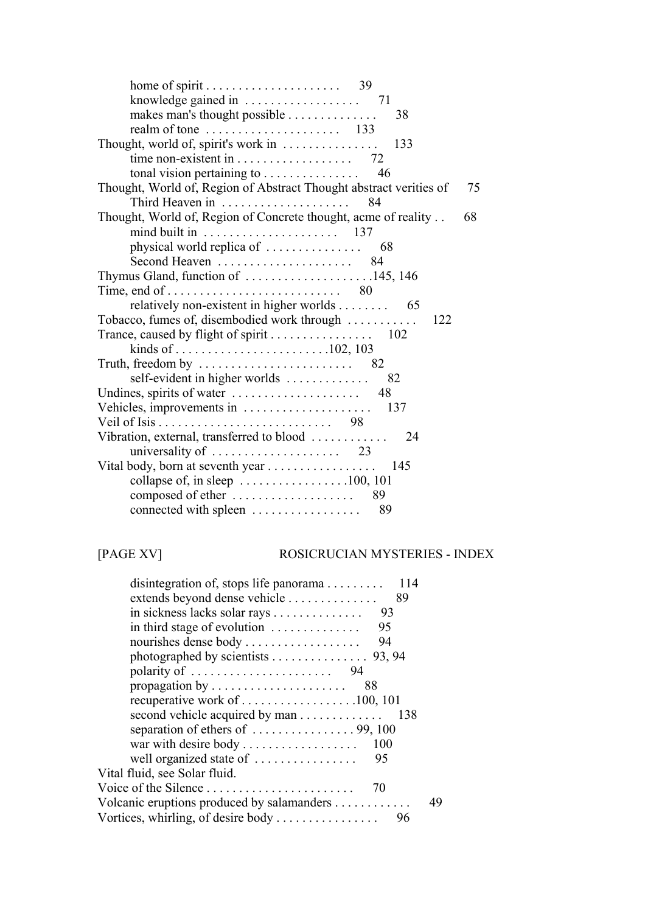home of spirit . . . . . . . . . . . . . . . . . . . . . 39
knowledge gained in . . . . . . . . . . . . . . . . . . 71
makes man's thought possible . . . . . . . . . . . . . 38
realm of tone . . . . . . . . . . . . . . . . . . . . . 133

Thought, world of, spirit's work in . . . . . . . . . . . . . . . 133
time non-existent in . . . . . . . . . . . . . . . . . . 72
tonal vision pertaining to . . . . . . . . . . . . . . . 46

Thought, World of, Region of Abstract Thought abstract verities of 75
Third Heaven in . . . . . . . . . . . . . . . . . . . . 84

Thought, World of, Region of Concrete thought, acme of reality . . 68
mind built in . . . . . . . . . . . . . . . . . . . . . 137
physical world replica of . . . . . . . . . . . . . . . 68
Second Heaven . . . . . . . . . . . . . . . . . . . . . 84

Thymus Gland, function of . . . . . . . . . . . . . . . . . . . .145, 146

Time, end of . . . . . . . . . . . . . . . . . . . . . . . . . . 80
relatively non-existent in higher worlds . . . . . . . . 65

Tobacco, fumes of, disembodied work through . . . . . . . . . . . 122

Trance, caused by flight of spirit . . . . . . . . . . . . . . . . 102
kinds of . . . . . . . . . . . . . . . . . . . . . . . .102, 103

Truth, freedom by . . . . . . . . . . . . . . . . . . . . . . . 82
self-evident in higher worlds . . . . . . . . . . . . . 82

Undines, spirits of water . . . . . . . . . . . . . . . . . . . . 48

Vehicles, improvements in . . . . . . . . . . . . . . . . . . . . 137

Veil of Isis . . . . . . . . . . . . . . . . . . . . . . . . . . 98

Vibration, external, transferred to blood . . . . . . . . . . . . 24
universality of . . . . . . . . . . . . . . . . . . . . 23

Vital body, born at seventh year . . . . . . . . . . . . . . . . . 145
collapse of, in sleep . . . . . . . . . . . . . . . . .100, 101
composed of ether . . . . . . . . . . . . . . . . . . . 89
connected with spleen . . . . . . . . . . . . . . . . . 89
disintegration of, stops life panorama . . . . . . . . . 114
extends beyond dense vehicle . . . . . . . . . . . . . . 89
in sickness lacks solar rays . . . . . . . . . . . . . . 93
in third stage of evolution . . . . . . . . . . . . . . 95
nourishes dense body . . . . . . . . . . . . . . . . . . 94
photographed by scientists . . . . . . . . . . . . . . . 93, 94
polarity of . . . . . . . . . . . . . . . . . . . . . . 94
propagation by . . . . . . . . . . . . . . . . . . . . . 88
recuperative work of . . . . . . . . . . . . . . . . . .100, 101
second vehicle acquired by man . . . . . . . . . . . . . 138
separation of ethers of . . . . . . . . . . . . . . . . 99, 100
war with desire body . . . . . . . . . . . . . . . . . . 100
well organized state of . . . . . . . . . . . . . . . . 95

Vital fluid, see Solar fluid.

Voice of the Silence . . . . . . . . . . . . . . . . . . . . . . . 70

Volcanic eruptions produced by salamanders . . . . . . . . . . . . 49

Vortices, whirling, of desire body . . . . . . . . . . . . . . . . 96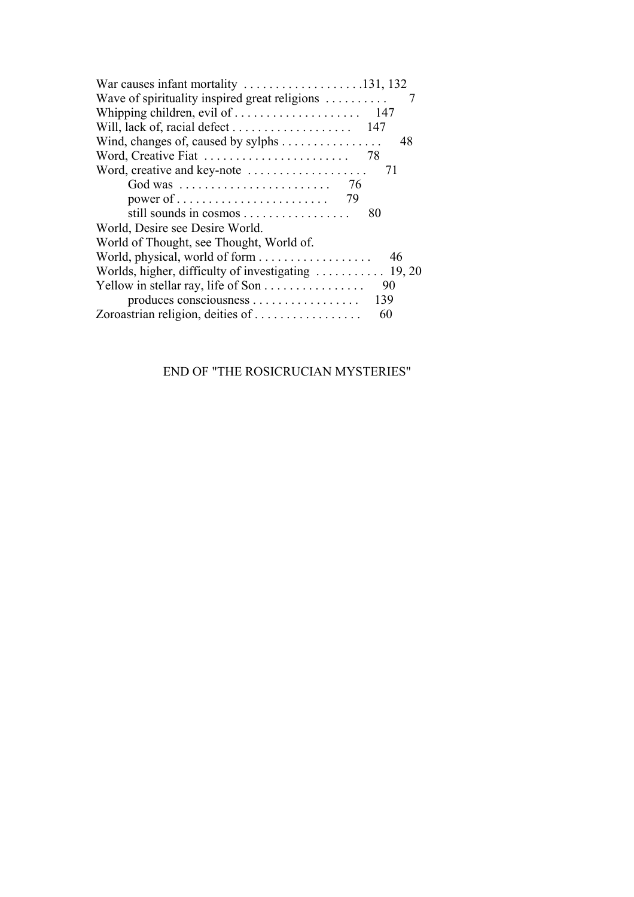War causes infant mortality . . . . . . . . . . . . . . . . . . .131, 132
Wave of spirituality inspired great religions . . . . . . . . . . 7
Whipping children, evil of . . . . . . . . . . . . . . . . . . . . 147
Will, lack of, racial defect . . . . . . . . . . . . . . . . . . . 147
Wind, changes of, caused by sylphs . . . . . . . . . . . . . . . . 48
Word, Creative Fiat . . . . . . . . . . . . . . . . . . . . . . . 78
Word, creative and key-note . . . . . . . . . . . . . . . . . . . 71
    God was . . . . . . . . . . . . . . . . . . . . . . . . 76
    power of . . . . . . . . . . . . . . . . . . . . . . . . 79
    still sounds in cosmos . . . . . . . . . . . . . . . . . 80
World, Desire see Desire World.
World of Thought, see Thought, World of.
World, physical, world of form . . . . . . . . . . . . . . . . . . 46
Worlds, higher, difficulty of investigating . . . . . . . . . . . 19, 20
Yellow in stellar ray, life of Son . . . . . . . . . . . . . . . . 90
    produces consciousness . . . . . . . . . . . . . . . . . 139
Zoroastrian religion, deities of . . . . . . . . . . . . . . . . . 60

END OF "THE ROSICRUCIAN MYSTERIES"